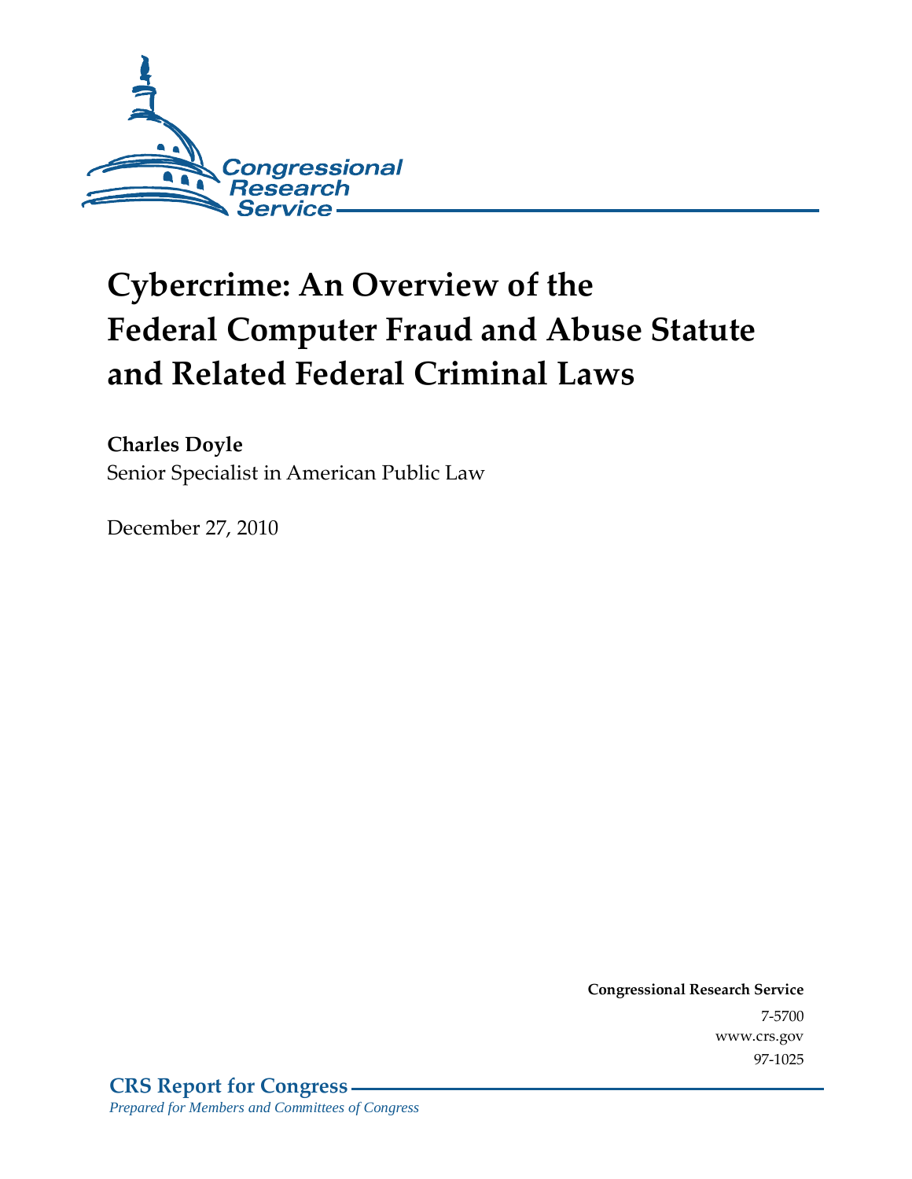Congressional Research Service

# Cybercrime: An Overview of the Federal Computer Fraud and Abuse Statute and Related Federal Criminal Laws

**Charles Doyle**
Senior Specialist in American Public Law

December 27, 2010

**Congressional Research Service**
7-5700
www.crs.gov
97-1025

**CRS Report for Congress**
*Prepared for Members and Committees of Congress*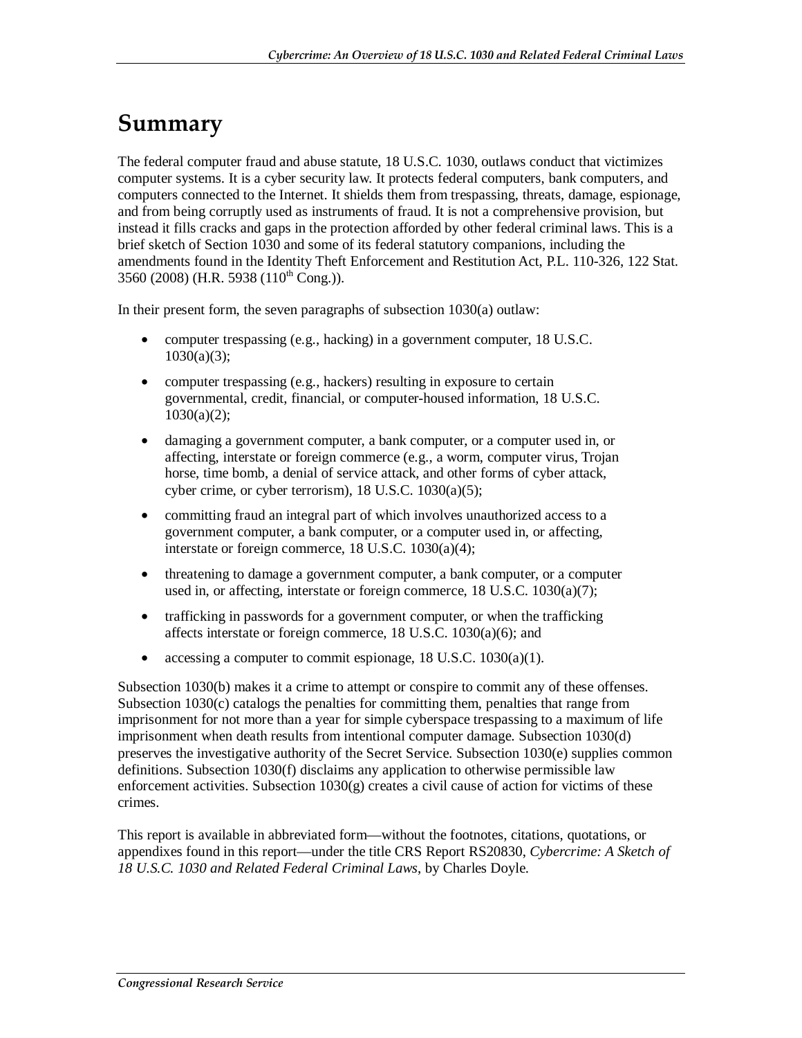# Summary

The federal computer fraud and abuse statute, 18 U.S.C. 1030, outlaws conduct that victimizes computer systems. It is a cyber security law. It protects federal computers, bank computers, and computers connected to the Internet. It shields them from trespassing, threats, damage, espionage, and from being corruptly used as instruments of fraud. It is not a comprehensive provision, but instead it fills cracks and gaps in the protection afforded by other federal criminal laws. This is a brief sketch of Section 1030 and some of its federal statutory companions, including the amendments found in the Identity Theft Enforcement and Restitution Act, P.L. 110-326, 122 Stat. 3560 (2008) (H.R. 5938 (110th Cong.)).

In their present form, the seven paragraphs of subsection 1030(a) outlaw:

- computer trespassing (e.g., hacking) in a government computer, 18 U.S.C. 1030(a)(3);
- computer trespassing (e.g., hackers) resulting in exposure to certain governmental, credit, financial, or computer-housed information, 18 U.S.C. 1030(a)(2);
- damaging a government computer, a bank computer, or a computer used in, or affecting, interstate or foreign commerce (e.g., a worm, computer virus, Trojan horse, time bomb, a denial of service attack, and other forms of cyber attack, cyber crime, or cyber terrorism), 18 U.S.C. 1030(a)(5);
- committing fraud an integral part of which involves unauthorized access to a government computer, a bank computer, or a computer used in, or affecting, interstate or foreign commerce, 18 U.S.C. 1030(a)(4);
- threatening to damage a government computer, a bank computer, or a computer used in, or affecting, interstate or foreign commerce, 18 U.S.C. 1030(a)(7);
- trafficking in passwords for a government computer, or when the trafficking affects interstate or foreign commerce, 18 U.S.C. 1030(a)(6); and
- accessing a computer to commit espionage, 18 U.S.C. 1030(a)(1).

Subsection 1030(b) makes it a crime to attempt or conspire to commit any of these offenses. Subsection 1030(c) catalogs the penalties for committing them, penalties that range from imprisonment for not more than a year for simple cyberspace trespassing to a maximum of life imprisonment when death results from intentional computer damage. Subsection 1030(d) preserves the investigative authority of the Secret Service. Subsection 1030(e) supplies common definitions. Subsection 1030(f) disclaims any application to otherwise permissible law enforcement activities. Subsection 1030(g) creates a civil cause of action for victims of these crimes.

This report is available in abbreviated form—without the footnotes, citations, quotations, or appendixes found in this report—under the title CRS Report RS20830, *Cybercrime: A Sketch of 18 U.S.C. 1030 and Related Federal Criminal Laws*, by Charles Doyle.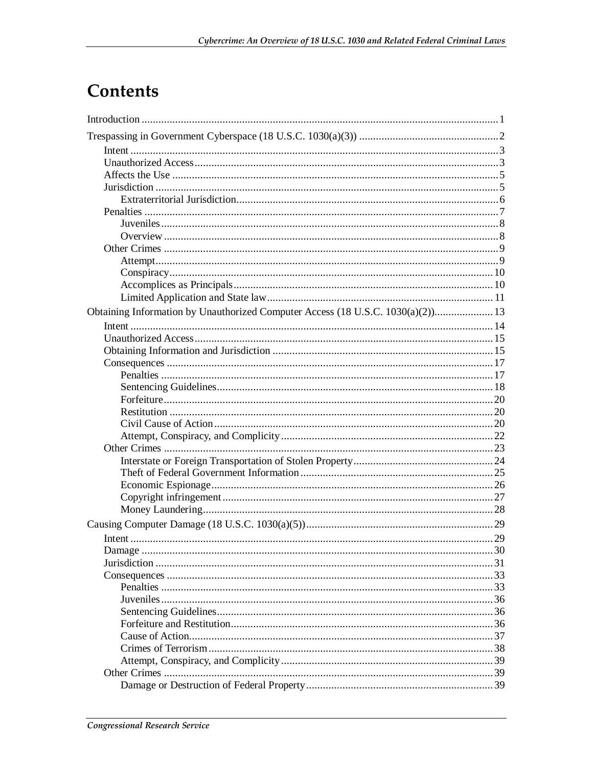# Contents

Introduction ........................................................................................................................ 1

Trespassing in Government Cyberspace (18 U.S.C. 1030(a)(3)) .................................................. 2

- Intent .............................................................................................................................. 3
- Unauthorized Access ........................................................................................................ 3
- Affects the Use ................................................................................................................. 5
- Jurisdiction ....................................................................................................................... 5
  - Extraterritorial Jurisdiction ........................................................................................... 6
- Penalties ........................................................................................................................... 7
  - Juveniles ....................................................................................................................... 8
  - Overview ...................................................................................................................... 8
- Other Crimes .................................................................................................................... 9
  - Attempt ......................................................................................................................... 9
  - Conspiracy .................................................................................................................. 10
  - Accomplices as Principals ........................................................................................... 10
  - Limited Application and State law ............................................................................... 11

Obtaining Information by Unauthorized Computer Access (18 U.S.C. 1030(a)(2)) ..................... 13

- Intent .............................................................................................................................. 14
- Unauthorized Access ...................................................................................................... 15
- Obtaining Information and Jurisdiction ........................................................................... 15
- Consequences ................................................................................................................. 17
  - Penalties ..................................................................................................................... 17
  - Sentencing Guidelines ................................................................................................. 18
  - Forfeiture .................................................................................................................... 20
  - Restitution .................................................................................................................. 20
  - Civil Cause of Action .................................................................................................. 20
  - Attempt, Conspiracy, and Complicity ........................................................................... 22
- Other Crimes .................................................................................................................. 23
  - Interstate or Foreign Transportation of Stolen Property ................................................. 24
  - Theft of Federal Government Information ................................................................... 25
  - Economic Espionage ................................................................................................... 26
  - Copyright infringement ............................................................................................... 27
  - Money Laundering ...................................................................................................... 28

Causing Computer Damage (18 U.S.C. 1030(a)(5)) ................................................................... 29

- Intent .............................................................................................................................. 29
- Damage .......................................................................................................................... 30
- Jurisdiction ..................................................................................................................... 31
- Consequences ................................................................................................................. 33
  - Penalties ..................................................................................................................... 33
  - Juveniles ..................................................................................................................... 36
  - Sentencing Guidelines ................................................................................................. 36
  - Forfeiture and Restitution ............................................................................................ 36
  - Cause of Action ........................................................................................................... 37
  - Crimes of Terrorism .................................................................................................... 38
  - Attempt, Conspiracy, and Complicity ........................................................................... 39
- Other Crimes .................................................................................................................. 39
  - Damage or Destruction of Federal Property ................................................................. 39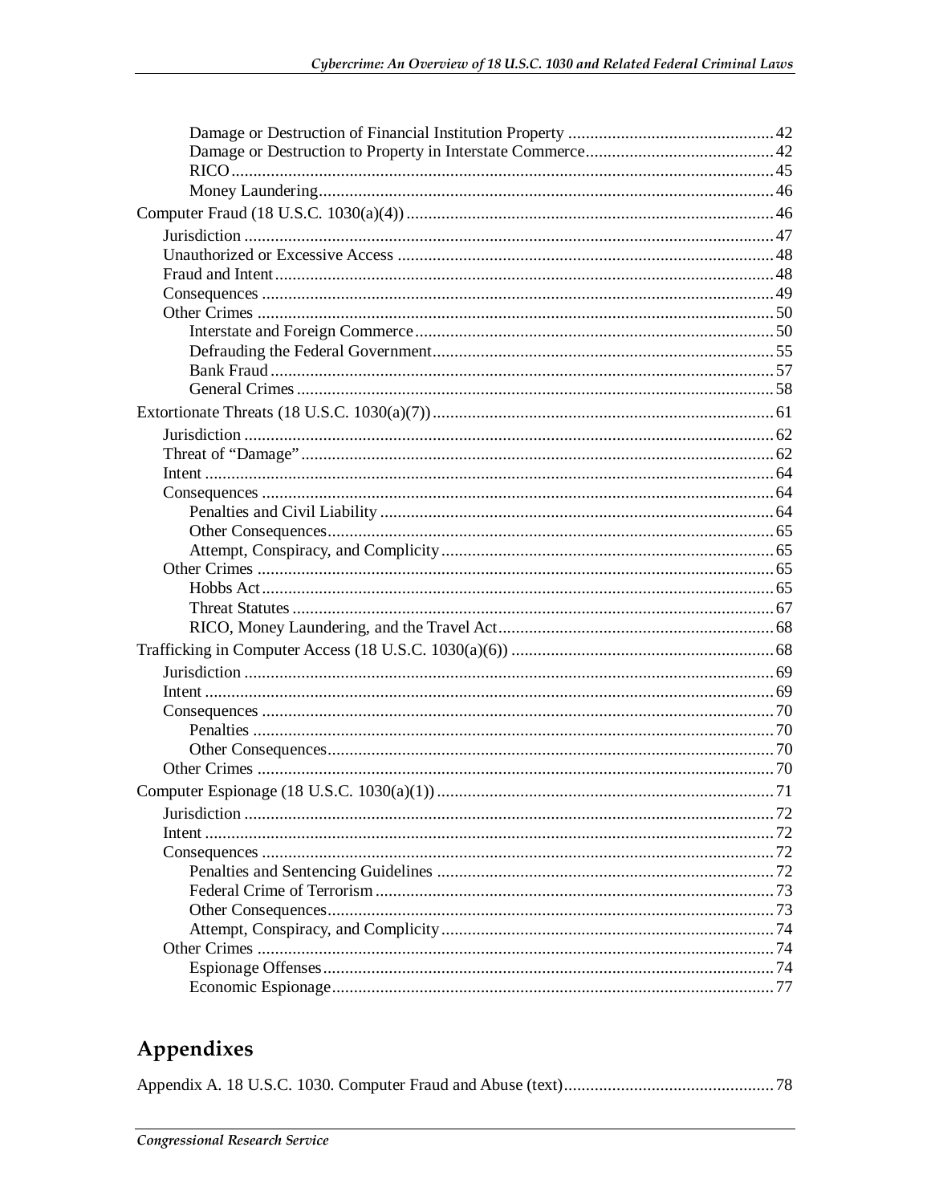Damage or Destruction of Financial Institution Property ............................................. 42
Damage or Destruction to Property in Interstate Commerce.......................................... 42
RICO ........................................................................................................................... 45
Money Laundering....................................................................................................... 46

Computer Fraud (18 U.S.C. 1030(a)(4)) .................................................................................. 46

Jurisdiction ........................................................................................................................ 47
Unauthorized or Excessive Access ..................................................................................... 48
Fraud and Intent ................................................................................................................. 48
Consequences .................................................................................................................... 49
Other Crimes ..................................................................................................................... 50
Interstate and Foreign Commerce ................................................................................. 50
Defrauding the Federal Government............................................................................. 55
Bank Fraud .................................................................................................................. 57
General Crimes ............................................................................................................ 58

Extortionate Threats (18 U.S.C. 1030(a)(7)) ............................................................................. 61

Jurisdiction ........................................................................................................................ 62
Threat of “Damage” ........................................................................................................... 62
Intent ................................................................................................................................. 64
Consequences .................................................................................................................... 64
Penalties and Civil Liability ......................................................................................... 64
Other Consequences..................................................................................................... 65
Attempt, Conspiracy, and Complicity ........................................................................... 65
Other Crimes ..................................................................................................................... 65
Hobbs Act .................................................................................................................... 65
Threat Statutes ............................................................................................................. 67
RICO, Money Laundering, and the Travel Act .............................................................. 68

Trafficking in Computer Access (18 U.S.C. 1030(a)(6)) ........................................................... 68

Jurisdiction ........................................................................................................................ 69
Intent ................................................................................................................................. 69
Consequences .................................................................................................................... 70
Penalties ...................................................................................................................... 70
Other Consequences..................................................................................................... 70
Other Crimes ..................................................................................................................... 70

Computer Espionage (18 U.S.C. 1030(a)(1)) ............................................................................ 71

Jurisdiction ........................................................................................................................ 72
Intent ................................................................................................................................. 72
Consequences .................................................................................................................... 72
Penalties and Sentencing Guidelines ............................................................................ 72
Federal Crime of Terrorism .......................................................................................... 73
Other Consequences..................................................................................................... 73
Attempt, Conspiracy, and Complicity ........................................................................... 74
Other Crimes ..................................................................................................................... 74
Espionage Offenses...................................................................................................... 74
Economic Espionage .................................................................................................... 77

## Appendixes

Appendix A. 18 U.S.C. 1030. Computer Fraud and Abuse (text)................................................ 78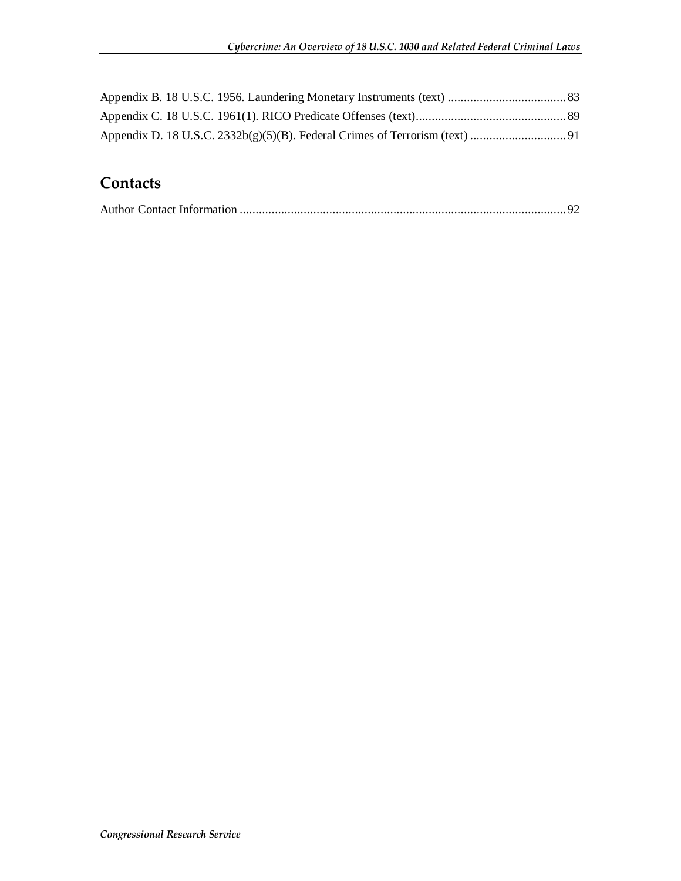Appendix B. 18 U.S.C. 1956. Laundering Monetary Instruments (text) ..................................... 83
Appendix C. 18 U.S.C. 1961(1). RICO Predicate Offenses (text)............................................... 89
Appendix D. 18 U.S.C. 2332b(g)(5)(B). Federal Crimes of Terrorism (text) .............................. 91

## Contacts

Author Contact Information ...................................................................................................... 92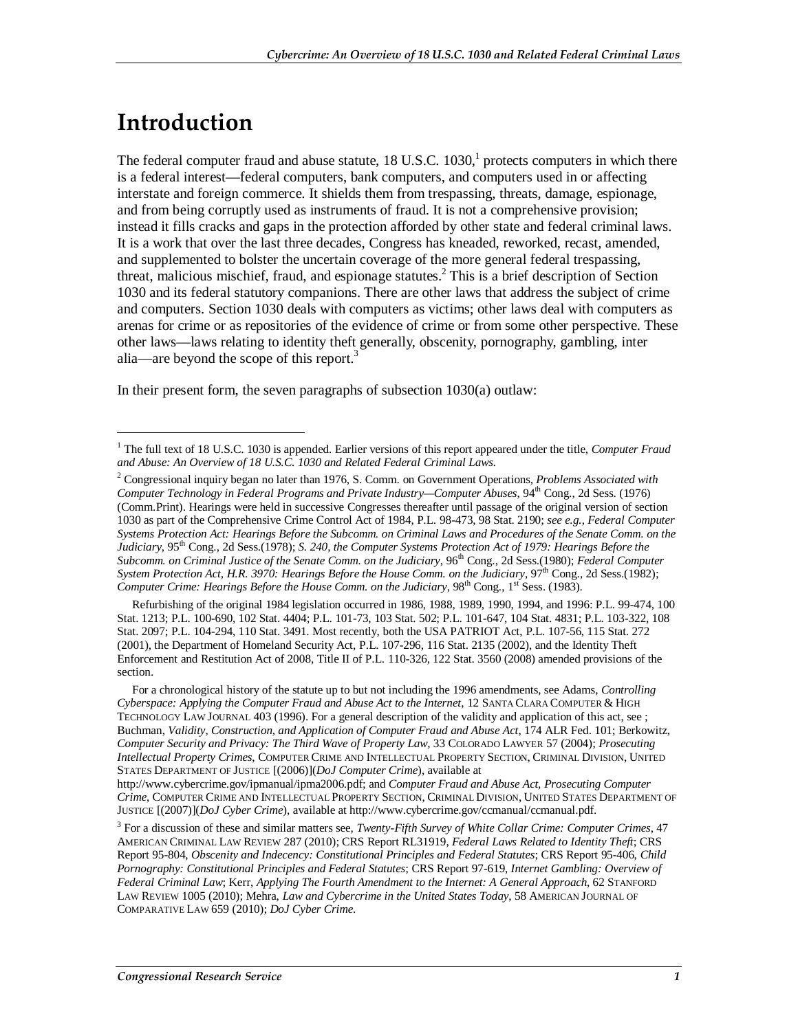# Introduction

The federal computer fraud and abuse statute, 18 U.S.C. 1030,[1] protects computers in which there is a federal interest—federal computers, bank computers, and computers used in or affecting interstate and foreign commerce. It shields them from trespassing, threats, damage, espionage, and from being corruptly used as instruments of fraud. It is not a comprehensive provision; instead it fills cracks and gaps in the protection afforded by other state and federal criminal laws. It is a work that over the last three decades, Congress has kneaded, reworked, recast, amended, and supplemented to bolster the uncertain coverage of the more general federal trespassing, threat, malicious mischief, fraud, and espionage statutes.[2] This is a brief description of Section 1030 and its federal statutory companions. There are other laws that address the subject of crime and computers. Section 1030 deals with computers as victims; other laws deal with computers as arenas for crime or as repositories of the evidence of crime or from some other perspective. These other laws—laws relating to identity theft generally, obscenity, pornography, gambling, inter alia—are beyond the scope of this report.[3]

In their present form, the seven paragraphs of subsection 1030(a) outlaw:

---

[1] The full text of 18 U.S.C. 1030 is appended. Earlier versions of this report appeared under the title, *Computer Fraud and Abuse: An Overview of 18 U.S.C. 1030 and Related Federal Criminal Laws.*

[2] Congressional inquiry began no later than 1976, S. Comm. on Government Operations, *Problems Associated with Computer Technology in Federal Programs and Private Industry—Computer Abuses*, 94th Cong., 2d Sess. (1976) (Comm.Print). Hearings were held in successive Congresses thereafter until passage of the original version of section 1030 as part of the Comprehensive Crime Control Act of 1984, P.L. 98-473, 98 Stat. 2190; *see e.g., Federal Computer Systems Protection Act: Hearings Before the Subcomm. on Criminal Laws and Procedures of the Senate Comm. on the Judiciary*, 95th Cong., 2d Sess.(1978); *S. 240, the Computer Systems Protection Act of 1979: Hearings Before the Subcomm. on Criminal Justice of the Senate Comm. on the Judiciary*, 96th Cong., 2d Sess.(1980); *Federal Computer System Protection Act, H.R. 3970: Hearings Before the House Comm. on the Judiciary*, 97th Cong., 2d Sess.(1982); *Computer Crime: Hearings Before the House Comm. on the Judiciary*, 98th Cong., 1st Sess. (1983).

Refurbishing of the original 1984 legislation occurred in 1986, 1988, 1989, 1990, 1994, and 1996: P.L. 99-474, 100 Stat. 1213; P.L. 100-690, 102 Stat. 4404; P.L. 101-73, 103 Stat. 502; P.L. 101-647, 104 Stat. 4831; P.L. 103-322, 108 Stat. 2097; P.L. 104-294, 110 Stat. 3491. Most recently, both the USA PATRIOT Act, P.L. 107-56, 115 Stat. 272 (2001), the Department of Homeland Security Act, P.L. 107-296, 116 Stat. 2135 (2002), and the Identity Theft Enforcement and Restitution Act of 2008, Title II of P.L. 110-326, 122 Stat. 3560 (2008) amended provisions of the section.

For a chronological history of the statute up to but not including the 1996 amendments, see Adams, *Controlling Cyberspace: Applying the Computer Fraud and Abuse Act to the Internet*, 12 SANTA CLARA COMPUTER & HIGH TECHNOLOGY LAW JOURNAL 403 (1996). For a general description of the validity and application of this act, see ; Buchman, *Validity, Construction, and Application of Computer Fraud and Abuse Act*, 174 ALR Fed. 101; Berkowitz, *Computer Security and Privacy: The Third Wave of Property Law*, 33 COLORADO LAWYER 57 (2004); *Prosecuting Intellectual Property Crimes*, COMPUTER CRIME AND INTELLECTUAL PROPERTY SECTION, CRIMINAL DIVISION, UNITED STATES DEPARTMENT OF JUSTICE [(2006)](*DoJ Computer Crime*), available at http://www.cybercrime.gov/ipmanual/ipma2006.pdf; and *Computer Fraud and Abuse Act, Prosecuting Computer Crime*, COMPUTER CRIME AND INTELLECTUAL PROPERTY SECTION, CRIMINAL DIVISION, UNITED STATES DEPARTMENT OF JUSTICE [(2007)](*DoJ Cyber Crime*), available at http://www.cybercrime.gov/ccmanual/ccmanual.pdf.

[3] For a discussion of these and similar matters see, *Twenty-Fifth Survey of White Collar Crime: Computer Crimes*, 47 AMERICAN CRIMINAL LAW REVIEW 287 (2010); CRS Report RL31919, *Federal Laws Related to Identity Theft*; CRS Report 95-804, *Obscenity and Indecency: Constitutional Principles and Federal Statutes*; CRS Report 95-406, *Child Pornography: Constitutional Principles and Federal Statutes*; CRS Report 97-619, *Internet Gambling: Overview of Federal Criminal Law*; Kerr, *Applying The Fourth Amendment to the Internet: A General Approach*, 62 STANFORD LAW REVIEW 1005 (2010); Mehra, *Law and Cybercrime in the United States Today*, 58 AMERICAN JOURNAL OF COMPARATIVE LAW 659 (2010); *DoJ Cyber Crime*.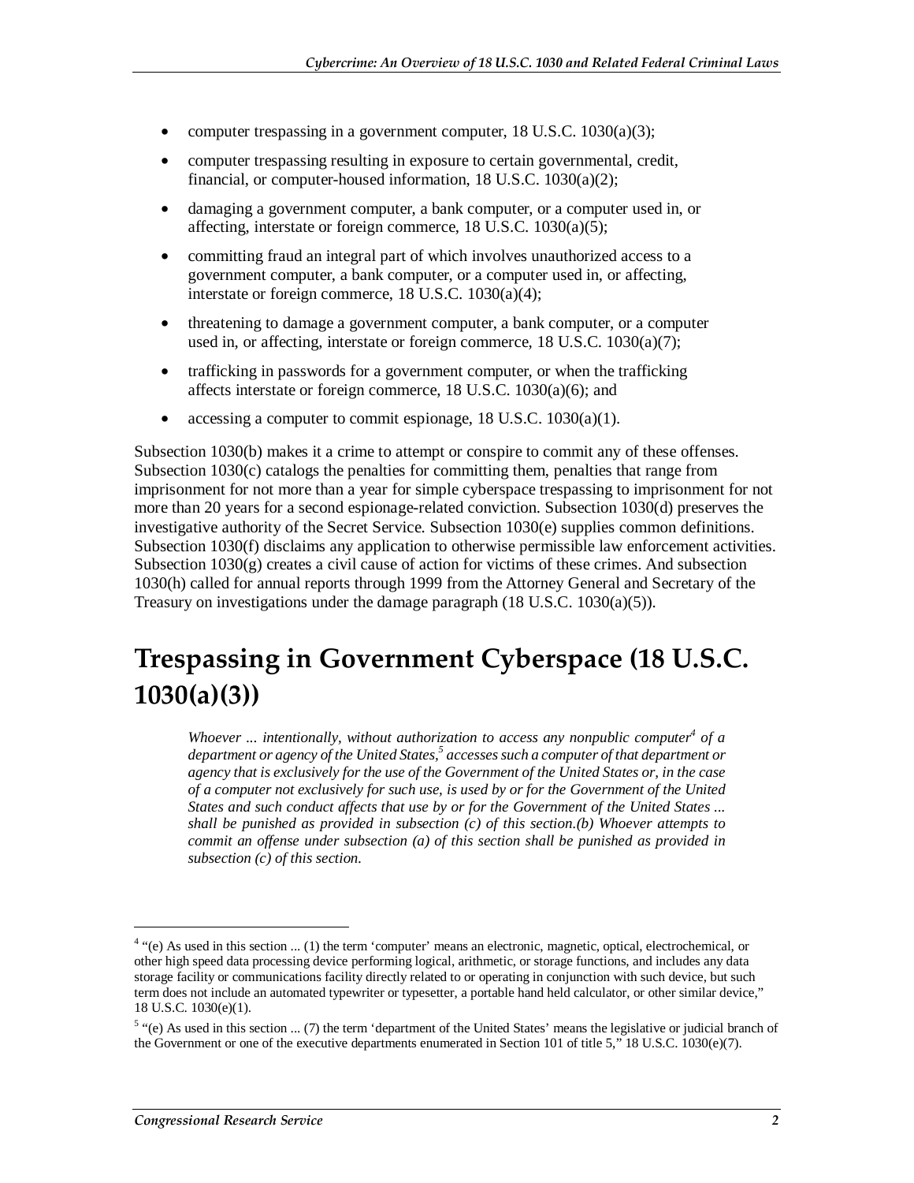- computer trespassing in a government computer, 18 U.S.C. 1030(a)(3);
- computer trespassing resulting in exposure to certain governmental, credit, financial, or computer-housed information, 18 U.S.C. 1030(a)(2);
- damaging a government computer, a bank computer, or a computer used in, or affecting, interstate or foreign commerce, 18 U.S.C. 1030(a)(5);
- committing fraud an integral part of which involves unauthorized access to a government computer, a bank computer, or a computer used in, or affecting, interstate or foreign commerce, 18 U.S.C. 1030(a)(4);
- threatening to damage a government computer, a bank computer, or a computer used in, or affecting, interstate or foreign commerce, 18 U.S.C. 1030(a)(7);
- trafficking in passwords for a government computer, or when the trafficking affects interstate or foreign commerce, 18 U.S.C. 1030(a)(6); and
- accessing a computer to commit espionage, 18 U.S.C. 1030(a)(1).

Subsection 1030(b) makes it a crime to attempt or conspire to commit any of these offenses. Subsection 1030(c) catalogs the penalties for committing them, penalties that range from imprisonment for not more than a year for simple cyberspace trespassing to imprisonment for not more than 20 years for a second espionage-related conviction. Subsection 1030(d) preserves the investigative authority of the Secret Service. Subsection 1030(e) supplies common definitions. Subsection 1030(f) disclaims any application to otherwise permissible law enforcement activities. Subsection 1030(g) creates a civil cause of action for victims of these crimes. And subsection 1030(h) called for annual reports through 1999 from the Attorney General and Secretary of the Treasury on investigations under the damage paragraph (18 U.S.C. 1030(a)(5)).

# Trespassing in Government Cyberspace (18 U.S.C. 1030(a)(3))

> *Whoever ... intentionally, without authorization to access any nonpublic computer[4] of a department or agency of the United States,[5] accesses such a computer of that department or agency that is exclusively for the use of the Government of the United States or, in the case of a computer not exclusively for such use, is used by or for the Government of the United States and such conduct affects that use by or for the Government of the United States ... shall be punished as provided in subsection (c) of this section.(b) Whoever attempts to commit an offense under subsection (a) of this section shall be punished as provided in subsection (c) of this section.*

---

[4] "(e) As used in this section ... (1) the term 'computer' means an electronic, magnetic, optical, electrochemical, or other high speed data processing device performing logical, arithmetic, or storage functions, and includes any data storage facility or communications facility directly related to or operating in conjunction with such device, but such term does not include an automated typewriter or typesetter, a portable hand held calculator, or other similar device," 18 U.S.C. 1030(e)(1).

[5] "(e) As used in this section ... (7) the term 'department of the United States' means the legislative or judicial branch of the Government or one of the executive departments enumerated in Section 101 of title 5," 18 U.S.C. 1030(e)(7).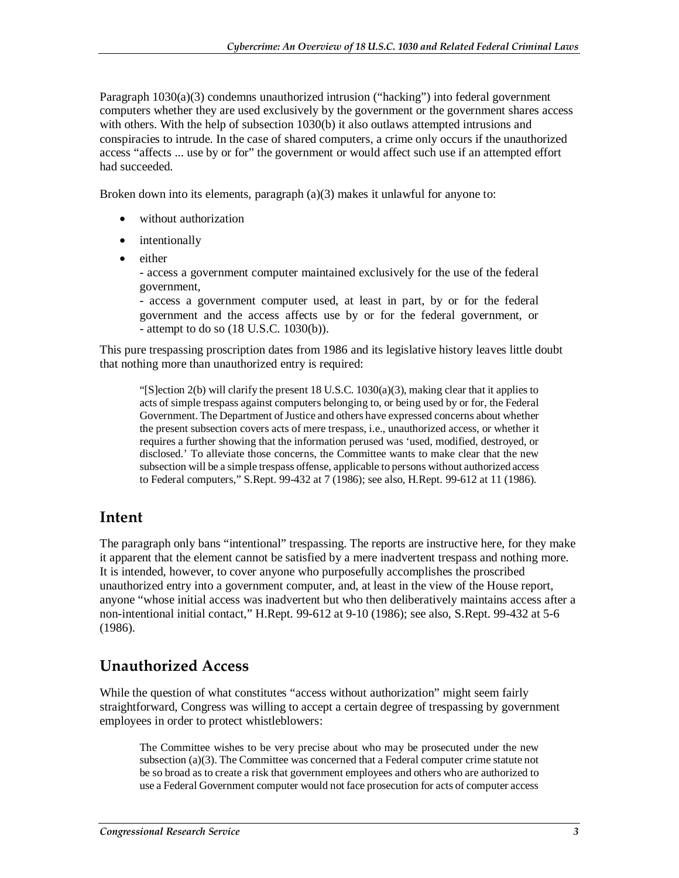Paragraph 1030(a)(3) condemns unauthorized intrusion ("hacking") into federal government computers whether they are used exclusively by the government or the government shares access with others. With the help of subsection 1030(b) it also outlaws attempted intrusions and conspiracies to intrude. In the case of shared computers, a crime only occurs if the unauthorized access "affects ... use by or for" the government or would affect such use if an attempted effort had succeeded.

Broken down into its elements, paragraph (a)(3) makes it unlawful for anyone to:

- without authorization
- intentionally
- either
  - access a government computer maintained exclusively for the use of the federal government,
  - access a government computer used, at least in part, by or for the federal government and the access affects use by or for the federal government, or
  - attempt to do so (18 U.S.C. 1030(b)).

This pure trespassing proscription dates from 1986 and its legislative history leaves little doubt that nothing more than unauthorized entry is required:

> "[S]ection 2(b) will clarify the present 18 U.S.C. 1030(a)(3), making clear that it applies to acts of simple trespass against computers belonging to, or being used by or for, the Federal Government. The Department of Justice and others have expressed concerns about whether the present subsection covers acts of mere trespass, i.e., unauthorized access, or whether it requires a further showing that the information perused was 'used, modified, destroyed, or disclosed.' To alleviate those concerns, the Committee wants to make clear that the new subsection will be a simple trespass offense, applicable to persons without authorized access to Federal computers," S.Rept. 99-432 at 7 (1986); see also, H.Rept. 99-612 at 11 (1986).

## Intent

The paragraph only bans "intentional" trespassing. The reports are instructive here, for they make it apparent that the element cannot be satisfied by a mere inadvertent trespass and nothing more. It is intended, however, to cover anyone who purposefully accomplishes the proscribed unauthorized entry into a government computer, and, at least in the view of the House report, anyone "whose initial access was inadvertent but who then deliberatively maintains access after a non-intentional initial contact," H.Rept. 99-612 at 9-10 (1986); see also, S.Rept. 99-432 at 5-6 (1986).

## Unauthorized Access

While the question of what constitutes "access without authorization" might seem fairly straightforward, Congress was willing to accept a certain degree of trespassing by government employees in order to protect whistleblowers:

> The Committee wishes to be very precise about who may be prosecuted under the new subsection (a)(3). The Committee was concerned that a Federal computer crime statute not be so broad as to create a risk that government employees and others who are authorized to use a Federal Government computer would not face prosecution for acts of computer access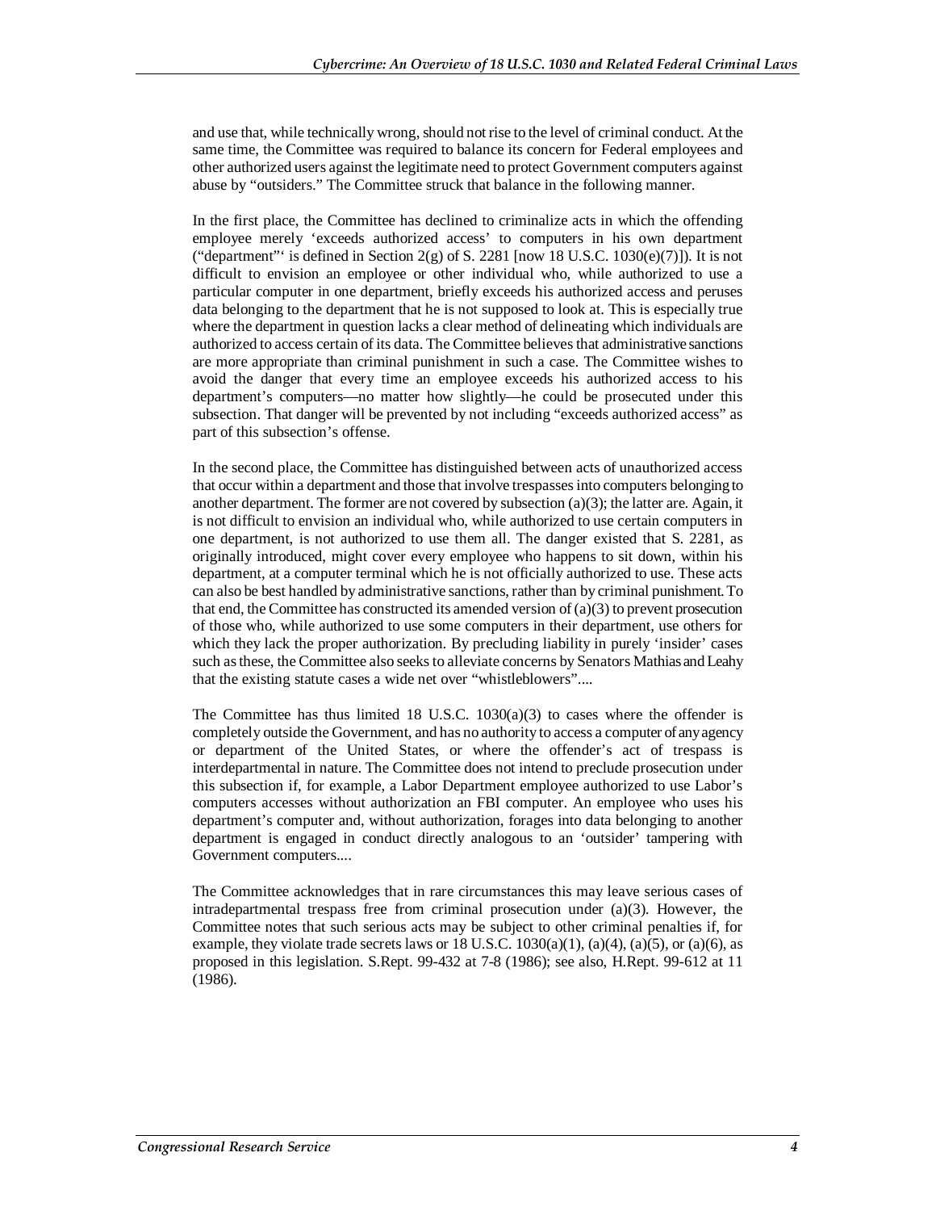and use that, while technically wrong, should not rise to the level of criminal conduct. At the same time, the Committee was required to balance its concern for Federal employees and other authorized users against the legitimate need to protect Government computers against abuse by "outsiders." The Committee struck that balance in the following manner.

In the first place, the Committee has declined to criminalize acts in which the offending employee merely 'exceeds authorized access' to computers in his own department ("department"' is defined in Section 2(g) of S. 2281 [now 18 U.S.C. 1030(e)(7)]). It is not difficult to envision an employee or other individual who, while authorized to use a particular computer in one department, briefly exceeds his authorized access and peruses data belonging to the department that he is not supposed to look at. This is especially true where the department in question lacks a clear method of delineating which individuals are authorized to access certain of its data. The Committee believes that administrative sanctions are more appropriate than criminal punishment in such a case. The Committee wishes to avoid the danger that every time an employee exceeds his authorized access to his department's computers—no matter how slightly—he could be prosecuted under this subsection. That danger will be prevented by not including "exceeds authorized access" as part of this subsection's offense.

In the second place, the Committee has distinguished between acts of unauthorized access that occur within a department and those that involve trespasses into computers belonging to another department. The former are not covered by subsection (a)(3); the latter are. Again, it is not difficult to envision an individual who, while authorized to use certain computers in one department, is not authorized to use them all. The danger existed that S. 2281, as originally introduced, might cover every employee who happens to sit down, within his department, at a computer terminal which he is not officially authorized to use. These acts can also be best handled by administrative sanctions, rather than by criminal punishment. To that end, the Committee has constructed its amended version of (a)(3) to prevent prosecution of those who, while authorized to use some computers in their department, use others for which they lack the proper authorization. By precluding liability in purely 'insider' cases such as these, the Committee also seeks to alleviate concerns by Senators Mathias and Leahy that the existing statute cases a wide net over "whistleblowers"....

The Committee has thus limited 18 U.S.C. 1030(a)(3) to cases where the offender is completely outside the Government, and has no authority to access a computer of any agency or department of the United States, or where the offender's act of trespass is interdepartmental in nature. The Committee does not intend to preclude prosecution under this subsection if, for example, a Labor Department employee authorized to use Labor's computers accesses without authorization an FBI computer. An employee who uses his department's computer and, without authorization, forages into data belonging to another department is engaged in conduct directly analogous to an 'outsider' tampering with Government computers....

The Committee acknowledges that in rare circumstances this may leave serious cases of intradepartmental trespass free from criminal prosecution under (a)(3). However, the Committee notes that such serious acts may be subject to other criminal penalties if, for example, they violate trade secrets laws or 18 U.S.C. 1030(a)(1), (a)(4), (a)(5), or (a)(6), as proposed in this legislation. S.Rept. 99-432 at 7-8 (1986); see also, H.Rept. 99-612 at 11 (1986).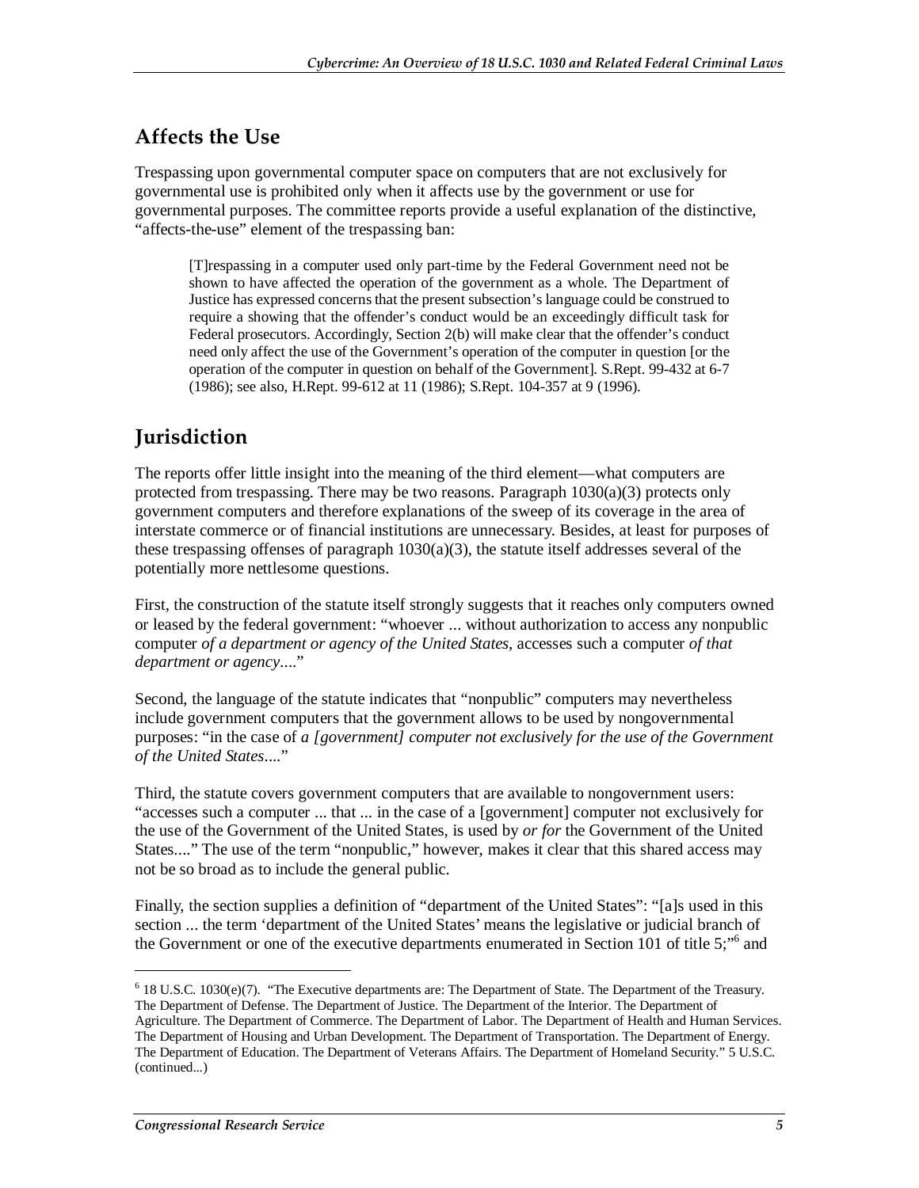## Affects the Use

Trespassing upon governmental computer space on computers that are not exclusively for governmental use is prohibited only when it affects use by the government or use for governmental purposes. The committee reports provide a useful explanation of the distinctive, "affects-the-use" element of the trespassing ban:

> [T]respassing in a computer used only part-time by the Federal Government need not be shown to have affected the operation of the government as a whole. The Department of Justice has expressed concerns that the present subsection's language could be construed to require a showing that the offender's conduct would be an exceedingly difficult task for Federal prosecutors. Accordingly, Section 2(b) will make clear that the offender's conduct need only affect the use of the Government's operation of the computer in question [or the operation of the computer in question on behalf of the Government]. S.Rept. 99-432 at 6-7 (1986); see also, H.Rept. 99-612 at 11 (1986); S.Rept. 104-357 at 9 (1996).

## Jurisdiction

The reports offer little insight into the meaning of the third element—what computers are protected from trespassing. There may be two reasons. Paragraph 1030(a)(3) protects only government computers and therefore explanations of the sweep of its coverage in the area of interstate commerce or of financial institutions are unnecessary. Besides, at least for purposes of these trespassing offenses of paragraph 1030(a)(3), the statute itself addresses several of the potentially more nettlesome questions.

First, the construction of the statute itself strongly suggests that it reaches only computers owned or leased by the federal government: "whoever ... without authorization to access any nonpublic computer *of a department or agency of the United States*, accesses such a computer *of that department or agency*...."

Second, the language of the statute indicates that "nonpublic" computers may nevertheless include government computers that the government allows to be used by nongovernmental purposes: "in the case of *a [government] computer not exclusively for the use of the Government of the United States*...."

Third, the statute covers government computers that are available to nongovernment users: "accesses such a computer ... that ... in the case of a [government] computer not exclusively for the use of the Government of the United States, is used by *or for* the Government of the United States...." The use of the term "nonpublic," however, makes it clear that this shared access may not be so broad as to include the general public.

Finally, the section supplies a definition of "department of the United States": "[a]s used in this section ... the term 'department of the United States' means the legislative or judicial branch of the Government or one of the executive departments enumerated in Section 101 of title 5;"[6] and

---

[6] 18 U.S.C. 1030(e)(7). "The Executive departments are: The Department of State. The Department of the Treasury. The Department of Defense. The Department of Justice. The Department of the Interior. The Department of Agriculture. The Department of Commerce. The Department of Labor. The Department of Health and Human Services. The Department of Housing and Urban Development. The Department of Transportation. The Department of Energy. The Department of Education. The Department of Veterans Affairs. The Department of Homeland Security." 5 U.S.C. (continued...)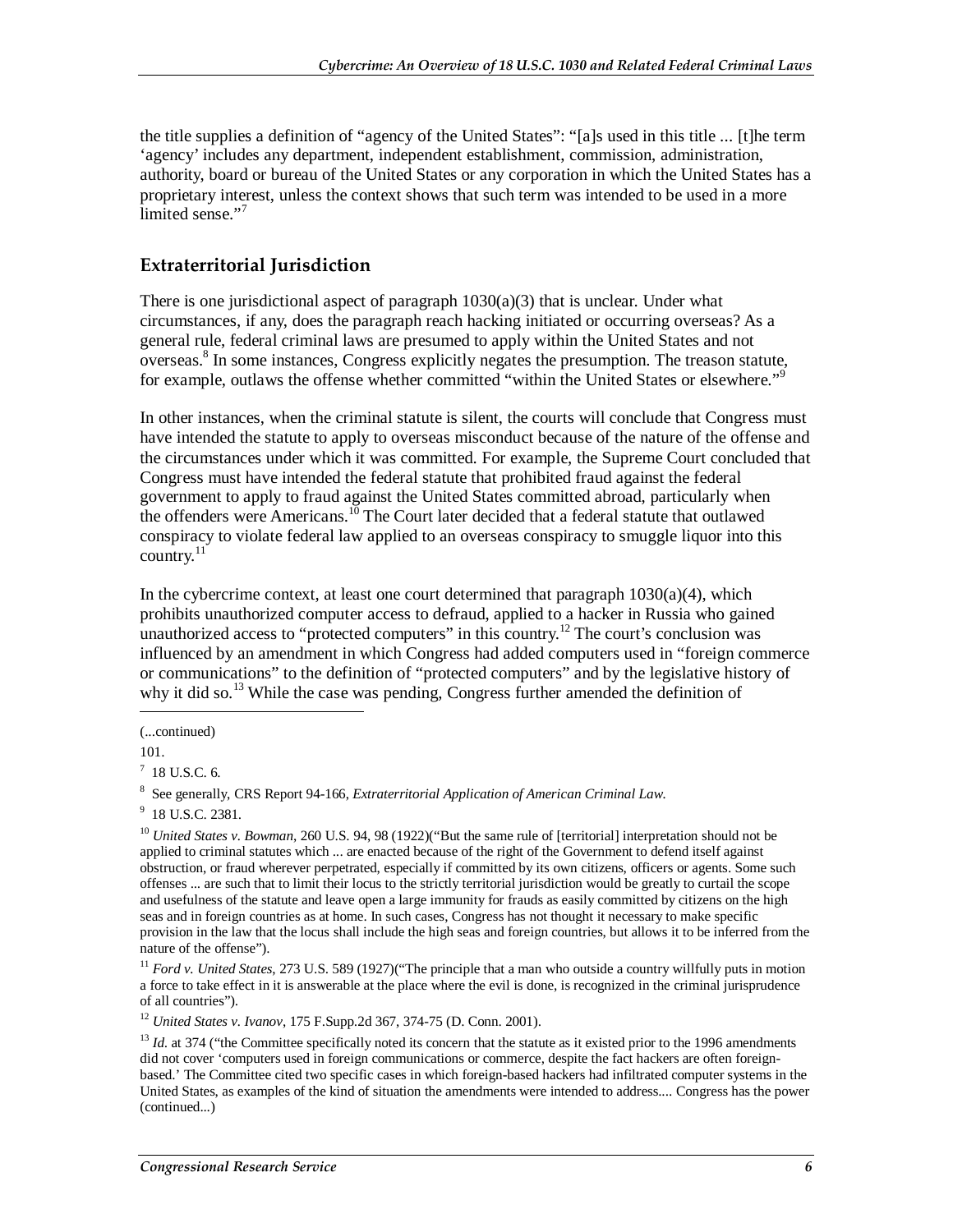the title supplies a definition of "agency of the United States": "[a]s used in this title ... [t]he term 'agency' includes any department, independent establishment, commission, administration, authority, board or bureau of the United States or any corporation in which the United States has a proprietary interest, unless the context shows that such term was intended to be used in a more limited sense."[7]

## Extraterritorial Jurisdiction

There is one jurisdictional aspect of paragraph 1030(a)(3) that is unclear. Under what circumstances, if any, does the paragraph reach hacking initiated or occurring overseas? As a general rule, federal criminal laws are presumed to apply within the United States and not overseas.[8] In some instances, Congress explicitly negates the presumption. The treason statute, for example, outlaws the offense whether committed "within the United States or elsewhere."[9]

In other instances, when the criminal statute is silent, the courts will conclude that Congress must have intended the statute to apply to overseas misconduct because of the nature of the offense and the circumstances under which it was committed. For example, the Supreme Court concluded that Congress must have intended the federal statute that prohibited fraud against the federal government to apply to fraud against the United States committed abroad, particularly when the offenders were Americans.[10] The Court later decided that a federal statute that outlawed conspiracy to violate federal law applied to an overseas conspiracy to smuggle liquor into this country.[11]

In the cybercrime context, at least one court determined that paragraph 1030(a)(4), which prohibits unauthorized computer access to defraud, applied to a hacker in Russia who gained unauthorized access to "protected computers" in this country.[12] The court's conclusion was influenced by an amendment in which Congress had added computers used in "foreign commerce or communications" to the definition of "protected computers" and by the legislative history of why it did so.[13] While the case was pending, Congress further amended the definition of

---

(...continued)

101.

[7] 18 U.S.C. 6.

[8] See generally, CRS Report 94-166, *Extraterritorial Application of American Criminal Law*.

[9] 18 U.S.C. 2381.

[10] *United States v. Bowman*, 260 U.S. 94, 98 (1922)("But the same rule of [territorial] interpretation should not be applied to criminal statutes which ... are enacted because of the right of the Government to defend itself against obstruction, or fraud wherever perpetrated, especially if committed by its own citizens, officers or agents. Some such offenses ... are such that to limit their locus to the strictly territorial jurisdiction would be greatly to curtail the scope and usefulness of the statute and leave open a large immunity for frauds as easily committed by citizens on the high seas and in foreign countries as at home. In such cases, Congress has not thought it necessary to make specific provision in the law that the locus shall include the high seas and foreign countries, but allows it to be inferred from the nature of the offense").

[11] *Ford v. United States*, 273 U.S. 589 (1927)("The principle that a man who outside a country willfully puts in motion a force to take effect in it is answerable at the place where the evil is done, is recognized in the criminal jurisprudence of all countries").

[12] *United States v. Ivanov*, 175 F.Supp.2d 367, 374-75 (D. Conn. 2001).

[13] *Id.* at 374 ("the Committee specifically noted its concern that the statute as it existed prior to the 1996 amendments did not cover 'computers used in foreign communications or commerce, despite the fact hackers are often foreign-based.' The Committee cited two specific cases in which foreign-based hackers had infiltrated computer systems in the United States, as examples of the kind of situation the amendments were intended to address.... Congress has the power (continued...)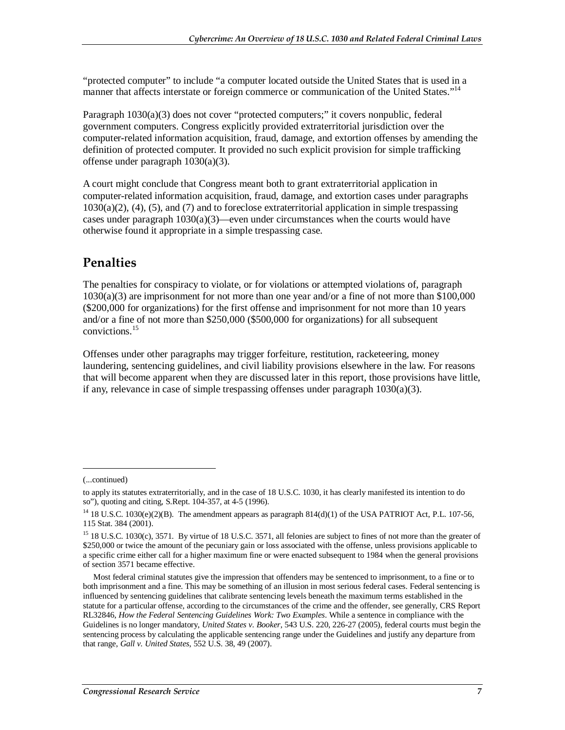"protected computer" to include "a computer located outside the United States that is used in a manner that affects interstate or foreign commerce or communication of the United States."[14]

Paragraph 1030(a)(3) does not cover "protected computers;" it covers nonpublic, federal government computers. Congress explicitly provided extraterritorial jurisdiction over the computer-related information acquisition, fraud, damage, and extortion offenses by amending the definition of protected computer. It provided no such explicit provision for simple trafficking offense under paragraph 1030(a)(3).

A court might conclude that Congress meant both to grant extraterritorial application in computer-related information acquisition, fraud, damage, and extortion cases under paragraphs 1030(a)(2), (4), (5), and (7) and to foreclose extraterritorial application in simple trespassing cases under paragraph 1030(a)(3)—even under circumstances when the courts would have otherwise found it appropriate in a simple trespassing case.

## Penalties

The penalties for conspiracy to violate, or for violations or attempted violations of, paragraph 1030(a)(3) are imprisonment for not more than one year and/or a fine of not more than $100,000 ($200,000 for organizations) for the first offense and imprisonment for not more than 10 years and/or a fine of not more than $250,000 ($500,000 for organizations) for all subsequent convictions.[15]

Offenses under other paragraphs may trigger forfeiture, restitution, racketeering, money laundering, sentencing guidelines, and civil liability provisions elsewhere in the law. For reasons that will become apparent when they are discussed later in this report, those provisions have little, if any, relevance in case of simple trespassing offenses under paragraph 1030(a)(3).

---

(...continued)

to apply its statutes extraterritorially, and in the case of 18 U.S.C. 1030, it has clearly manifested its intention to do so"), quoting and citing, S.Rept. 104-357, at 4-5 (1996).

[14] 18 U.S.C. 1030(e)(2)(B). The amendment appears as paragraph 814(d)(1) of the USA PATRIOT Act, P.L. 107-56, 115 Stat. 384 (2001).

[15] 18 U.S.C. 1030(c), 3571. By virtue of 18 U.S.C. 3571, all felonies are subject to fines of not more than the greater of $250,000 or twice the amount of the pecuniary gain or loss associated with the offense, unless provisions applicable to a specific crime either call for a higher maximum fine or were enacted subsequent to 1984 when the general provisions of section 3571 became effective.

Most federal criminal statutes give the impression that offenders may be sentenced to imprisonment, to a fine or to both imprisonment and a fine. This may be something of an illusion in most serious federal cases. Federal sentencing is influenced by sentencing guidelines that calibrate sentencing levels beneath the maximum terms established in the statute for a particular offense, according to the circumstances of the crime and the offender, see generally, CRS Report RL32846, *How the Federal Sentencing Guidelines Work: Two Examples*. While a sentence in compliance with the Guidelines is no longer mandatory, *United States v. Booker*, 543 U.S. 220, 226-27 (2005), federal courts must begin the sentencing process by calculating the applicable sentencing range under the Guidelines and justify any departure from that range, *Gall v. United States*, 552 U.S. 38, 49 (2007).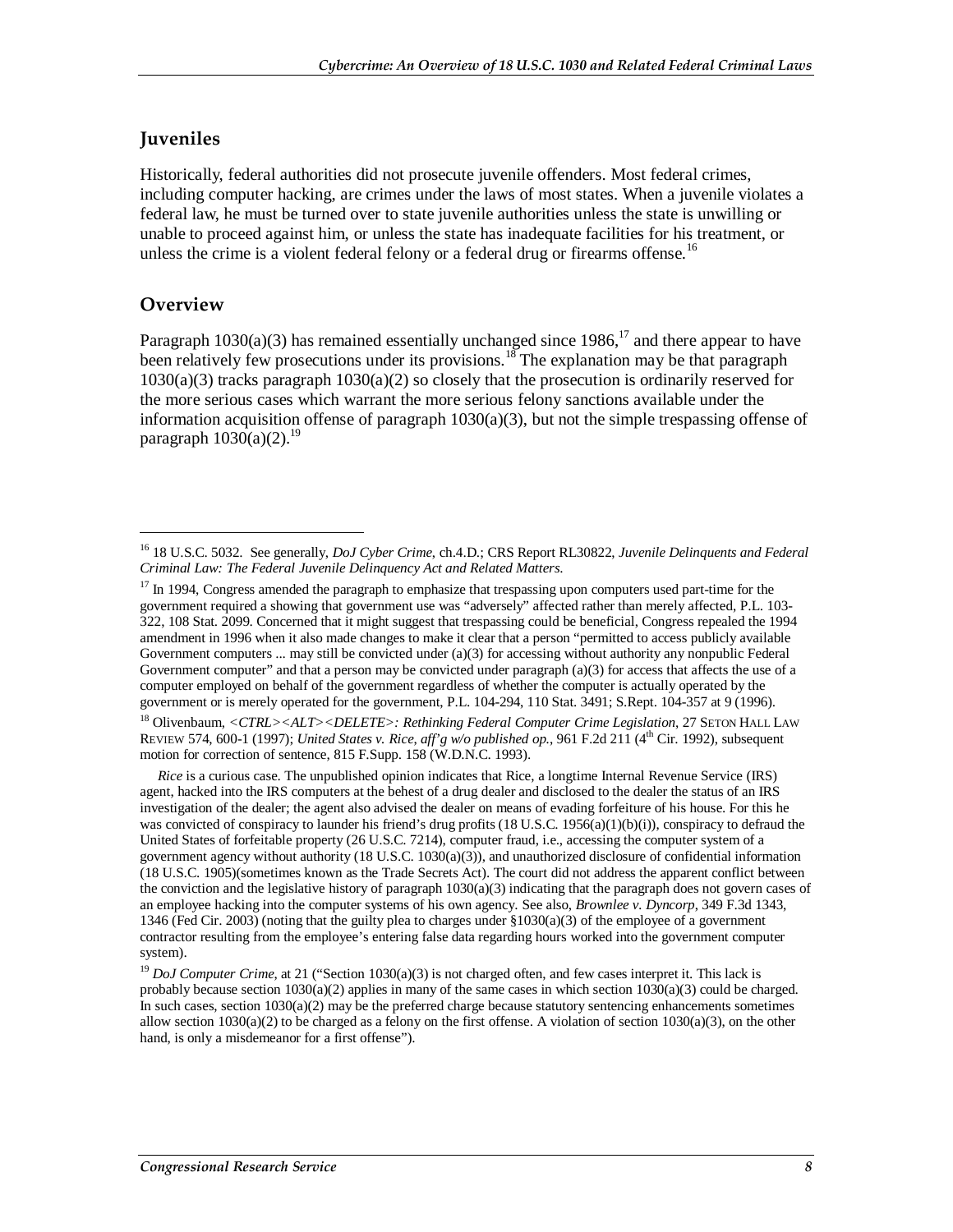## Juveniles

Historically, federal authorities did not prosecute juvenile offenders. Most federal crimes, including computer hacking, are crimes under the laws of most states. When a juvenile violates a federal law, he must be turned over to state juvenile authorities unless the state is unwilling or unable to proceed against him, or unless the state has inadequate facilities for his treatment, or unless the crime is a violent federal felony or a federal drug or firearms offense.[16]

## Overview

Paragraph 1030(a)(3) has remained essentially unchanged since 1986,[17] and there appear to have been relatively few prosecutions under its provisions.[18] The explanation may be that paragraph 1030(a)(3) tracks paragraph 1030(a)(2) so closely that the prosecution is ordinarily reserved for the more serious cases which warrant the more serious felony sanctions available under the information acquisition offense of paragraph 1030(a)(3), but not the simple trespassing offense of paragraph 1030(a)(2).[19]

---

[16] 18 U.S.C. 5032. See generally, *DoJ Cyber Crime*, ch.4.D.; CRS Report RL30822, *Juvenile Delinquents and Federal Criminal Law: The Federal Juvenile Delinquency Act and Related Matters*.

[17] In 1994, Congress amended the paragraph to emphasize that trespassing upon computers used part-time for the government required a showing that government use was "adversely" affected rather than merely affected, P.L. 103-322, 108 Stat. 2099. Concerned that it might suggest that trespassing could be beneficial, Congress repealed the 1994 amendment in 1996 when it also made changes to make it clear that a person "permitted to access publicly available Government computers ... may still be convicted under (a)(3) for accessing without authority any nonpublic Federal Government computer" and that a person may be convicted under paragraph (a)(3) for access that affects the use of a computer employed on behalf of the government regardless of whether the computer is actually operated by the government or is merely operated for the government, P.L. 104-294, 110 Stat. 3491; S.Rept. 104-357 at 9 (1996).

[18] Olivenbaum, *<CTRL><ALT><DELETE>: Rethinking Federal Computer Crime Legislation*, 27 SETON HALL LAW REVIEW 574, 600-1 (1997); *United States v. Rice, aff'g w/o published op.*, 961 F.2d 211 (4th Cir. 1992), subsequent motion for correction of sentence, 815 F.Supp. 158 (W.D.N.C. 1993).

*Rice* is a curious case. The unpublished opinion indicates that Rice, a longtime Internal Revenue Service (IRS) agent, hacked into the IRS computers at the behest of a drug dealer and disclosed to the dealer the status of an IRS investigation of the dealer; the agent also advised the dealer on means of evading forfeiture of his house. For this he was convicted of conspiracy to launder his friend's drug profits (18 U.S.C. 1956(a)(1)(b)(i)), conspiracy to defraud the United States of forfeitable property (26 U.S.C. 7214), computer fraud, i.e., accessing the computer system of a government agency without authority (18 U.S.C. 1030(a)(3)), and unauthorized disclosure of confidential information (18 U.S.C. 1905)(sometimes known as the Trade Secrets Act). The court did not address the apparent conflict between the conviction and the legislative history of paragraph 1030(a)(3) indicating that the paragraph does not govern cases of an employee hacking into the computer systems of his own agency. See also, *Brownlee v. Dyncorp*, 349 F.3d 1343, 1346 (Fed Cir. 2003) (noting that the guilty plea to charges under §1030(a)(3) of the employee of a government contractor resulting from the employee's entering false data regarding hours worked into the government computer system).

[19] *DoJ Computer Crime*, at 21 ("Section 1030(a)(3) is not charged often, and few cases interpret it. This lack is probably because section 1030(a)(2) applies in many of the same cases in which section 1030(a)(3) could be charged. In such cases, section 1030(a)(2) may be the preferred charge because statutory sentencing enhancements sometimes allow section 1030(a)(2) to be charged as a felony on the first offense. A violation of section 1030(a)(3), on the other hand, is only a misdemeanor for a first offense").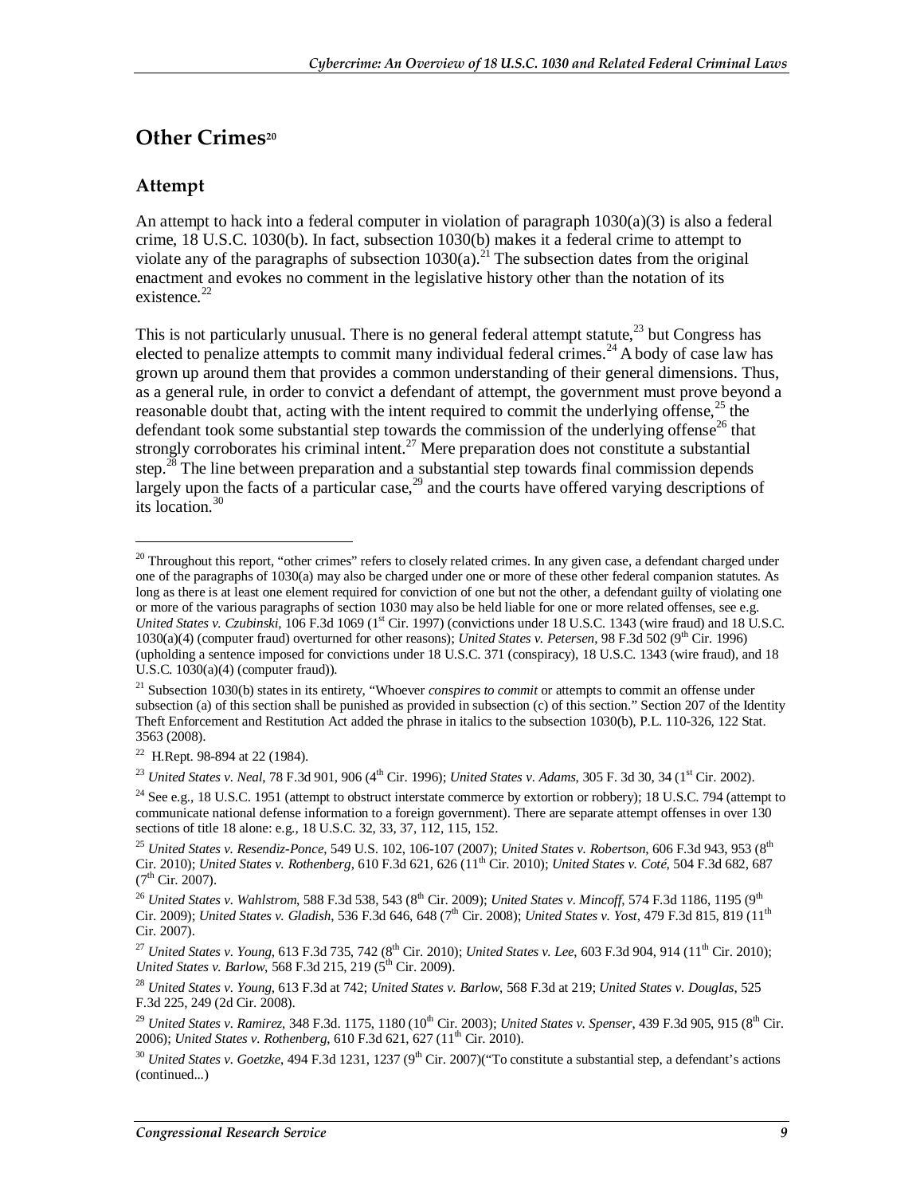## Other Crimes[20]

### Attempt

An attempt to hack into a federal computer in violation of paragraph 1030(a)(3) is also a federal crime, 18 U.S.C. 1030(b). In fact, subsection 1030(b) makes it a federal crime to attempt to violate any of the paragraphs of subsection 1030(a).[21] The subsection dates from the original enactment and evokes no comment in the legislative history other than the notation of its existence.[22]

This is not particularly unusual. There is no general federal attempt statute,[23] but Congress has elected to penalize attempts to commit many individual federal crimes.[24] A body of case law has grown up around them that provides a common understanding of their general dimensions. Thus, as a general rule, in order to convict a defendant of attempt, the government must prove beyond a reasonable doubt that, acting with the intent required to commit the underlying offense,[25] the defendant took some substantial step towards the commission of the underlying offense[26] that strongly corroborates his criminal intent.[27] Mere preparation does not constitute a substantial step.[28] The line between preparation and a substantial step towards final commission depends largely upon the facts of a particular case,[29] and the courts have offered varying descriptions of its location.[30]

---

[20] Throughout this report, "other crimes" refers to closely related crimes. In any given case, a defendant charged under one of the paragraphs of 1030(a) may also be charged under one or more of these other federal companion statutes. As long as there is at least one element required for conviction of one but not the other, a defendant guilty of violating one or more of the various paragraphs of section 1030 may also be held liable for one or more related offenses, see e.g. *United States v. Czubinski*, 106 F.3d 1069 (1st Cir. 1997) (convictions under 18 U.S.C. 1343 (wire fraud) and 18 U.S.C. 1030(a)(4) (computer fraud) overturned for other reasons); *United States v. Petersen*, 98 F.3d 502 (9th Cir. 1996) (upholding a sentence imposed for convictions under 18 U.S.C. 371 (conspiracy), 18 U.S.C. 1343 (wire fraud), and 18 U.S.C. 1030(a)(4) (computer fraud)).

[21] Subsection 1030(b) states in its entirety, "Whoever *conspires to commit* or attempts to commit an offense under subsection (a) of this section shall be punished as provided in subsection (c) of this section." Section 207 of the Identity Theft Enforcement and Restitution Act added the phrase in italics to the subsection 1030(b), P.L. 110-326, 122 Stat. 3563 (2008).

[22] H.Rept. 98-894 at 22 (1984).

[23] *United States v. Neal*, 78 F.3d 901, 906 (4th Cir. 1996); *United States v. Adams*, 305 F. 3d 30, 34 (1st Cir. 2002).

[24] See e.g., 18 U.S.C. 1951 (attempt to obstruct interstate commerce by extortion or robbery); 18 U.S.C. 794 (attempt to communicate national defense information to a foreign government). There are separate attempt offenses in over 130 sections of title 18 alone: e.g., 18 U.S.C. 32, 33, 37, 112, 115, 152.

[25] *United States v. Resendiz-Ponce*, 549 U.S. 102, 106-107 (2007); *United States v. Robertson*, 606 F.3d 943, 953 (8th Cir. 2010); *United States v. Rothenberg*, 610 F.3d 621, 626 (11th Cir. 2010); *United States v. Coté*, 504 F.3d 682, 687 (7th Cir. 2007).

[26] *United States v. Wahlstrom*, 588 F.3d 538, 543 (8th Cir. 2009); *United States v. Mincoff*, 574 F.3d 1186, 1195 (9th Cir. 2009); *United States v. Gladish*, 536 F.3d 646, 648 (7th Cir. 2008); *United States v. Yost*, 479 F.3d 815, 819 (11th Cir. 2007).

[27] *United States v. Young*, 613 F.3d 735, 742 (8th Cir. 2010); *United States v. Lee*, 603 F.3d 904, 914 (11th Cir. 2010); *United States v. Barlow*, 568 F.3d 215, 219 (5th Cir. 2009).

[28] *United States v. Young*, 613 F.3d at 742; *United States v. Barlow*, 568 F.3d at 219; *United States v. Douglas*, 525 F.3d 225, 249 (2d Cir. 2008).

[29] *United States v. Ramirez*, 348 F.3d. 1175, 1180 (10th Cir. 2003); *United States v. Spenser*, 439 F.3d 905, 915 (8th Cir. 2006); *United States v. Rothenberg*, 610 F.3d 621, 627 (11th Cir. 2010).

[30] *United States v. Goetzke*, 494 F.3d 1231, 1237 (9th Cir. 2007)("To constitute a substantial step, a defendant's actions (continued...)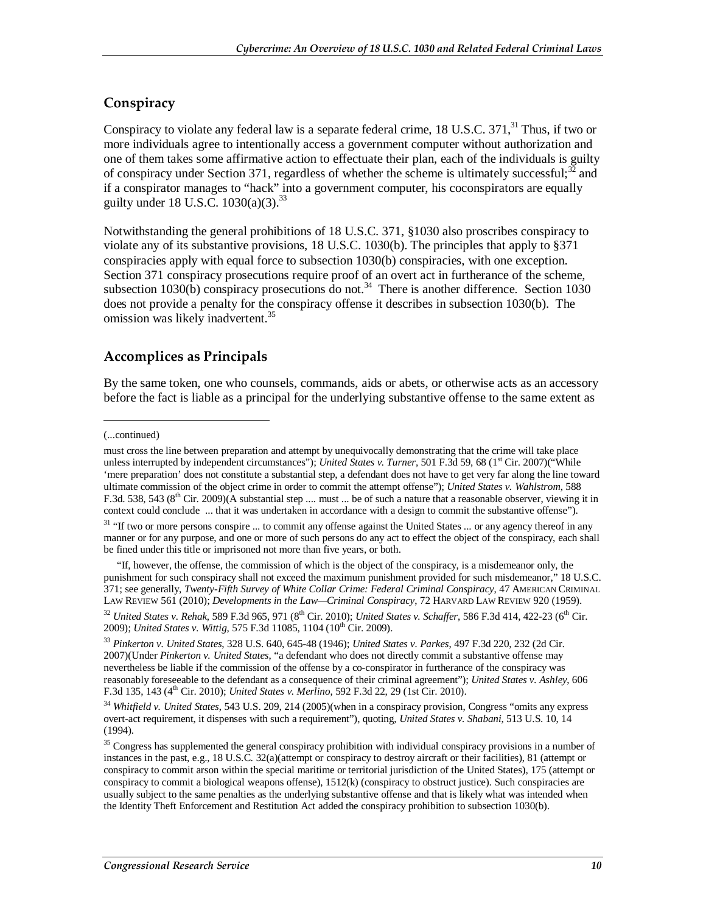## Conspiracy

Conspiracy to violate any federal law is a separate federal crime, 18 U.S.C. 371,[31] Thus, if two or more individuals agree to intentionally access a government computer without authorization and one of them takes some affirmative action to effectuate their plan, each of the individuals is guilty of conspiracy under Section 371, regardless of whether the scheme is ultimately successful;[32] and if a conspirator manages to "hack" into a government computer, his coconspirators are equally guilty under 18 U.S.C. 1030(a)(3).[33]

Notwithstanding the general prohibitions of 18 U.S.C. 371, §1030 also proscribes conspiracy to violate any of its substantive provisions, 18 U.S.C. 1030(b). The principles that apply to §371 conspiracies apply with equal force to subsection 1030(b) conspiracies, with one exception. Section 371 conspiracy prosecutions require proof of an overt act in furtherance of the scheme, subsection 1030(b) conspiracy prosecutions do not.[34] There is another difference. Section 1030 does not provide a penalty for the conspiracy offense it describes in subsection 1030(b). The omission was likely inadvertent.[35]

## Accomplices as Principals

By the same token, one who counsels, commands, aids or abets, or otherwise acts as an accessory before the fact is liable as a principal for the underlying substantive offense to the same extent as

---

(...continued)

must cross the line between preparation and attempt by unequivocally demonstrating that the crime will take place unless interrupted by independent circumstances"); *United States v. Turner*, 501 F.3d 59, 68 (1st Cir. 2007)("While 'mere preparation' does not constitute a substantial step, a defendant does not have to get very far along the line toward ultimate commission of the object crime in order to commit the attempt offense"); *United States v. Wahlstrom*, 588 F.3d. 538, 543 (8th Cir. 2009)(A substantial step .... must ... be of such a nature that a reasonable observer, viewing it in context could conclude ... that it was undertaken in accordance with a design to commit the substantive offense").

[31] "If two or more persons conspire ... to commit any offense against the United States ... or any agency thereof in any manner or for any purpose, and one or more of such persons do any act to effect the object of the conspiracy, each shall be fined under this title or imprisoned not more than five years, or both.

"If, however, the offense, the commission of which is the object of the conspiracy, is a misdemeanor only, the punishment for such conspiracy shall not exceed the maximum punishment provided for such misdemeanor," 18 U.S.C. 371; see generally, *Twenty-Fifth Survey of White Collar Crime: Federal Criminal Conspiracy*, 47 American Criminal Law Review 561 (2010); *Developments in the Law—Criminal Conspiracy*, 72 Harvard Law Review 920 (1959).

[32] *United States v. Rehak*, 589 F.3d 965, 971 (8th Cir. 2010); *United States v. Schaffer*, 586 F.3d 414, 422-23 (6th Cir. 2009); *United States v. Wittig*, 575 F.3d 11085, 1104 (10th Cir. 2009).

[33] *Pinkerton v. United States*, 328 U.S. 640, 645-48 (1946); *United States v. Parkes*, 497 F.3d 220, 232 (2d Cir. 2007)(Under *Pinkerton v. United States*, "a defendant who does not directly commit a substantive offense may nevertheless be liable if the commission of the offense by a co-conspirator in furtherance of the conspiracy was reasonably foreseeable to the defendant as a consequence of their criminal agreement"); *United States v. Ashley*, 606 F.3d 135, 143 (4th Cir. 2010); *United States v. Merlino*, 592 F.3d 22, 29 (1st Cir. 2010).

[34] *Whitfield v. United States*, 543 U.S. 209, 214 (2005)(when in a conspiracy provision, Congress "omits any express overt-act requirement, it dispenses with such a requirement"), quoting, *United States v. Shabani*, 513 U.S. 10, 14 (1994).

[35] Congress has supplemented the general conspiracy prohibition with individual conspiracy provisions in a number of instances in the past, e.g., 18 U.S.C. 32(a)(attempt or conspiracy to destroy aircraft or their facilities), 81 (attempt or conspiracy to commit arson within the special maritime or territorial jurisdiction of the United States), 175 (attempt or conspiracy to commit a biological weapons offense), 1512(k) (conspiracy to obstruct justice). Such conspiracies are usually subject to the same penalties as the underlying substantive offense and that is likely what was intended when the Identity Theft Enforcement and Restitution Act added the conspiracy prohibition to subsection 1030(b).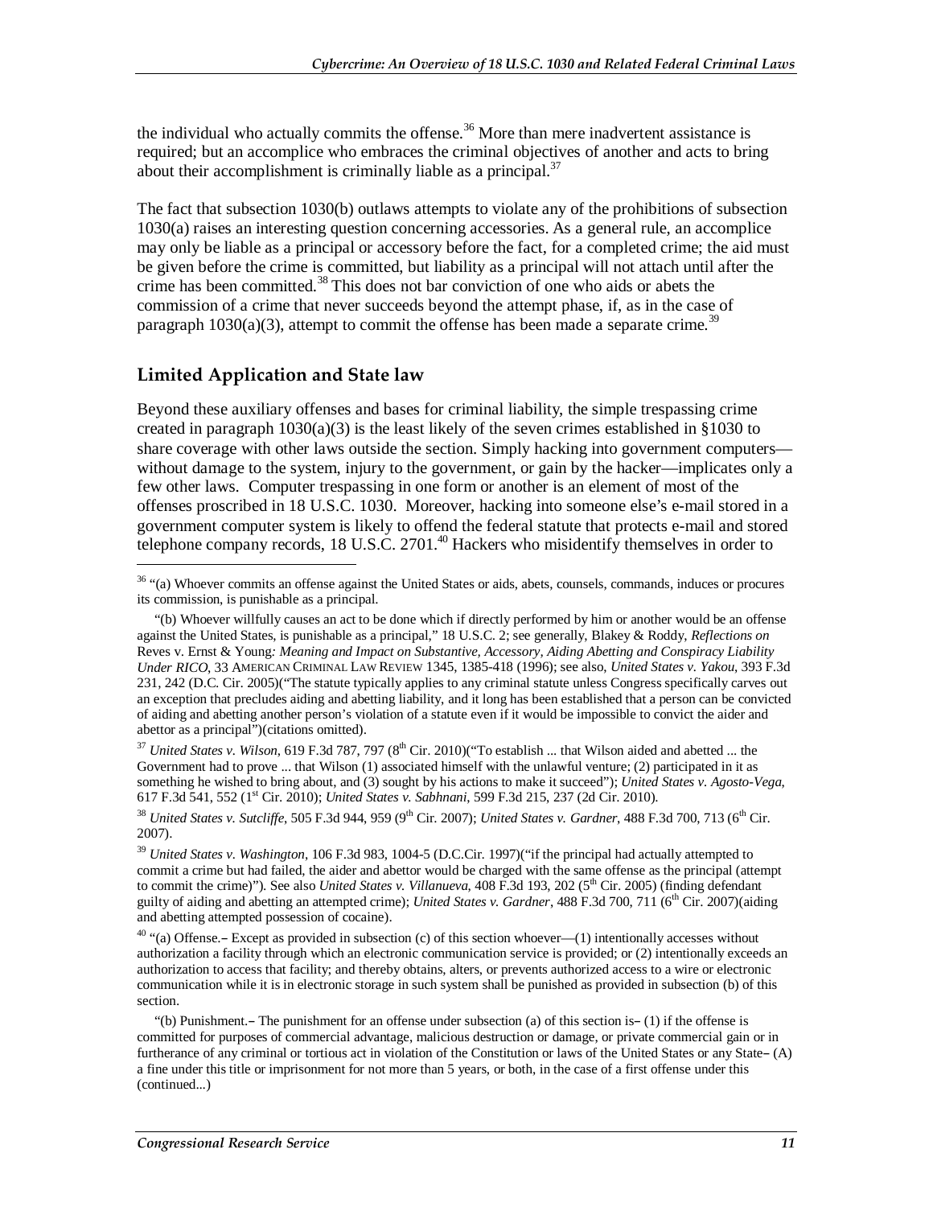the individual who actually commits the offense.[36] More than mere inadvertent assistance is required; but an accomplice who embraces the criminal objectives of another and acts to bring about their accomplishment is criminally liable as a principal.[37]

The fact that subsection 1030(b) outlaws attempts to violate any of the prohibitions of subsection 1030(a) raises an interesting question concerning accessories. As a general rule, an accomplice may only be liable as a principal or accessory before the fact, for a completed crime; the aid must be given before the crime is committed, but liability as a principal will not attach until after the crime has been committed.[38] This does not bar conviction of one who aids or abets the commission of a crime that never succeeds beyond the attempt phase, if, as in the case of paragraph 1030(a)(3), attempt to commit the offense has been made a separate crime.[39]

## Limited Application and State law

Beyond these auxiliary offenses and bases for criminal liability, the simple trespassing crime created in paragraph 1030(a)(3) is the least likely of the seven crimes established in §1030 to share coverage with other laws outside the section. Simply hacking into government computers—without damage to the system, injury to the government, or gain by the hacker—implicates only a few other laws. Computer trespassing in one form or another is an element of most of the offenses proscribed in 18 U.S.C. 1030. Moreover, hacking into someone else's e-mail stored in a government computer system is likely to offend the federal statute that protects e-mail and stored telephone company records, 18 U.S.C. 2701.[40] Hackers who misidentify themselves in order to

---

[36] "(a) Whoever commits an offense against the United States or aids, abets, counsels, commands, induces or procures its commission, is punishable as a principal.

"(b) Whoever willfully causes an act to be done which if directly performed by him or another would be an offense against the United States, is punishable as a principal," 18 U.S.C. 2; see generally, Blakey & Roddy, *Reflections on* Reves v. Ernst & Young*: Meaning and Impact on Substantive, Accessory, Aiding Abetting and Conspiracy Liability Under RICO*, 33 AMERICAN CRIMINAL LAW REVIEW 1345, 1385-418 (1996); see also, *United States v. Yakou*, 393 F.3d 231, 242 (D.C. Cir. 2005)("The statute typically applies to any criminal statute unless Congress specifically carves out an exception that precludes aiding and abetting liability, and it long has been established that a person can be convicted of aiding and abetting another person's violation of a statute even if it would be impossible to convict the aider and abettor as a principal")(citations omitted).

[37] *United States v. Wilson*, 619 F.3d 787, 797 (8th Cir. 2010)("To establish ... that Wilson aided and abetted ... the Government had to prove ... that Wilson (1) associated himself with the unlawful venture; (2) participated in it as something he wished to bring about, and (3) sought by his actions to make it succeed"); *United States v. Agosto-Vega*, 617 F.3d 541, 552 (1st Cir. 2010); *United States v. Sabhnani*, 599 F.3d 215, 237 (2d Cir. 2010).

[38] *United States v. Sutcliffe*, 505 F.3d 944, 959 (9th Cir. 2007); *United States v. Gardner*, 488 F.3d 700, 713 (6th Cir. 2007).

[39] *United States v. Washington*, 106 F.3d 983, 1004-5 (D.C.Cir. 1997)("if the principal had actually attempted to commit a crime but had failed, the aider and abettor would be charged with the same offense as the principal (attempt to commit the crime)"). See also *United States v. Villanueva*, 408 F.3d 193, 202 (5th Cir. 2005) (finding defendant guilty of aiding and abetting an attempted crime); *United States v. Gardner*, 488 F.3d 700, 711 (6th Cir. 2007)(aiding and abetting attempted possession of cocaine).

[40] "(a) Offense.– Except as provided in subsection (c) of this section whoever—(1) intentionally accesses without authorization a facility through which an electronic communication service is provided; or (2) intentionally exceeds an authorization to access that facility; and thereby obtains, alters, or prevents authorized access to a wire or electronic communication while it is in electronic storage in such system shall be punished as provided in subsection (b) of this section.

"(b) Punishment.– The punishment for an offense under subsection (a) of this section is– (1) if the offense is committed for purposes of commercial advantage, malicious destruction or damage, or private commercial gain or in furtherance of any criminal or tortious act in violation of the Constitution or laws of the United States or any State– (A) a fine under this title or imprisonment for not more than 5 years, or both, in the case of a first offense under this (continued...)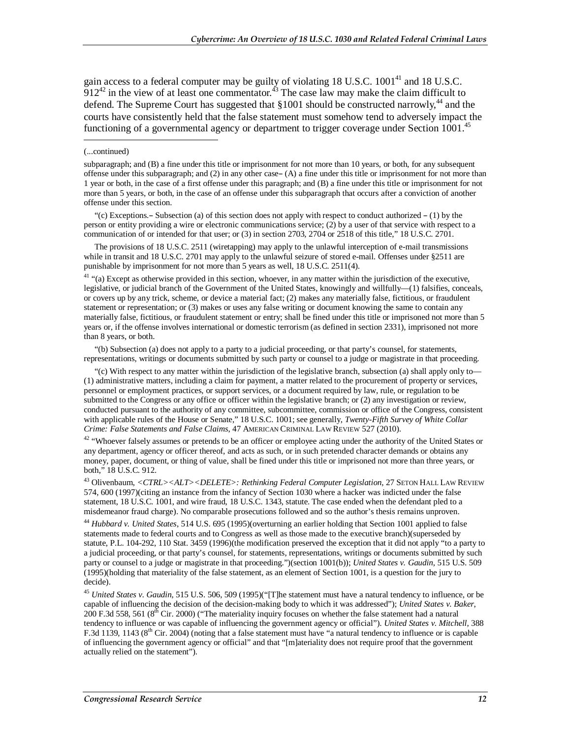gain access to a federal computer may be guilty of violating 18 U.S.C. 1001[41] and 18 U.S.C. 912[42] in the view of at least one commentator.[43] The case law may make the claim difficult to defend. The Supreme Court has suggested that §1001 should be constructed narrowly,[44] and the courts have consistently held that the false statement must somehow tend to adversely impact the functioning of a governmental agency or department to trigger coverage under Section 1001.[45]

---

(...continued)

subparagraph; and (B) a fine under this title or imprisonment for not more than 10 years, or both, for any subsequent offense under this subparagraph; and (2) in any other case– (A) a fine under this title or imprisonment for not more than 1 year or both, in the case of a first offense under this paragraph; and (B) a fine under this title or imprisonment for not more than 5 years, or both, in the case of an offense under this subparagraph that occurs after a conviction of another offense under this section.

"(c) Exceptions.– Subsection (a) of this section does not apply with respect to conduct authorized – (1) by the person or entity providing a wire or electronic communications service; (2) by a user of that service with respect to a communication of or intended for that user; or (3) in section 2703, 2704 or 2518 of this title," 18 U.S.C. 2701.

The provisions of 18 U.S.C. 2511 (wiretapping) may apply to the unlawful interception of e-mail transmissions while in transit and 18 U.S.C. 2701 may apply to the unlawful seizure of stored e-mail. Offenses under §2511 are punishable by imprisonment for not more than 5 years as well, 18 U.S.C. 2511(4).

[41] "(a) Except as otherwise provided in this section, whoever, in any matter within the jurisdiction of the executive, legislative, or judicial branch of the Government of the United States, knowingly and willfully—(1) falsifies, conceals, or covers up by any trick, scheme, or device a material fact; (2) makes any materially false, fictitious, or fraudulent statement or representation; or (3) makes or uses any false writing or document knowing the same to contain any materially false, fictitious, or fraudulent statement or entry; shall be fined under this title or imprisoned not more than 5 years or, if the offense involves international or domestic terrorism (as defined in section 2331), imprisoned not more than 8 years, or both.

"(b) Subsection (a) does not apply to a party to a judicial proceeding, or that party's counsel, for statements, representations, writings or documents submitted by such party or counsel to a judge or magistrate in that proceeding.

"(c) With respect to any matter within the jurisdiction of the legislative branch, subsection (a) shall apply only to—(1) administrative matters, including a claim for payment, a matter related to the procurement of property or services, personnel or employment practices, or support services, or a document required by law, rule, or regulation to be submitted to the Congress or any office or officer within the legislative branch; or (2) any investigation or review, conducted pursuant to the authority of any committee, subcommittee, commission or office of the Congress, consistent with applicable rules of the House or Senate," 18 U.S.C. 1001; see generally, *Twenty-Fifth Survey of White Collar Crime: False Statements and False Claims*, 47 AMERICAN CRIMINAL LAW REVIEW 527 (2010).

[42] "Whoever falsely assumes or pretends to be an officer or employee acting under the authority of the United States or any department, agency or officer thereof, and acts as such, or in such pretended character demands or obtains any money, paper, document, or thing of value, shall be fined under this title or imprisoned not more than three years, or both," 18 U.S.C. 912.

[43] Olivenbaum, *<CTRL><ALT><DELETE>: Rethinking Federal Computer Legislation*, 27 SETON HALL LAW REVIEW 574, 600 (1997)(citing an instance from the infancy of Section 1030 where a hacker was indicted under the false statement, 18 U.S.C. 1001, and wire fraud, 18 U.S.C. 1343, statute. The case ended when the defendant pled to a misdemeanor fraud charge). No comparable prosecutions followed and so the author's thesis remains unproven.

[44] *Hubbard v. United States*, 514 U.S. 695 (1995)(overturning an earlier holding that Section 1001 applied to false statements made to federal courts and to Congress as well as those made to the executive branch)(superseded by statute, P.L. 104-292, 110 Stat. 3459 (1996)(the modification preserved the exception that it did not apply "to a party to a judicial proceeding, or that party's counsel, for statements, representations, writings or documents submitted by such party or counsel to a judge or magistrate in that proceeding.")(section 1001(b)); *United States v. Gaudin*, 515 U.S. 509 (1995)(holding that materiality of the false statement, as an element of Section 1001, is a question for the jury to decide).

[45] *United States v. Gaudin*, 515 U.S. 506, 509 (1995)("[T]he statement must have a natural tendency to influence, or be capable of influencing the decision of the decision-making body to which it was addressed"); *United States v. Baker*, 200 F.3d 558, 561 (8th Cir. 2000) ("The materiality inquiry focuses on whether the false statement had a natural tendency to influence or was capable of influencing the government agency or official"). *United States v. Mitchell*, 388 F.3d 1139, 1143 (8th Cir. 2004) (noting that a false statement must have "a natural tendency to influence or is capable of influencing the government agency or official" and that "[m]ateriality does not require proof that the government actually relied on the statement").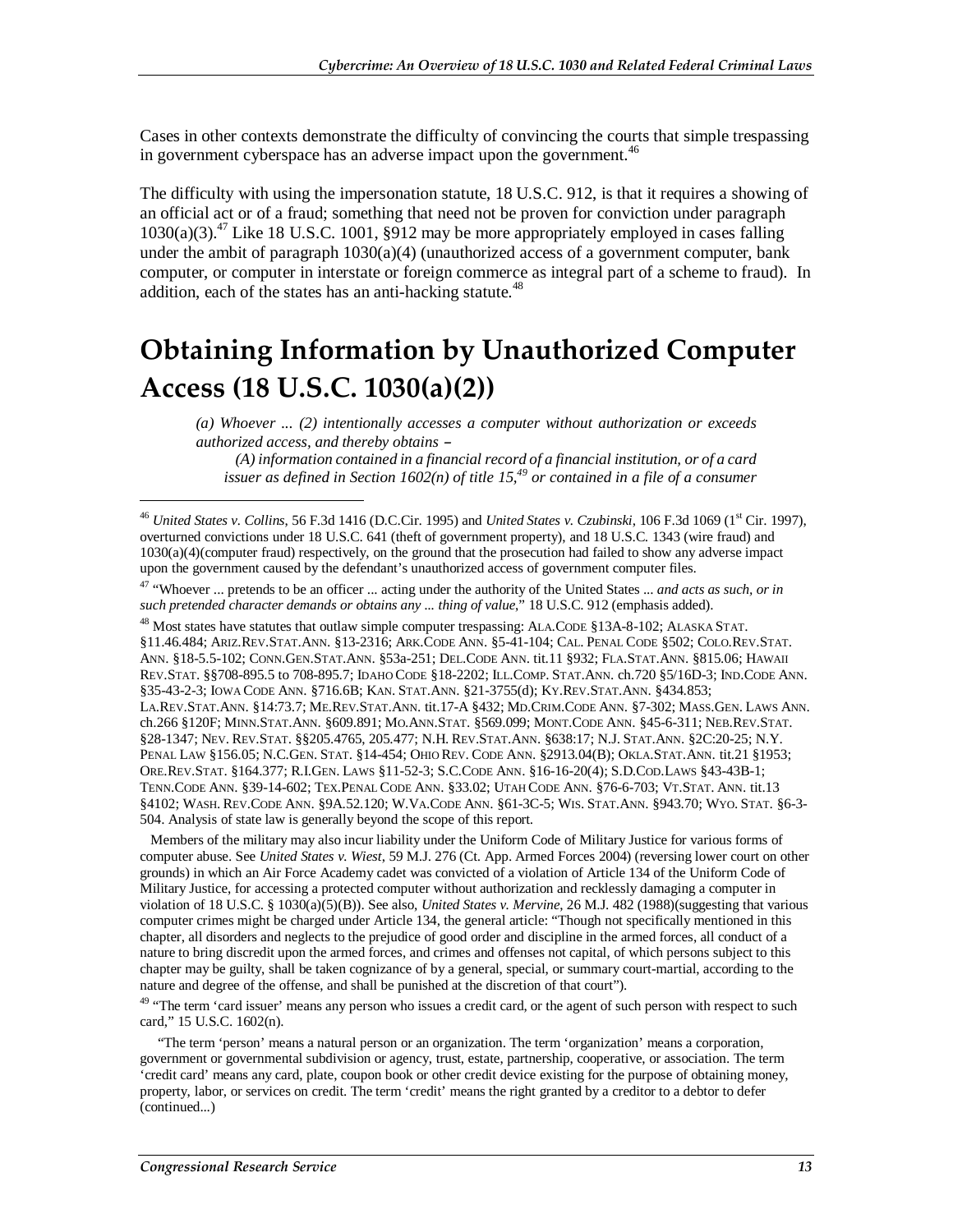Cases in other contexts demonstrate the difficulty of convincing the courts that simple trespassing in government cyberspace has an adverse impact upon the government.[46]

The difficulty with using the impersonation statute, 18 U.S.C. 912, is that it requires a showing of an official act or of a fraud; something that need not be proven for conviction under paragraph 1030(a)(3).[47] Like 18 U.S.C. 1001, §912 may be more appropriately employed in cases falling under the ambit of paragraph 1030(a)(4) (unauthorized access of a government computer, bank computer, or computer in interstate or foreign commerce as integral part of a scheme to fraud). In addition, each of the states has an anti-hacking statute.[48]

# Obtaining Information by Unauthorized Computer Access (18 U.S.C. 1030(a)(2))

> *(a) Whoever ... (2) intentionally accesses a computer without authorization or exceeds authorized access, and thereby obtains –*
>
> *(A) information contained in a financial record of a financial institution, or of a card issuer as defined in Section 1602(n) of title 15,[49] or contained in a file of a consumer*

---

[46] *United States v. Collins*, 56 F.3d 1416 (D.C.Cir. 1995) and *United States v. Czubinski*, 106 F.3d 1069 (1st Cir. 1997), overturned convictions under 18 U.S.C. 641 (theft of government property), and 18 U.S.C. 1343 (wire fraud) and 1030(a)(4)(computer fraud) respectively, on the ground that the prosecution had failed to show any adverse impact upon the government caused by the defendant's unauthorized access of government computer files.

[47] "Whoever ... pretends to be an officer ... acting under the authority of the United States ... *and acts as such, or in such pretended character demands or obtains any ... thing of value*," 18 U.S.C. 912 (emphasis added).

[48] Most states have statutes that outlaw simple computer trespassing: ALA.CODE §13A-8-102; ALASKA STAT. §11.46.484; ARIZ.REV.STAT.ANN. §13-2316; ARK.CODE ANN. §5-41-104; CAL. PENAL CODE §502; COLO.REV.STAT. ANN. §18-5.5-102; CONN.GEN.STAT.ANN. §53a-251; DEL.CODE ANN. tit.11 §932; FLA.STAT.ANN. §815.06; HAWAII REV.STAT. §§708-895.5 to 708-895.7; IDAHO CODE §18-2202; ILL.COMP. STAT.ANN. ch.720 §5/16D-3; IND.CODE ANN. §35-43-2-3; IOWA CODE ANN. §716.6B; KAN. STAT.ANN. §21-3755(d); KY.REV.STAT.ANN. §434.853; LA.REV.STAT.ANN. §14:73.7; ME.REV.STAT.ANN. tit.17-A §432; MD.CRIM.CODE ANN. §7-302; MASS.GEN. LAWS ANN. ch.266 §120F; MINN.STAT.ANN. §609.891; MO.ANN.STAT. §569.099; MONT.CODE ANN. §45-6-311; NEB.REV.STAT. §28-1347; NEV. REV.STAT. §§205.4765, 205.477; N.H. REV.STAT.ANN. §638:17; N.J. STAT.ANN. §2C:20-25; N.Y. PENAL LAW §156.05; N.C.GEN. STAT. §14-454; OHIO REV. CODE ANN. §2913.04(B); OKLA.STAT.ANN. tit.21 §1953; ORE.REV.STAT. §164.377; R.I.GEN. LAWS §11-52-3; S.C.CODE ANN. §16-16-20(4); S.D.COD.LAWS §43-43B-1; TENN.CODE ANN. §39-14-602; TEX.PENAL CODE ANN. §33.02; UTAH CODE ANN. §76-6-703; VT.STAT. ANN. tit.13 §4102; WASH. REV.CODE ANN. §9A.52.120; W.VA.CODE ANN. §61-3C-5; WIS. STAT.ANN. §943.70; WYO. STAT. §6-3-504. Analysis of state law is generally beyond the scope of this report.

Members of the military may also incur liability under the Uniform Code of Military Justice for various forms of computer abuse. See *United States v. Wiest*, 59 M.J. 276 (Ct. App. Armed Forces 2004) (reversing lower court on other grounds) in which an Air Force Academy cadet was convicted of a violation of Article 134 of the Uniform Code of Military Justice, for accessing a protected computer without authorization and recklessly damaging a computer in violation of 18 U.S.C. § 1030(a)(5)(B)). See also, *United States v. Mervine*, 26 M.J. 482 (1988)(suggesting that various computer crimes might be charged under Article 134, the general article: "Though not specifically mentioned in this chapter, all disorders and neglects to the prejudice of good order and discipline in the armed forces, all conduct of a nature to bring discredit upon the armed forces, and crimes and offenses not capital, of which persons subject to this chapter may be guilty, shall be taken cognizance of by a general, special, or summary court-martial, according to the nature and degree of the offense, and shall be punished at the discretion of that court").

[49] "The term 'card issuer' means any person who issues a credit card, or the agent of such person with respect to such card," 15 U.S.C. 1602(n).

"The term 'person' means a natural person or an organization. The term 'organization' means a corporation, government or governmental subdivision or agency, trust, estate, partnership, cooperative, or association. The term 'credit card' means any card, plate, coupon book or other credit device existing for the purpose of obtaining money, property, labor, or services on credit. The term 'credit' means the right granted by a creditor to a debtor to defer (continued...)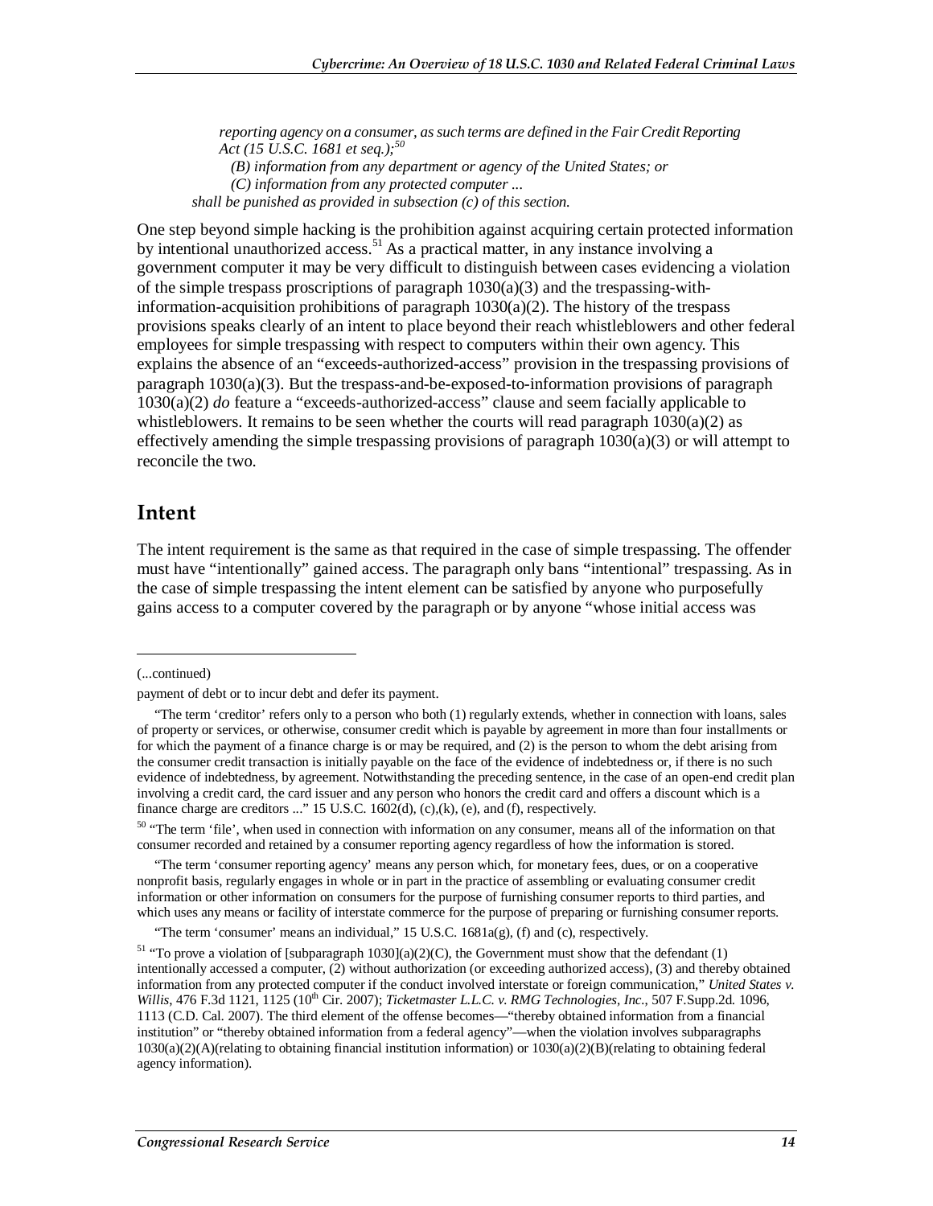*reporting agency on a consumer, as such terms are defined in the Fair Credit Reporting Act (15 U.S.C. 1681 et seq.);*[50]

*(B) information from any department or agency of the United States; or*

*(C) information from any protected computer ...*

*shall be punished as provided in subsection (c) of this section.*

One step beyond simple hacking is the prohibition against acquiring certain protected information by intentional unauthorized access.[51] As a practical matter, in any instance involving a government computer it may be very difficult to distinguish between cases evidencing a violation of the simple trespass proscriptions of paragraph 1030(a)(3) and the trespassing-with-information-acquisition prohibitions of paragraph 1030(a)(2). The history of the trespass provisions speaks clearly of an intent to place beyond their reach whistleblowers and other federal employees for simple trespassing with respect to computers within their own agency. This explains the absence of an "exceeds-authorized-access" provision in the trespassing provisions of paragraph 1030(a)(3). But the trespass-and-be-exposed-to-information provisions of paragraph 1030(a)(2) *do* feature a "exceeds-authorized-access" clause and seem facially applicable to whistleblowers. It remains to be seen whether the courts will read paragraph 1030(a)(2) as effectively amending the simple trespassing provisions of paragraph 1030(a)(3) or will attempt to reconcile the two.

## Intent

The intent requirement is the same as that required in the case of simple trespassing. The offender must have "intentionally" gained access. The paragraph only bans "intentional" trespassing. As in the case of simple trespassing the intent element can be satisfied by anyone who purposefully gains access to a computer covered by the paragraph or by anyone "whose initial access was

---

(...continued)

payment of debt or to incur debt and defer its payment.

"The term 'creditor' refers only to a person who both (1) regularly extends, whether in connection with loans, sales of property or services, or otherwise, consumer credit which is payable by agreement in more than four installments or for which the payment of a finance charge is or may be required, and (2) is the person to whom the debt arising from the consumer credit transaction is initially payable on the face of the evidence of indebtedness or, if there is no such evidence of indebtedness, by agreement. Notwithstanding the preceding sentence, in the case of an open-end credit plan involving a credit card, the card issuer and any person who honors the credit card and offers a discount which is a finance charge are creditors ..." 15 U.S.C. 1602(d), (c),(k), (e), and (f), respectively.

[50] "The term 'file', when used in connection with information on any consumer, means all of the information on that consumer recorded and retained by a consumer reporting agency regardless of how the information is stored.

"The term 'consumer reporting agency' means any person which, for monetary fees, dues, or on a cooperative nonprofit basis, regularly engages in whole or in part in the practice of assembling or evaluating consumer credit information or other information on consumers for the purpose of furnishing consumer reports to third parties, and which uses any means or facility of interstate commerce for the purpose of preparing or furnishing consumer reports.

"The term 'consumer' means an individual," 15 U.S.C. 1681a(g), (f) and (c), respectively.

[51] "To prove a violation of [subparagraph 1030](a)(2)(C), the Government must show that the defendant (1) intentionally accessed a computer, (2) without authorization (or exceeding authorized access), (3) and thereby obtained information from any protected computer if the conduct involved interstate or foreign communication," *United States v. Willis*, 476 F.3d 1121, 1125 (10th Cir. 2007); *Ticketmaster L.L.C. v. RMG Technologies, Inc.*, 507 F.Supp.2d. 1096, 1113 (C.D. Cal. 2007). The third element of the offense becomes—"thereby obtained information from a financial institution" or "thereby obtained information from a federal agency"—when the violation involves subparagraphs 1030(a)(2)(A)(relating to obtaining financial institution information) or 1030(a)(2)(B)(relating to obtaining federal agency information).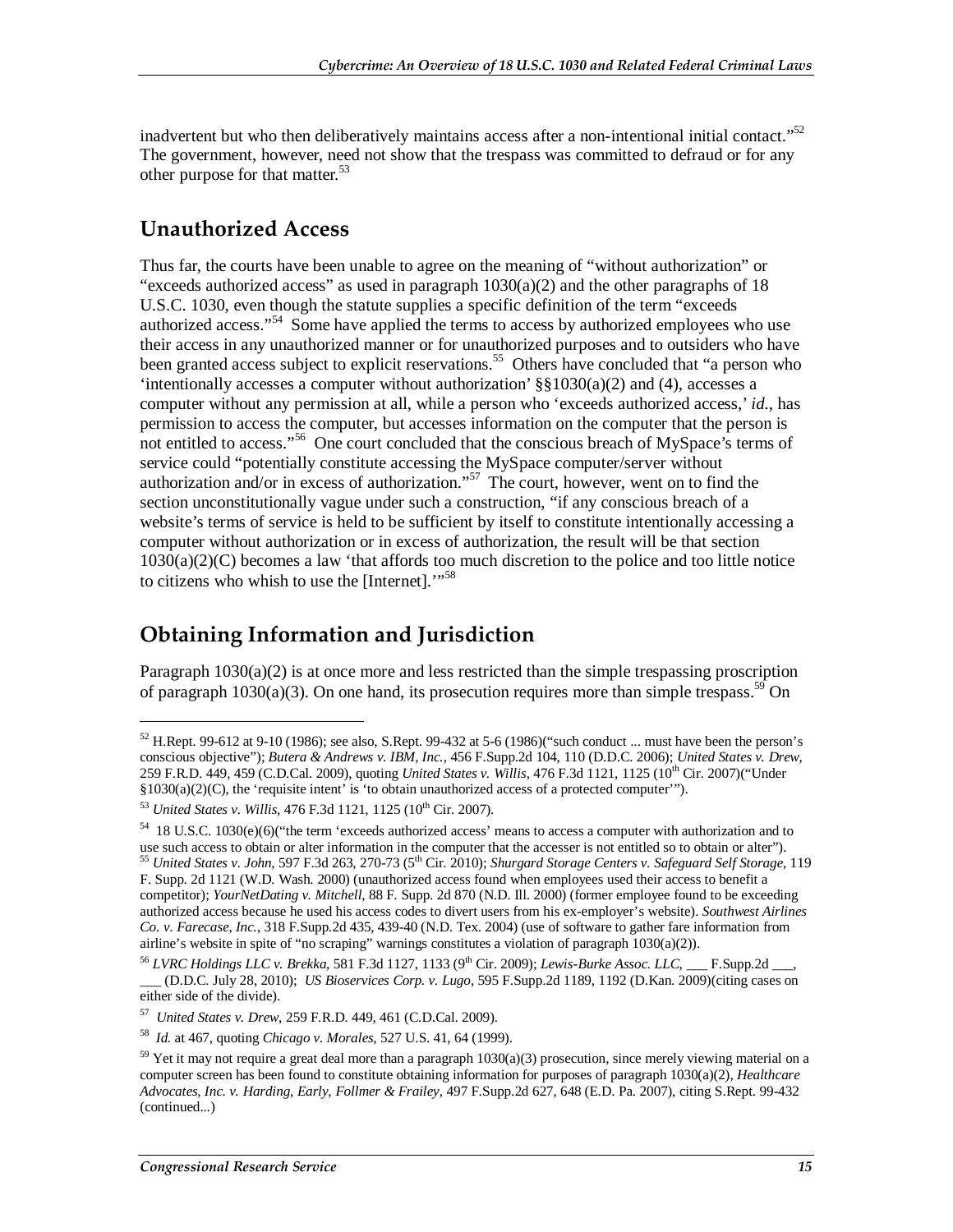inadvertent but who then deliberatively maintains access after a non-intentional initial contact."[52] The government, however, need not show that the trespass was committed to defraud or for any other purpose for that matter.[53]

## Unauthorized Access

Thus far, the courts have been unable to agree on the meaning of "without authorization" or "exceeds authorized access" as used in paragraph 1030(a)(2) and the other paragraphs of 18 U.S.C. 1030, even though the statute supplies a specific definition of the term "exceeds authorized access."[54] Some have applied the terms to access by authorized employees who use their access in any unauthorized manner or for unauthorized purposes and to outsiders who have been granted access subject to explicit reservations.[55] Others have concluded that "a person who 'intentionally accesses a computer without authorization' §§1030(a)(2) and (4), accesses a computer without any permission at all, while a person who 'exceeds authorized access,' *id.*, has permission to access the computer, but accesses information on the computer that the person is not entitled to access."[56] One court concluded that the conscious breach of MySpace's terms of service could "potentially constitute accessing the MySpace computer/server without authorization and/or in excess of authorization."[57] The court, however, went on to find the section unconstitutionally vague under such a construction, "if any conscious breach of a website's terms of service is held to be sufficient by itself to constitute intentionally accessing a computer without authorization or in excess of authorization, the result will be that section 1030(a)(2)(C) becomes a law 'that affords too much discretion to the police and too little notice to citizens who whish to use the [Internet].'"[58]

## Obtaining Information and Jurisdiction

Paragraph 1030(a)(2) is at once more and less restricted than the simple trespassing proscription of paragraph 1030(a)(3). On one hand, its prosecution requires more than simple trespass.[59] On

---

[52] H.Rept. 99-612 at 9-10 (1986); see also, S.Rept. 99-432 at 5-6 (1986)("such conduct ... must have been the person's conscious objective"); *Butera & Andrews v. IBM, Inc.*, 456 F.Supp.2d 104, 110 (D.D.C. 2006); *United States v. Drew*, 259 F.R.D. 449, 459 (C.D.Cal. 2009), quoting *United States v. Willis*, 476 F.3d 1121, 1125 (10th Cir. 2007)("Under §1030(a)(2)(C), the 'requisite intent' is 'to obtain unauthorized access of a protected computer'").

[53] *United States v. Willis*, 476 F.3d 1121, 1125 (10th Cir. 2007).

[54] 18 U.S.C. 1030(e)(6)("the term 'exceeds authorized access' means to access a computer with authorization and to use such access to obtain or alter information in the computer that the accesser is not entitled so to obtain or alter").

[55] *United States v. John*, 597 F.3d 263, 270-73 (5th Cir. 2010); *Shurgard Storage Centers v. Safeguard Self Storage*, 119 F. Supp. 2d 1121 (W.D. Wash. 2000) (unauthorized access found when employees used their access to benefit a competitor); *YourNetDating v. Mitchell*, 88 F. Supp. 2d 870 (N.D. Ill. 2000) (former employee found to be exceeding authorized access because he used his access codes to divert users from his ex-employer's website). *Southwest Airlines Co. v. Farecase, Inc.*, 318 F.Supp.2d 435, 439-40 (N.D. Tex. 2004) (use of software to gather fare information from airline's website in spite of "no scraping" warnings constitutes a violation of paragraph 1030(a)(2)).

[56] *LVRC Holdings LLC v. Brekka*, 581 F.3d 1127, 1133 (9th Cir. 2009); *Lewis-Burke Assoc. LLC*, ___ F.Supp.2d ___, ___ (D.D.C. July 28, 2010); *US Bioservices Corp. v. Lugo*, 595 F.Supp.2d 1189, 1192 (D.Kan. 2009)(citing cases on either side of the divide).

[57] *United States v. Drew*, 259 F.R.D. 449, 461 (C.D.Cal. 2009).

[58] *Id.* at 467, quoting *Chicago v. Morales*, 527 U.S. 41, 64 (1999).

[59] Yet it may not require a great deal more than a paragraph 1030(a)(3) prosecution, since merely viewing material on a computer screen has been found to constitute obtaining information for purposes of paragraph 1030(a)(2), *Healthcare Advocates, Inc. v. Harding, Early, Follmer & Frailey*, 497 F.Supp.2d 627, 648 (E.D. Pa. 2007), citing S.Rept. 99-432 (continued...)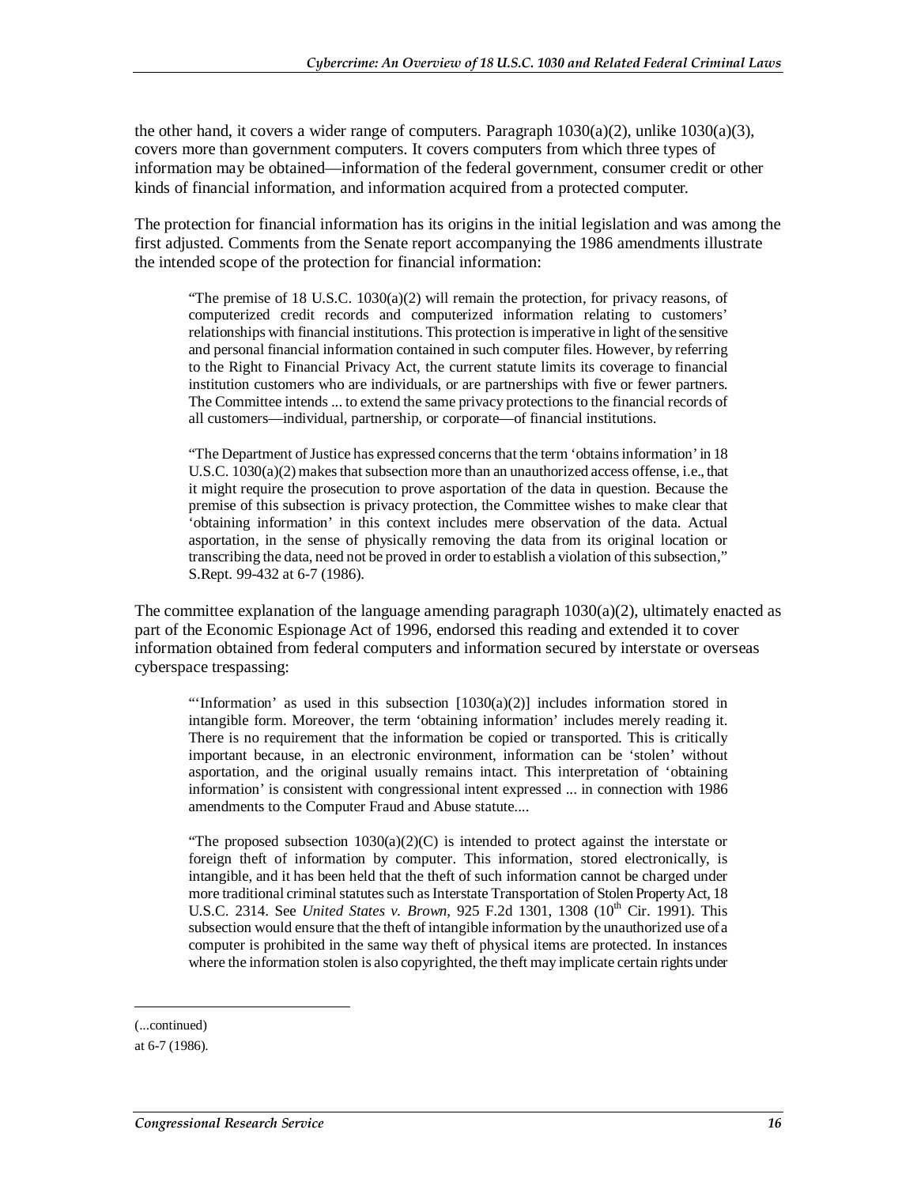the other hand, it covers a wider range of computers. Paragraph 1030(a)(2), unlike 1030(a)(3), covers more than government computers. It covers computers from which three types of information may be obtained—information of the federal government, consumer credit or other kinds of financial information, and information acquired from a protected computer.

The protection for financial information has its origins in the initial legislation and was among the first adjusted. Comments from the Senate report accompanying the 1986 amendments illustrate the intended scope of the protection for financial information:

> "The premise of 18 U.S.C. 1030(a)(2) will remain the protection, for privacy reasons, of computerized credit records and computerized information relating to customers' relationships with financial institutions. This protection is imperative in light of the sensitive and personal financial information contained in such computer files. However, by referring to the Right to Financial Privacy Act, the current statute limits its coverage to financial institution customers who are individuals, or are partnerships with five or fewer partners. The Committee intends ... to extend the same privacy protections to the financial records of all customers—individual, partnership, or corporate—of financial institutions.
>
> "The Department of Justice has expressed concerns that the term 'obtains information' in 18 U.S.C. 1030(a)(2) makes that subsection more than an unauthorized access offense, i.e., that it might require the prosecution to prove asportation of the data in question. Because the premise of this subsection is privacy protection, the Committee wishes to make clear that 'obtaining information' in this context includes mere observation of the data. Actual asportation, in the sense of physically removing the data from its original location or transcribing the data, need not be proved in order to establish a violation of this subsection," S.Rept. 99-432 at 6-7 (1986).

The committee explanation of the language amending paragraph 1030(a)(2), ultimately enacted as part of the Economic Espionage Act of 1996, endorsed this reading and extended it to cover information obtained from federal computers and information secured by interstate or overseas cyberspace trespassing:

> "'Information' as used in this subsection [1030(a)(2)] includes information stored in intangible form. Moreover, the term 'obtaining information' includes merely reading it. There is no requirement that the information be copied or transported. This is critically important because, in an electronic environment, information can be 'stolen' without asportation, and the original usually remains intact. This interpretation of 'obtaining information' is consistent with congressional intent expressed ... in connection with 1986 amendments to the Computer Fraud and Abuse statute....
>
> "The proposed subsection 1030(a)(2)(C) is intended to protect against the interstate or foreign theft of information by computer. This information, stored electronically, is intangible, and it has been held that the theft of such information cannot be charged under more traditional criminal statutes such as Interstate Transportation of Stolen Property Act, 18 U.S.C. 2314. See *United States v. Brown*, 925 F.2d 1301, 1308 (10th Cir. 1991). This subsection would ensure that the theft of intangible information by the unauthorized use of a computer is prohibited in the same way theft of physical items are protected. In instances where the information stolen is also copyrighted, the theft may implicate certain rights under

(...continued)

at 6-7 (1986).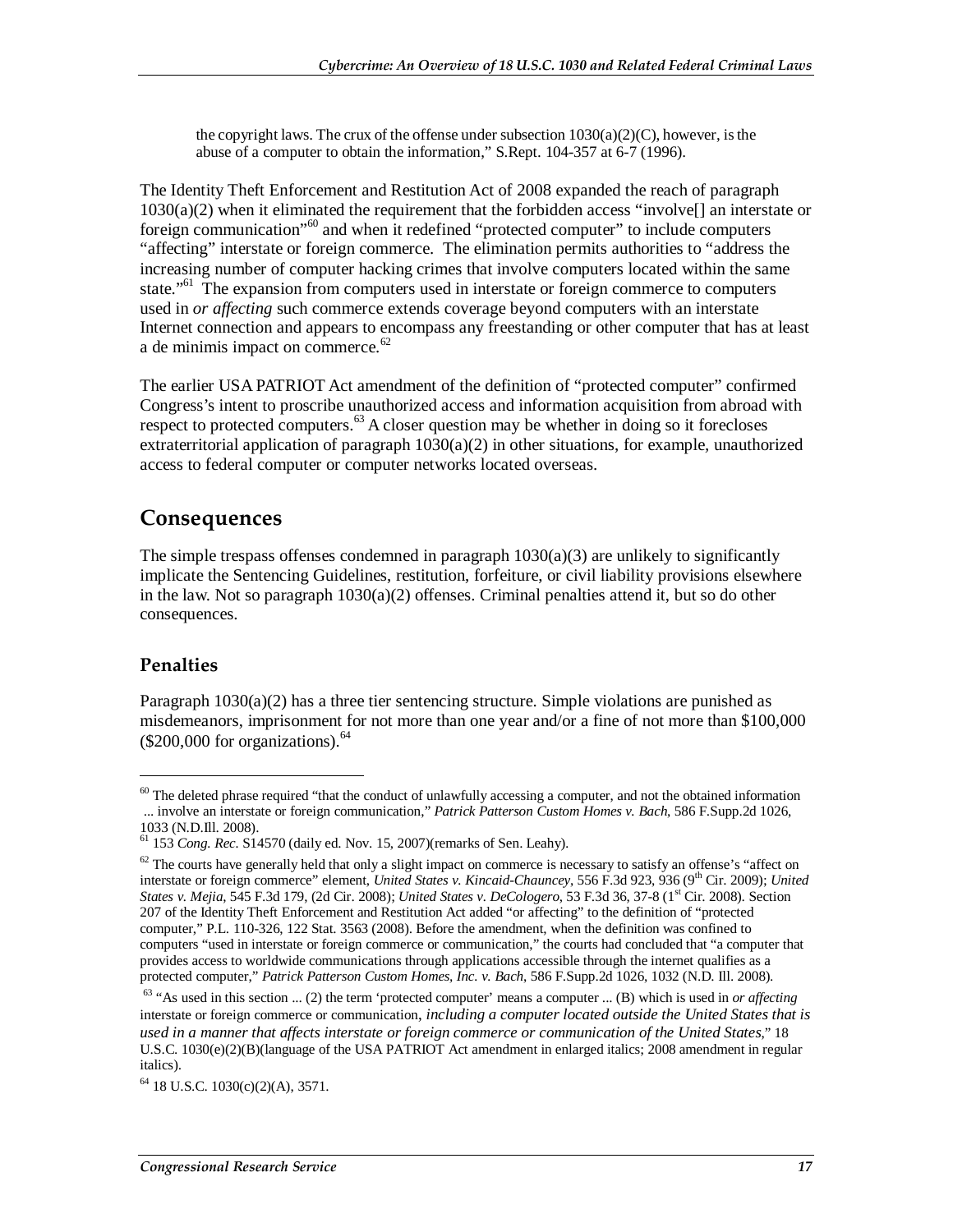> the copyright laws. The crux of the offense under subsection 1030(a)(2)(C), however, is the abuse of a computer to obtain the information," S.Rept. 104-357 at 6-7 (1996).

The Identity Theft Enforcement and Restitution Act of 2008 expanded the reach of paragraph 1030(a)(2) when it eliminated the requirement that the forbidden access "involve[] an interstate or foreign communication"[60] and when it redefined "protected computer" to include computers "affecting" interstate or foreign commerce. The elimination permits authorities to "address the increasing number of computer hacking crimes that involve computers located within the same state."[61] The expansion from computers used in interstate or foreign commerce to computers used in *or affecting* such commerce extends coverage beyond computers with an interstate Internet connection and appears to encompass any freestanding or other computer that has at least a de minimis impact on commerce.[62]

The earlier USA PATRIOT Act amendment of the definition of "protected computer" confirmed Congress's intent to proscribe unauthorized access and information acquisition from abroad with respect to protected computers.[63] A closer question may be whether in doing so it forecloses extraterritorial application of paragraph 1030(a)(2) in other situations, for example, unauthorized access to federal computer or computer networks located overseas.

## Consequences

The simple trespass offenses condemned in paragraph 1030(a)(3) are unlikely to significantly implicate the Sentencing Guidelines, restitution, forfeiture, or civil liability provisions elsewhere in the law. Not so paragraph 1030(a)(2) offenses. Criminal penalties attend it, but so do other consequences.

### Penalties

Paragraph 1030(a)(2) has a three tier sentencing structure. Simple violations are punished as misdemeanors, imprisonment for not more than one year and/or a fine of not more than $100,000 ($200,000 for organizations).[64]

---

[60] The deleted phrase required "that the conduct of unlawfully accessing a computer, and not the obtained information ... involve an interstate or foreign communication," *Patrick Patterson Custom Homes v. Bach*, 586 F.Supp.2d 1026, 1033 (N.D.Ill. 2008).

[61] 153 *Cong. Rec.* S14570 (daily ed. Nov. 15, 2007)(remarks of Sen. Leahy).

[62] The courts have generally held that only a slight impact on commerce is necessary to satisfy an offense's "affect on interstate or foreign commerce" element, *United States v. Kincaid-Chauncey*, 556 F.3d 923, 936 (9th Cir. 2009); *United States v. Mejia*, 545 F.3d 179, (2d Cir. 2008); *United States v. DeCologero*, 53 F.3d 36, 37-8 (1st Cir. 2008). Section 207 of the Identity Theft Enforcement and Restitution Act added "or affecting" to the definition of "protected computer," P.L. 110-326, 122 Stat. 3563 (2008). Before the amendment, when the definition was confined to computers "used in interstate or foreign commerce or communication," the courts had concluded that "a computer that provides access to worldwide communications through applications accessible through the internet qualifies as a protected computer," *Patrick Patterson Custom Homes, Inc. v. Bach*, 586 F.Supp.2d 1026, 1032 (N.D. Ill. 2008).

[63] "As used in this section ... (2) the term 'protected computer' means a computer ... (B) which is used in *or affecting* interstate or foreign commerce or communication, *including a computer located outside the United States that is used in a manner that affects interstate or foreign commerce or communication of the United States*," 18 U.S.C. 1030(e)(2)(B)(language of the USA PATRIOT Act amendment in enlarged italics; 2008 amendment in regular italics).

[64] 18 U.S.C. 1030(c)(2)(A), 3571.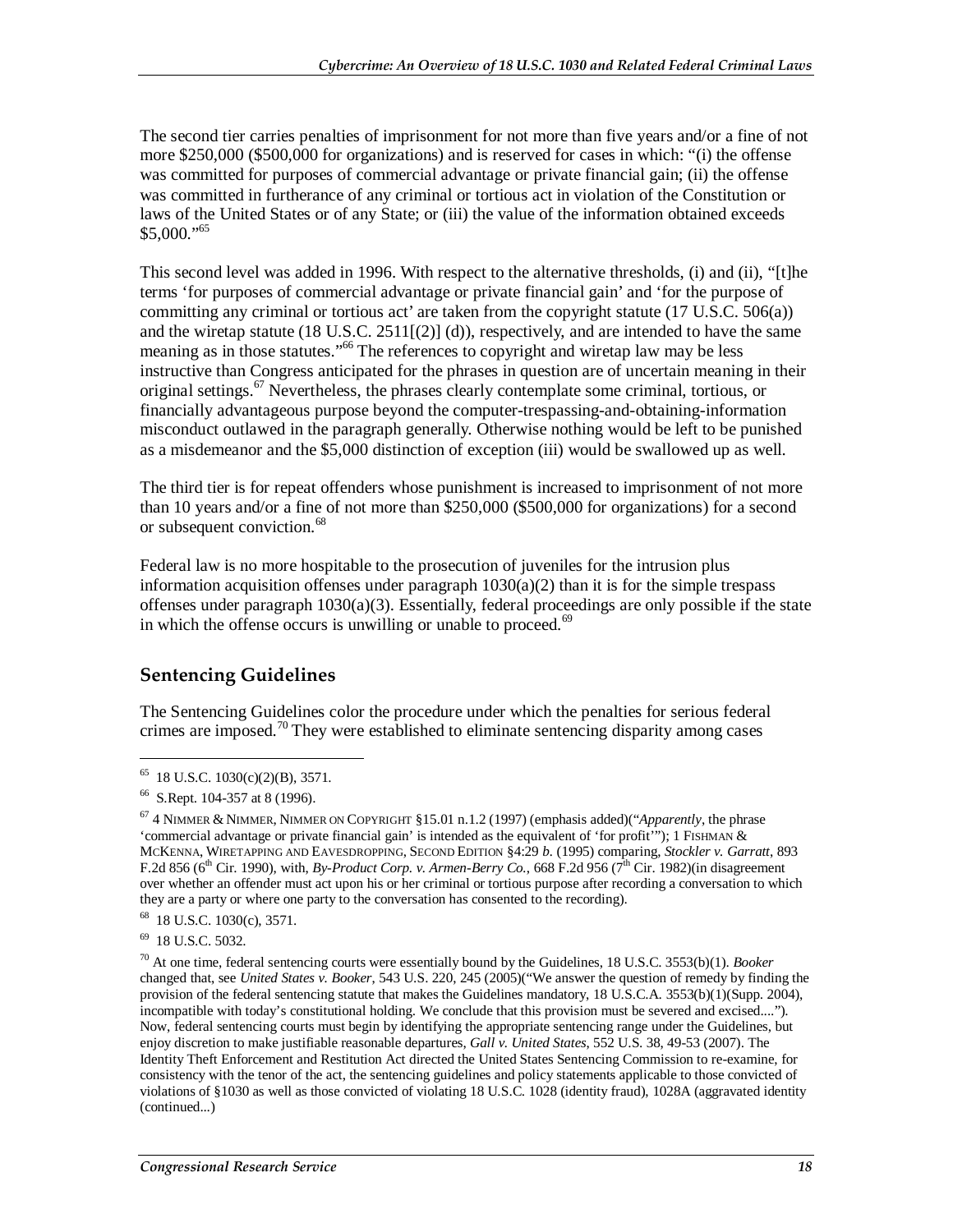The second tier carries penalties of imprisonment for not more than five years and/or a fine of not more $250,000 ($500,000 for organizations) and is reserved for cases in which: "(i) the offense was committed for purposes of commercial advantage or private financial gain; (ii) the offense was committed in furtherance of any criminal or tortious act in violation of the Constitution or laws of the United States or of any State; or (iii) the value of the information obtained exceeds $5,000."[65]

This second level was added in 1996. With respect to the alternative thresholds, (i) and (ii), "[t]he terms 'for purposes of commercial advantage or private financial gain' and 'for the purpose of committing any criminal or tortious act' are taken from the copyright statute (17 U.S.C. 506(a)) and the wiretap statute (18 U.S.C. 2511[(2)] (d)), respectively, and are intended to have the same meaning as in those statutes."[66] The references to copyright and wiretap law may be less instructive than Congress anticipated for the phrases in question are of uncertain meaning in their original settings.[67] Nevertheless, the phrases clearly contemplate some criminal, tortious, or financially advantageous purpose beyond the computer-trespassing-and-obtaining-information misconduct outlawed in the paragraph generally. Otherwise nothing would be left to be punished as a misdemeanor and the $5,000 distinction of exception (iii) would be swallowed up as well.

The third tier is for repeat offenders whose punishment is increased to imprisonment of not more than 10 years and/or a fine of not more than $250,000 ($500,000 for organizations) for a second or subsequent conviction.[68]

Federal law is no more hospitable to the prosecution of juveniles for the intrusion plus information acquisition offenses under paragraph 1030(a)(2) than it is for the simple trespass offenses under paragraph 1030(a)(3). Essentially, federal proceedings are only possible if the state in which the offense occurs is unwilling or unable to proceed.[69]

## Sentencing Guidelines

The Sentencing Guidelines color the procedure under which the penalties for serious federal crimes are imposed.[70] They were established to eliminate sentencing disparity among cases

---

[65] 18 U.S.C. 1030(c)(2)(B), 3571.

[66] S.Rept. 104-357 at 8 (1996).

[67] 4 NIMMER & NIMMER, NIMMER ON COPYRIGHT §15.01 n.1.2 (1997) (emphasis added)("*Apparently*, the phrase 'commercial advantage or private financial gain' is intended as the equivalent of 'for profit'"); 1 FISHMAN & MCKENNA, WIRETAPPING AND EAVESDROPPING, SECOND EDITION §4:29 *b*. (1995) comparing, *Stockler v. Garratt*, 893 F.2d 856 (6th Cir. 1990), with, *By-Product Corp. v. Armen-Berry Co.*, 668 F.2d 956 (7th Cir. 1982)(in disagreement over whether an offender must act upon his or her criminal or tortious purpose after recording a conversation to which they are a party or where one party to the conversation has consented to the recording).

[68] 18 U.S.C. 1030(c), 3571.

[69] 18 U.S.C. 5032.

[70] At one time, federal sentencing courts were essentially bound by the Guidelines, 18 U.S.C. 3553(b)(1). *Booker* changed that, see *United States v. Booker*, 543 U.S. 220, 245 (2005)("We answer the question of remedy by finding the provision of the federal sentencing statute that makes the Guidelines mandatory, 18 U.S.C.A. 3553(b)(1)(Supp. 2004), incompatible with today's constitutional holding. We conclude that this provision must be severed and excised...."). Now, federal sentencing courts must begin by identifying the appropriate sentencing range under the Guidelines, but enjoy discretion to make justifiable reasonable departures, *Gall v. United States*, 552 U.S. 38, 49-53 (2007). The Identity Theft Enforcement and Restitution Act directed the United States Sentencing Commission to re-examine, for consistency with the tenor of the act, the sentencing guidelines and policy statements applicable to those convicted of violations of §1030 as well as those convicted of violating 18 U.S.C. 1028 (identity fraud), 1028A (aggravated identity (continued...)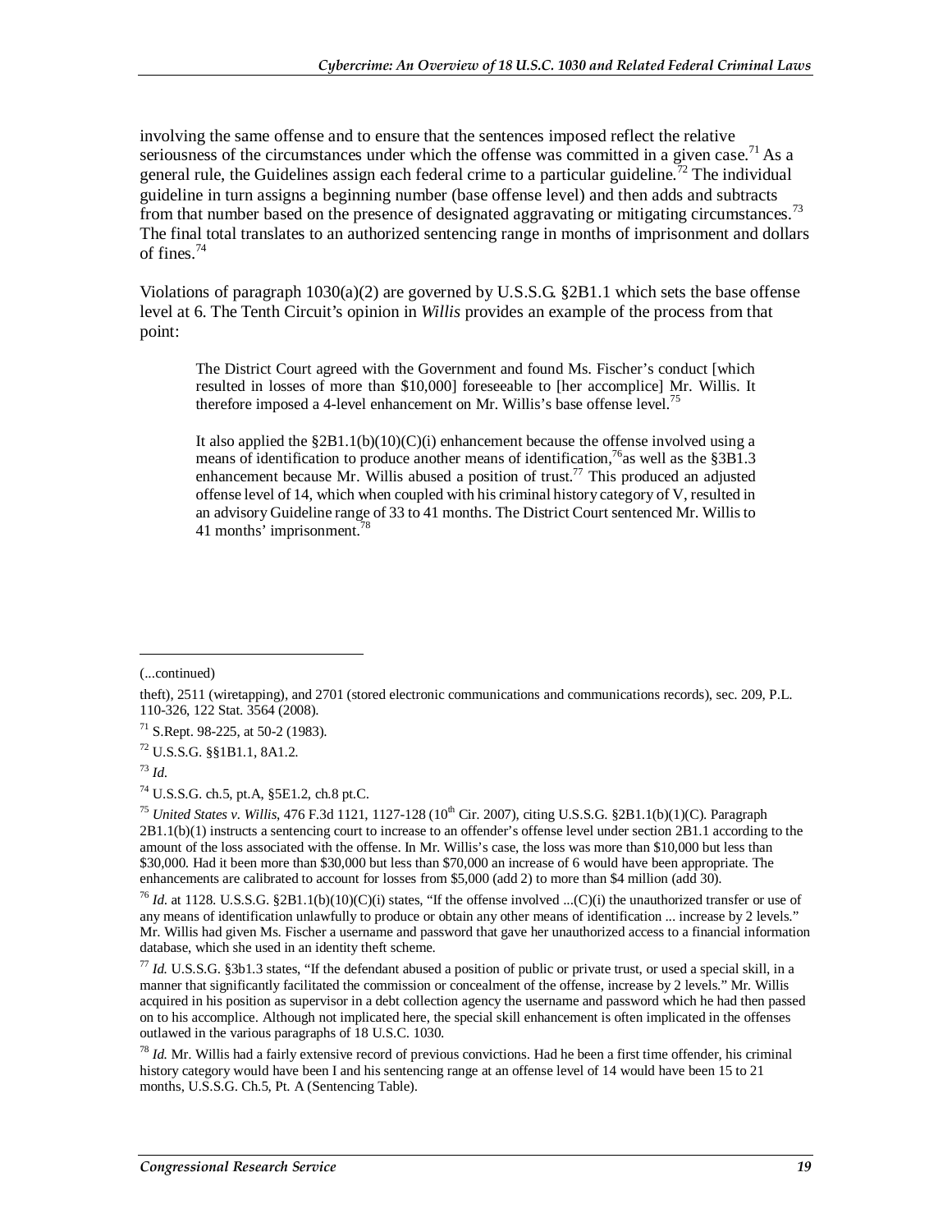involving the same offense and to ensure that the sentences imposed reflect the relative seriousness of the circumstances under which the offense was committed in a given case.[71] As a general rule, the Guidelines assign each federal crime to a particular guideline.[72] The individual guideline in turn assigns a beginning number (base offense level) and then adds and subtracts from that number based on the presence of designated aggravating or mitigating circumstances.[73] The final total translates to an authorized sentencing range in months of imprisonment and dollars of fines.[74]

Violations of paragraph 1030(a)(2) are governed by U.S.S.G. §2B1.1 which sets the base offense level at 6. The Tenth Circuit's opinion in *Willis* provides an example of the process from that point:

> The District Court agreed with the Government and found Ms. Fischer's conduct [which resulted in losses of more than $10,000] foreseeable to [her accomplice] Mr. Willis. It therefore imposed a 4-level enhancement on Mr. Willis's base offense level.[75]
>
> It also applied the §2B1.1(b)(10)(C)(i) enhancement because the offense involved using a means of identification to produce another means of identification,[76] as well as the §3B1.3 enhancement because Mr. Willis abused a position of trust.[77] This produced an adjusted offense level of 14, which when coupled with his criminal history category of V, resulted in an advisory Guideline range of 33 to 41 months. The District Court sentenced Mr. Willis to 41 months' imprisonment.[78]

---

(...continued)

theft), 2511 (wiretapping), and 2701 (stored electronic communications and communications records), sec. 209, P.L. 110-326, 122 Stat. 3564 (2008).

[71] S.Rept. 98-225, at 50-2 (1983).

[72] U.S.S.G. §§1B1.1, 8A1.2.

[73] *Id.*

[74] U.S.S.G. ch.5, pt.A, §5E1.2, ch.8 pt.C.

[75] *United States v. Willis*, 476 F.3d 1121, 1127-128 (10th Cir. 2007), citing U.S.S.G. §2B1.1(b)(1)(C). Paragraph 2B1.1(b)(1) instructs a sentencing court to increase to an offender's offense level under section 2B1.1 according to the amount of the loss associated with the offense. In Mr. Willis's case, the loss was more than $10,000 but less than $30,000. Had it been more than $30,000 but less than $70,000 an increase of 6 would have been appropriate. The enhancements are calibrated to account for losses from $5,000 (add 2) to more than $4 million (add 30).

[76] *Id.* at 1128. U.S.S.G. §2B1.1(b)(10)(C)(i) states, "If the offense involved ...(C)(i) the unauthorized transfer or use of any means of identification unlawfully to produce or obtain any other means of identification ... increase by 2 levels." Mr. Willis had given Ms. Fischer a username and password that gave her unauthorized access to a financial information database, which she used in an identity theft scheme.

[77] *Id.* U.S.S.G. §3b1.3 states, "If the defendant abused a position of public or private trust, or used a special skill, in a manner that significantly facilitated the commission or concealment of the offense, increase by 2 levels." Mr. Willis acquired in his position as supervisor in a debt collection agency the username and password which he had then passed on to his accomplice. Although not implicated here, the special skill enhancement is often implicated in the offenses outlawed in the various paragraphs of 18 U.S.C. 1030.

[78] *Id.* Mr. Willis had a fairly extensive record of previous convictions. Had he been a first time offender, his criminal history category would have been I and his sentencing range at an offense level of 14 would have been 15 to 21 months, U.S.S.G. Ch.5, Pt. A (Sentencing Table).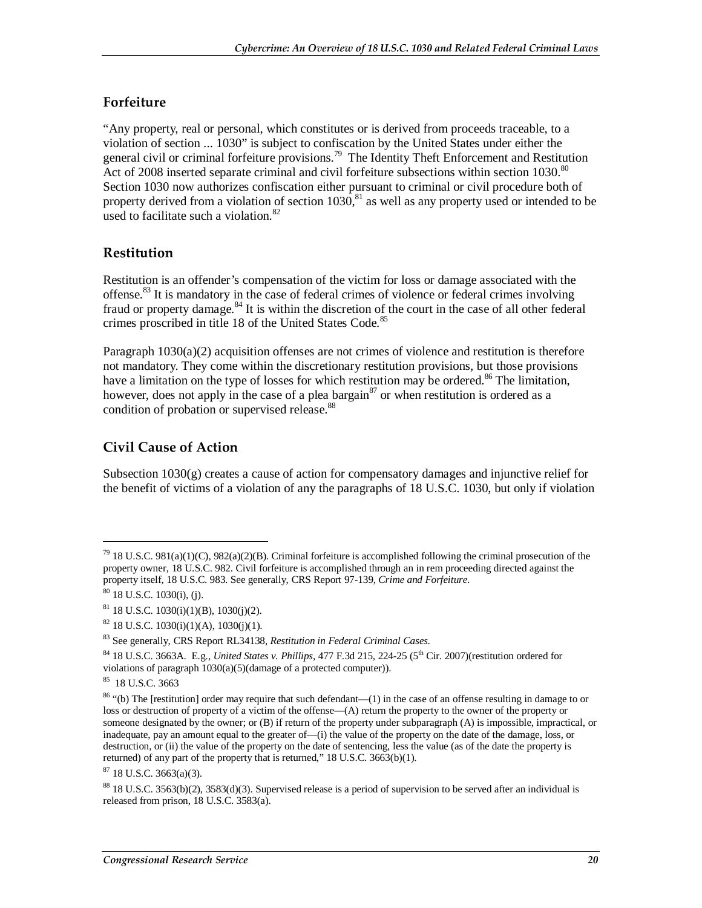## Forfeiture

"Any property, real or personal, which constitutes or is derived from proceeds traceable, to a violation of section ... 1030" is subject to confiscation by the United States under either the general civil or criminal forfeiture provisions.[79] The Identity Theft Enforcement and Restitution Act of 2008 inserted separate criminal and civil forfeiture subsections within section 1030.[80] Section 1030 now authorizes confiscation either pursuant to criminal or civil procedure both of property derived from a violation of section 1030,[81] as well as any property used or intended to be used to facilitate such a violation.[82]

## Restitution

Restitution is an offender's compensation of the victim for loss or damage associated with the offense.[83] It is mandatory in the case of federal crimes of violence or federal crimes involving fraud or property damage.[84] It is within the discretion of the court in the case of all other federal crimes proscribed in title 18 of the United States Code.[85]

Paragraph 1030(a)(2) acquisition offenses are not crimes of violence and restitution is therefore not mandatory. They come within the discretionary restitution provisions, but those provisions have a limitation on the type of losses for which restitution may be ordered.[86] The limitation, however, does not apply in the case of a plea bargain[87] or when restitution is ordered as a condition of probation or supervised release.[88]

## Civil Cause of Action

Subsection 1030(g) creates a cause of action for compensatory damages and injunctive relief for the benefit of victims of a violation of any the paragraphs of 18 U.S.C. 1030, but only if violation

---

[79] 18 U.S.C. 981(a)(1)(C), 982(a)(2)(B). Criminal forfeiture is accomplished following the criminal prosecution of the property owner, 18 U.S.C. 982. Civil forfeiture is accomplished through an in rem proceeding directed against the property itself, 18 U.S.C. 983. See generally, CRS Report 97-139, *Crime and Forfeiture*.

[80] 18 U.S.C. 1030(i), (j).

[81] 18 U.S.C. 1030(i)(1)(B), 1030(j)(2).

[82] 18 U.S.C. 1030(i)(1)(A), 1030(j)(1).

[83] See generally, CRS Report RL34138, *Restitution in Federal Criminal Cases*.

[84] 18 U.S.C. 3663A. E.g., *United States v. Phillips*, 477 F.3d 215, 224-25 (5th Cir. 2007)(restitution ordered for violations of paragraph 1030(a)(5)(damage of a protected computer)).

[85] 18 U.S.C. 3663

[86] "(b) The [restitution] order may require that such defendant—(1) in the case of an offense resulting in damage to or loss or destruction of property of a victim of the offense—(A) return the property to the owner of the property or someone designated by the owner; or (B) if return of the property under subparagraph (A) is impossible, impractical, or inadequate, pay an amount equal to the greater of—(i) the value of the property on the date of the damage, loss, or destruction, or (ii) the value of the property on the date of sentencing, less the value (as of the date the property is returned) of any part of the property that is returned," 18 U.S.C. 3663(b)(1).

[87] 18 U.S.C. 3663(a)(3).

[88] 18 U.S.C. 3563(b)(2), 3583(d)(3). Supervised release is a period of supervision to be served after an individual is released from prison, 18 U.S.C. 3583(a).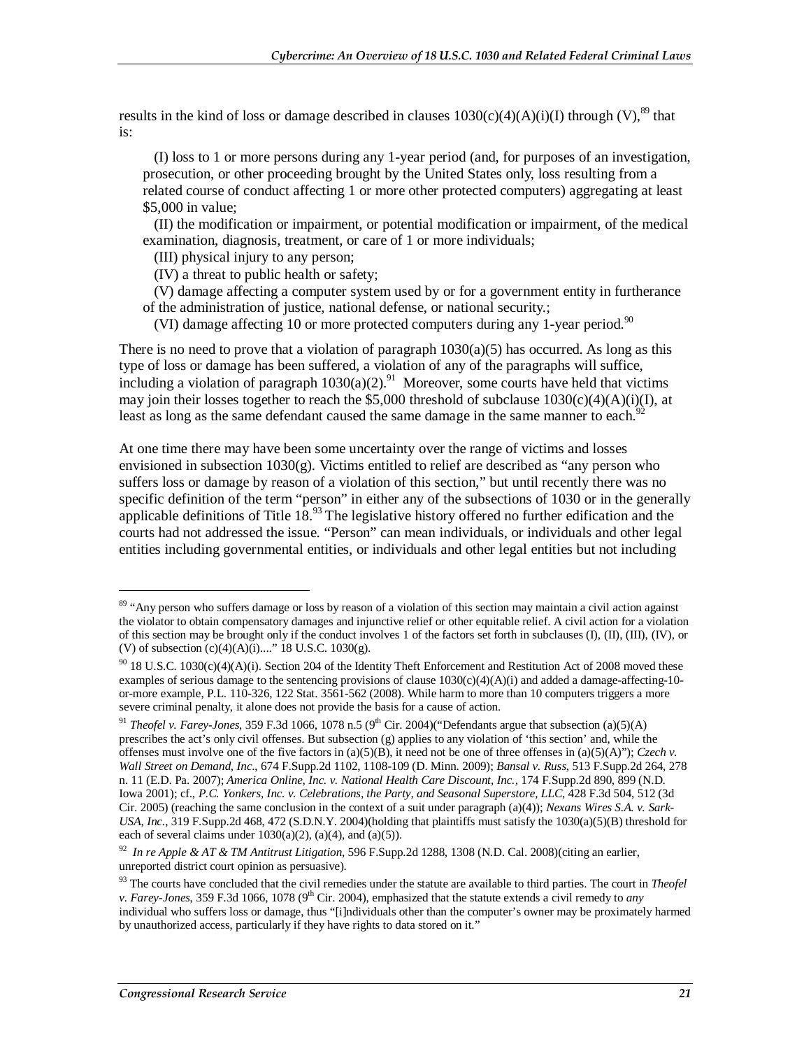results in the kind of loss or damage described in clauses 1030(c)(4)(A)(i)(I) through (V),[89] that is:

> (I) loss to 1 or more persons during any 1-year period (and, for purposes of an investigation, prosecution, or other proceeding brought by the United States only, loss resulting from a related course of conduct affecting 1 or more other protected computers) aggregating at least $5,000 in value;
>
> (II) the modification or impairment, or potential modification or impairment, of the medical examination, diagnosis, treatment, or care of 1 or more individuals;
>
> (III) physical injury to any person;
>
> (IV) a threat to public health or safety;
>
> (V) damage affecting a computer system used by or for a government entity in furtherance of the administration of justice, national defense, or national security.;
>
> (VI) damage affecting 10 or more protected computers during any 1-year period.[90]

There is no need to prove that a violation of paragraph 1030(a)(5) has occurred. As long as this type of loss or damage has been suffered, a violation of any of the paragraphs will suffice, including a violation of paragraph 1030(a)(2).[91] Moreover, some courts have held that victims may join their losses together to reach the $5,000 threshold of subclause 1030(c)(4)(A)(i)(I), at least as long as the same defendant caused the same damage in the same manner to each.[92]

At one time there may have been some uncertainty over the range of victims and losses envisioned in subsection 1030(g). Victims entitled to relief are described as "any person who suffers loss or damage by reason of a violation of this section," but until recently there was no specific definition of the term "person" in either any of the subsections of 1030 or in the generally applicable definitions of Title 18.[93] The legislative history offered no further edification and the courts had not addressed the issue. "Person" can mean individuals, or individuals and other legal entities including governmental entities, or individuals and other legal entities but not including

---

[89] "Any person who suffers damage or loss by reason of a violation of this section may maintain a civil action against the violator to obtain compensatory damages and injunctive relief or other equitable relief. A civil action for a violation of this section may be brought only if the conduct involves 1 of the factors set forth in subclauses (I), (II), (III), (IV), or (V) of subsection (c)(4)(A)(i)...." 18 U.S.C. 1030(g).

[90] 18 U.S.C. 1030(c)(4)(A)(i). Section 204 of the Identity Theft Enforcement and Restitution Act of 2008 moved these examples of serious damage to the sentencing provisions of clause 1030(c)(4)(A)(i) and added a damage-affecting-10-or-more example, P.L. 110-326, 122 Stat. 3561-562 (2008). While harm to more than 10 computers triggers a more severe criminal penalty, it alone does not provide the basis for a cause of action.

[91] *Theofel v. Farey-Jones*, 359 F.3d 1066, 1078 n.5 (9th Cir. 2004)("Defendants argue that subsection (a)(5)(A) prescribes the act's only civil offenses. But subsection (g) applies to any violation of 'this section' and, while the offenses must involve one of the five factors in (a)(5)(B), it need not be one of three offenses in (a)(5)(A)"); *Czech v. Wall Street on Demand, Inc*., 674 F.Supp.2d 1102, 1108-109 (D. Minn. 2009); *Bansal v. Russ*, 513 F.Supp.2d 264, 278 n. 11 (E.D. Pa. 2007); *America Online, Inc. v. National Health Care Discount, Inc.*, 174 F.Supp.2d 890, 899 (N.D. Iowa 2001); cf., *P.C. Yonkers, Inc. v. Celebrations, the Party, and Seasonal Superstore, LLC*, 428 F.3d 504, 512 (3d Cir. 2005) (reaching the same conclusion in the context of a suit under paragraph (a)(4)); *Nexans Wires S.A. v. Sark-USA, Inc.*, 319 F.Supp.2d 468, 472 (S.D.N.Y. 2004)(holding that plaintiffs must satisfy the 1030(a)(5)(B) threshold for each of several claims under 1030(a)(2), (a)(4), and (a)(5)).

[92] *In re Apple & AT & TM Antitrust Litigation*, 596 F.Supp.2d 1288, 1308 (N.D. Cal. 2008)(citing an earlier, unreported district court opinion as persuasive).

[93] The courts have concluded that the civil remedies under the statute are available to third parties. The court in *Theofel v. Farey-Jones*, 359 F.3d 1066, 1078 (9th Cir. 2004), emphasized that the statute extends a civil remedy to *any* individual who suffers loss or damage, thus "[i]ndividuals other than the computer's owner may be proximately harmed by unauthorized access, particularly if they have rights to data stored on it."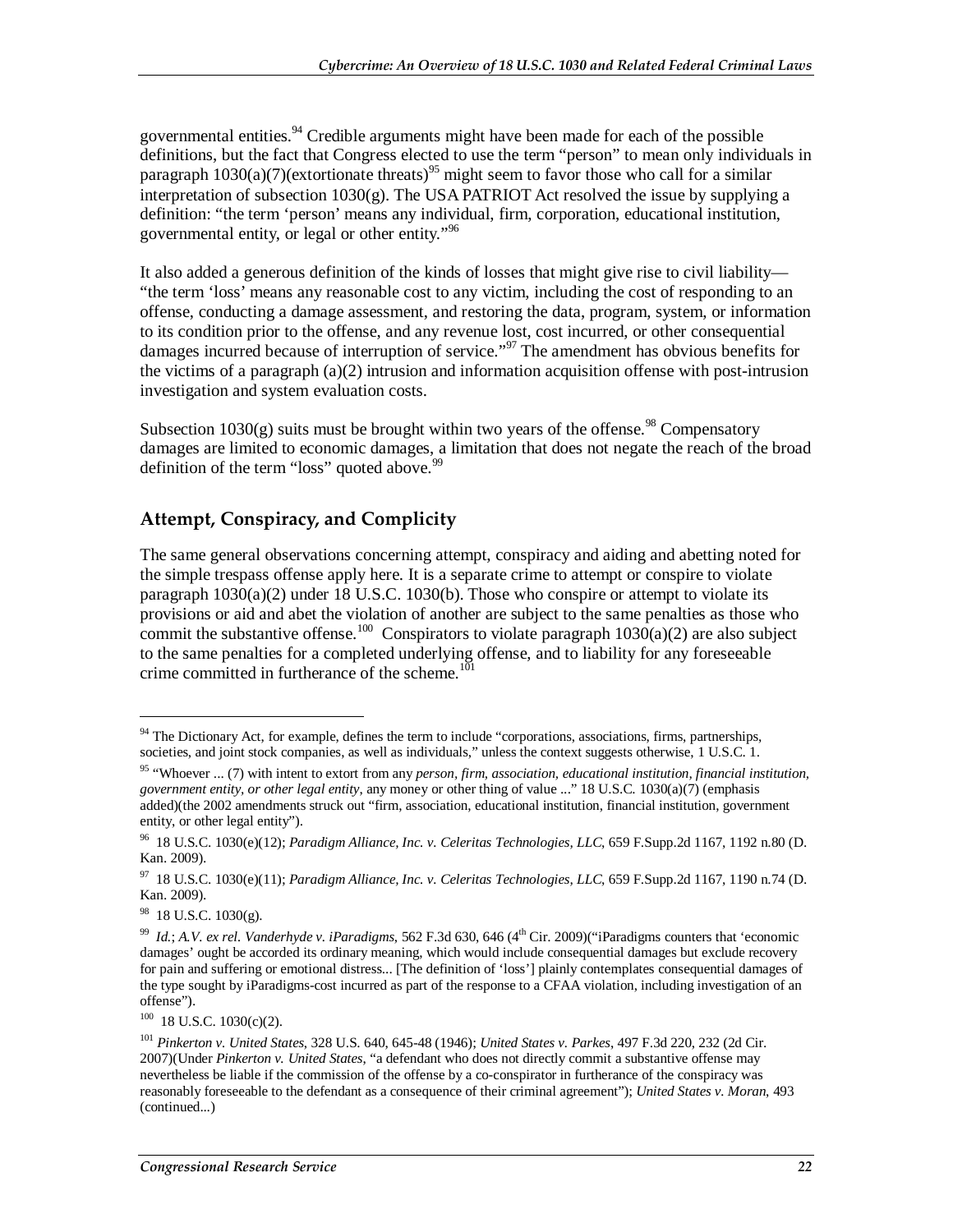governmental entities.[94] Credible arguments might have been made for each of the possible definitions, but the fact that Congress elected to use the term "person" to mean only individuals in paragraph 1030(a)(7)(extortionate threats)[95] might seem to favor those who call for a similar interpretation of subsection 1030(g). The USA PATRIOT Act resolved the issue by supplying a definition: "the term 'person' means any individual, firm, corporation, educational institution, governmental entity, or legal or other entity."[96]

It also added a generous definition of the kinds of losses that might give rise to civil liability— "the term 'loss' means any reasonable cost to any victim, including the cost of responding to an offense, conducting a damage assessment, and restoring the data, program, system, or information to its condition prior to the offense, and any revenue lost, cost incurred, or other consequential damages incurred because of interruption of service."[97] The amendment has obvious benefits for the victims of a paragraph (a)(2) intrusion and information acquisition offense with post-intrusion investigation and system evaluation costs.

Subsection 1030(g) suits must be brought within two years of the offense.[98] Compensatory damages are limited to economic damages, a limitation that does not negate the reach of the broad definition of the term "loss" quoted above.[99]

## Attempt, Conspiracy, and Complicity

The same general observations concerning attempt, conspiracy and aiding and abetting noted for the simple trespass offense apply here. It is a separate crime to attempt or conspire to violate paragraph 1030(a)(2) under 18 U.S.C. 1030(b). Those who conspire or attempt to violate its provisions or aid and abet the violation of another are subject to the same penalties as those who commit the substantive offense.[100] Conspirators to violate paragraph 1030(a)(2) are also subject to the same penalties for a completed underlying offense, and to liability for any foreseeable crime committed in furtherance of the scheme.[101]

---

[94] The Dictionary Act, for example, defines the term to include "corporations, associations, firms, partnerships, societies, and joint stock companies, as well as individuals," unless the context suggests otherwise, 1 U.S.C. 1.

[95] "Whoever ... (7) with intent to extort from any *person, firm, association, educational institution, financial institution, government entity, or other legal entity*, any money or other thing of value ..." 18 U.S.C. 1030(a)(7) (emphasis added)(the 2002 amendments struck out "firm, association, educational institution, financial institution, government entity, or other legal entity").

[96] 18 U.S.C. 1030(e)(12); *Paradigm Alliance, Inc. v. Celeritas Technologies, LLC*, 659 F.Supp.2d 1167, 1192 n.80 (D. Kan. 2009).

[97] 18 U.S.C. 1030(e)(11); *Paradigm Alliance, Inc. v. Celeritas Technologies, LLC*, 659 F.Supp.2d 1167, 1190 n.74 (D. Kan. 2009).

[98] 18 U.S.C. 1030(g).

[99] *Id.*; *A.V. ex rel. Vanderhyde v. iParadigms*, 562 F.3d 630, 646 (4th Cir. 2009)("iParadigms counters that 'economic damages' ought be accorded its ordinary meaning, which would include consequential damages but exclude recovery for pain and suffering or emotional distress... [The definition of 'loss'] plainly contemplates consequential damages of the type sought by iParadigms-cost incurred as part of the response to a CFAA violation, including investigation of an offense").

[100] 18 U.S.C. 1030(c)(2).

[101] *Pinkerton v. United States*, 328 U.S. 640, 645-48 (1946); *United States v. Parkes*, 497 F.3d 220, 232 (2d Cir. 2007)(Under *Pinkerton v. United States*, "a defendant who does not directly commit a substantive offense may nevertheless be liable if the commission of the offense by a co-conspirator in furtherance of the conspiracy was reasonably foreseeable to the defendant as a consequence of their criminal agreement"); *United States v. Moran*, 493 (continued...)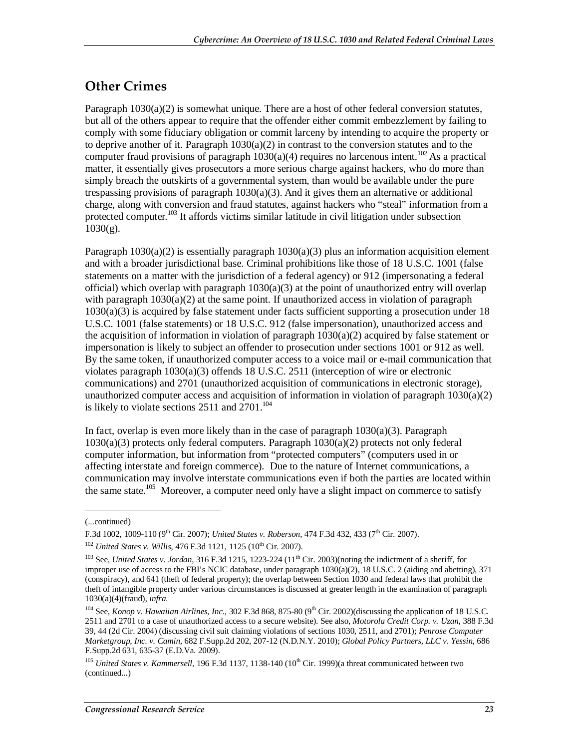## Other Crimes

Paragraph 1030(a)(2) is somewhat unique. There are a host of other federal conversion statutes, but all of the others appear to require that the offender either commit embezzlement by failing to comply with some fiduciary obligation or commit larceny by intending to acquire the property or to deprive another of it. Paragraph 1030(a)(2) in contrast to the conversion statutes and to the computer fraud provisions of paragraph 1030(a)(4) requires no larcenous intent.[102] As a practical matter, it essentially gives prosecutors a more serious charge against hackers, who do more than simply breach the outskirts of a governmental system, than would be available under the pure trespassing provisions of paragraph 1030(a)(3). And it gives them an alternative or additional charge, along with conversion and fraud statutes, against hackers who "steal" information from a protected computer.[103] It affords victims similar latitude in civil litigation under subsection 1030(g).

Paragraph 1030(a)(2) is essentially paragraph 1030(a)(3) plus an information acquisition element and with a broader jurisdictional base. Criminal prohibitions like those of 18 U.S.C. 1001 (false statements on a matter with the jurisdiction of a federal agency) or 912 (impersonating a federal official) which overlap with paragraph 1030(a)(3) at the point of unauthorized entry will overlap with paragraph 1030(a)(2) at the same point. If unauthorized access in violation of paragraph 1030(a)(3) is acquired by false statement under facts sufficient supporting a prosecution under 18 U.S.C. 1001 (false statements) or 18 U.S.C. 912 (false impersonation), unauthorized access and the acquisition of information in violation of paragraph 1030(a)(2) acquired by false statement or impersonation is likely to subject an offender to prosecution under sections 1001 or 912 as well. By the same token, if unauthorized computer access to a voice mail or e-mail communication that violates paragraph 1030(a)(3) offends 18 U.S.C. 2511 (interception of wire or electronic communications) and 2701 (unauthorized acquisition of communications in electronic storage), unauthorized computer access and acquisition of information in violation of paragraph 1030(a)(2) is likely to violate sections 2511 and 2701.[104]

In fact, overlap is even more likely than in the case of paragraph 1030(a)(3). Paragraph 1030(a)(3) protects only federal computers. Paragraph 1030(a)(2) protects not only federal computer information, but information from "protected computers" (computers used in or affecting interstate and foreign commerce). Due to the nature of Internet communications, a communication may involve interstate communications even if both the parties are located within the same state.[105] Moreover, a computer need only have a slight impact on commerce to satisfy

---

(...continued)

F.3d 1002, 1009-110 (9th Cir. 2007); *United States v. Roberson*, 474 F.3d 432, 433 (7th Cir. 2007).

[102] *United States v. Willis*, 476 F.3d 1121, 1125 (10th Cir. 2007).

[103] See, *United States v. Jordan*, 316 F.3d 1215, 1223-224 (11th Cir. 2003)(noting the indictment of a sheriff, for improper use of access to the FBI's NCIC database, under paragraph 1030(a)(2), 18 U.S.C. 2 (aiding and abetting), 371 (conspiracy), and 641 (theft of federal property); the overlap between Section 1030 and federal laws that prohibit the theft of intangible property under various circumstances is discussed at greater length in the examination of paragraph 1030(a)(4)(fraud), *infra*.

[104] See, *Konop v. Hawaiian Airlines, Inc.*, 302 F.3d 868, 875-80 (9th Cir. 2002)(discussing the application of 18 U.S.C. 2511 and 2701 to a case of unauthorized access to a secure website). See also, *Motorola Credit Corp. v. Uzan*, 388 F.3d 39, 44 (2d Cir. 2004) (discussing civil suit claiming violations of sections 1030, 2511, and 2701); *Penrose Computer Marketgroup, Inc. v. Camin*, 682 F.Supp.2d 202, 207-12 (N.D.N.Y. 2010); *Global Policy Partners, LLC v. Yessin*, 686 F.Supp.2d 631, 635-37 (E.D.Va. 2009).

[105] *United States v. Kammersell*, 196 F.3d 1137, 1138-140 (10th Cir. 1999)(a threat communicated between two (continued...)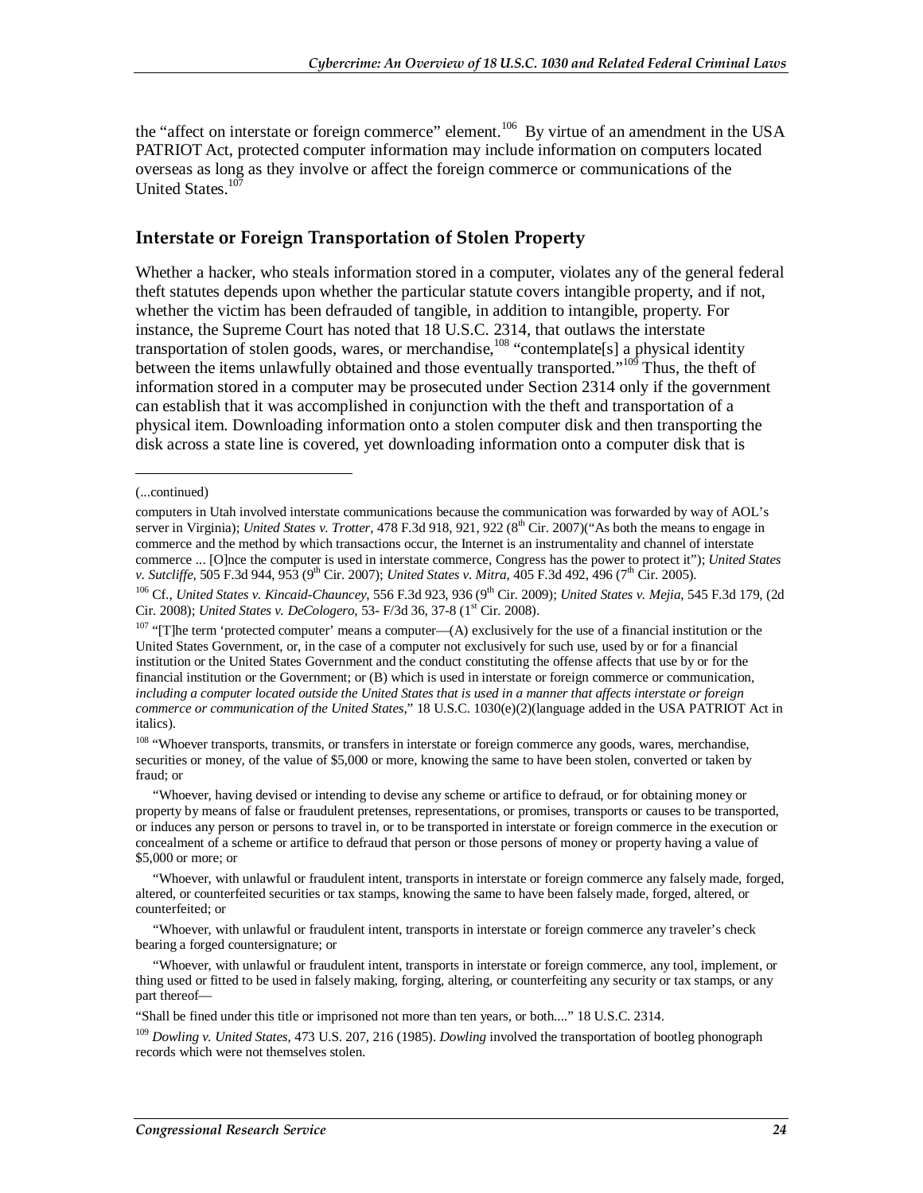the "affect on interstate or foreign commerce" element.[106] By virtue of an amendment in the USA PATRIOT Act, protected computer information may include information on computers located overseas as long as they involve or affect the foreign commerce or communications of the United States.[107]

## Interstate or Foreign Transportation of Stolen Property

Whether a hacker, who steals information stored in a computer, violates any of the general federal theft statutes depends upon whether the particular statute covers intangible property, and if not, whether the victim has been defrauded of tangible, in addition to intangible, property. For instance, the Supreme Court has noted that 18 U.S.C. 2314, that outlaws the interstate transportation of stolen goods, wares, or merchandise,[108] "contemplate[s] a physical identity between the items unlawfully obtained and those eventually transported."[109] Thus, the theft of information stored in a computer may be prosecuted under Section 2314 only if the government can establish that it was accomplished in conjunction with the theft and transportation of a physical item. Downloading information onto a stolen computer disk and then transporting the disk across a state line is covered, yet downloading information onto a computer disk that is

---

(...continued)

computers in Utah involved interstate communications because the communication was forwarded by way of AOL's server in Virginia); *United States v. Trotter*, 478 F.3d 918, 921, 922 (8th Cir. 2007)("As both the means to engage in commerce and the method by which transactions occur, the Internet is an instrumentality and channel of interstate commerce ... [O]nce the computer is used in interstate commerce, Congress has the power to protect it"); *United States v. Sutcliffe*, 505 F.3d 944, 953 (9th Cir. 2007); *United States v. Mitra*, 405 F.3d 492, 496 (7th Cir. 2005).

[106] Cf., *United States v. Kincaid-Chauncey*, 556 F.3d 923, 936 (9th Cir. 2009); *United States v. Mejia*, 545 F.3d 179, (2d Cir. 2008); *United States v. DeCologero*, 53- F/3d 36, 37-8 (1st Cir. 2008).

[107] "[T]he term 'protected computer' means a computer—(A) exclusively for the use of a financial institution or the United States Government, or, in the case of a computer not exclusively for such use, used by or for a financial institution or the United States Government and the conduct constituting the offense affects that use by or for the financial institution or the Government; or (B) which is used in interstate or foreign commerce or communication, *including a computer located outside the United States that is used in a manner that affects interstate or foreign commerce or communication of the United States*," 18 U.S.C. 1030(e)(2)(language added in the USA PATRIOT Act in italics).

[108] "Whoever transports, transmits, or transfers in interstate or foreign commerce any goods, wares, merchandise, securities or money, of the value of $5,000 or more, knowing the same to have been stolen, converted or taken by fraud; or

"Whoever, having devised or intending to devise any scheme or artifice to defraud, or for obtaining money or property by means of false or fraudulent pretenses, representations, or promises, transports or causes to be transported, or induces any person or persons to travel in, or to be transported in interstate or foreign commerce in the execution or concealment of a scheme or artifice to defraud that person or those persons of money or property having a value of $5,000 or more; or

"Whoever, with unlawful or fraudulent intent, transports in interstate or foreign commerce any falsely made, forged, altered, or counterfeited securities or tax stamps, knowing the same to have been falsely made, forged, altered, or counterfeited; or

"Whoever, with unlawful or fraudulent intent, transports in interstate or foreign commerce any traveler's check bearing a forged countersignature; or

"Whoever, with unlawful or fraudulent intent, transports in interstate or foreign commerce, any tool, implement, or thing used or fitted to be used in falsely making, forging, altering, or counterfeiting any security or tax stamps, or any part thereof—

"Shall be fined under this title or imprisoned not more than ten years, or both...." 18 U.S.C. 2314.

[109] *Dowling v. United States*, 473 U.S. 207, 216 (1985). *Dowling* involved the transportation of bootleg phonograph records which were not themselves stolen.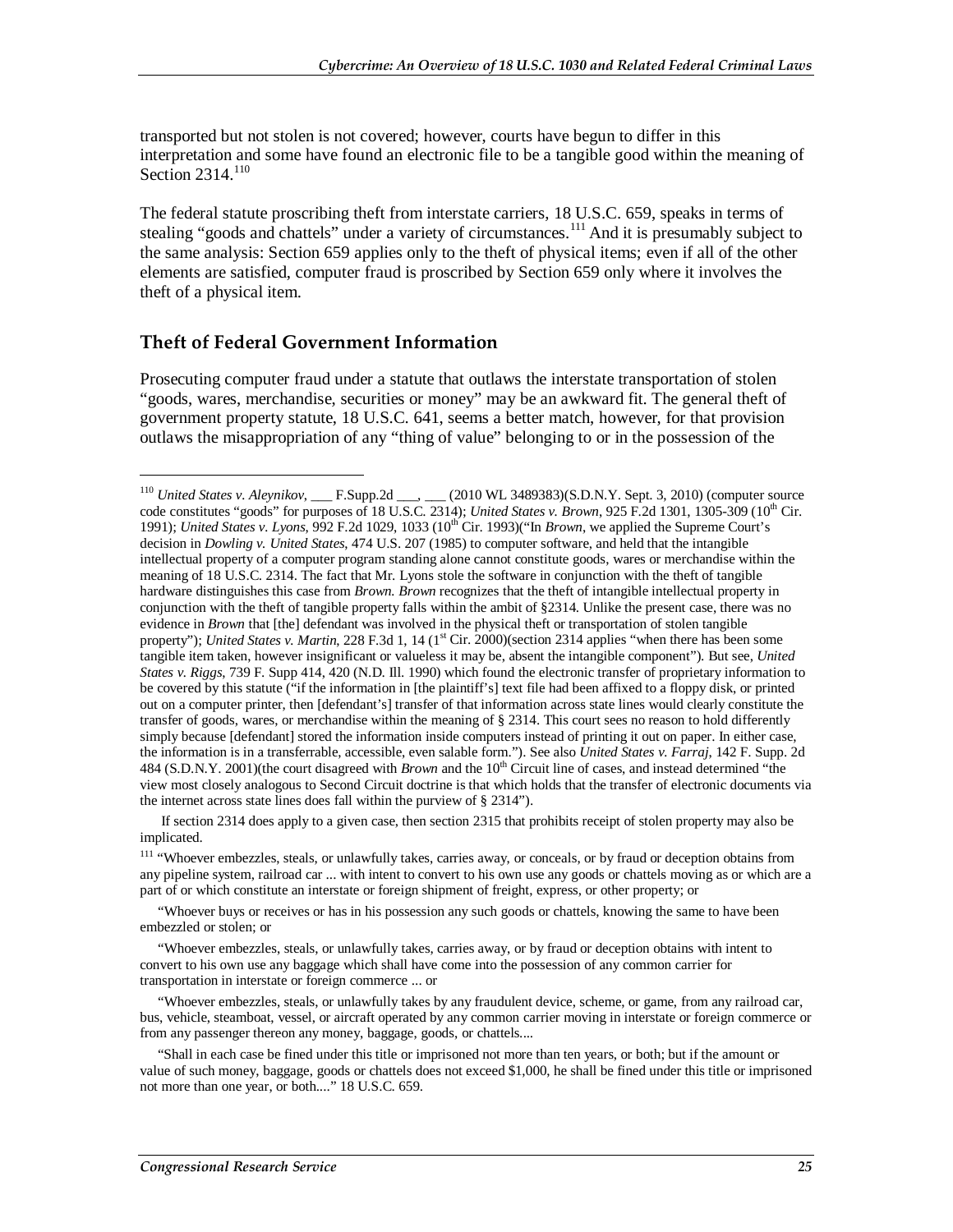transported but not stolen is not covered; however, courts have begun to differ in this interpretation and some have found an electronic file to be a tangible good within the meaning of Section 2314.[110]

The federal statute proscribing theft from interstate carriers, 18 U.S.C. 659, speaks in terms of stealing "goods and chattels" under a variety of circumstances.[111] And it is presumably subject to the same analysis: Section 659 applies only to the theft of physical items; even if all of the other elements are satisfied, computer fraud is proscribed by Section 659 only where it involves the theft of a physical item.

## Theft of Federal Government Information

Prosecuting computer fraud under a statute that outlaws the interstate transportation of stolen "goods, wares, merchandise, securities or money" may be an awkward fit. The general theft of government property statute, 18 U.S.C. 641, seems a better match, however, for that provision outlaws the misappropriation of any "thing of value" belonging to or in the possession of the

---

[110] *United States v. Aleynikov*, ___ F.Supp.2d ___, ___ (2010 WL 3489383)(S.D.N.Y. Sept. 3, 2010) (computer source code constitutes "goods" for purposes of 18 U.S.C. 2314); *United States v. Brown*, 925 F.2d 1301, 1305-309 (10th Cir. 1991); *United States v. Lyons*, 992 F.2d 1029, 1033 (10th Cir. 1993)("In *Brown*, we applied the Supreme Court's decision in *Dowling v. United States*, 474 U.S. 207 (1985) to computer software, and held that the intangible intellectual property of a computer program standing alone cannot constitute goods, wares or merchandise within the meaning of 18 U.S.C. 2314. The fact that Mr. Lyons stole the software in conjunction with the theft of tangible hardware distinguishes this case from *Brown*. *Brown* recognizes that the theft of intangible intellectual property in conjunction with the theft of tangible property falls within the ambit of §2314. Unlike the present case, there was no evidence in *Brown* that [the] defendant was involved in the physical theft or transportation of stolen tangible property"); *United States v. Martin*, 228 F.3d 1, 14 (1st Cir. 2000)(section 2314 applies "when there has been some tangible item taken, however insignificant or valueless it may be, absent the intangible component"). But see, *United States v. Riggs*, 739 F. Supp 414, 420 (N.D. Ill. 1990) which found the electronic transfer of proprietary information to be covered by this statute ("if the information in [the plaintiff's] text file had been affixed to a floppy disk, or printed out on a computer printer, then [defendant's] transfer of that information across state lines would clearly constitute the transfer of goods, wares, or merchandise within the meaning of § 2314. This court sees no reason to hold differently simply because [defendant] stored the information inside computers instead of printing it out on paper. In either case, the information is in a transferrable, accessible, even salable form."). See also *United States v. Farraj*, 142 F. Supp. 2d 484 (S.D.N.Y. 2001)(the court disagreed with *Brown* and the 10th Circuit line of cases, and instead determined "the view most closely analogous to Second Circuit doctrine is that which holds that the transfer of electronic documents via the internet across state lines does fall within the purview of § 2314").

If section 2314 does apply to a given case, then section 2315 that prohibits receipt of stolen property may also be implicated.

[111] "Whoever embezzles, steals, or unlawfully takes, carries away, or conceals, or by fraud or deception obtains from any pipeline system, railroad car ... with intent to convert to his own use any goods or chattels moving as or which are a part of or which constitute an interstate or foreign shipment of freight, express, or other property; or

"Whoever buys or receives or has in his possession any such goods or chattels, knowing the same to have been embezzled or stolen; or

"Whoever embezzles, steals, or unlawfully takes, carries away, or by fraud or deception obtains with intent to convert to his own use any baggage which shall have come into the possession of any common carrier for transportation in interstate or foreign commerce ... or

"Whoever embezzles, steals, or unlawfully takes by any fraudulent device, scheme, or game, from any railroad car, bus, vehicle, steamboat, vessel, or aircraft operated by any common carrier moving in interstate or foreign commerce or from any passenger thereon any money, baggage, goods, or chattels....

"Shall in each case be fined under this title or imprisoned not more than ten years, or both; but if the amount or value of such money, baggage, goods or chattels does not exceed $1,000, he shall be fined under this title or imprisoned not more than one year, or both...." 18 U.S.C. 659.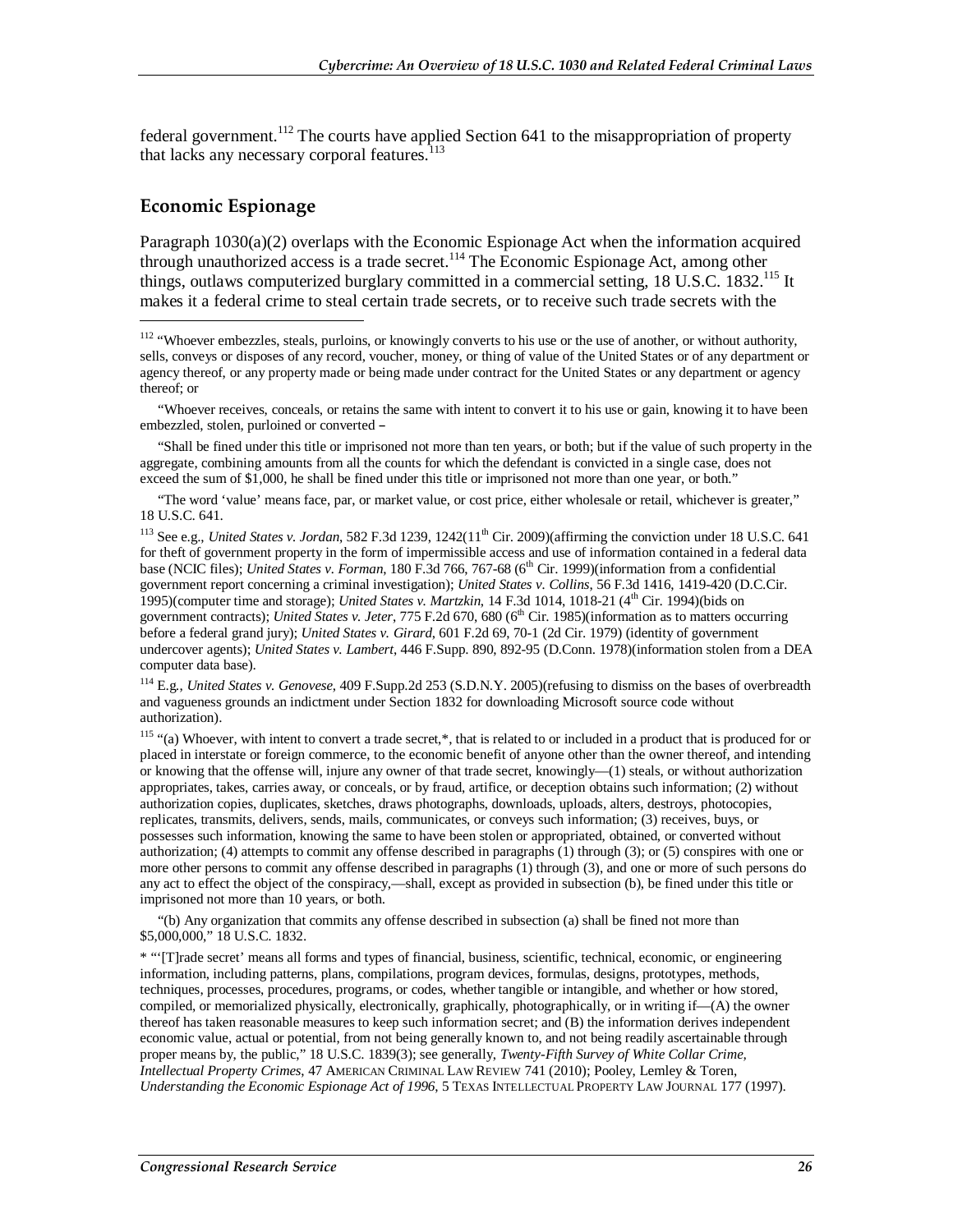federal government.[112] The courts have applied Section 641 to the misappropriation of property that lacks any necessary corporal features.[113]

## Economic Espionage

Paragraph 1030(a)(2) overlaps with the Economic Espionage Act when the information acquired through unauthorized access is a trade secret.[114] The Economic Espionage Act, among other things, outlaws computerized burglary committed in a commercial setting, 18 U.S.C. 1832.[115] It makes it a federal crime to steal certain trade secrets, or to receive such trade secrets with the

---

[112] "Whoever embezzles, steals, purloins, or knowingly converts to his use or the use of another, or without authority, sells, conveys or disposes of any record, voucher, money, or thing of value of the United States or of any department or agency thereof, or any property made or being made under contract for the United States or any department or agency thereof; or

"Whoever receives, conceals, or retains the same with intent to convert it to his use or gain, knowing it to have been embezzled, stolen, purloined or converted –

"Shall be fined under this title or imprisoned not more than ten years, or both; but if the value of such property in the aggregate, combining amounts from all the counts for which the defendant is convicted in a single case, does not exceed the sum of $1,000, he shall be fined under this title or imprisoned not more than one year, or both."

"The word 'value' means face, par, or market value, or cost price, either wholesale or retail, whichever is greater," 18 U.S.C. 641.

[113] See e.g., *United States v. Jordan*, 582 F.3d 1239, 1242(11th Cir. 2009)(affirming the conviction under 18 U.S.C. 641 for theft of government property in the form of impermissible access and use of information contained in a federal data base (NCIC files); *United States v. Forman*, 180 F.3d 766, 767-68 (6th Cir. 1999)(information from a confidential government report concerning a criminal investigation); *United States v. Collins*, 56 F.3d 1416, 1419-420 (D.C.Cir. 1995)(computer time and storage); *United States v. Martzkin*, 14 F.3d 1014, 1018-21 (4th Cir. 1994)(bids on government contracts); *United States v. Jeter*, 775 F.2d 670, 680 (6th Cir. 1985)(information as to matters occurring before a federal grand jury); *United States v. Girard*, 601 F.2d 69, 70-1 (2d Cir. 1979) (identity of government undercover agents); *United States v. Lambert*, 446 F.Supp. 890, 892-95 (D.Conn. 1978)(information stolen from a DEA computer data base).

[114] E.g., *United States v. Genovese*, 409 F.Supp.2d 253 (S.D.N.Y. 2005)(refusing to dismiss on the bases of overbreadth and vagueness grounds an indictment under Section 1832 for downloading Microsoft source code without authorization).

[115] "(a) Whoever, with intent to convert a trade secret,*, that is related to or included in a product that is produced for or placed in interstate or foreign commerce, to the economic benefit of anyone other than the owner thereof, and intending or knowing that the offense will, injure any owner of that trade secret, knowingly—(1) steals, or without authorization appropriates, takes, carries away, or conceals, or by fraud, artifice, or deception obtains such information; (2) without authorization copies, duplicates, sketches, draws photographs, downloads, uploads, alters, destroys, photocopies, replicates, transmits, delivers, sends, mails, communicates, or conveys such information; (3) receives, buys, or possesses such information, knowing the same to have been stolen or appropriated, obtained, or converted without authorization; (4) attempts to commit any offense described in paragraphs (1) through (3); or (5) conspires with one or more other persons to commit any offense described in paragraphs (1) through (3), and one or more of such persons do any act to effect the object of the conspiracy,—shall, except as provided in subsection (b), be fined under this title or imprisoned not more than 10 years, or both.

"(b) Any organization that commits any offense described in subsection (a) shall be fined not more than $5,000,000," 18 U.S.C. 1832.

* "'[T]rade secret' means all forms and types of financial, business, scientific, technical, economic, or engineering information, including patterns, plans, compilations, program devices, formulas, designs, prototypes, methods, techniques, processes, procedures, programs, or codes, whether tangible or intangible, and whether or how stored, compiled, or memorialized physically, electronically, graphically, photographically, or in writing if—(A) the owner thereof has taken reasonable measures to keep such information secret; and (B) the information derives independent economic value, actual or potential, from not being generally known to, and not being readily ascertainable through proper means by, the public," 18 U.S.C. 1839(3); see generally, *Twenty-Fifth Survey of White Collar Crime, Intellectual Property Crimes*, 47 AMERICAN CRIMINAL LAW REVIEW 741 (2010); Pooley, Lemley & Toren, *Understanding the Economic Espionage Act of 1996*, 5 TEXAS INTELLECTUAL PROPERTY LAW JOURNAL 177 (1997).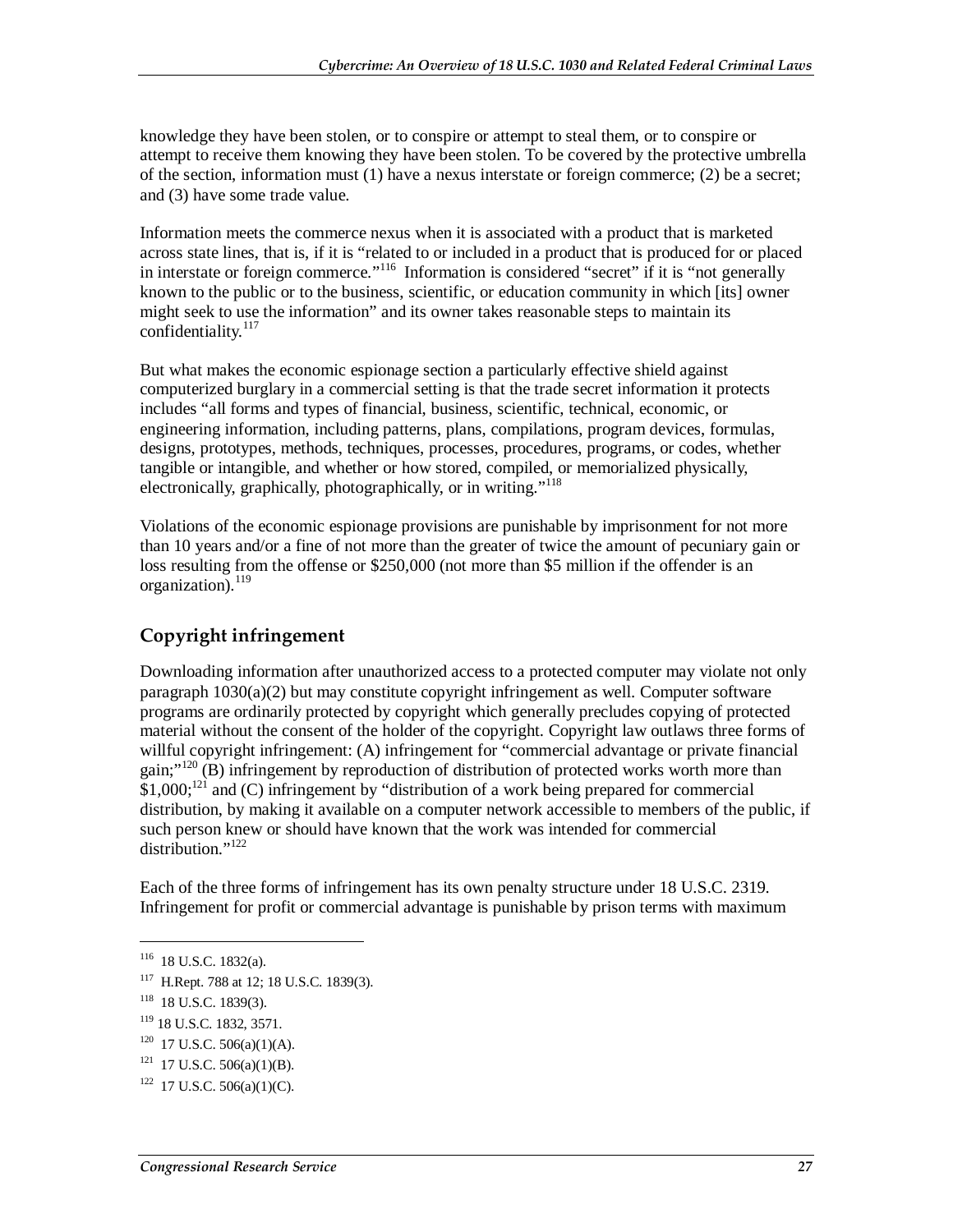knowledge they have been stolen, or to conspire or attempt to steal them, or to conspire or attempt to receive them knowing they have been stolen. To be covered by the protective umbrella of the section, information must (1) have a nexus interstate or foreign commerce; (2) be a secret; and (3) have some trade value.

Information meets the commerce nexus when it is associated with a product that is marketed across state lines, that is, if it is "related to or included in a product that is produced for or placed in interstate or foreign commerce."[116] Information is considered "secret" if it is "not generally known to the public or to the business, scientific, or education community in which [its] owner might seek to use the information" and its owner takes reasonable steps to maintain its confidentiality.[117]

But what makes the economic espionage section a particularly effective shield against computerized burglary in a commercial setting is that the trade secret information it protects includes "all forms and types of financial, business, scientific, technical, economic, or engineering information, including patterns, plans, compilations, program devices, formulas, designs, prototypes, methods, techniques, processes, procedures, programs, or codes, whether tangible or intangible, and whether or how stored, compiled, or memorialized physically, electronically, graphically, photographically, or in writing."[118]

Violations of the economic espionage provisions are punishable by imprisonment for not more than 10 years and/or a fine of not more than the greater of twice the amount of pecuniary gain or loss resulting from the offense or $250,000 (not more than $5 million if the offender is an organization).[119]

## Copyright infringement

Downloading information after unauthorized access to a protected computer may violate not only paragraph 1030(a)(2) but may constitute copyright infringement as well. Computer software programs are ordinarily protected by copyright which generally precludes copying of protected material without the consent of the holder of the copyright. Copyright law outlaws three forms of willful copyright infringement: (A) infringement for "commercial advantage or private financial gain;"[120] (B) infringement by reproduction of distribution of protected works worth more than $1,000;[121] and (C) infringement by "distribution of a work being prepared for commercial distribution, by making it available on a computer network accessible to members of the public, if such person knew or should have known that the work was intended for commercial distribution."[122]

Each of the three forms of infringement has its own penalty structure under 18 U.S.C. 2319. Infringement for profit or commercial advantage is punishable by prison terms with maximum

---

[116] 18 U.S.C. 1832(a).

[117] H.Rept. 788 at 12; 18 U.S.C. 1839(3).

[118] 18 U.S.C. 1839(3).

[119] 18 U.S.C. 1832, 3571.

[120] 17 U.S.C. 506(a)(1)(A).

[121] 17 U.S.C. 506(a)(1)(B).

[122] 17 U.S.C. 506(a)(1)(C).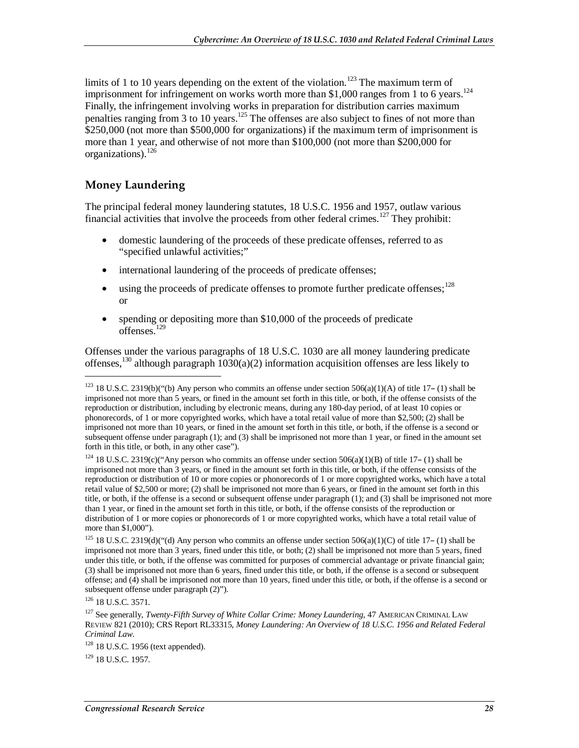limits of 1 to 10 years depending on the extent of the violation.[123] The maximum term of imprisonment for infringement on works worth more than $1,000 ranges from 1 to 6 years.[124] Finally, the infringement involving works in preparation for distribution carries maximum penalties ranging from 3 to 10 years.[125] The offenses are also subject to fines of not more than $250,000 (not more than $500,000 for organizations) if the maximum term of imprisonment is more than 1 year, and otherwise of not more than $100,000 (not more than $200,000 for organizations).[126]

## Money Laundering

The principal federal money laundering statutes, 18 U.S.C. 1956 and 1957, outlaw various financial activities that involve the proceeds from other federal crimes.[127] They prohibit:

- domestic laundering of the proceeds of these predicate offenses, referred to as "specified unlawful activities;"
- international laundering of the proceeds of predicate offenses;
- using the proceeds of predicate offenses to promote further predicate offenses;[128] or
- spending or depositing more than $10,000 of the proceeds of predicate offenses.[129]

Offenses under the various paragraphs of 18 U.S.C. 1030 are all money laundering predicate offenses,[130] although paragraph 1030(a)(2) information acquisition offenses are less likely to

---

[123] 18 U.S.C. 2319(b)("(b) Any person who commits an offense under section 506(a)(1)(A) of title 17– (1) shall be imprisoned not more than 5 years, or fined in the amount set forth in this title, or both, if the offense consists of the reproduction or distribution, including by electronic means, during any 180-day period, of at least 10 copies or phonorecords, of 1 or more copyrighted works, which have a total retail value of more than $2,500; (2) shall be imprisoned not more than 10 years, or fined in the amount set forth in this title, or both, if the offense is a second or subsequent offense under paragraph (1); and (3) shall be imprisoned not more than 1 year, or fined in the amount set forth in this title, or both, in any other case").

[124] 18 U.S.C. 2319(c)("Any person who commits an offense under section 506(a)(1)(B) of title 17– (1) shall be imprisoned not more than 3 years, or fined in the amount set forth in this title, or both, if the offense consists of the reproduction or distribution of 10 or more copies or phonorecords of 1 or more copyrighted works, which have a total retail value of $2,500 or more; (2) shall be imprisoned not more than 6 years, or fined in the amount set forth in this title, or both, if the offense is a second or subsequent offense under paragraph (1); and (3) shall be imprisoned not more than 1 year, or fined in the amount set forth in this title, or both, if the offense consists of the reproduction or distribution of 1 or more copies or phonorecords of 1 or more copyrighted works, which have a total retail value of more than $1,000").

[125] 18 U.S.C. 2319(d)("(d) Any person who commits an offense under section 506(a)(1)(C) of title 17– (1) shall be imprisoned not more than 3 years, fined under this title, or both; (2) shall be imprisoned not more than 5 years, fined under this title, or both, if the offense was committed for purposes of commercial advantage or private financial gain; (3) shall be imprisoned not more than 6 years, fined under this title, or both, if the offense is a second or subsequent offense; and (4) shall be imprisoned not more than 10 years, fined under this title, or both, if the offense is a second or subsequent offense under paragraph (2)").

[126] 18 U.S.C. 3571.

[127] See generally, *Twenty-Fifth Survey of White Collar Crime: Money Laundering*, 47 AMERICAN CRIMINAL LAW REVIEW 821 (2010); CRS Report RL33315, *Money Laundering: An Overview of 18 U.S.C. 1956 and Related Federal Criminal Law*.

[128] 18 U.S.C. 1956 (text appended).

[129] 18 U.S.C. 1957.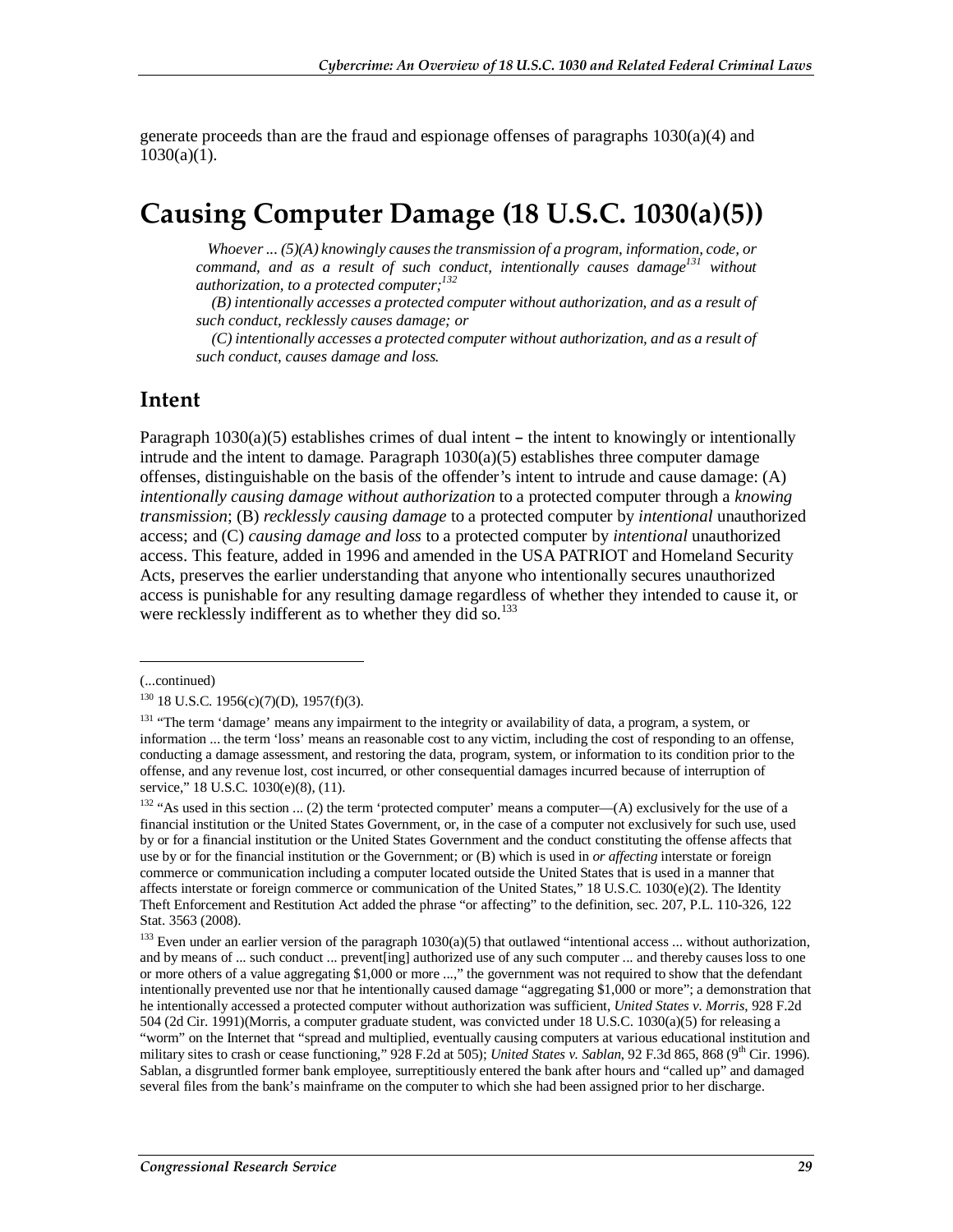generate proceeds than are the fraud and espionage offenses of paragraphs 1030(a)(4) and 1030(a)(1).

# Causing Computer Damage (18 U.S.C. 1030(a)(5))

> *Whoever ... (5)(A) knowingly causes the transmission of a program, information, code, or command, and as a result of such conduct, intentionally causes damage*[131] *without authorization, to a protected computer;*[132]
>
> *(B) intentionally accesses a protected computer without authorization, and as a result of such conduct, recklessly causes damage; or*
>
> *(C) intentionally accesses a protected computer without authorization, and as a result of such conduct, causes damage and loss.*

## Intent

Paragraph 1030(a)(5) establishes crimes of dual intent – the intent to knowingly or intentionally intrude and the intent to damage. Paragraph 1030(a)(5) establishes three computer damage offenses, distinguishable on the basis of the offender's intent to intrude and cause damage: (A) *intentionally causing damage without authorization* to a protected computer through a *knowing transmission*; (B) *recklessly causing damage* to a protected computer by *intentional* unauthorized access; and (C) *causing damage and loss* to a protected computer by *intentional* unauthorized access. This feature, added in 1996 and amended in the USA PATRIOT and Homeland Security Acts, preserves the earlier understanding that anyone who intentionally secures unauthorized access is punishable for any resulting damage regardless of whether they intended to cause it, or were recklessly indifferent as to whether they did so.[133]

---

(...continued)

[130] 18 U.S.C. 1956(c)(7)(D), 1957(f)(3).

[131] "The term 'damage' means any impairment to the integrity or availability of data, a program, a system, or information ... the term 'loss' means an reasonable cost to any victim, including the cost of responding to an offense, conducting a damage assessment, and restoring the data, program, system, or information to its condition prior to the offense, and any revenue lost, cost incurred, or other consequential damages incurred because of interruption of service," 18 U.S.C. 1030(e)(8), (11).

[132] "As used in this section ... (2) the term 'protected computer' means a computer—(A) exclusively for the use of a financial institution or the United States Government, or, in the case of a computer not exclusively for such use, used by or for a financial institution or the United States Government and the conduct constituting the offense affects that use by or for the financial institution or the Government; or (B) which is used in *or affecting* interstate or foreign commerce or communication including a computer located outside the United States that is used in a manner that affects interstate or foreign commerce or communication of the United States," 18 U.S.C. 1030(e)(2). The Identity Theft Enforcement and Restitution Act added the phrase "or affecting" to the definition, sec. 207, P.L. 110-326, 122 Stat. 3563 (2008).

[133] Even under an earlier version of the paragraph 1030(a)(5) that outlawed "intentional access ... without authorization, and by means of ... such conduct ... prevent[ing] authorized use of any such computer ... and thereby causes loss to one or more others of a value aggregating $1,000 or more ...," the government was not required to show that the defendant intentionally prevented use nor that he intentionally caused damage "aggregating $1,000 or more"; a demonstration that he intentionally accessed a protected computer without authorization was sufficient, *United States v. Morris*, 928 F.2d 504 (2d Cir. 1991)(Morris, a computer graduate student, was convicted under 18 U.S.C. 1030(a)(5) for releasing a "worm" on the Internet that "spread and multiplied, eventually causing computers at various educational institution and military sites to crash or cease functioning," 928 F.2d at 505); *United States v. Sablan*, 92 F.3d 865, 868 (9th Cir. 1996). Sablan, a disgruntled former bank employee, surreptitiously entered the bank after hours and "called up" and damaged several files from the bank's mainframe on the computer to which she had been assigned prior to her discharge.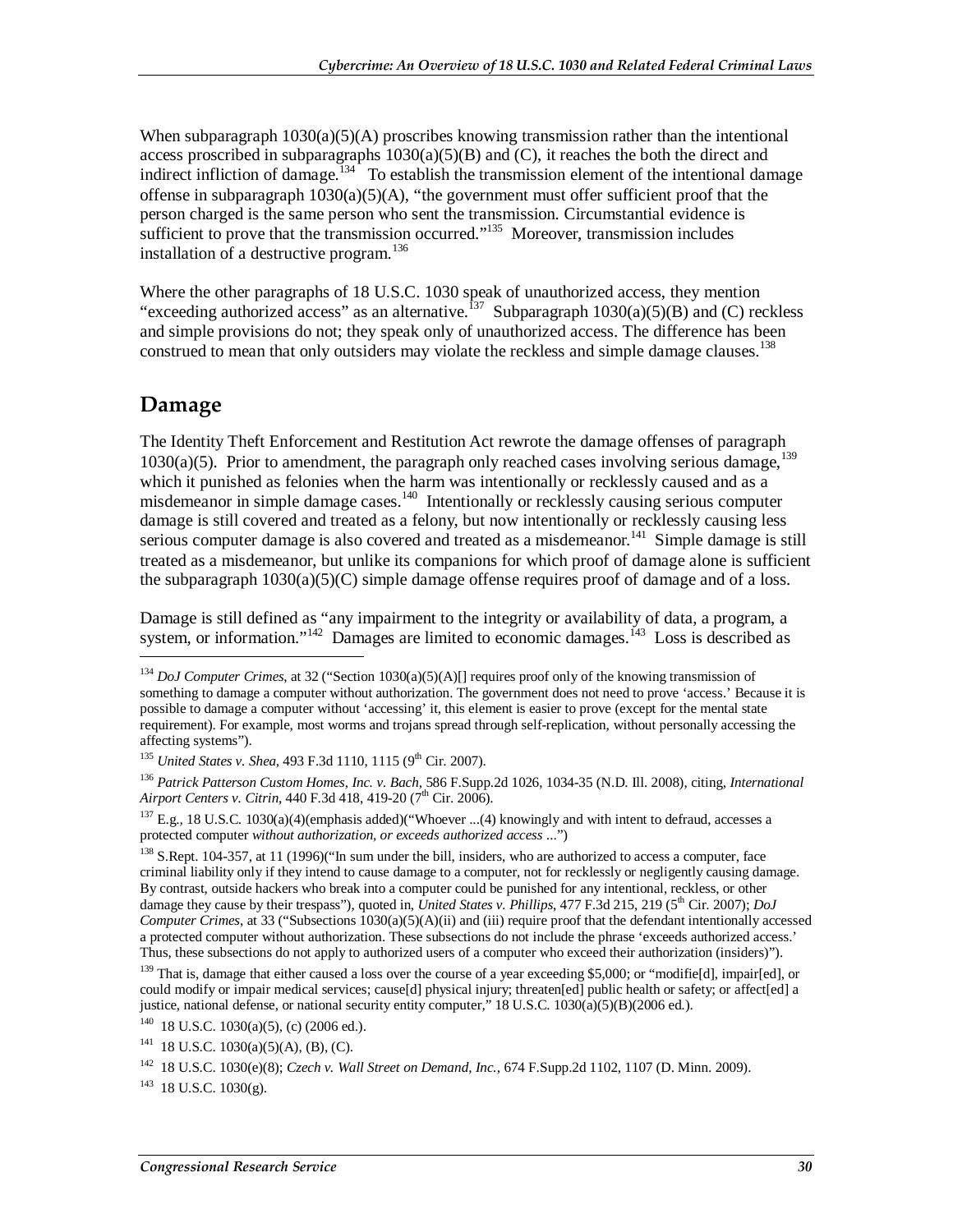When subparagraph 1030(a)(5)(A) proscribes knowing transmission rather than the intentional access proscribed in subparagraphs 1030(a)(5)(B) and (C), it reaches the both the direct and indirect infliction of damage.[134] To establish the transmission element of the intentional damage offense in subparagraph 1030(a)(5)(A), "the government must offer sufficient proof that the person charged is the same person who sent the transmission. Circumstantial evidence is sufficient to prove that the transmission occurred."[135] Moreover, transmission includes installation of a destructive program.[136]

Where the other paragraphs of 18 U.S.C. 1030 speak of unauthorized access, they mention "exceeding authorized access" as an alternative.[137] Subparagraph 1030(a)(5)(B) and (C) reckless and simple provisions do not; they speak only of unauthorized access. The difference has been construed to mean that only outsiders may violate the reckless and simple damage clauses.[138]

## Damage

The Identity Theft Enforcement and Restitution Act rewrote the damage offenses of paragraph 1030(a)(5). Prior to amendment, the paragraph only reached cases involving serious damage,[139] which it punished as felonies when the harm was intentionally or recklessly caused and as a misdemeanor in simple damage cases.[140] Intentionally or recklessly causing serious computer damage is still covered and treated as a felony, but now intentionally or recklessly causing less serious computer damage is also covered and treated as a misdemeanor.[141] Simple damage is still treated as a misdemeanor, but unlike its companions for which proof of damage alone is sufficient the subparagraph 1030(a)(5)(C) simple damage offense requires proof of damage and of a loss.

Damage is still defined as "any impairment to the integrity or availability of data, a program, a system, or information."[142] Damages are limited to economic damages.[143] Loss is described as

---

[134] *DoJ Computer Crimes*, at 32 ("Section 1030(a)(5)(A)[] requires proof only of the knowing transmission of something to damage a computer without authorization. The government does not need to prove 'access.' Because it is possible to damage a computer without 'accessing' it, this element is easier to prove (except for the mental state requirement). For example, most worms and trojans spread through self-replication, without personally accessing the affecting systems").

[135] *United States v. Shea*, 493 F.3d 1110, 1115 (9th Cir. 2007).

[136] *Patrick Patterson Custom Homes, Inc. v. Bach*, 586 F.Supp.2d 1026, 1034-35 (N.D. Ill. 2008), citing, *International Airport Centers v. Citrin*, 440 F.3d 418, 419-20 (7th Cir. 2006).

[137] E.g., 18 U.S.C. 1030(a)(4)(emphasis added)("Whoever ...(4) knowingly and with intent to defraud, accesses a protected computer *without authorization, or exceeds authorized access* ...")

[138] S.Rept. 104-357, at 11 (1996)("In sum under the bill, insiders, who are authorized to access a computer, face criminal liability only if they intend to cause damage to a computer, not for recklessly or negligently causing damage. By contrast, outside hackers who break into a computer could be punished for any intentional, reckless, or other damage they cause by their trespass"), quoted in, *United States v. Phillips*, 477 F.3d 215, 219 (5th Cir. 2007); *DoJ Computer Crimes*, at 33 ("Subsections 1030(a)(5)(A)(ii) and (iii) require proof that the defendant intentionally accessed a protected computer without authorization. These subsections do not include the phrase 'exceeds authorized access.' Thus, these subsections do not apply to authorized users of a computer who exceed their authorization (insiders)").

[139] That is, damage that either caused a loss over the course of a year exceeding $5,000; or "modifie[d], impair[ed], or could modify or impair medical services; cause[d] physical injury; threaten[ed] public health or safety; or affect[ed] a justice, national defense, or national security entity computer," 18 U.S.C. 1030(a)(5)(B)(2006 ed.).

[140] 18 U.S.C. 1030(a)(5), (c) (2006 ed.).

[141] 18 U.S.C. 1030(a)(5)(A), (B), (C).

[142] 18 U.S.C. 1030(e)(8); *Czech v. Wall Street on Demand, Inc.*, 674 F.Supp.2d 1102, 1107 (D. Minn. 2009).

[143] 18 U.S.C. 1030(g).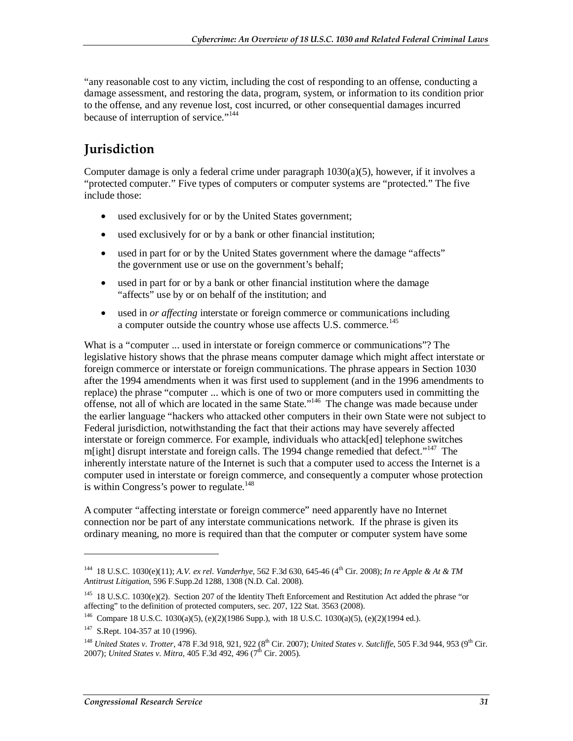"any reasonable cost to any victim, including the cost of responding to an offense, conducting a damage assessment, and restoring the data, program, system, or information to its condition prior to the offense, and any revenue lost, cost incurred, or other consequential damages incurred because of interruption of service."[144]

## Jurisdiction

Computer damage is only a federal crime under paragraph 1030(a)(5), however, if it involves a "protected computer." Five types of computers or computer systems are "protected." The five include those:

- used exclusively for or by the United States government;
- used exclusively for or by a bank or other financial institution;
- used in part for or by the United States government where the damage "affects" the government use or use on the government's behalf;
- used in part for or by a bank or other financial institution where the damage "affects" use by or on behalf of the institution; and
- used in *or affecting* interstate or foreign commerce or communications including a computer outside the country whose use affects U.S. commerce.[145]

What is a "computer ... used in interstate or foreign commerce or communications"? The legislative history shows that the phrase means computer damage which might affect interstate or foreign commerce or interstate or foreign communications. The phrase appears in Section 1030 after the 1994 amendments when it was first used to supplement (and in the 1996 amendments to replace) the phrase "computer ... which is one of two or more computers used in committing the offense, not all of which are located in the same State."[146] The change was made because under the earlier language "hackers who attacked other computers in their own State were not subject to Federal jurisdiction, notwithstanding the fact that their actions may have severely affected interstate or foreign commerce. For example, individuals who attack[ed] telephone switches m[ight] disrupt interstate and foreign calls. The 1994 change remedied that defect."[147] The inherently interstate nature of the Internet is such that a computer used to access the Internet is a computer used in interstate or foreign commerce, and consequently a computer whose protection is within Congress's power to regulate.[148]

A computer "affecting interstate or foreign commerce" need apparently have no Internet connection nor be part of any interstate communications network. If the phrase is given its ordinary meaning, no more is required than that the computer or computer system have some

---

[144] 18 U.S.C. 1030(e)(11); *A.V. ex rel. Vanderhye*, 562 F.3d 630, 645-46 (4th Cir. 2008); *In re Apple & At & TM Antitrust Litigation*, 596 F.Supp.2d 1288, 1308 (N.D. Cal. 2008).

[145] 18 U.S.C. 1030(e)(2). Section 207 of the Identity Theft Enforcement and Restitution Act added the phrase "or affecting" to the definition of protected computers, sec. 207, 122 Stat. 3563 (2008).

[146] Compare 18 U.S.C. 1030(a)(5), (e)(2)(1986 Supp.), with 18 U.S.C. 1030(a)(5), (e)(2)(1994 ed.).

[147] S.Rept. 104-357 at 10 (1996).

[148] *United States v. Trotter*, 478 F.3d 918, 921, 922 (8th Cir. 2007); *United States v. Sutcliffe*, 505 F.3d 944, 953 (9th Cir. 2007); *United States v. Mitra*, 405 F.3d 492, 496 (7th Cir. 2005).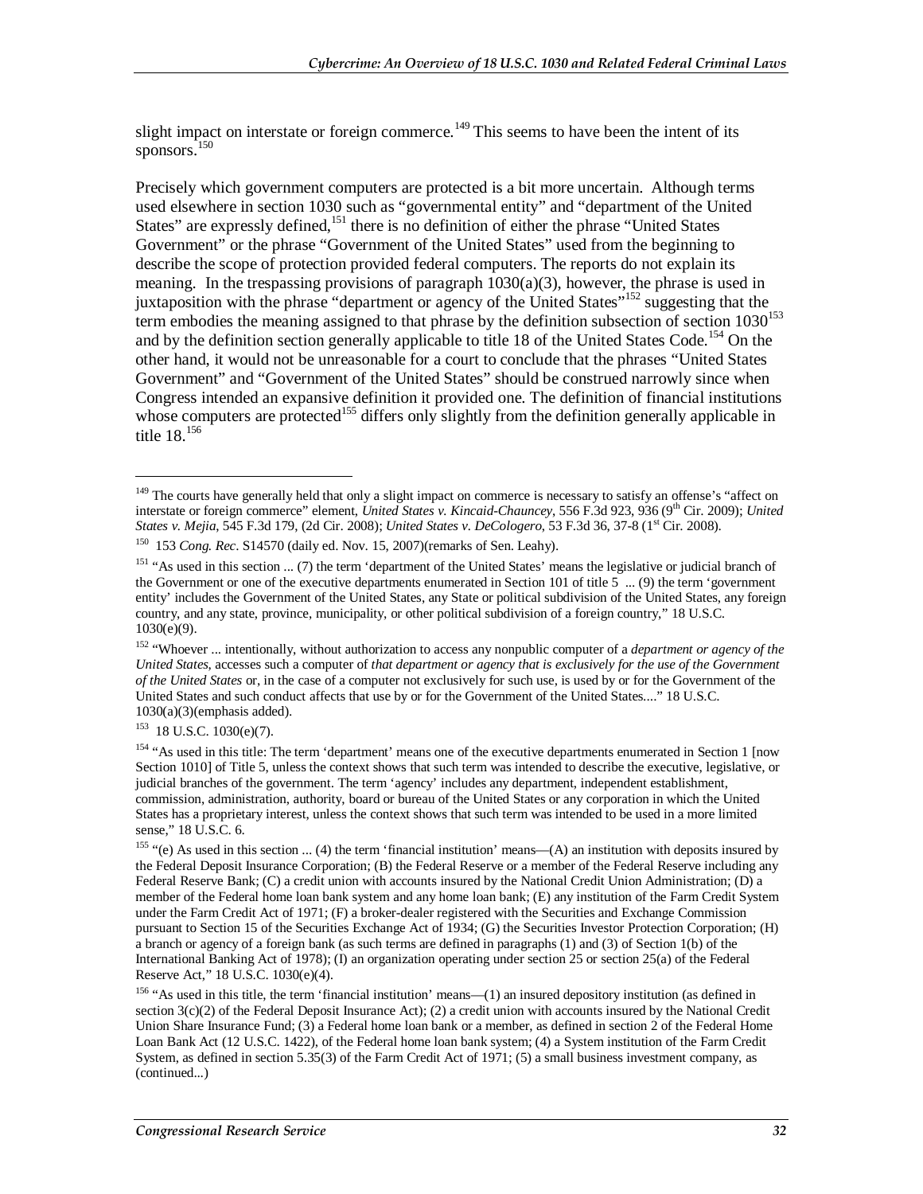slight impact on interstate or foreign commerce.[149] This seems to have been the intent of its sponsors.[150]

Precisely which government computers are protected is a bit more uncertain. Although terms used elsewhere in section 1030 such as "governmental entity" and "department of the United States" are expressly defined,[151] there is no definition of either the phrase "United States Government" or the phrase "Government of the United States" used from the beginning to describe the scope of protection provided federal computers. The reports do not explain its meaning. In the trespassing provisions of paragraph 1030(a)(3), however, the phrase is used in juxtaposition with the phrase "department or agency of the United States"[152] suggesting that the term embodies the meaning assigned to that phrase by the definition subsection of section 1030[153] and by the definition section generally applicable to title 18 of the United States Code.[154] On the other hand, it would not be unreasonable for a court to conclude that the phrases "United States Government" and "Government of the United States" should be construed narrowly since when Congress intended an expansive definition it provided one. The definition of financial institutions whose computers are protected[155] differs only slightly from the definition generally applicable in title 18.[156]

---

[149] The courts have generally held that only a slight impact on commerce is necessary to satisfy an offense's "affect on interstate or foreign commerce" element, *United States v. Kincaid-Chauncey*, 556 F.3d 923, 936 (9th Cir. 2009); *United States v. Mejia*, 545 F.3d 179, (2d Cir. 2008); *United States v. DeCologero*, 53 F.3d 36, 37-8 (1st Cir. 2008).

[150] 153 *Cong. Rec*. S14570 (daily ed. Nov. 15, 2007)(remarks of Sen. Leahy).

[151] "As used in this section ... (7) the term 'department of the United States' means the legislative or judicial branch of the Government or one of the executive departments enumerated in Section 101 of title 5 ... (9) the term 'government entity' includes the Government of the United States, any State or political subdivision of the United States, any foreign country, and any state, province, municipality, or other political subdivision of a foreign country," 18 U.S.C. 1030(e)(9).

[152] "Whoever ... intentionally, without authorization to access any nonpublic computer of a *department or agency of the United States*, accesses such a computer of *that department or agency that is exclusively for the use of the Government of the United States* or, in the case of a computer not exclusively for such use, is used by or for the Government of the United States and such conduct affects that use by or for the Government of the United States...." 18 U.S.C. 1030(a)(3)(emphasis added).

[153] 18 U.S.C. 1030(e)(7).

[154] "As used in this title: The term 'department' means one of the executive departments enumerated in Section 1 [now Section 1010] of Title 5, unless the context shows that such term was intended to describe the executive, legislative, or judicial branches of the government. The term 'agency' includes any department, independent establishment, commission, administration, authority, board or bureau of the United States or any corporation in which the United States has a proprietary interest, unless the context shows that such term was intended to be used in a more limited sense," 18 U.S.C. 6.

[155] "(e) As used in this section ... (4) the term 'financial institution' means—(A) an institution with deposits insured by the Federal Deposit Insurance Corporation; (B) the Federal Reserve or a member of the Federal Reserve including any Federal Reserve Bank; (C) a credit union with accounts insured by the National Credit Union Administration; (D) a member of the Federal home loan bank system and any home loan bank; (E) any institution of the Farm Credit System under the Farm Credit Act of 1971; (F) a broker-dealer registered with the Securities and Exchange Commission pursuant to Section 15 of the Securities Exchange Act of 1934; (G) the Securities Investor Protection Corporation; (H) a branch or agency of a foreign bank (as such terms are defined in paragraphs (1) and (3) of Section 1(b) of the International Banking Act of 1978); (I) an organization operating under section 25 or section 25(a) of the Federal Reserve Act," 18 U.S.C. 1030(e)(4).

[156] "As used in this title, the term 'financial institution' means—(1) an insured depository institution (as defined in section 3(c)(2) of the Federal Deposit Insurance Act); (2) a credit union with accounts insured by the National Credit Union Share Insurance Fund; (3) a Federal home loan bank or a member, as defined in section 2 of the Federal Home Loan Bank Act (12 U.S.C. 1422), of the Federal home loan bank system; (4) a System institution of the Farm Credit System, as defined in section 5.35(3) of the Farm Credit Act of 1971; (5) a small business investment company, as (continued...)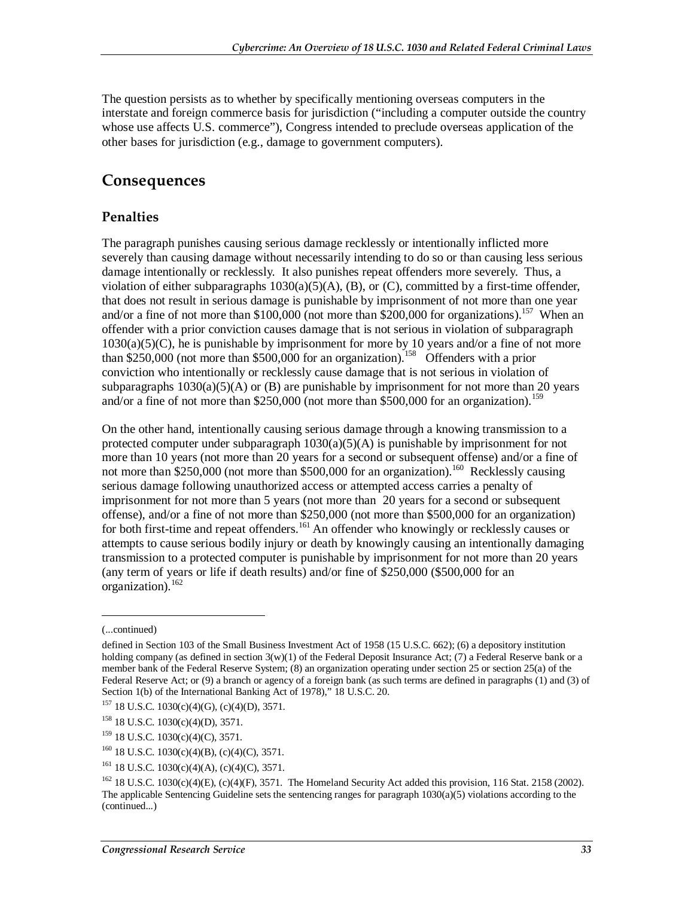The question persists as to whether by specifically mentioning overseas computers in the interstate and foreign commerce basis for jurisdiction ("including a computer outside the country whose use affects U.S. commerce"), Congress intended to preclude overseas application of the other bases for jurisdiction (e.g., damage to government computers).

## Consequences

### Penalties

The paragraph punishes causing serious damage recklessly or intentionally inflicted more severely than causing damage without necessarily intending to do so or than causing less serious damage intentionally or recklessly. It also punishes repeat offenders more severely. Thus, a violation of either subparagraphs 1030(a)(5)(A), (B), or (C), committed by a first-time offender, that does not result in serious damage is punishable by imprisonment of not more than one year and/or a fine of not more than $100,000 (not more than $200,000 for organizations).[157] When an offender with a prior conviction causes damage that is not serious in violation of subparagraph 1030(a)(5)(C), he is punishable by imprisonment for more by 10 years and/or a fine of not more than $250,000 (not more than $500,000 for an organization).[158] Offenders with a prior conviction who intentionally or recklessly cause damage that is not serious in violation of subparagraphs 1030(a)(5)(A) or (B) are punishable by imprisonment for not more than 20 years and/or a fine of not more than $250,000 (not more than $500,000 for an organization).[159]

On the other hand, intentionally causing serious damage through a knowing transmission to a protected computer under subparagraph 1030(a)(5)(A) is punishable by imprisonment for not more than 10 years (not more than 20 years for a second or subsequent offense) and/or a fine of not more than $250,000 (not more than $500,000 for an organization).[160] Recklessly causing serious damage following unauthorized access or attempted access carries a penalty of imprisonment for not more than 5 years (not more than 20 years for a second or subsequent offense), and/or a fine of not more than $250,000 (not more than $500,000 for an organization) for both first-time and repeat offenders.[161] An offender who knowingly or recklessly causes or attempts to cause serious bodily injury or death by knowingly causing an intentionally damaging transmission to a protected computer is punishable by imprisonment for not more than 20 years (any term of years or life if death results) and/or fine of $250,000 ($500,000 for an organization).[162]

---

(...continued)

defined in Section 103 of the Small Business Investment Act of 1958 (15 U.S.C. 662); (6) a depository institution holding company (as defined in section 3(w)(1) of the Federal Deposit Insurance Act; (7) a Federal Reserve bank or a member bank of the Federal Reserve System; (8) an organization operating under section 25 or section 25(a) of the Federal Reserve Act; or (9) a branch or agency of a foreign bank (as such terms are defined in paragraphs (1) and (3) of Section 1(b) of the International Banking Act of 1978)," 18 U.S.C. 20.

[157] 18 U.S.C. 1030(c)(4)(G), (c)(4)(D), 3571.

[158] 18 U.S.C. 1030(c)(4)(D), 3571.

[159] 18 U.S.C. 1030(c)(4)(C), 3571.

[160] 18 U.S.C. 1030(c)(4)(B), (c)(4)(C), 3571.

[161] 18 U.S.C. 1030(c)(4)(A), (c)(4)(C), 3571.

[162] 18 U.S.C. 1030(c)(4)(E), (c)(4)(F), 3571. The Homeland Security Act added this provision, 116 Stat. 2158 (2002). The applicable Sentencing Guideline sets the sentencing ranges for paragraph 1030(a)(5) violations according to the (continued...)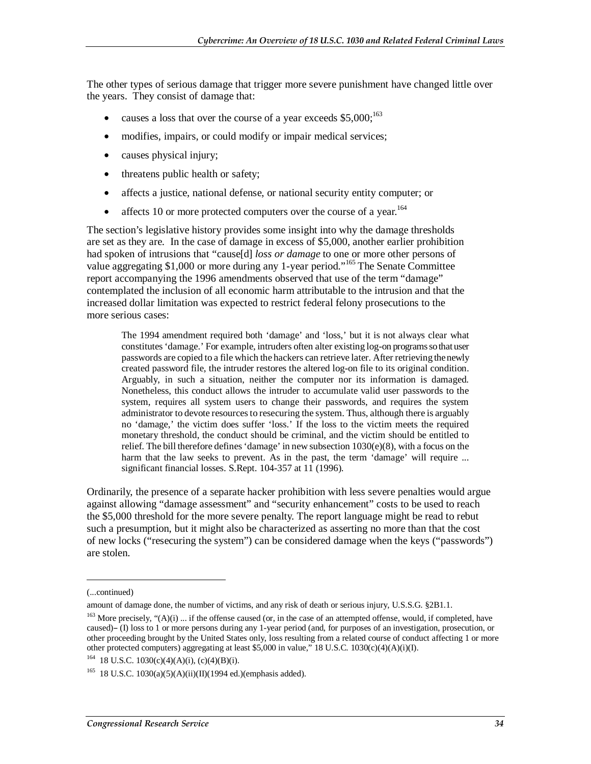The other types of serious damage that trigger more severe punishment have changed little over the years. They consist of damage that:

- causes a loss that over the course of a year exceeds $5,000;[163]
- modifies, impairs, or could modify or impair medical services;
- causes physical injury;
- threatens public health or safety;
- affects a justice, national defense, or national security entity computer; or
- affects 10 or more protected computers over the course of a year.[164]

The section's legislative history provides some insight into why the damage thresholds are set as they are. In the case of damage in excess of $5,000, another earlier prohibition had spoken of intrusions that "cause[d] *loss or damage* to one or more other persons of value aggregating $1,000 or more during any 1-year period."[165] The Senate Committee report accompanying the 1996 amendments observed that use of the term "damage" contemplated the inclusion of all economic harm attributable to the intrusion and that the increased dollar limitation was expected to restrict federal felony prosecutions to the more serious cases:

> The 1994 amendment required both 'damage' and 'loss,' but it is not always clear what constitutes 'damage.' For example, intruders often alter existing log-on programs so that user passwords are copied to a file which the hackers can retrieve later. After retrieving the newly created password file, the intruder restores the altered log-on file to its original condition. Arguably, in such a situation, neither the computer nor its information is damaged. Nonetheless, this conduct allows the intruder to accumulate valid user passwords to the system, requires all system users to change their passwords, and requires the system administrator to devote resources to resecuring the system. Thus, although there is arguably no 'damage,' the victim does suffer 'loss.' If the loss to the victim meets the required monetary threshold, the conduct should be criminal, and the victim should be entitled to relief. The bill therefore defines 'damage' in new subsection 1030(e)(8), with a focus on the harm that the law seeks to prevent. As in the past, the term 'damage' will require ... significant financial losses. S.Rept. 104-357 at 11 (1996).

Ordinarily, the presence of a separate hacker prohibition with less severe penalties would argue against allowing "damage assessment" and "security enhancement" costs to be used to reach the $5,000 threshold for the more severe penalty. The report language might be read to rebut such a presumption, but it might also be characterized as asserting no more than that the cost of new locks ("resecuring the system") can be considered damage when the keys ("passwords") are stolen.

---

(...continued)

amount of damage done, the number of victims, and any risk of death or serious injury, U.S.S.G. §2B1.1.

[163] More precisely, "(A)(i) ... if the offense caused (or, in the case of an attempted offense, would, if completed, have caused)– (I) loss to 1 or more persons during any 1-year period (and, for purposes of an investigation, prosecution, or other proceeding brought by the United States only, loss resulting from a related course of conduct affecting 1 or more other protected computers) aggregating at least $5,000 in value," 18 U.S.C. 1030(c)(4)(A)(i)(I).

[164] 18 U.S.C. 1030(c)(4)(A)(i), (c)(4)(B)(i).

[165] 18 U.S.C. 1030(a)(5)(A)(ii)(II)(1994 ed.)(emphasis added).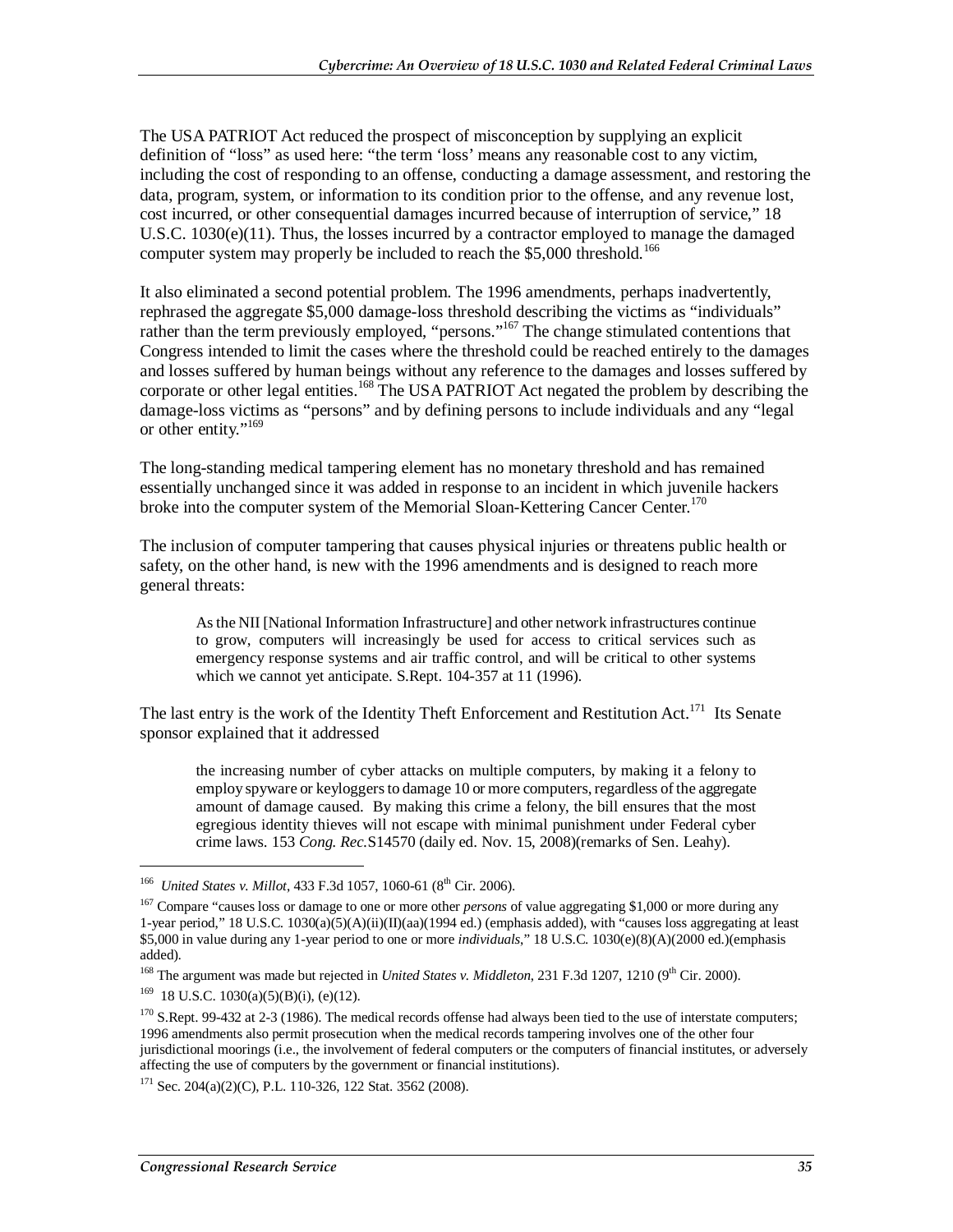The USA PATRIOT Act reduced the prospect of misconception by supplying an explicit definition of "loss" as used here: "the term 'loss' means any reasonable cost to any victim, including the cost of responding to an offense, conducting a damage assessment, and restoring the data, program, system, or information to its condition prior to the offense, and any revenue lost, cost incurred, or other consequential damages incurred because of interruption of service," 18 U.S.C. 1030(e)(11). Thus, the losses incurred by a contractor employed to manage the damaged computer system may properly be included to reach the $5,000 threshold.[166]

It also eliminated a second potential problem. The 1996 amendments, perhaps inadvertently, rephrased the aggregate $5,000 damage-loss threshold describing the victims as "individuals" rather than the term previously employed, "persons."[167] The change stimulated contentions that Congress intended to limit the cases where the threshold could be reached entirely to the damages and losses suffered by human beings without any reference to the damages and losses suffered by corporate or other legal entities.[168] The USA PATRIOT Act negated the problem by describing the damage-loss victims as "persons" and by defining persons to include individuals and any "legal or other entity."[169]

The long-standing medical tampering element has no monetary threshold and has remained essentially unchanged since it was added in response to an incident in which juvenile hackers broke into the computer system of the Memorial Sloan-Kettering Cancer Center.[170]

The inclusion of computer tampering that causes physical injuries or threatens public health or safety, on the other hand, is new with the 1996 amendments and is designed to reach more general threats:

> As the NII [National Information Infrastructure] and other network infrastructures continue to grow, computers will increasingly be used for access to critical services such as emergency response systems and air traffic control, and will be critical to other systems which we cannot yet anticipate. S.Rept. 104-357 at 11 (1996).

The last entry is the work of the Identity Theft Enforcement and Restitution Act.[171] Its Senate sponsor explained that it addressed

> the increasing number of cyber attacks on multiple computers, by making it a felony to employ spyware or keyloggers to damage 10 or more computers, regardless of the aggregate amount of damage caused. By making this crime a felony, the bill ensures that the most egregious identity thieves will not escape with minimal punishment under Federal cyber crime laws. 153 *Cong. Rec.*S14570 (daily ed. Nov. 15, 2008)(remarks of Sen. Leahy).

---

[166] *United States v. Millot*, 433 F.3d 1057, 1060-61 (8th Cir. 2006).

[167] Compare "causes loss or damage to one or more other *persons* of value aggregating $1,000 or more during any 1-year period," 18 U.S.C. 1030(a)(5)(A)(ii)(II)(aa)(1994 ed.) (emphasis added), with "causes loss aggregating at least $5,000 in value during any 1-year period to one or more *individuals*," 18 U.S.C. 1030(e)(8)(A)(2000 ed.)(emphasis added).

[168] The argument was made but rejected in *United States v. Middleton*, 231 F.3d 1207, 1210 (9th Cir. 2000).

[169] 18 U.S.C. 1030(a)(5)(B)(i), (e)(12).

[170] S.Rept. 99-432 at 2-3 (1986). The medical records offense had always been tied to the use of interstate computers; 1996 amendments also permit prosecution when the medical records tampering involves one of the other four jurisdictional moorings (i.e., the involvement of federal computers or the computers of financial institutes, or adversely affecting the use of computers by the government or financial institutions).

[171] Sec. 204(a)(2)(C), P.L. 110-326, 122 Stat. 3562 (2008).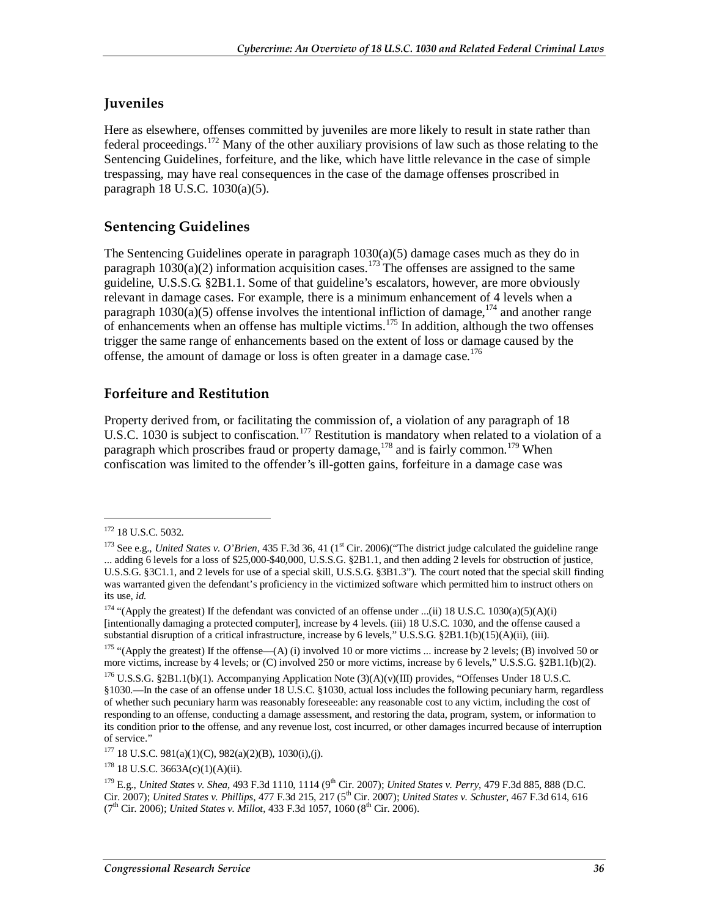## Juveniles

Here as elsewhere, offenses committed by juveniles are more likely to result in state rather than federal proceedings.[172] Many of the other auxiliary provisions of law such as those relating to the Sentencing Guidelines, forfeiture, and the like, which have little relevance in the case of simple trespassing, may have real consequences in the case of the damage offenses proscribed in paragraph 18 U.S.C. 1030(a)(5).

## Sentencing Guidelines

The Sentencing Guidelines operate in paragraph 1030(a)(5) damage cases much as they do in paragraph 1030(a)(2) information acquisition cases.[173] The offenses are assigned to the same guideline, U.S.S.G. §2B1.1. Some of that guideline's escalators, however, are more obviously relevant in damage cases. For example, there is a minimum enhancement of 4 levels when a paragraph 1030(a)(5) offense involves the intentional infliction of damage,[174] and another range of enhancements when an offense has multiple victims.[175] In addition, although the two offenses trigger the same range of enhancements based on the extent of loss or damage caused by the offense, the amount of damage or loss is often greater in a damage case.[176]

## Forfeiture and Restitution

Property derived from, or facilitating the commission of, a violation of any paragraph of 18 U.S.C. 1030 is subject to confiscation.[177] Restitution is mandatory when related to a violation of a paragraph which proscribes fraud or property damage,[178] and is fairly common.[179] When confiscation was limited to the offender's ill-gotten gains, forfeiture in a damage case was

---

[172] 18 U.S.C. 5032.

[173] See e.g., *United States v. O'Brien*, 435 F.3d 36, 41 (1st Cir. 2006)("The district judge calculated the guideline range ... adding 6 levels for a loss of $25,000-$40,000, U.S.S.G. §2B1.1, and then adding 2 levels for obstruction of justice, U.S.S.G. §3C1.1, and 2 levels for use of a special skill, U.S.S.G. §3B1.3"). The court noted that the special skill finding was warranted given the defendant's proficiency in the victimized software which permitted him to instruct others on its use, *id.*

[174] "(Apply the greatest) If the defendant was convicted of an offense under ...(ii) 18 U.S.C. 1030(a)(5)(A)(i) [intentionally damaging a protected computer], increase by 4 levels. (iii) 18 U.S.C. 1030, and the offense caused a substantial disruption of a critical infrastructure, increase by 6 levels," U.S.S.G. §2B1.1(b)(15)(A)(ii), (iii).

[175] "(Apply the greatest) If the offense—(A) (i) involved 10 or more victims ... increase by 2 levels; (B) involved 50 or more victims, increase by 4 levels; or (C) involved 250 or more victims, increase by 6 levels," U.S.S.G. §2B1.1(b)(2).

[176] U.S.S.G. §2B1.1(b)(1). Accompanying Application Note (3)(A)(v)(III) provides, "Offenses Under 18 U.S.C. §1030.—In the case of an offense under 18 U.S.C. §1030, actual loss includes the following pecuniary harm, regardless of whether such pecuniary harm was reasonably foreseeable: any reasonable cost to any victim, including the cost of responding to an offense, conducting a damage assessment, and restoring the data, program, system, or information to its condition prior to the offense, and any revenue lost, cost incurred, or other damages incurred because of interruption of service."

[177] 18 U.S.C. 981(a)(1)(C), 982(a)(2)(B), 1030(i),(j).

[178] 18 U.S.C. 3663A(c)(1)(A)(ii).

[179] E.g., *United States v. Shea*, 493 F.3d 1110, 1114 (9th Cir. 2007); *United States v. Perry*, 479 F.3d 885, 888 (D.C. Cir. 2007); *United States v. Phillips*, 477 F.3d 215, 217 (5th Cir. 2007); *United States v. Schuster*, 467 F.3d 614, 616 (7th Cir. 2006); *United States v. Millot*, 433 F.3d 1057, 1060 (8th Cir. 2006).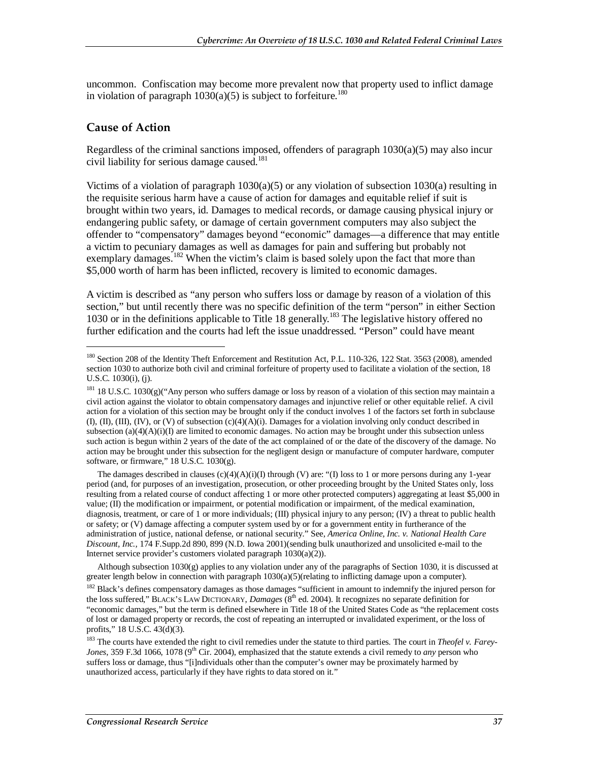uncommon. Confiscation may become more prevalent now that property used to inflict damage in violation of paragraph 1030(a)(5) is subject to forfeiture.[180]

## Cause of Action

Regardless of the criminal sanctions imposed, offenders of paragraph 1030(a)(5) may also incur civil liability for serious damage caused.[181]

Victims of a violation of paragraph 1030(a)(5) or any violation of subsection 1030(a) resulting in the requisite serious harm have a cause of action for damages and equitable relief if suit is brought within two years, id. Damages to medical records, or damage causing physical injury or endangering public safety, or damage of certain government computers may also subject the offender to "compensatory" damages beyond "economic" damages—a difference that may entitle a victim to pecuniary damages as well as damages for pain and suffering but probably not exemplary damages.[182] When the victim's claim is based solely upon the fact that more than $5,000 worth of harm has been inflicted, recovery is limited to economic damages.

A victim is described as "any person who suffers loss or damage by reason of a violation of this section," but until recently there was no specific definition of the term "person" in either Section 1030 or in the definitions applicable to Title 18 generally.[183] The legislative history offered no further edification and the courts had left the issue unaddressed. "Person" could have meant

---

[180] Section 208 of the Identity Theft Enforcement and Restitution Act, P.L. 110-326, 122 Stat. 3563 (2008), amended section 1030 to authorize both civil and criminal forfeiture of property used to facilitate a violation of the section, 18 U.S.C. 1030(i), (j).

[181] 18 U.S.C. 1030(g)("Any person who suffers damage or loss by reason of a violation of this section may maintain a civil action against the violator to obtain compensatory damages and injunctive relief or other equitable relief. A civil action for a violation of this section may be brought only if the conduct involves 1 of the factors set forth in subclause (I), (II), (III), (IV), or (V) of subsection (c)(4)(A)(i). Damages for a violation involving only conduct described in subsection (a)(4)(A)(i)(I) are limited to economic damages. No action may be brought under this subsection unless such action is begun within 2 years of the date of the act complained of or the date of the discovery of the damage. No action may be brought under this subsection for the negligent design or manufacture of computer hardware, computer software, or firmware," 18 U.S.C. 1030(g).

The damages described in clauses (c)(4)(A)(i)(I) through (V) are: "(I) loss to 1 or more persons during any 1-year period (and, for purposes of an investigation, prosecution, or other proceeding brought by the United States only, loss resulting from a related course of conduct affecting 1 or more other protected computers) aggregating at least $5,000 in value; (II) the modification or impairment, or potential modification or impairment, of the medical examination, diagnosis, treatment, or care of 1 or more individuals; (III) physical injury to any person; (IV) a threat to public health or safety; or (V) damage affecting a computer system used by or for a government entity in furtherance of the administration of justice, national defense, or national security." See, *America Online, Inc. v. National Health Care Discount, Inc.*, 174 F.Supp.2d 890, 899 (N.D. Iowa 2001)(sending bulk unauthorized and unsolicited e-mail to the Internet service provider's customers violated paragraph 1030(a)(2)).

Although subsection 1030(g) applies to any violation under any of the paragraphs of Section 1030, it is discussed at greater length below in connection with paragraph 1030(a)(5)(relating to inflicting damage upon a computer).

[182] Black's defines compensatory damages as those damages "sufficient in amount to indemnify the injured person for the loss suffered," BLACK'S LAW DICTIONARY, *Damages* (8th ed. 2004). It recognizes no separate definition for "economic damages," but the term is defined elsewhere in Title 18 of the United States Code as "the replacement costs of lost or damaged property or records, the cost of repeating an interrupted or invalidated experiment, or the loss of profits," 18 U.S.C. 43(d)(3).

[183] The courts have extended the right to civil remedies under the statute to third parties. The court in *Theofel v. Farey-Jones*, 359 F.3d 1066, 1078 (9th Cir. 2004), emphasized that the statute extends a civil remedy to *any* person who suffers loss or damage, thus "[i]ndividuals other than the computer's owner may be proximately harmed by unauthorized access, particularly if they have rights to data stored on it."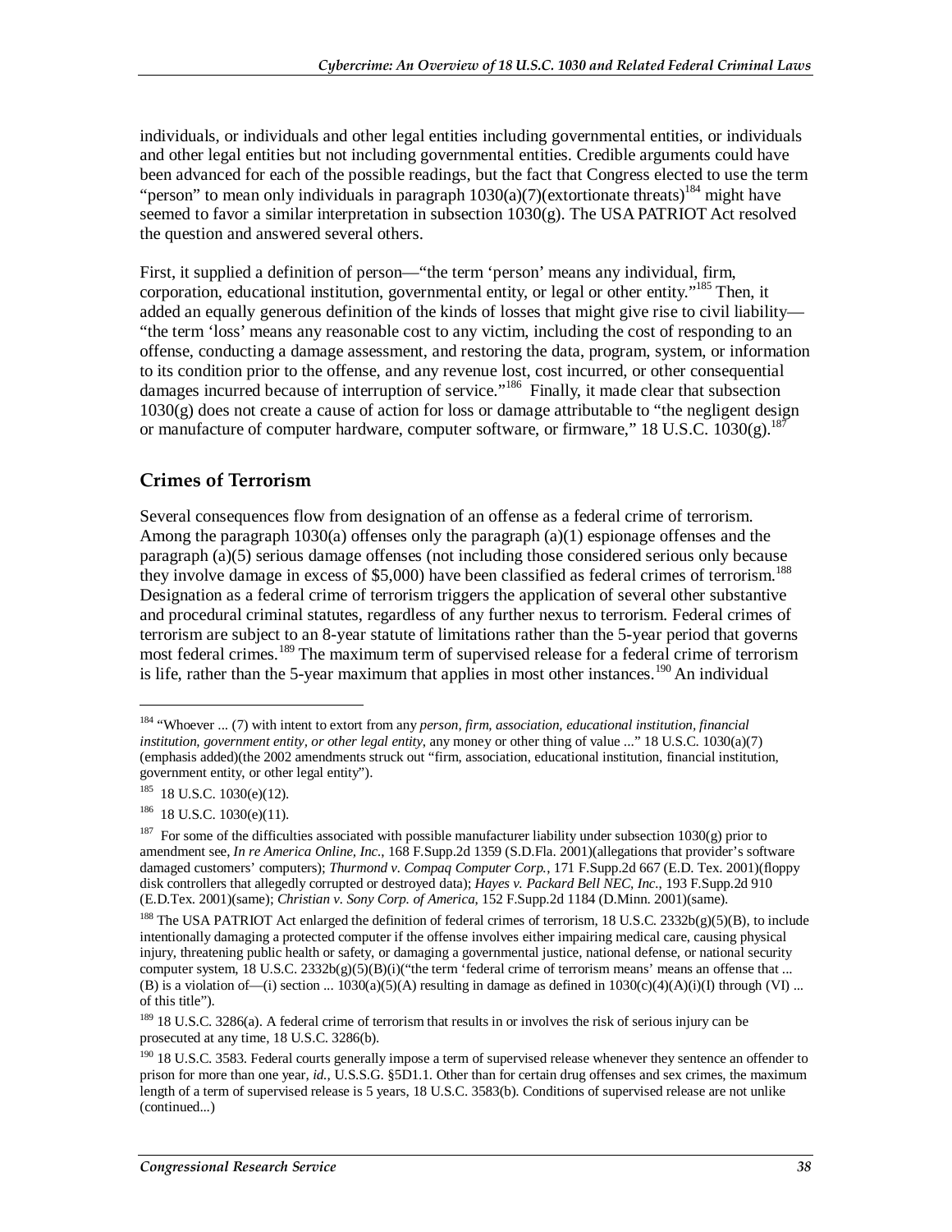individuals, or individuals and other legal entities including governmental entities, or individuals and other legal entities but not including governmental entities. Credible arguments could have been advanced for each of the possible readings, but the fact that Congress elected to use the term "person" to mean only individuals in paragraph 1030(a)(7)(extortionate threats)[184] might have seemed to favor a similar interpretation in subsection 1030(g). The USA PATRIOT Act resolved the question and answered several others.

First, it supplied a definition of person—"the term 'person' means any individual, firm, corporation, educational institution, governmental entity, or legal or other entity."[185] Then, it added an equally generous definition of the kinds of losses that might give rise to civil liability—"the term 'loss' means any reasonable cost to any victim, including the cost of responding to an offense, conducting a damage assessment, and restoring the data, program, system, or information to its condition prior to the offense, and any revenue lost, cost incurred, or other consequential damages incurred because of interruption of service."[186] Finally, it made clear that subsection 1030(g) does not create a cause of action for loss or damage attributable to "the negligent design or manufacture of computer hardware, computer software, or firmware," 18 U.S.C. 1030(g).[187]

## Crimes of Terrorism

Several consequences flow from designation of an offense as a federal crime of terrorism. Among the paragraph 1030(a) offenses only the paragraph (a)(1) espionage offenses and the paragraph (a)(5) serious damage offenses (not including those considered serious only because they involve damage in excess of $5,000) have been classified as federal crimes of terrorism.[188] Designation as a federal crime of terrorism triggers the application of several other substantive and procedural criminal statutes, regardless of any further nexus to terrorism. Federal crimes of terrorism are subject to an 8-year statute of limitations rather than the 5-year period that governs most federal crimes.[189] The maximum term of supervised release for a federal crime of terrorism is life, rather than the 5-year maximum that applies in most other instances.[190] An individual

---

[184] "Whoever ... (7) with intent to extort from any *person, firm, association, educational institution, financial institution, government entity, or other legal entity,* any money or other thing of value ..." 18 U.S.C. 1030(a)(7) (emphasis added)(the 2002 amendments struck out "firm, association, educational institution, financial institution, government entity, or other legal entity").

[185] 18 U.S.C. 1030(e)(12).

[186] 18 U.S.C. 1030(e)(11).

[187] For some of the difficulties associated with possible manufacturer liability under subsection 1030(g) prior to amendment see, *In re America Online, Inc.*, 168 F.Supp.2d 1359 (S.D.Fla. 2001)(allegations that provider's software damaged customers' computers); *Thurmond v. Compaq Computer Corp.*, 171 F.Supp.2d 667 (E.D. Tex. 2001)(floppy disk controllers that allegedly corrupted or destroyed data); *Hayes v. Packard Bell NEC, Inc.*, 193 F.Supp.2d 910 (E.D.Tex. 2001)(same); *Christian v. Sony Corp. of America*, 152 F.Supp.2d 1184 (D.Minn. 2001)(same).

[188] The USA PATRIOT Act enlarged the definition of federal crimes of terrorism, 18 U.S.C. 2332b(g)(5)(B), to include intentionally damaging a protected computer if the offense involves either impairing medical care, causing physical injury, threatening public health or safety, or damaging a governmental justice, national defense, or national security computer system, 18 U.S.C. 2332b(g)(5)(B)(i)("the term 'federal crime of terrorism means' means an offense that ... (B) is a violation of—(i) section ... 1030(a)(5)(A) resulting in damage as defined in 1030(c)(4)(A)(i)(I) through (VI) ... of this title").

[189] 18 U.S.C. 3286(a). A federal crime of terrorism that results in or involves the risk of serious injury can be prosecuted at any time, 18 U.S.C. 3286(b).

[190] 18 U.S.C. 3583. Federal courts generally impose a term of supervised release whenever they sentence an offender to prison for more than one year, *id.*, U.S.S.G. §5D1.1. Other than for certain drug offenses and sex crimes, the maximum length of a term of supervised release is 5 years, 18 U.S.C. 3583(b). Conditions of supervised release are not unlike (continued...)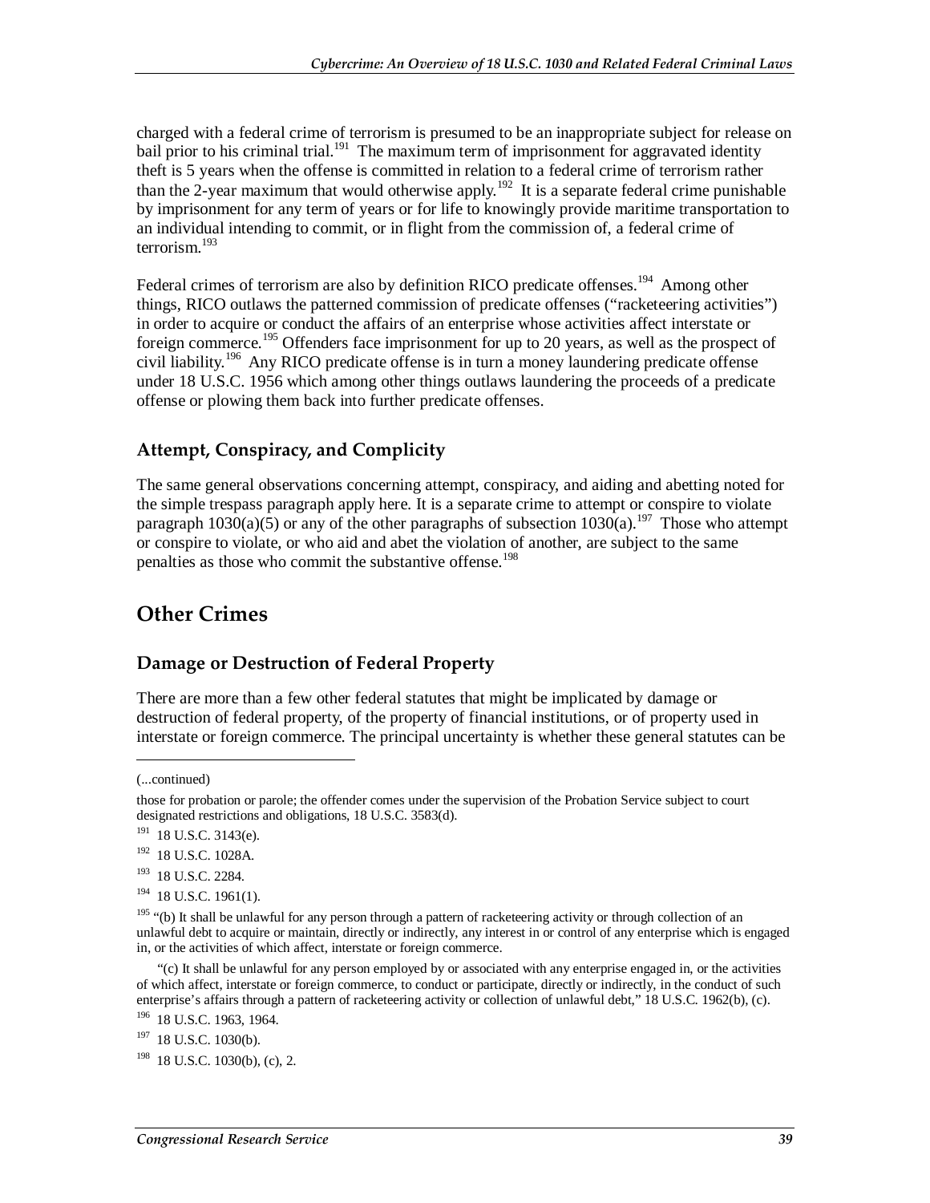charged with a federal crime of terrorism is presumed to be an inappropriate subject for release on bail prior to his criminal trial.[191] The maximum term of imprisonment for aggravated identity theft is 5 years when the offense is committed in relation to a federal crime of terrorism rather than the 2-year maximum that would otherwise apply.[192] It is a separate federal crime punishable by imprisonment for any term of years or for life to knowingly provide maritime transportation to an individual intending to commit, or in flight from the commission of, a federal crime of terrorism.[193]

Federal crimes of terrorism are also by definition RICO predicate offenses.[194] Among other things, RICO outlaws the patterned commission of predicate offenses ("racketeering activities") in order to acquire or conduct the affairs of an enterprise whose activities affect interstate or foreign commerce.[195] Offenders face imprisonment for up to 20 years, as well as the prospect of civil liability.[196] Any RICO predicate offense is in turn a money laundering predicate offense under 18 U.S.C. 1956 which among other things outlaws laundering the proceeds of a predicate offense or plowing them back into further predicate offenses.

### Attempt, Conspiracy, and Complicity

The same general observations concerning attempt, conspiracy, and aiding and abetting noted for the simple trespass paragraph apply here. It is a separate crime to attempt or conspire to violate paragraph 1030(a)(5) or any of the other paragraphs of subsection 1030(a).[197] Those who attempt or conspire to violate, or who aid and abet the violation of another, are subject to the same penalties as those who commit the substantive offense.[198]

## Other Crimes

### Damage or Destruction of Federal Property

There are more than a few other federal statutes that might be implicated by damage or destruction of federal property, of the property of financial institutions, or of property used in interstate or foreign commerce. The principal uncertainty is whether these general statutes can be

---

(...continued)

those for probation or parole; the offender comes under the supervision of the Probation Service subject to court designated restrictions and obligations, 18 U.S.C. 3583(d).

[191] 18 U.S.C. 3143(e).

[192] 18 U.S.C. 1028A.

[193] 18 U.S.C. 2284.

[194] 18 U.S.C. 1961(1).

[195] "(b) It shall be unlawful for any person through a pattern of racketeering activity or through collection of an unlawful debt to acquire or maintain, directly or indirectly, any interest in or control of any enterprise which is engaged in, or the activities of which affect, interstate or foreign commerce.

"(c) It shall be unlawful for any person employed by or associated with any enterprise engaged in, or the activities of which affect, interstate or foreign commerce, to conduct or participate, directly or indirectly, in the conduct of such enterprise's affairs through a pattern of racketeering activity or collection of unlawful debt," 18 U.S.C. 1962(b), (c).

[196] 18 U.S.C. 1963, 1964.

[197] 18 U.S.C. 1030(b).

[198] 18 U.S.C. 1030(b), (c), 2.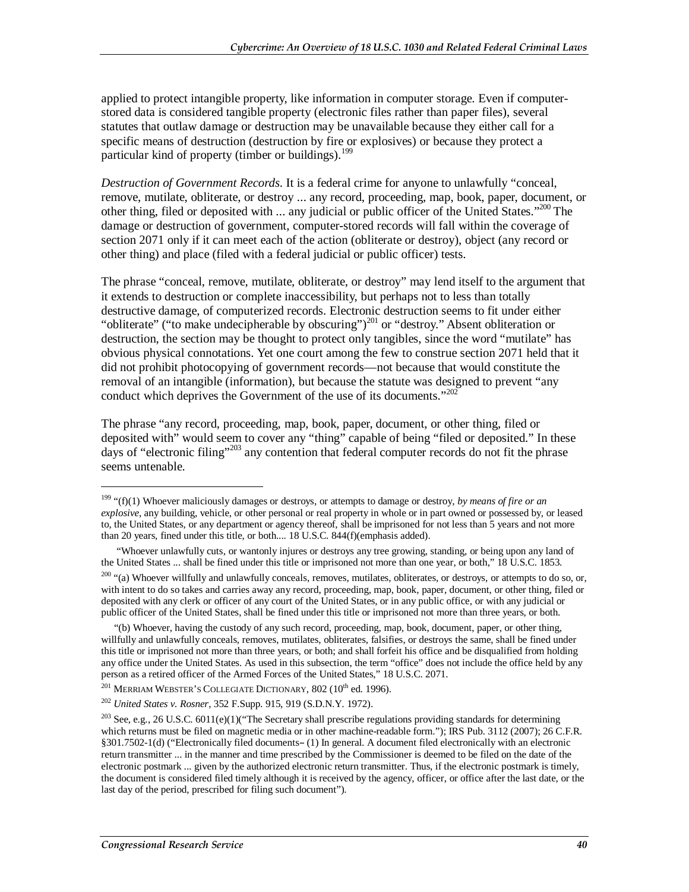applied to protect intangible property, like information in computer storage. Even if computer-stored data is considered tangible property (electronic files rather than paper files), several statutes that outlaw damage or destruction may be unavailable because they either call for a specific means of destruction (destruction by fire or explosives) or because they protect a particular kind of property (timber or buildings).[199]

*Destruction of Government Records*. It is a federal crime for anyone to unlawfully "conceal, remove, mutilate, obliterate, or destroy ... any record, proceeding, map, book, paper, document, or other thing, filed or deposited with ... any judicial or public officer of the United States."[200] The damage or destruction of government, computer-stored records will fall within the coverage of section 2071 only if it can meet each of the action (obliterate or destroy), object (any record or other thing) and place (filed with a federal judicial or public officer) tests.

The phrase "conceal, remove, mutilate, obliterate, or destroy" may lend itself to the argument that it extends to destruction or complete inaccessibility, but perhaps not to less than totally destructive damage, of computerized records. Electronic destruction seems to fit under either "obliterate" ("to make undecipherable by obscuring")[201] or "destroy." Absent obliteration or destruction, the section may be thought to protect only tangibles, since the word "mutilate" has obvious physical connotations. Yet one court among the few to construe section 2071 held that it did not prohibit photocopying of government records—not because that would constitute the removal of an intangible (information), but because the statute was designed to prevent "any conduct which deprives the Government of the use of its documents."[202]

The phrase "any record, proceeding, map, book, paper, document, or other thing, filed or deposited with" would seem to cover any "thing" capable of being "filed or deposited." In these days of "electronic filing"[203] any contention that federal computer records do not fit the phrase seems untenable.

---

[199] "(f)(1) Whoever maliciously damages or destroys, or attempts to damage or destroy, *by means of fire or an explosive*, any building, vehicle, or other personal or real property in whole or in part owned or possessed by, or leased to, the United States, or any department or agency thereof, shall be imprisoned for not less than 5 years and not more than 20 years, fined under this title, or both.... 18 U.S.C. 844(f)(emphasis added).

"Whoever unlawfully cuts, or wantonly injures or destroys any tree growing, standing, or being upon any land of the United States ... shall be fined under this title or imprisoned not more than one year, or both," 18 U.S.C. 1853.

[200] "(a) Whoever willfully and unlawfully conceals, removes, mutilates, obliterates, or destroys, or attempts to do so, or, with intent to do so takes and carries away any record, proceeding, map, book, paper, document, or other thing, filed or deposited with any clerk or officer of any court of the United States, or in any public office, or with any judicial or public officer of the United States, shall be fined under this title or imprisoned not more than three years, or both.

"(b) Whoever, having the custody of any such record, proceeding, map, book, document, paper, or other thing, willfully and unlawfully conceals, removes, mutilates, obliterates, falsifies, or destroys the same, shall be fined under this title or imprisoned not more than three years, or both; and shall forfeit his office and be disqualified from holding any office under the United States. As used in this subsection, the term "office" does not include the office held by any person as a retired officer of the Armed Forces of the United States," 18 U.S.C. 2071.

[201] Merriam Webster's Collegiate Dictionary, 802 (10th ed. 1996).

[202] *United States v. Rosner*, 352 F.Supp. 915, 919 (S.D.N.Y. 1972).

[203] See, e.g., 26 U.S.C. 6011(e)(1)("The Secretary shall prescribe regulations providing standards for determining which returns must be filed on magnetic media or in other machine-readable form."); IRS Pub. 3112 (2007); 26 C.F.R. §301.7502-1(d) ("Electronically filed documents– (1) In general. A document filed electronically with an electronic return transmitter ... in the manner and time prescribed by the Commissioner is deemed to be filed on the date of the electronic postmark ... given by the authorized electronic return transmitter. Thus, if the electronic postmark is timely, the document is considered filed timely although it is received by the agency, officer, or office after the last date, or the last day of the period, prescribed for filing such document").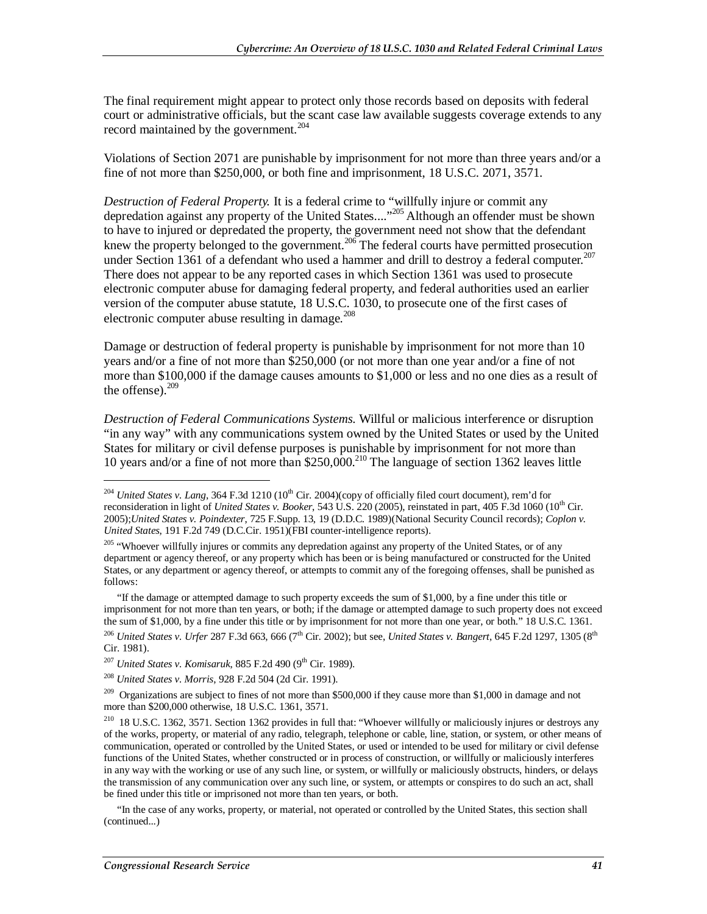The final requirement might appear to protect only those records based on deposits with federal court or administrative officials, but the scant case law available suggests coverage extends to any record maintained by the government.[204]

Violations of Section 2071 are punishable by imprisonment for not more than three years and/or a fine of not more than $250,000, or both fine and imprisonment, 18 U.S.C. 2071, 3571.

*Destruction of Federal Property.* It is a federal crime to "willfully injure or commit any depredation against any property of the United States...."[205] Although an offender must be shown to have to injured or depredated the property, the government need not show that the defendant knew the property belonged to the government.[206] The federal courts have permitted prosecution under Section 1361 of a defendant who used a hammer and drill to destroy a federal computer.[207] There does not appear to be any reported cases in which Section 1361 was used to prosecute electronic computer abuse for damaging federal property, and federal authorities used an earlier version of the computer abuse statute, 18 U.S.C. 1030, to prosecute one of the first cases of electronic computer abuse resulting in damage.[208]

Damage or destruction of federal property is punishable by imprisonment for not more than 10 years and/or a fine of not more than $250,000 (or not more than one year and/or a fine of not more than $100,000 if the damage causes amounts to $1,000 or less and no one dies as a result of the offense).[209]

*Destruction of Federal Communications Systems.* Willful or malicious interference or disruption "in any way" with any communications system owned by the United States or used by the United States for military or civil defense purposes is punishable by imprisonment for not more than 10 years and/or a fine of not more than $250,000.[210] The language of section 1362 leaves little

---

[204] *United States v. Lang*, 364 F.3d 1210 (10th Cir. 2004)(copy of officially filed court document), rem'd for reconsideration in light of *United States v. Booker*, 543 U.S. 220 (2005), reinstated in part, 405 F.3d 1060 (10th Cir. 2005);*United States v. Poindexter*, 725 F.Supp. 13, 19 (D.D.C. 1989)(National Security Council records); *Coplon v. United States*, 191 F.2d 749 (D.C.Cir. 1951)(FBI counter-intelligence reports).

[205] "Whoever willfully injures or commits any depredation against any property of the United States, or of any department or agency thereof, or any property which has been or is being manufactured or constructed for the United States, or any department or agency thereof, or attempts to commit any of the foregoing offenses, shall be punished as follows:

"If the damage or attempted damage to such property exceeds the sum of $1,000, by a fine under this title or imprisonment for not more than ten years, or both; if the damage or attempted damage to such property does not exceed the sum of $1,000, by a fine under this title or by imprisonment for not more than one year, or both." 18 U.S.C. 1361.

[206] *United States v. Urfer* 287 F.3d 663, 666 (7th Cir. 2002); but see, *United States v. Bangert*, 645 F.2d 1297, 1305 (8th Cir. 1981).

[207] *United States v. Komisaruk*, 885 F.2d 490 (9th Cir. 1989).

[208] *United States v. Morris*, 928 F.2d 504 (2d Cir. 1991).

[209] Organizations are subject to fines of not more than $500,000 if they cause more than $1,000 in damage and not more than $200,000 otherwise, 18 U.S.C. 1361, 3571.

[210] 18 U.S.C. 1362, 3571. Section 1362 provides in full that: "Whoever willfully or maliciously injures or destroys any of the works, property, or material of any radio, telegraph, telephone or cable, line, station, or system, or other means of communication, operated or controlled by the United States, or used or intended to be used for military or civil defense functions of the United States, whether constructed or in process of construction, or willfully or maliciously interferes in any way with the working or use of any such line, or system, or willfully or maliciously obstructs, hinders, or delays the transmission of any communication over any such line, or system, or attempts or conspires to do such an act, shall be fined under this title or imprisoned not more than ten years, or both.

"In the case of any works, property, or material, not operated or controlled by the United States, this section shall (continued...)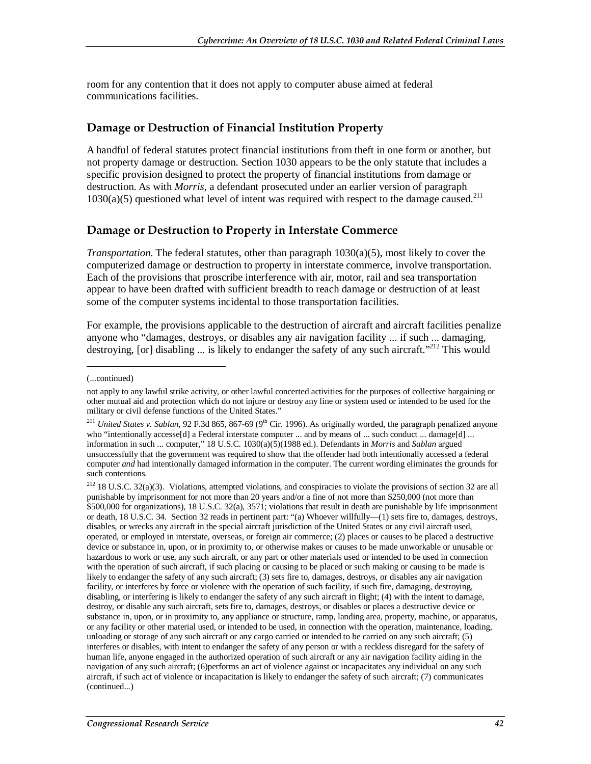room for any contention that it does not apply to computer abuse aimed at federal communications facilities.

## Damage or Destruction of Financial Institution Property

A handful of federal statutes protect financial institutions from theft in one form or another, but not property damage or destruction. Section 1030 appears to be the only statute that includes a specific provision designed to protect the property of financial institutions from damage or destruction. As with *Morris*, a defendant prosecuted under an earlier version of paragraph 1030(a)(5) questioned what level of intent was required with respect to the damage caused.[211]

## Damage or Destruction to Property in Interstate Commerce

*Transportation.* The federal statutes, other than paragraph 1030(a)(5), most likely to cover the computerized damage or destruction to property in interstate commerce, involve transportation. Each of the provisions that proscribe interference with air, motor, rail and sea transportation appear to have been drafted with sufficient breadth to reach damage or destruction of at least some of the computer systems incidental to those transportation facilities.

For example, the provisions applicable to the destruction of aircraft and aircraft facilities penalize anyone who "damages, destroys, or disables any air navigation facility ... if such ... damaging, destroying, [or] disabling ... is likely to endanger the safety of any such aircraft."[212] This would

---

(...continued)

not apply to any lawful strike activity, or other lawful concerted activities for the purposes of collective bargaining or other mutual aid and protection which do not injure or destroy any line or system used or intended to be used for the military or civil defense functions of the United States."

[211] *United States v. Sablan*, 92 F.3d 865, 867-69 (9th Cir. 1996). As originally worded, the paragraph penalized anyone who "intentionally accesse[d] a Federal interstate computer ... and by means of ... such conduct ... damage[d] ... information in such ... computer," 18 U.S.C. 1030(a)(5)(1988 ed.). Defendants in *Morris* and *Sablan* argued unsuccessfully that the government was required to show that the offender had both intentionally accessed a federal computer *and* had intentionally damaged information in the computer. The current wording eliminates the grounds for such contentions.

[212] 18 U.S.C. 32(a)(3). Violations, attempted violations, and conspiracies to violate the provisions of section 32 are all punishable by imprisonment for not more than 20 years and/or a fine of not more than $250,000 (not more than $500,000 for organizations), 18 U.S.C. 32(a), 3571; violations that result in death are punishable by life imprisonment or death, 18 U.S.C. 34. Section 32 reads in pertinent part: "(a) Whoever willfully—(1) sets fire to, damages, destroys, disables, or wrecks any aircraft in the special aircraft jurisdiction of the United States or any civil aircraft used, operated, or employed in interstate, overseas, or foreign air commerce; (2) places or causes to be placed a destructive device or substance in, upon, or in proximity to, or otherwise makes or causes to be made unworkable or unusable or hazardous to work or use, any such aircraft, or any part or other materials used or intended to be used in connection with the operation of such aircraft, if such placing or causing to be placed or such making or causing to be made is likely to endanger the safety of any such aircraft; (3) sets fire to, damages, destroys, or disables any air navigation facility, or interferes by force or violence with the operation of such facility, if such fire, damaging, destroying, disabling, or interfering is likely to endanger the safety of any such aircraft in flight; (4) with the intent to damage, destroy, or disable any such aircraft, sets fire to, damages, destroys, or disables or places a destructive device or substance in, upon, or in proximity to, any appliance or structure, ramp, landing area, property, machine, or apparatus, or any facility or other material used, or intended to be used, in connection with the operation, maintenance, loading, unloading or storage of any such aircraft or any cargo carried or intended to be carried on any such aircraft; (5) interferes or disables, with intent to endanger the safety of any person or with a reckless disregard for the safety of human life, anyone engaged in the authorized operation of such aircraft or any air navigation facility aiding in the navigation of any such aircraft; (6)performs an act of violence against or incapacitates any individual on any such aircraft, if such act of violence or incapacitation is likely to endanger the safety of such aircraft; (7) communicates (continued...)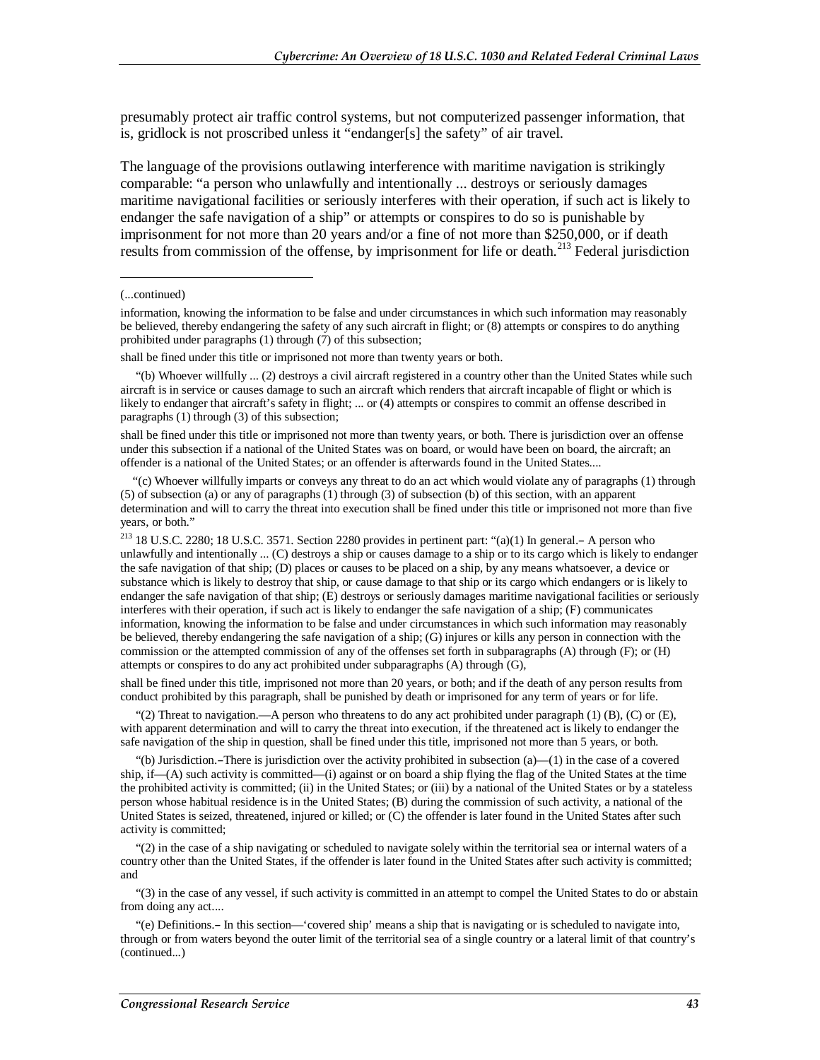presumably protect air traffic control systems, but not computerized passenger information, that is, gridlock is not proscribed unless it "endanger[s] the safety" of air travel.

The language of the provisions outlawing interference with maritime navigation is strikingly comparable: "a person who unlawfully and intentionally ... destroys or seriously damages maritime navigational facilities or seriously interferes with their operation, if such act is likely to endanger the safe navigation of a ship" or attempts or conspires to do so is punishable by imprisonment for not more than 20 years and/or a fine of not more than $250,000, or if death results from commission of the offense, by imprisonment for life or death.[213] Federal jurisdiction

---

(...continued)

information, knowing the information to be false and under circumstances in which such information may reasonably be believed, thereby endangering the safety of any such aircraft in flight; or (8) attempts or conspires to do anything prohibited under paragraphs (1) through (7) of this subsection;

shall be fined under this title or imprisoned not more than twenty years or both.

"(b) Whoever willfully ... (2) destroys a civil aircraft registered in a country other than the United States while such aircraft is in service or causes damage to such an aircraft which renders that aircraft incapable of flight or which is likely to endanger that aircraft's safety in flight; ... or (4) attempts or conspires to commit an offense described in paragraphs (1) through (3) of this subsection;

shall be fined under this title or imprisoned not more than twenty years, or both. There is jurisdiction over an offense under this subsection if a national of the United States was on board, or would have been on board, the aircraft; an offender is a national of the United States; or an offender is afterwards found in the United States....

"(c) Whoever willfully imparts or conveys any threat to do an act which would violate any of paragraphs (1) through (5) of subsection (a) or any of paragraphs (1) through (3) of subsection (b) of this section, with an apparent determination and will to carry the threat into execution shall be fined under this title or imprisoned not more than five years, or both."

[213] 18 U.S.C. 2280; 18 U.S.C. 3571. Section 2280 provides in pertinent part: "(a)(1) In general.– A person who unlawfully and intentionally ... (C) destroys a ship or causes damage to a ship or to its cargo which is likely to endanger the safe navigation of that ship; (D) places or causes to be placed on a ship, by any means whatsoever, a device or substance which is likely to destroy that ship, or cause damage to that ship or its cargo which endangers or is likely to endanger the safe navigation of that ship; (E) destroys or seriously damages maritime navigational facilities or seriously interferes with their operation, if such act is likely to endanger the safe navigation of a ship; (F) communicates information, knowing the information to be false and under circumstances in which such information may reasonably be believed, thereby endangering the safe navigation of a ship; (G) injures or kills any person in connection with the commission or the attempted commission of any of the offenses set forth in subparagraphs (A) through (F); or (H) attempts or conspires to do any act prohibited under subparagraphs (A) through (G),

shall be fined under this title, imprisoned not more than 20 years, or both; and if the death of any person results from conduct prohibited by this paragraph, shall be punished by death or imprisoned for any term of years or for life.

"(2) Threat to navigation.—A person who threatens to do any act prohibited under paragraph (1) (B), (C) or (E), with apparent determination and will to carry the threat into execution, if the threatened act is likely to endanger the safe navigation of the ship in question, shall be fined under this title, imprisoned not more than 5 years, or both.

"(b) Jurisdiction.–There is jurisdiction over the activity prohibited in subsection (a)—(1) in the case of a covered ship, if—(A) such activity is committed—(i) against or on board a ship flying the flag of the United States at the time the prohibited activity is committed; (ii) in the United States; or (iii) by a national of the United States or by a stateless person whose habitual residence is in the United States; (B) during the commission of such activity, a national of the United States is seized, threatened, injured or killed; or (C) the offender is later found in the United States after such activity is committed;

"(2) in the case of a ship navigating or scheduled to navigate solely within the territorial sea or internal waters of a country other than the United States, if the offender is later found in the United States after such activity is committed; and

"(3) in the case of any vessel, if such activity is committed in an attempt to compel the United States to do or abstain from doing any act....

"(e) Definitions.– In this section—'covered ship' means a ship that is navigating or is scheduled to navigate into, through or from waters beyond the outer limit of the territorial sea of a single country or a lateral limit of that country's (continued...)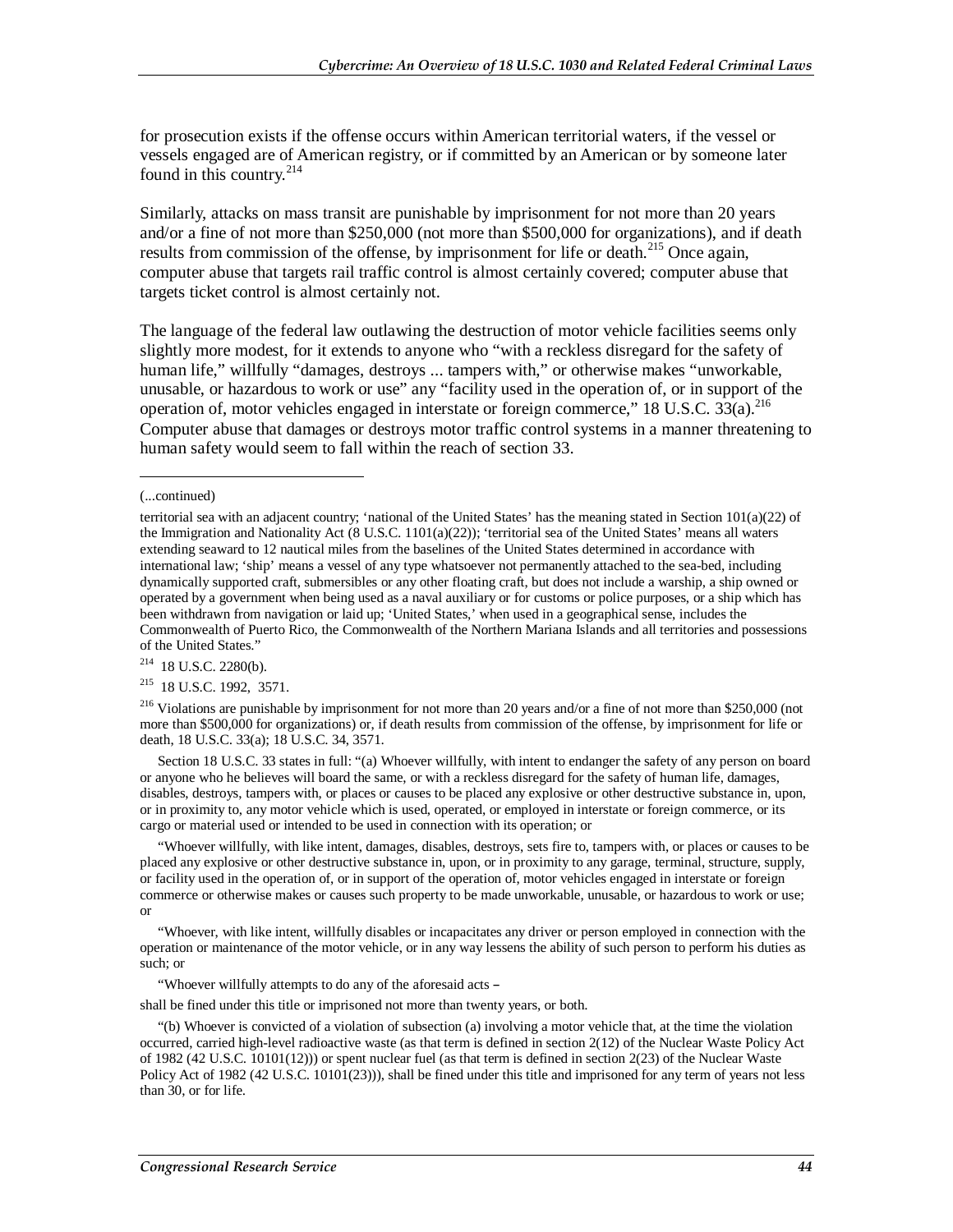for prosecution exists if the offense occurs within American territorial waters, if the vessel or vessels engaged are of American registry, or if committed by an American or by someone later found in this country.[214]

Similarly, attacks on mass transit are punishable by imprisonment for not more than 20 years and/or a fine of not more than $250,000 (not more than $500,000 for organizations), and if death results from commission of the offense, by imprisonment for life or death.[215] Once again, computer abuse that targets rail traffic control is almost certainly covered; computer abuse that targets ticket control is almost certainly not.

The language of the federal law outlawing the destruction of motor vehicle facilities seems only slightly more modest, for it extends to anyone who "with a reckless disregard for the safety of human life," willfully "damages, destroys ... tampers with," or otherwise makes "unworkable, unusable, or hazardous to work or use" any "facility used in the operation of, or in support of the operation of, motor vehicles engaged in interstate or foreign commerce," 18 U.S.C. 33(a).[216] Computer abuse that damages or destroys motor traffic control systems in a manner threatening to human safety would seem to fall within the reach of section 33.

---

(...continued)

territorial sea with an adjacent country; 'national of the United States' has the meaning stated in Section 101(a)(22) of the Immigration and Nationality Act (8 U.S.C. 1101(a)(22)); 'territorial sea of the United States' means all waters extending seaward to 12 nautical miles from the baselines of the United States determined in accordance with international law; 'ship' means a vessel of any type whatsoever not permanently attached to the sea-bed, including dynamically supported craft, submersibles or any other floating craft, but does not include a warship, a ship owned or operated by a government when being used as a naval auxiliary or for customs or police purposes, or a ship which has been withdrawn from navigation or laid up; 'United States,' when used in a geographical sense, includes the Commonwealth of Puerto Rico, the Commonwealth of the Northern Mariana Islands and all territories and possessions of the United States."

[214] 18 U.S.C. 2280(b).

[215] 18 U.S.C. 1992, 3571.

[216] Violations are punishable by imprisonment for not more than 20 years and/or a fine of not more than $250,000 (not more than $500,000 for organizations) or, if death results from commission of the offense, by imprisonment for life or death, 18 U.S.C. 33(a); 18 U.S.C. 34, 3571.

Section 18 U.S.C. 33 states in full: "(a) Whoever willfully, with intent to endanger the safety of any person on board or anyone who he believes will board the same, or with a reckless disregard for the safety of human life, damages, disables, destroys, tampers with, or places or causes to be placed any explosive or other destructive substance in, upon, or in proximity to, any motor vehicle which is used, operated, or employed in interstate or foreign commerce, or its cargo or material used or intended to be used in connection with its operation; or

"Whoever willfully, with like intent, damages, disables, destroys, sets fire to, tampers with, or places or causes to be placed any explosive or other destructive substance in, upon, or in proximity to any garage, terminal, structure, supply, or facility used in the operation of, or in support of the operation of, motor vehicles engaged in interstate or foreign commerce or otherwise makes or causes such property to be made unworkable, unusable, or hazardous to work or use; or

"Whoever, with like intent, willfully disables or incapacitates any driver or person employed in connection with the operation or maintenance of the motor vehicle, or in any way lessens the ability of such person to perform his duties as such; or

"Whoever willfully attempts to do any of the aforesaid acts –

shall be fined under this title or imprisoned not more than twenty years, or both.

"(b) Whoever is convicted of a violation of subsection (a) involving a motor vehicle that, at the time the violation occurred, carried high-level radioactive waste (as that term is defined in section 2(12) of the Nuclear Waste Policy Act of 1982 (42 U.S.C. 10101(12))) or spent nuclear fuel (as that term is defined in section 2(23) of the Nuclear Waste Policy Act of 1982 (42 U.S.C. 10101(23))), shall be fined under this title and imprisoned for any term of years not less than 30, or for life.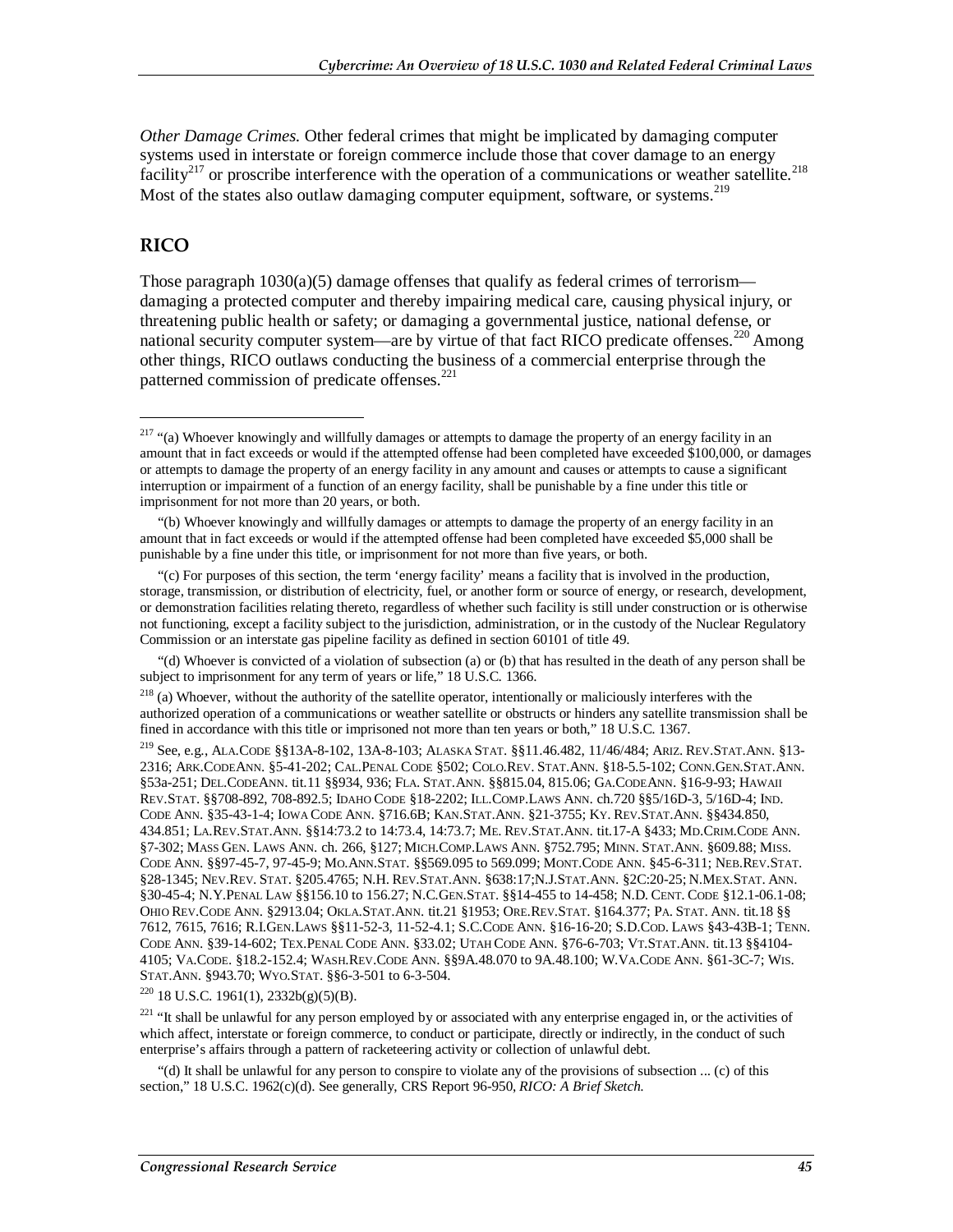*Other Damage Crimes.* Other federal crimes that might be implicated by damaging computer systems used in interstate or foreign commerce include those that cover damage to an energy facility[217] or proscribe interference with the operation of a communications or weather satellite.[218] Most of the states also outlaw damaging computer equipment, software, or systems.[219]

## RICO

Those paragraph 1030(a)(5) damage offenses that qualify as federal crimes of terrorism—damaging a protected computer and thereby impairing medical care, causing physical injury, or threatening public health or safety; or damaging a governmental justice, national defense, or national security computer system—are by virtue of that fact RICO predicate offenses.[220] Among other things, RICO outlaws conducting the business of a commercial enterprise through the patterned commission of predicate offenses.[221]

---

[217] "(a) Whoever knowingly and willfully damages or attempts to damage the property of an energy facility in an amount that in fact exceeds or would if the attempted offense had been completed have exceeded $100,000, or damages or attempts to damage the property of an energy facility in any amount and causes or attempts to cause a significant interruption or impairment of a function of an energy facility, shall be punishable by a fine under this title or imprisonment for not more than 20 years, or both.

"(b) Whoever knowingly and willfully damages or attempts to damage the property of an energy facility in an amount that in fact exceeds or would if the attempted offense had been completed have exceeded $5,000 shall be punishable by a fine under this title, or imprisonment for not more than five years, or both.

"(c) For purposes of this section, the term 'energy facility' means a facility that is involved in the production, storage, transmission, or distribution of electricity, fuel, or another form or source of energy, or research, development, or demonstration facilities relating thereto, regardless of whether such facility is still under construction or is otherwise not functioning, except a facility subject to the jurisdiction, administration, or in the custody of the Nuclear Regulatory Commission or an interstate gas pipeline facility as defined in section 60101 of title 49.

"(d) Whoever is convicted of a violation of subsection (a) or (b) that has resulted in the death of any person shall be subject to imprisonment for any term of years or life," 18 U.S.C. 1366.

[218] (a) Whoever, without the authority of the satellite operator, intentionally or maliciously interferes with the authorized operation of a communications or weather satellite or obstructs or hinders any satellite transmission shall be fined in accordance with this title or imprisoned not more than ten years or both," 18 U.S.C. 1367.

[219] See, e.g., ALA.CODE §§13A-8-102, 13A-8-103; ALASKA STAT. §§11.46.482, 11/46/484; ARIZ. REV.STAT.ANN. §13-2316; ARK.CODEANN. §5-41-202; CAL.PENAL CODE §502; COLO.REV. STAT.ANN. §18-5.5-102; CONN.GEN.STAT.ANN. §53a-251; DEL.CODEANN. tit.11 §§934, 936; FLA. STAT.ANN. §§815.04, 815.06; GA.CODEANN. §16-9-93; HAWAII REV.STAT. §§708-892, 708-892.5; IDAHO CODE §18-2202; ILL.COMP.LAWS ANN. ch.720 §§5/16D-3, 5/16D-4; IND. CODE ANN. §35-43-1-4; IOWA CODE ANN. §716.6B; KAN.STAT.ANN. §21-3755; KY. REV.STAT.ANN. §§434.850, 434.851; LA.REV.STAT.ANN. §§14:73.2 to 14:73.4, 14:73.7; ME. REV.STAT.ANN. tit.17-A §433; MD.CRIM.CODE ANN. §7-302; MASS GEN. LAWS ANN. ch. 266, §127; MICH.COMP.LAWS ANN. §752.795; MINN. STAT.ANN. §609.88; MISS. CODE ANN. §§97-45-7, 97-45-9; MO.ANN.STAT. §§569.095 to 569.099; MONT.CODE ANN. §45-6-311; NEB.REV.STAT. §28-1345; NEV.REV. STAT. §205.4765; N.H. REV.STAT.ANN. §638:17;N.J.STAT.ANN. §2C:20-25; N.MEX.STAT. ANN. §30-45-4; N.Y.PENAL LAW §§156.10 to 156.27; N.C.GEN.STAT. §§14-455 to 14-458; N.D. CENT. CODE §12.1-06.1-08; OHIO REV.CODE ANN. §2913.04; OKLA.STAT.ANN. tit.21 §1953; ORE.REV.STAT. §164.377; PA. STAT. ANN. tit.18 §§ 7612, 7615, 7616; R.I.GEN.LAWS §§11-52-3, 11-52-4.1; S.C.CODE ANN. §16-16-20; S.D.COD. LAWS §43-43B-1; TENN. CODE ANN. §39-14-602; TEX.PENAL CODE ANN. §33.02; UTAH CODE ANN. §76-6-703; VT.STAT.ANN. tit.13 §§4104-4105; VA.CODE. §18.2-152.4; WASH.REV.CODE ANN. §§9A.48.070 to 9A.48.100; W.VA.CODE ANN. §61-3C-7; WIS. STAT.ANN. §943.70; WYO.STAT. §§6-3-501 to 6-3-504.

[220] 18 U.S.C. 1961(1), 2332b(g)(5)(B).

[221] "It shall be unlawful for any person employed by or associated with any enterprise engaged in, or the activities of which affect, interstate or foreign commerce, to conduct or participate, directly or indirectly, in the conduct of such enterprise's affairs through a pattern of racketeering activity or collection of unlawful debt.

"(d) It shall be unlawful for any person to conspire to violate any of the provisions of subsection ... (c) of this section," 18 U.S.C. 1962(c)(d). See generally, CRS Report 96-950, *RICO: A Brief Sketch.*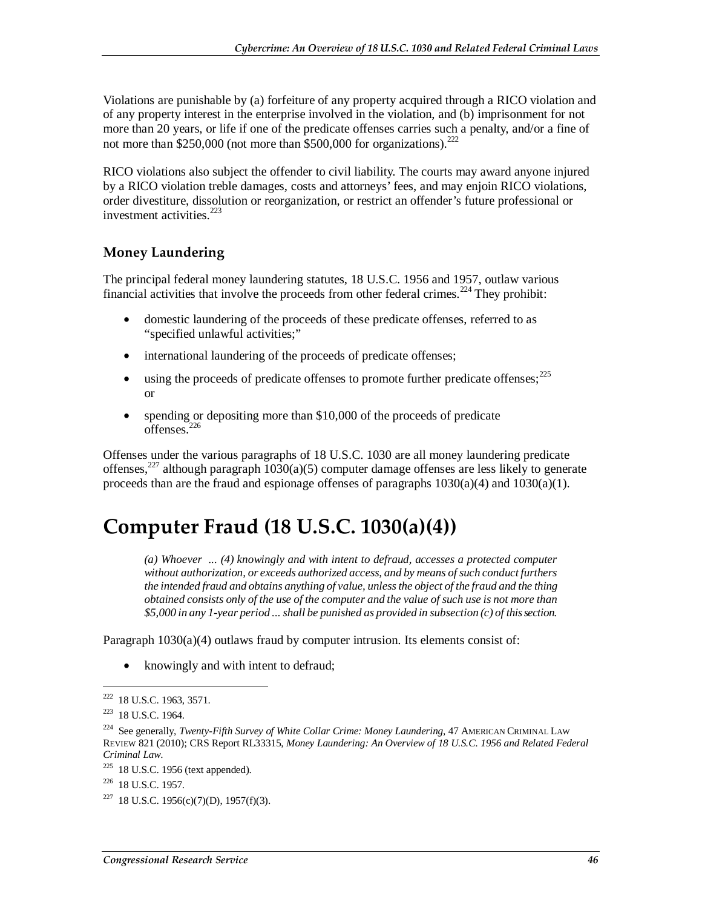Violations are punishable by (a) forfeiture of any property acquired through a RICO violation and of any property interest in the enterprise involved in the violation, and (b) imprisonment for not more than 20 years, or life if one of the predicate offenses carries such a penalty, and/or a fine of not more than $250,000 (not more than $500,000 for organizations).[222]

RICO violations also subject the offender to civil liability. The courts may award anyone injured by a RICO violation treble damages, costs and attorneys' fees, and may enjoin RICO violations, order divestiture, dissolution or reorganization, or restrict an offender's future professional or investment activities.[223]

### Money Laundering

The principal federal money laundering statutes, 18 U.S.C. 1956 and 1957, outlaw various financial activities that involve the proceeds from other federal crimes.[224] They prohibit:

- domestic laundering of the proceeds of these predicate offenses, referred to as "specified unlawful activities;"
- international laundering of the proceeds of predicate offenses;
- using the proceeds of predicate offenses to promote further predicate offenses;[225] or
- spending or depositing more than $10,000 of the proceeds of predicate offenses.[226]

Offenses under the various paragraphs of 18 U.S.C. 1030 are all money laundering predicate offenses,[227] although paragraph 1030(a)(5) computer damage offenses are less likely to generate proceeds than are the fraud and espionage offenses of paragraphs 1030(a)(4) and 1030(a)(1).

# Computer Fraud (18 U.S.C. 1030(a)(4))

> *(a) Whoever ... (4) knowingly and with intent to defraud, accesses a protected computer without authorization, or exceeds authorized access, and by means of such conduct furthers the intended fraud and obtains anything of value, unless the object of the fraud and the thing obtained consists only of the use of the computer and the value of such use is not more than $5,000 in any 1-year period ... shall be punished as provided in subsection (c) of this section.*

Paragraph 1030(a)(4) outlaws fraud by computer intrusion. Its elements consist of:

- knowingly and with intent to defraud;

---

[222] 18 U.S.C. 1963, 3571.

[223] 18 U.S.C. 1964.

[224] See generally, *Twenty-Fifth Survey of White Collar Crime: Money Laundering*, 47 AMERICAN CRIMINAL LAW REVIEW 821 (2010); CRS Report RL33315, *Money Laundering: An Overview of 18 U.S.C. 1956 and Related Federal Criminal Law*.

[225] 18 U.S.C. 1956 (text appended).

[226] 18 U.S.C. 1957.

[227] 18 U.S.C. 1956(c)(7)(D), 1957(f)(3).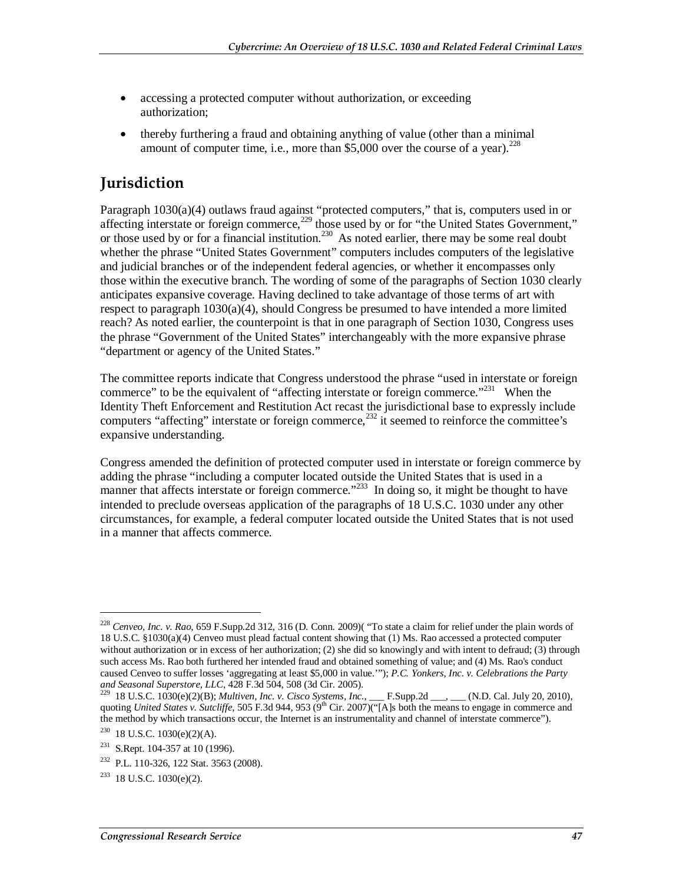- accessing a protected computer without authorization, or exceeding authorization;
- thereby furthering a fraud and obtaining anything of value (other than a minimal amount of computer time, i.e., more than $5,000 over the course of a year).[228]

## Jurisdiction

Paragraph 1030(a)(4) outlaws fraud against "protected computers," that is, computers used in or affecting interstate or foreign commerce,[229] those used by or for "the United States Government," or those used by or for a financial institution.[230] As noted earlier, there may be some real doubt whether the phrase "United States Government" computers includes computers of the legislative and judicial branches or of the independent federal agencies, or whether it encompasses only those within the executive branch. The wording of some of the paragraphs of Section 1030 clearly anticipates expansive coverage. Having declined to take advantage of those terms of art with respect to paragraph 1030(a)(4), should Congress be presumed to have intended a more limited reach? As noted earlier, the counterpoint is that in one paragraph of Section 1030, Congress uses the phrase "Government of the United States" interchangeably with the more expansive phrase "department or agency of the United States."

The committee reports indicate that Congress understood the phrase "used in interstate or foreign commerce" to be the equivalent of "affecting interstate or foreign commerce."[231] When the Identity Theft Enforcement and Restitution Act recast the jurisdictional base to expressly include computers "affecting" interstate or foreign commerce,[232] it seemed to reinforce the committee's expansive understanding.

Congress amended the definition of protected computer used in interstate or foreign commerce by adding the phrase "including a computer located outside the United States that is used in a manner that affects interstate or foreign commerce."[233] In doing so, it might be thought to have intended to preclude overseas application of the paragraphs of 18 U.S.C. 1030 under any other circumstances, for example, a federal computer located outside the United States that is not used in a manner that affects commerce.

---

[228] *Cenveo, Inc. v. Rao*, 659 F.Supp.2d 312, 316 (D. Conn. 2009)( "To state a claim for relief under the plain words of 18 U.S.C. §1030(a)(4) Cenveo must plead factual content showing that (1) Ms. Rao accessed a protected computer without authorization or in excess of her authorization; (2) she did so knowingly and with intent to defraud; (3) through such access Ms. Rao both furthered her intended fraud and obtained something of value; and (4) Ms. Rao's conduct caused Cenveo to suffer losses 'aggregating at least $5,000 in value.'"); *P.C. Yonkers, Inc. v. Celebrations the Party and Seasonal Superstore, LLC*, 428 F.3d 504, 508 (3d Cir. 2005).

[229] 18 U.S.C. 1030(e)(2)(B); *Multiven, Inc. v. Cisco Systems, Inc.*, ___ F.Supp.2d ___, ___ (N.D. Cal. July 20, 2010), quoting *United States v. Sutcliffe*, 505 F.3d 944, 953 (9th Cir. 2007)("[A]s both the means to engage in commerce and the method by which transactions occur, the Internet is an instrumentality and channel of interstate commerce").

[230] 18 U.S.C. 1030(e)(2)(A).

[231] S.Rept. 104-357 at 10 (1996).

[232] P.L. 110-326, 122 Stat. 3563 (2008).

[233] 18 U.S.C. 1030(e)(2).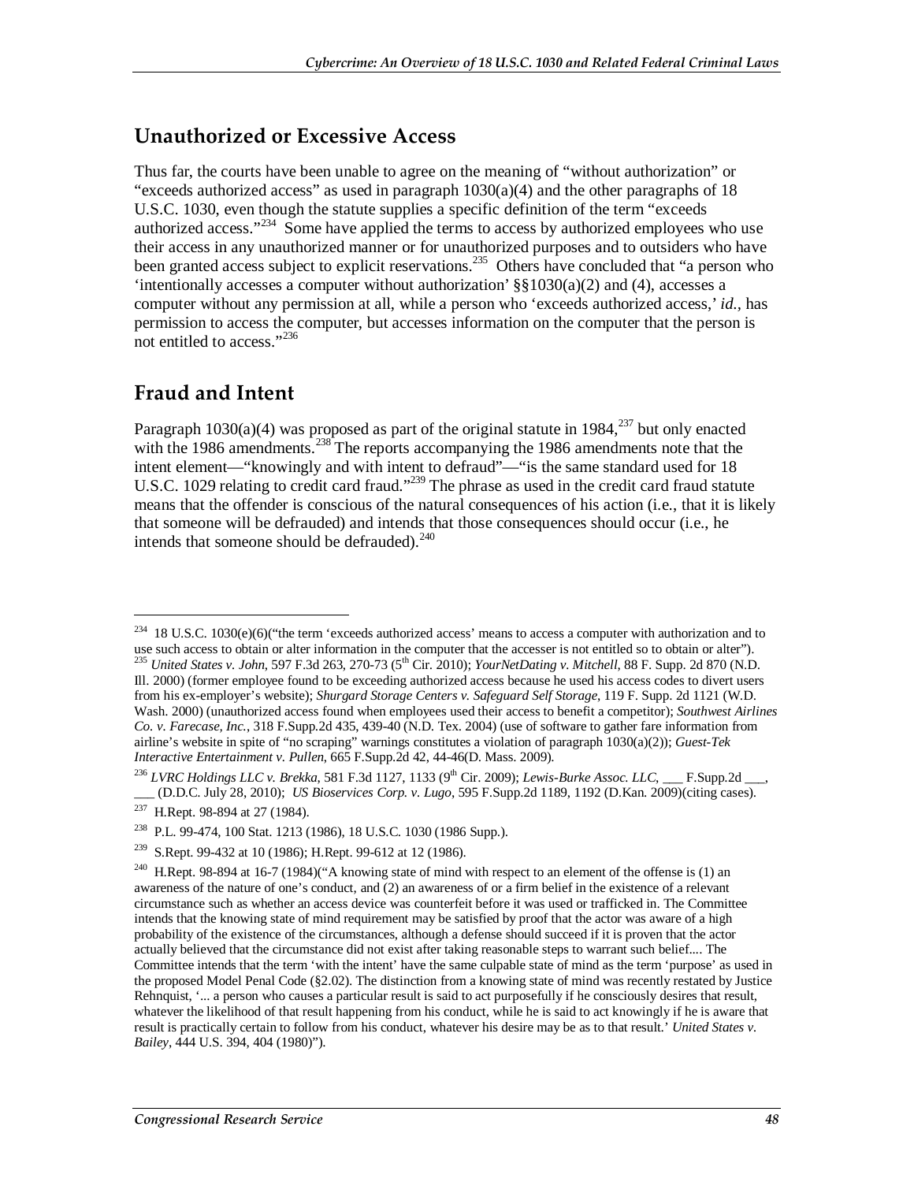## Unauthorized or Excessive Access

Thus far, the courts have been unable to agree on the meaning of "without authorization" or "exceeds authorized access" as used in paragraph 1030(a)(4) and the other paragraphs of 18 U.S.C. 1030, even though the statute supplies a specific definition of the term "exceeds authorized access."[234] Some have applied the terms to access by authorized employees who use their access in any unauthorized manner or for unauthorized purposes and to outsiders who have been granted access subject to explicit reservations.[235] Others have concluded that "a person who 'intentionally accesses a computer without authorization' §§1030(a)(2) and (4), accesses a computer without any permission at all, while a person who 'exceeds authorized access,' *id.*, has permission to access the computer, but accesses information on the computer that the person is not entitled to access."[236]

## Fraud and Intent

Paragraph 1030(a)(4) was proposed as part of the original statute in 1984,[237] but only enacted with the 1986 amendments.[238] The reports accompanying the 1986 amendments note that the intent element—"knowingly and with intent to defraud"—"is the same standard used for 18 U.S.C. 1029 relating to credit card fraud."[239] The phrase as used in the credit card fraud statute means that the offender is conscious of the natural consequences of his action (i.e., that it is likely that someone will be defrauded) and intends that those consequences should occur (i.e., he intends that someone should be defrauded).[240]

---

[234] 18 U.S.C. 1030(e)(6)("the term 'exceeds authorized access' means to access a computer with authorization and to use such access to obtain or alter information in the computer that the accesser is not entitled so to obtain or alter").

[235] *United States v. John*, 597 F.3d 263, 270-73 (5th Cir. 2010); *YourNetDating v. Mitchell*, 88 F. Supp. 2d 870 (N.D. Ill. 2000) (former employee found to be exceeding authorized access because he used his access codes to divert users from his ex-employer's website); *Shurgard Storage Centers v. Safeguard Self Storage*, 119 F. Supp. 2d 1121 (W.D. Wash. 2000) (unauthorized access found when employees used their access to benefit a competitor); *Southwest Airlines Co. v. Farecase, Inc.*, 318 F.Supp.2d 435, 439-40 (N.D. Tex. 2004) (use of software to gather fare information from airline's website in spite of "no scraping" warnings constitutes a violation of paragraph 1030(a)(2)); *Guest-Tek Interactive Entertainment v. Pullen*, 665 F.Supp.2d 42, 44-46(D. Mass. 2009).

[236] *LVRC Holdings LLC v. Brekka*, 581 F.3d 1127, 1133 (9th Cir. 2009); *Lewis-Burke Assoc. LLC*, ___ F.Supp.2d ___, ___ (D.D.C. July 28, 2010); *US Bioservices Corp. v. Lugo*, 595 F.Supp.2d 1189, 1192 (D.Kan. 2009)(citing cases).

[237] H.Rept. 98-894 at 27 (1984).

[238] P.L. 99-474, 100 Stat. 1213 (1986), 18 U.S.C. 1030 (1986 Supp.).

[239] S.Rept. 99-432 at 10 (1986); H.Rept. 99-612 at 12 (1986).

[240] H.Rept. 98-894 at 16-7 (1984)("A knowing state of mind with respect to an element of the offense is (1) an awareness of the nature of one's conduct, and (2) an awareness of or a firm belief in the existence of a relevant circumstance such as whether an access device was counterfeit before it was used or trafficked in. The Committee intends that the knowing state of mind requirement may be satisfied by proof that the actor was aware of a high probability of the existence of the circumstances, although a defense should succeed if it is proven that the actor actually believed that the circumstance did not exist after taking reasonable steps to warrant such belief.... The Committee intends that the term 'with the intent' have the same culpable state of mind as the term 'purpose' as used in the proposed Model Penal Code (§2.02). The distinction from a knowing state of mind was recently restated by Justice Rehnquist, '... a person who causes a particular result is said to act purposefully if he consciously desires that result, whatever the likelihood of that result happening from his conduct, while he is said to act knowingly if he is aware that result is practically certain to follow from his conduct, whatever his desire may be as to that result.' *United States v. Bailey*, 444 U.S. 394, 404 (1980)").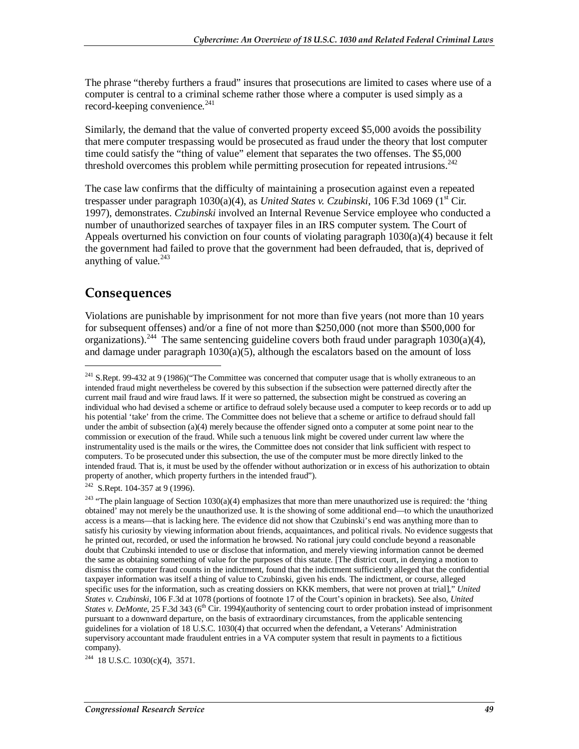The phrase "thereby furthers a fraud" insures that prosecutions are limited to cases where use of a computer is central to a criminal scheme rather those where a computer is used simply as a record-keeping convenience.[241]

Similarly, the demand that the value of converted property exceed $5,000 avoids the possibility that mere computer trespassing would be prosecuted as fraud under the theory that lost computer time could satisfy the "thing of value" element that separates the two offenses. The $5,000 threshold overcomes this problem while permitting prosecution for repeated intrusions.[242]

The case law confirms that the difficulty of maintaining a prosecution against even a repeated trespasser under paragraph 1030(a)(4), as *United States v. Czubinski*, 106 F.3d 1069 (1st Cir. 1997), demonstrates. *Czubinski* involved an Internal Revenue Service employee who conducted a number of unauthorized searches of taxpayer files in an IRS computer system. The Court of Appeals overturned his conviction on four counts of violating paragraph 1030(a)(4) because it felt the government had failed to prove that the government had been defrauded, that is, deprived of anything of value.[243]

## Consequences

Violations are punishable by imprisonment for not more than five years (not more than 10 years for subsequent offenses) and/or a fine of not more than $250,000 (not more than $500,000 for organizations).[244] The same sentencing guideline covers both fraud under paragraph 1030(a)(4), and damage under paragraph 1030(a)(5), although the escalators based on the amount of loss

---

[241] S.Rept. 99-432 at 9 (1986)("The Committee was concerned that computer usage that is wholly extraneous to an intended fraud might nevertheless be covered by this subsection if the subsection were patterned directly after the current mail fraud and wire fraud laws. If it were so patterned, the subsection might be construed as covering an individual who had devised a scheme or artifice to defraud solely because used a computer to keep records or to add up his potential 'take' from the crime. The Committee does not believe that a scheme or artifice to defraud should fall under the ambit of subsection (a)(4) merely because the offender signed onto a computer at some point near to the commission or execution of the fraud. While such a tenuous link might be covered under current law where the instrumentality used is the mails or the wires, the Committee does not consider that link sufficient with respect to computers. To be prosecuted under this subsection, the use of the computer must be more directly linked to the intended fraud. That is, it must be used by the offender without authorization or in excess of his authorization to obtain property of another, which property furthers in the intended fraud").

[242] S.Rept. 104-357 at 9 (1996).

[243] "The plain language of Section 1030(a)(4) emphasizes that more than mere unauthorized use is required: the 'thing obtained' may not merely be the unauthorized use. It is the showing of some additional end—to which the unauthorized access is a means—that is lacking here. The evidence did not show that Czubinski's end was anything more than to satisfy his curiosity by viewing information about friends, acquaintances, and political rivals. No evidence suggests that he printed out, recorded, or used the information he browsed. No rational jury could conclude beyond a reasonable doubt that Czubinski intended to use or disclose that information, and merely viewing information cannot be deemed the same as obtaining something of value for the purposes of this statute. [The district court, in denying a motion to dismiss the computer fraud counts in the indictment, found that the indictment sufficiently alleged that the confidential taxpayer information was itself a thing of value to Czubinski, given his ends. The indictment, or course, alleged specific uses for the information, such as creating dossiers on KKK members, that were not proven at trial]," *United States v. Czubinski*, 106 F.3d at 1078 (portions of footnote 17 of the Court's opinion in brackets). See also, *United States v. DeMonte*, 25 F.3d 343 (6th Cir. 1994)(authority of sentencing court to order probation instead of imprisonment pursuant to a downward departure, on the basis of extraordinary circumstances, from the applicable sentencing guidelines for a violation of 18 U.S.C. 1030(4) that occurred when the defendant, a Veterans' Administration supervisory accountant made fraudulent entries in a VA computer system that result in payments to a fictitious company).

[244] 18 U.S.C. 1030(c)(4), 3571.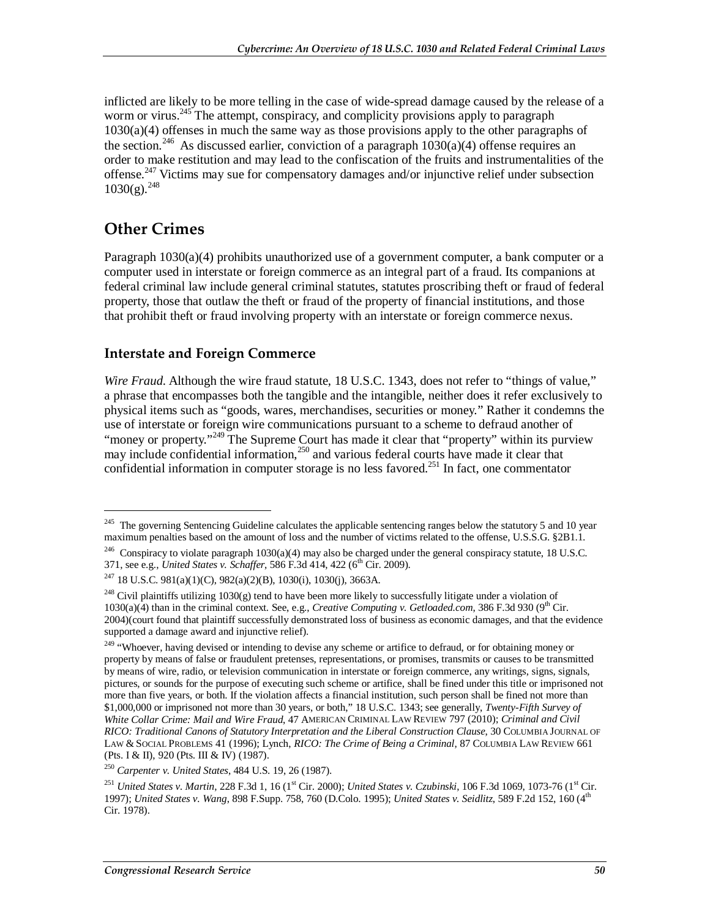inflicted are likely to be more telling in the case of wide-spread damage caused by the release of a worm or virus.[245] The attempt, conspiracy, and complicity provisions apply to paragraph 1030(a)(4) offenses in much the same way as those provisions apply to the other paragraphs of the section.[246] As discussed earlier, conviction of a paragraph 1030(a)(4) offense requires an order to make restitution and may lead to the confiscation of the fruits and instrumentalities of the offense.[247] Victims may sue for compensatory damages and/or injunctive relief under subsection 1030(g).[248]

## Other Crimes

Paragraph 1030(a)(4) prohibits unauthorized use of a government computer, a bank computer or a computer used in interstate or foreign commerce as an integral part of a fraud. Its companions at federal criminal law include general criminal statutes, statutes proscribing theft or fraud of federal property, those that outlaw the theft or fraud of the property of financial institutions, and those that prohibit theft or fraud involving property with an interstate or foreign commerce nexus.

### Interstate and Foreign Commerce

*Wire Fraud.* Although the wire fraud statute, 18 U.S.C. 1343, does not refer to "things of value," a phrase that encompasses both the tangible and the intangible, neither does it refer exclusively to physical items such as "goods, wares, merchandises, securities or money." Rather it condemns the use of interstate or foreign wire communications pursuant to a scheme to defraud another of "money or property."[249] The Supreme Court has made it clear that "property" within its purview may include confidential information,[250] and various federal courts have made it clear that confidential information in computer storage is no less favored.[251] In fact, one commentator

---

[245] The governing Sentencing Guideline calculates the applicable sentencing ranges below the statutory 5 and 10 year maximum penalties based on the amount of loss and the number of victims related to the offense, U.S.S.G. §2B1.1.

[246] Conspiracy to violate paragraph 1030(a)(4) may also be charged under the general conspiracy statute, 18 U.S.C. 371, see e.g., *United States v. Schaffer*, 586 F.3d 414, 422 (6th Cir. 2009).

[247] 18 U.S.C. 981(a)(1)(C), 982(a)(2)(B), 1030(i), 1030(j), 3663A.

[248] Civil plaintiffs utilizing 1030(g) tend to have been more likely to successfully litigate under a violation of 1030(a)(4) than in the criminal context. See, e.g., *Creative Computing v. Getloaded.com*, 386 F.3d 930 (9th Cir. 2004)(court found that plaintiff successfully demonstrated loss of business as economic damages, and that the evidence supported a damage award and injunctive relief).

[249] "Whoever, having devised or intending to devise any scheme or artifice to defraud, or for obtaining money or property by means of false or fraudulent pretenses, representations, or promises, transmits or causes to be transmitted by means of wire, radio, or television communication in interstate or foreign commerce, any writings, signs, signals, pictures, or sounds for the purpose of executing such scheme or artifice, shall be fined under this title or imprisoned not more than five years, or both. If the violation affects a financial institution, such person shall be fined not more than $1,000,000 or imprisoned not more than 30 years, or both," 18 U.S.C. 1343; see generally, *Twenty-Fifth Survey of White Collar Crime: Mail and Wire Fraud*, 47 AMERICAN CRIMINAL LAW REVIEW 797 (2010); *Criminal and Civil RICO: Traditional Canons of Statutory Interpretation and the Liberal Construction Clause*, 30 COLUMBIA JOURNAL OF LAW & SOCIAL PROBLEMS 41 (1996); Lynch, *RICO: The Crime of Being a Criminal*, 87 COLUMBIA LAW REVIEW 661 (Pts. I & II), 920 (Pts. III & IV) (1987).

[250] *Carpenter v. United States*, 484 U.S. 19, 26 (1987).

[251] *United States v. Martin*, 228 F.3d 1, 16 (1st Cir. 2000); *United States v. Czubinski*, 106 F.3d 1069, 1073-76 (1st Cir. 1997); *United States v. Wang*, 898 F.Supp. 758, 760 (D.Colo. 1995); *United States v. Seidlitz*, 589 F.2d 152, 160 (4th Cir. 1978).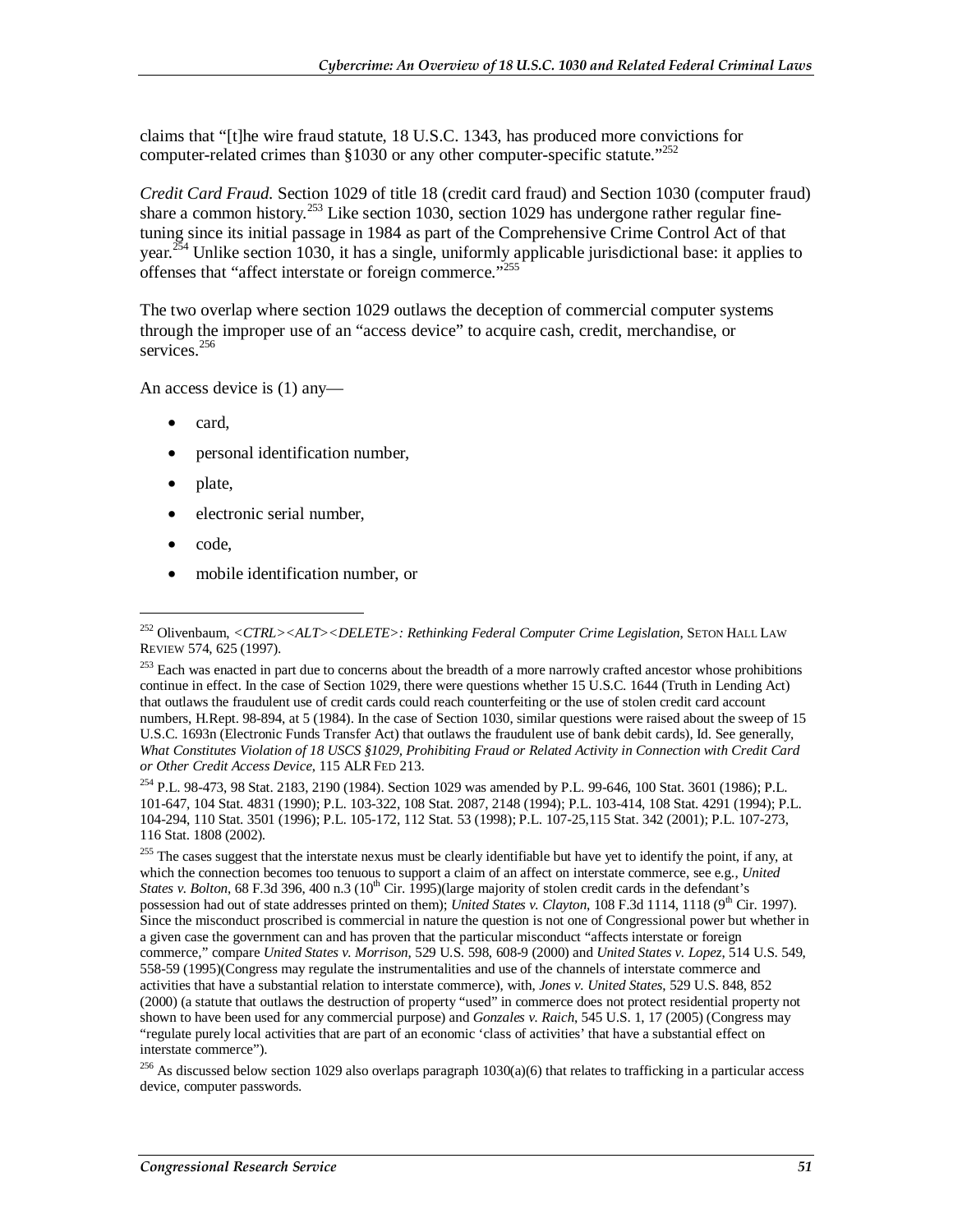claims that "[t]he wire fraud statute, 18 U.S.C. 1343, has produced more convictions for computer-related crimes than §1030 or any other computer-specific statute."[252]

*Credit Card Fraud.* Section 1029 of title 18 (credit card fraud) and Section 1030 (computer fraud) share a common history.[253] Like section 1030, section 1029 has undergone rather regular fine-tuning since its initial passage in 1984 as part of the Comprehensive Crime Control Act of that year.[254] Unlike section 1030, it has a single, uniformly applicable jurisdictional base: it applies to offenses that "affect interstate or foreign commerce."[255]

The two overlap where section 1029 outlaws the deception of commercial computer systems through the improper use of an "access device" to acquire cash, credit, merchandise, or services.[256]

An access device is (1) any—

- card,
- personal identification number,
- plate,
- electronic serial number,
- code,
- mobile identification number, or

---

[252] Olivenbaum, *<CTRL><ALT><DELETE>: Rethinking Federal Computer Crime Legislation*, SETON HALL LAW REVIEW 574, 625 (1997).

[253] Each was enacted in part due to concerns about the breadth of a more narrowly crafted ancestor whose prohibitions continue in effect. In the case of Section 1029, there were questions whether 15 U.S.C. 1644 (Truth in Lending Act) that outlaws the fraudulent use of credit cards could reach counterfeiting or the use of stolen credit card account numbers, H.Rept. 98-894, at 5 (1984). In the case of Section 1030, similar questions were raised about the sweep of 15 U.S.C. 1693n (Electronic Funds Transfer Act) that outlaws the fraudulent use of bank debit cards), Id. See generally, *What Constitutes Violation of 18 USCS §1029, Prohibiting Fraud or Related Activity in Connection with Credit Card or Other Credit Access Device*, 115 ALR FED 213.

[254] P.L. 98-473, 98 Stat. 2183, 2190 (1984). Section 1029 was amended by P.L. 99-646, 100 Stat. 3601 (1986); P.L. 101-647, 104 Stat. 4831 (1990); P.L. 103-322, 108 Stat. 2087, 2148 (1994); P.L. 103-414, 108 Stat. 4291 (1994); P.L. 104-294, 110 Stat. 3501 (1996); P.L. 105-172, 112 Stat. 53 (1998); P.L. 107-25,115 Stat. 342 (2001); P.L. 107-273, 116 Stat. 1808 (2002).

[255] The cases suggest that the interstate nexus must be clearly identifiable but have yet to identify the point, if any, at which the connection becomes too tenuous to support a claim of an affect on interstate commerce, see e.g., *United States v. Bolton*, 68 F.3d 396, 400 n.3 (10th Cir. 1995)(large majority of stolen credit cards in the defendant's possession had out of state addresses printed on them); *United States v. Clayton*, 108 F.3d 1114, 1118 (9th Cir. 1997). Since the misconduct proscribed is commercial in nature the question is not one of Congressional power but whether in a given case the government can and has proven that the particular misconduct "affects interstate or foreign commerce," compare *United States v. Morrison*, 529 U.S. 598, 608-9 (2000) and *United States v. Lopez*, 514 U.S. 549, 558-59 (1995)(Congress may regulate the instrumentalities and use of the channels of interstate commerce and activities that have a substantial relation to interstate commerce), with, *Jones v. United States*, 529 U.S. 848, 852 (2000) (a statute that outlaws the destruction of property "used" in commerce does not protect residential property not shown to have been used for any commercial purpose) and *Gonzales v. Raich*, 545 U.S. 1, 17 (2005) (Congress may "regulate purely local activities that are part of an economic 'class of activities' that have a substantial effect on interstate commerce").

[256] As discussed below section 1029 also overlaps paragraph 1030(a)(6) that relates to trafficking in a particular access device, computer passwords.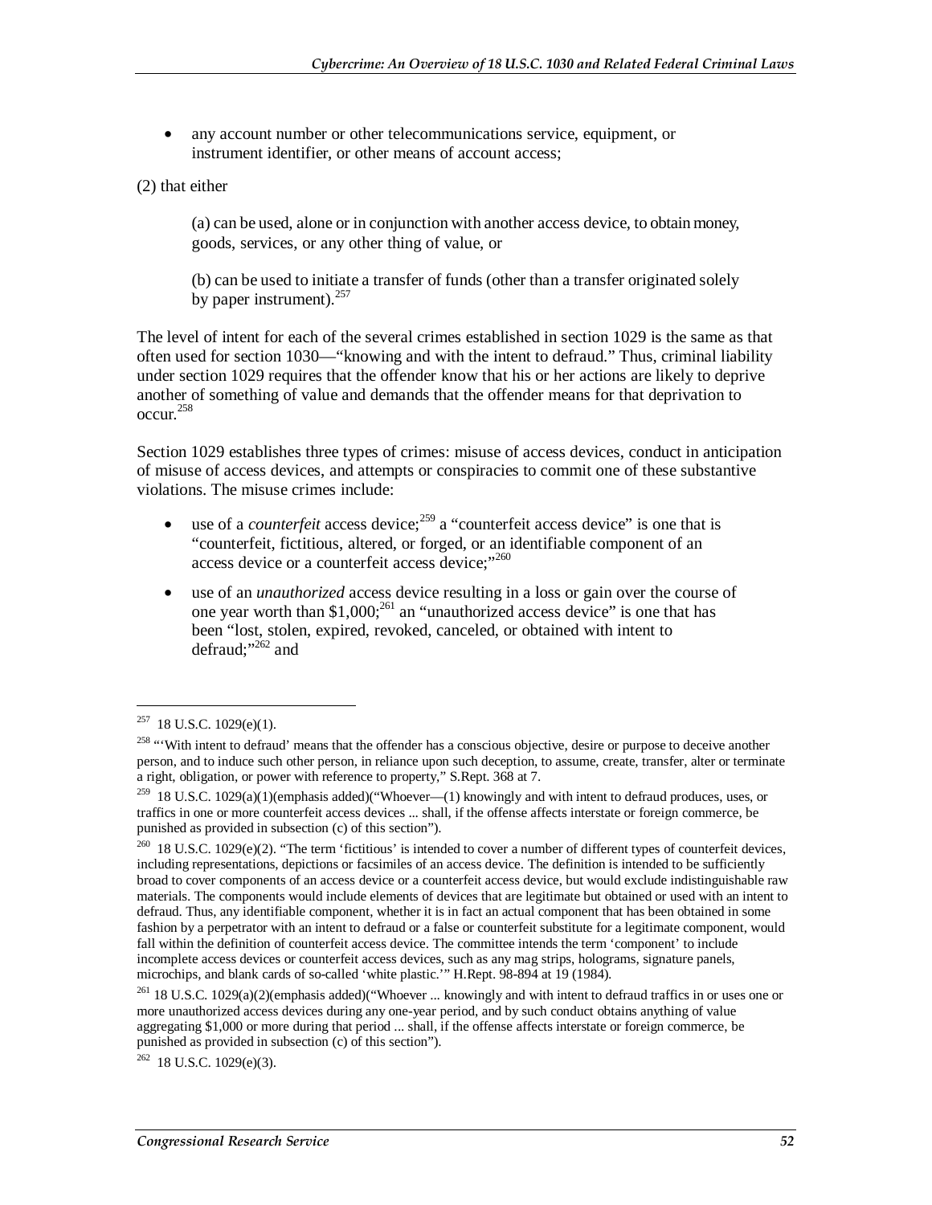- any account number or other telecommunications service, equipment, or instrument identifier, or other means of account access;

(2) that either

> (a) can be used, alone or in conjunction with another access device, to obtain money, goods, services, or any other thing of value, or
>
> (b) can be used to initiate a transfer of funds (other than a transfer originated solely by paper instrument).[257]

The level of intent for each of the several crimes established in section 1029 is the same as that often used for section 1030—"knowing and with the intent to defraud." Thus, criminal liability under section 1029 requires that the offender know that his or her actions are likely to deprive another of something of value and demands that the offender means for that deprivation to occur.[258]

Section 1029 establishes three types of crimes: misuse of access devices, conduct in anticipation of misuse of access devices, and attempts or conspiracies to commit one of these substantive violations. The misuse crimes include:

- use of a *counterfeit* access device;[259] a "counterfeit access device" is one that is "counterfeit, fictitious, altered, or forged, or an identifiable component of an access device or a counterfeit access device;"[260]
- use of an *unauthorized* access device resulting in a loss or gain over the course of one year worth than $1,000;[261] an "unauthorized access device" is one that has been "lost, stolen, expired, revoked, canceled, or obtained with intent to defraud;"[262] and

---

[257] 18 U.S.C. 1029(e)(1).

[258] "'With intent to defraud' means that the offender has a conscious objective, desire or purpose to deceive another person, and to induce such other person, in reliance upon such deception, to assume, create, transfer, alter or terminate a right, obligation, or power with reference to property," S.Rept. 368 at 7.

[259] 18 U.S.C. 1029(a)(1)(emphasis added)("Whoever—(1) knowingly and with intent to defraud produces, uses, or traffics in one or more counterfeit access devices ... shall, if the offense affects interstate or foreign commerce, be punished as provided in subsection (c) of this section").

[260] 18 U.S.C. 1029(e)(2). "The term 'fictitious' is intended to cover a number of different types of counterfeit devices, including representations, depictions or facsimiles of an access device. The definition is intended to be sufficiently broad to cover components of an access device or a counterfeit access device, but would exclude indistinguishable raw materials. The components would include elements of devices that are legitimate but obtained or used with an intent to defraud. Thus, any identifiable component, whether it is in fact an actual component that has been obtained in some fashion by a perpetrator with an intent to defraud or a false or counterfeit substitute for a legitimate component, would fall within the definition of counterfeit access device. The committee intends the term 'component' to include incomplete access devices or counterfeit access devices, such as any mag strips, holograms, signature panels, microchips, and blank cards of so-called 'white plastic.'" H.Rept. 98-894 at 19 (1984).

[261] 18 U.S.C. 1029(a)(2)(emphasis added)("Whoever ... knowingly and with intent to defraud traffics in or uses one or more unauthorized access devices during any one-year period, and by such conduct obtains anything of value aggregating $1,000 or more during that period ... shall, if the offense affects interstate or foreign commerce, be punished as provided in subsection (c) of this section").

[262] 18 U.S.C. 1029(e)(3).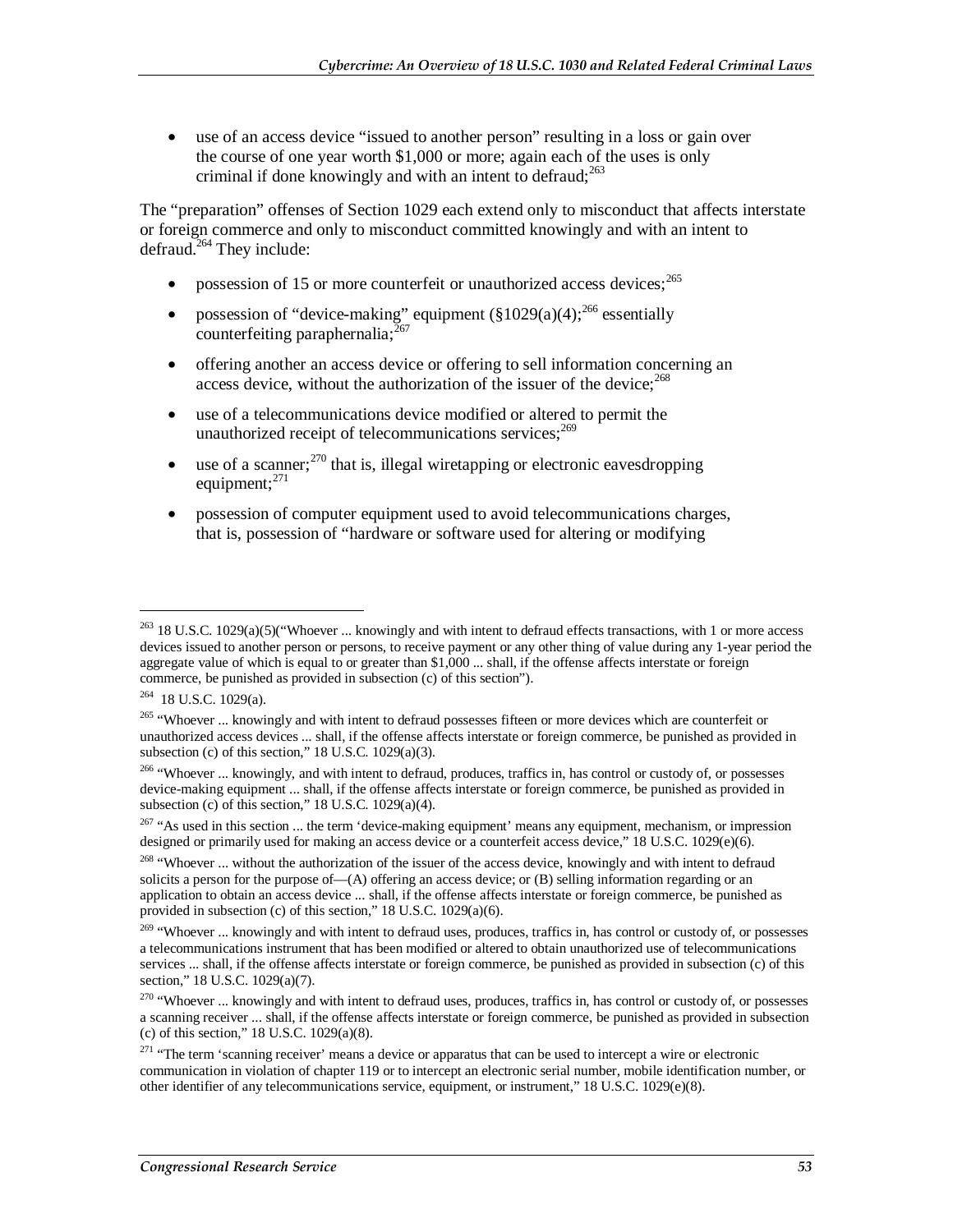- use of an access device "issued to another person" resulting in a loss or gain over the course of one year worth $1,000 or more; again each of the uses is only criminal if done knowingly and with an intent to defraud;[263]

The "preparation" offenses of Section 1029 each extend only to misconduct that affects interstate or foreign commerce and only to misconduct committed knowingly and with an intent to defraud.[264] They include:

- possession of 15 or more counterfeit or unauthorized access devices;[265]
- possession of "device-making" equipment (§1029(a)(4);[266] essentially counterfeiting paraphernalia;[267]
- offering another an access device or offering to sell information concerning an access device, without the authorization of the issuer of the device;[268]
- use of a telecommunications device modified or altered to permit the unauthorized receipt of telecommunications services;[269]
- use of a scanner;[270] that is, illegal wiretapping or electronic eavesdropping equipment;[271]
- possession of computer equipment used to avoid telecommunications charges, that is, possession of "hardware or software used for altering or modifying

---

[263] 18 U.S.C. 1029(a)(5)("Whoever ... knowingly and with intent to defraud effects transactions, with 1 or more access devices issued to another person or persons, to receive payment or any other thing of value during any 1-year period the aggregate value of which is equal to or greater than $1,000 ... shall, if the offense affects interstate or foreign commerce, be punished as provided in subsection (c) of this section").

[264] 18 U.S.C. 1029(a).

[265] "Whoever ... knowingly and with intent to defraud possesses fifteen or more devices which are counterfeit or unauthorized access devices ... shall, if the offense affects interstate or foreign commerce, be punished as provided in subsection (c) of this section," 18 U.S.C. 1029(a)(3).

[266] "Whoever ... knowingly, and with intent to defraud, produces, traffics in, has control or custody of, or possesses device-making equipment ... shall, if the offense affects interstate or foreign commerce, be punished as provided in subsection (c) of this section," 18 U.S.C. 1029(a)(4).

[267] "As used in this section ... the term 'device-making equipment' means any equipment, mechanism, or impression designed or primarily used for making an access device or a counterfeit access device," 18 U.S.C. 1029(e)(6).

[268] "Whoever ... without the authorization of the issuer of the access device, knowingly and with intent to defraud solicits a person for the purpose of—(A) offering an access device; or (B) selling information regarding or an application to obtain an access device ... shall, if the offense affects interstate or foreign commerce, be punished as provided in subsection (c) of this section," 18 U.S.C. 1029(a)(6).

[269] "Whoever ... knowingly and with intent to defraud uses, produces, traffics in, has control or custody of, or possesses a telecommunications instrument that has been modified or altered to obtain unauthorized use of telecommunications services ... shall, if the offense affects interstate or foreign commerce, be punished as provided in subsection (c) of this section," 18 U.S.C. 1029(a)(7).

[270] "Whoever ... knowingly and with intent to defraud uses, produces, traffics in, has control or custody of, or possesses a scanning receiver ... shall, if the offense affects interstate or foreign commerce, be punished as provided in subsection (c) of this section," 18 U.S.C. 1029(a)(8).

[271] "The term 'scanning receiver' means a device or apparatus that can be used to intercept a wire or electronic communication in violation of chapter 119 or to intercept an electronic serial number, mobile identification number, or other identifier of any telecommunications service, equipment, or instrument," 18 U.S.C. 1029(e)(8).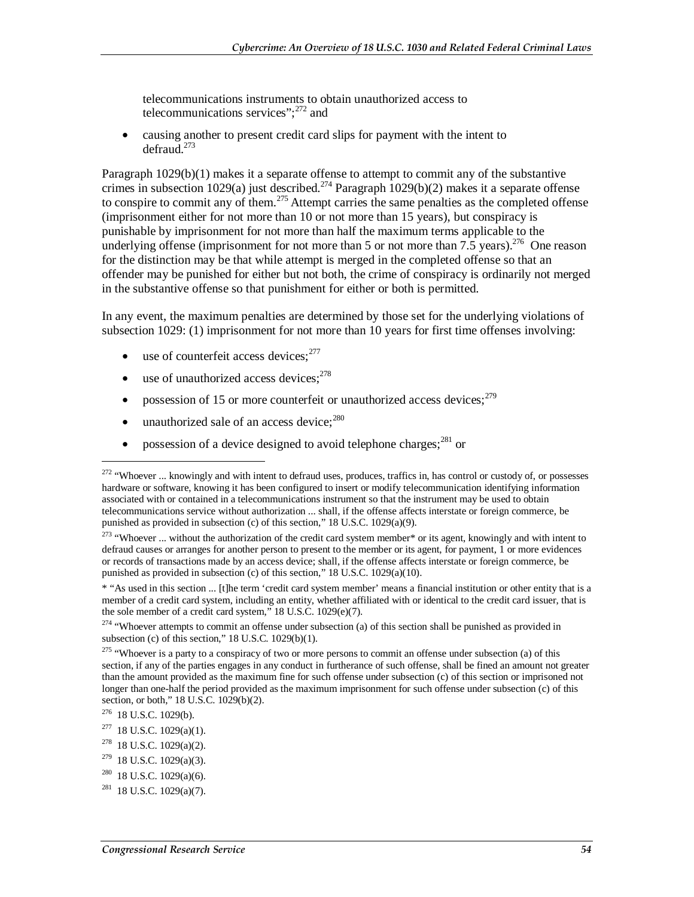telecommunications instruments to obtain unauthorized access to telecommunications services";[272] and

- causing another to present credit card slips for payment with the intent to defraud.[273]

Paragraph 1029(b)(1) makes it a separate offense to attempt to commit any of the substantive crimes in subsection 1029(a) just described.[274] Paragraph 1029(b)(2) makes it a separate offense to conspire to commit any of them.[275] Attempt carries the same penalties as the completed offense (imprisonment either for not more than 10 or not more than 15 years), but conspiracy is punishable by imprisonment for not more than half the maximum terms applicable to the underlying offense (imprisonment for not more than 5 or not more than 7.5 years).[276] One reason for the distinction may be that while attempt is merged in the completed offense so that an offender may be punished for either but not both, the crime of conspiracy is ordinarily not merged in the substantive offense so that punishment for either or both is permitted.

In any event, the maximum penalties are determined by those set for the underlying violations of subsection 1029: (1) imprisonment for not more than 10 years for first time offenses involving:

- use of counterfeit access devices;[277]
- use of unauthorized access devices;[278]
- possession of 15 or more counterfeit or unauthorized access devices;[279]
- unauthorized sale of an access device;[280]
- possession of a device designed to avoid telephone charges;[281] or

---

[272] "Whoever ... knowingly and with intent to defraud uses, produces, traffics in, has control or custody of, or possesses hardware or software, knowing it has been configured to insert or modify telecommunication identifying information associated with or contained in a telecommunications instrument so that the instrument may be used to obtain telecommunications service without authorization ... shall, if the offense affects interstate or foreign commerce, be punished as provided in subsection (c) of this section," 18 U.S.C. 1029(a)(9).

[273] "Whoever ... without the authorization of the credit card system member* or its agent, knowingly and with intent to defraud causes or arranges for another person to present to the member or its agent, for payment, 1 or more evidences or records of transactions made by an access device; shall, if the offense affects interstate or foreign commerce, be punished as provided in subsection (c) of this section," 18 U.S.C. 1029(a)(10).

* "As used in this section ... [t]he term 'credit card system member' means a financial institution or other entity that is a member of a credit card system, including an entity, whether affiliated with or identical to the credit card issuer, that is the sole member of a credit card system," 18 U.S.C. 1029(e)(7).

[274] "Whoever attempts to commit an offense under subsection (a) of this section shall be punished as provided in subsection (c) of this section," 18 U.S.C. 1029(b)(1).

[275] "Whoever is a party to a conspiracy of two or more persons to commit an offense under subsection (a) of this section, if any of the parties engages in any conduct in furtherance of such offense, shall be fined an amount not greater than the amount provided as the maximum fine for such offense under subsection (c) of this section or imprisoned not longer than one-half the period provided as the maximum imprisonment for such offense under subsection (c) of this section, or both," 18 U.S.C. 1029(b)(2).

[276] 18 U.S.C. 1029(b).

[277] 18 U.S.C. 1029(a)(1).

[278] 18 U.S.C. 1029(a)(2).

[279] 18 U.S.C. 1029(a)(3).

[280] 18 U.S.C. 1029(a)(6).

[281] 18 U.S.C. 1029(a)(7).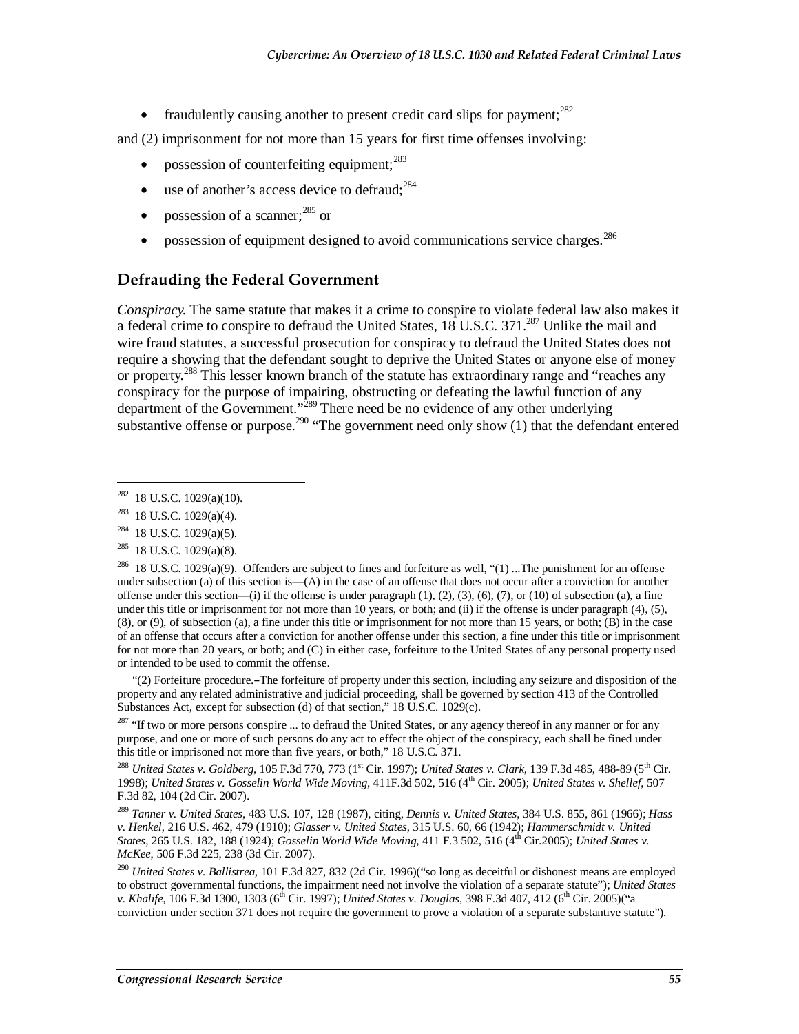- fraudulently causing another to present credit card slips for payment;[282]

and (2) imprisonment for not more than 15 years for first time offenses involving:

- possession of counterfeiting equipment;[283]
- use of another's access device to defraud;[284]
- possession of a scanner;[285] or
- possession of equipment designed to avoid communications service charges.[286]

## Defrauding the Federal Government

*Conspiracy.* The same statute that makes it a crime to conspire to violate federal law also makes it a federal crime to conspire to defraud the United States, 18 U.S.C. 371.[287] Unlike the mail and wire fraud statutes, a successful prosecution for conspiracy to defraud the United States does not require a showing that the defendant sought to deprive the United States or anyone else of money or property.[288] This lesser known branch of the statute has extraordinary range and "reaches any conspiracy for the purpose of impairing, obstructing or defeating the lawful function of any department of the Government."[289] There need be no evidence of any other underlying substantive offense or purpose.[290] "The government need only show (1) that the defendant entered

---

[282] 18 U.S.C. 1029(a)(10).

[283] 18 U.S.C. 1029(a)(4).

[284] 18 U.S.C. 1029(a)(5).

[285] 18 U.S.C. 1029(a)(8).

[286] 18 U.S.C. 1029(a)(9). Offenders are subject to fines and forfeiture as well, "(1) ...The punishment for an offense under subsection (a) of this section is—(A) in the case of an offense that does not occur after a conviction for another offense under this section—(i) if the offense is under paragraph (1), (2), (3), (6), (7), or (10) of subsection (a), a fine under this title or imprisonment for not more than 10 years, or both; and (ii) if the offense is under paragraph (4), (5), (8), or (9), of subsection (a), a fine under this title or imprisonment for not more than 15 years, or both; (B) in the case of an offense that occurs after a conviction for another offense under this section, a fine under this title or imprisonment for not more than 20 years, or both; and (C) in either case, forfeiture to the United States of any personal property used or intended to be used to commit the offense.

"(2) Forfeiture procedure.–The forfeiture of property under this section, including any seizure and disposition of the property and any related administrative and judicial proceeding, shall be governed by section 413 of the Controlled Substances Act, except for subsection (d) of that section," 18 U.S.C. 1029(c).

[287] "If two or more persons conspire ... to defraud the United States, or any agency thereof in any manner or for any purpose, and one or more of such persons do any act to effect the object of the conspiracy, each shall be fined under this title or imprisoned not more than five years, or both," 18 U.S.C. 371.

[288] *United States v. Goldberg*, 105 F.3d 770, 773 (1st Cir. 1997); *United States v. Clark*, 139 F.3d 485, 488-89 (5th Cir. 1998); *United States v. Gosselin World Wide Moving*, 411F.3d 502, 516 (4th Cir. 2005); *United States v. Shellef*, 507 F.3d 82, 104 (2d Cir. 2007).

[289] *Tanner v. United States*, 483 U.S. 107, 128 (1987), citing, *Dennis v. United States*, 384 U.S. 855, 861 (1966); *Hass v. Henkel*, 216 U.S. 462, 479 (1910); *Glasser v. United States*, 315 U.S. 60, 66 (1942); *Hammerschmidt v. United States*, 265 U.S. 182, 188 (1924); *Gosselin World Wide Moving*, 411 F.3 502, 516 (4th Cir.2005); *United States v. McKee*, 506 F.3d 225, 238 (3d Cir. 2007).

[290] *United States v. Ballistrea*, 101 F.3d 827, 832 (2d Cir. 1996)("so long as deceitful or dishonest means are employed to obstruct governmental functions, the impairment need not involve the violation of a separate statute"); *United States v. Khalife*, 106 F.3d 1300, 1303 (6th Cir. 1997); *United States v. Douglas*, 398 F.3d 407, 412 (6th Cir. 2005)("a conviction under section 371 does not require the government to prove a violation of a separate substantive statute").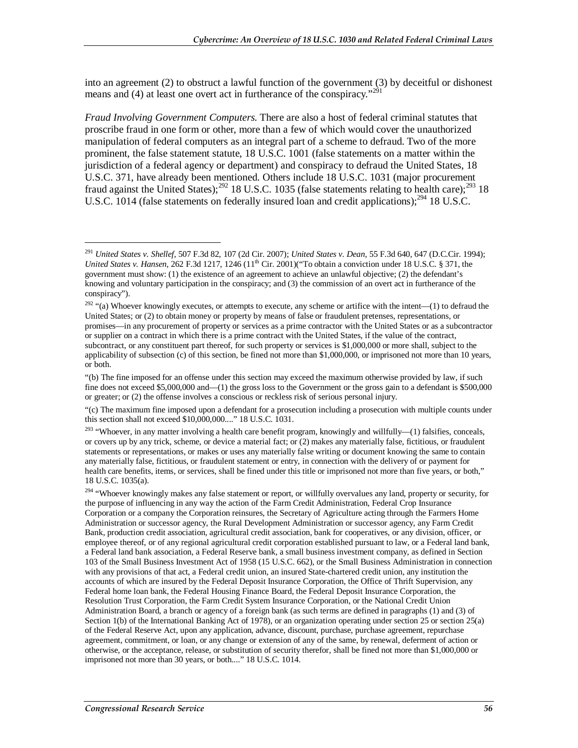into an agreement (2) to obstruct a lawful function of the government (3) by deceitful or dishonest means and (4) at least one overt act in furtherance of the conspiracy."[291]

*Fraud Involving Government Computers.* There are also a host of federal criminal statutes that proscribe fraud in one form or other, more than a few of which would cover the unauthorized manipulation of federal computers as an integral part of a scheme to defraud. Two of the more prominent, the false statement statute, 18 U.S.C. 1001 (false statements on a matter within the jurisdiction of a federal agency or department) and conspiracy to defraud the United States, 18 U.S.C. 371, have already been mentioned. Others include 18 U.S.C. 1031 (major procurement fraud against the United States);[292] 18 U.S.C. 1035 (false statements relating to health care);[293] 18 U.S.C. 1014 (false statements on federally insured loan and credit applications);[294] 18 U.S.C.

---

[291] *United States v. Shellef*, 507 F.3d 82, 107 (2d Cir. 2007); *United States v. Dean*, 55 F.3d 640, 647 (D.C.Cir. 1994); *United States v. Hansen*, 262 F.3d 1217, 1246 (11th Cir. 2001)("To obtain a conviction under 18 U.S.C. § 371, the government must show: (1) the existence of an agreement to achieve an unlawful objective; (2) the defendant's knowing and voluntary participation in the conspiracy; and (3) the commission of an overt act in furtherance of the conspiracy").

[292] "(a) Whoever knowingly executes, or attempts to execute, any scheme or artifice with the intent—(1) to defraud the United States; or (2) to obtain money or property by means of false or fraudulent pretenses, representations, or promises—in any procurement of property or services as a prime contractor with the United States or as a subcontractor or supplier on a contract in which there is a prime contract with the United States, if the value of the contract, subcontract, or any constituent part thereof, for such property or services is $1,000,000 or more shall, subject to the applicability of subsection (c) of this section, be fined not more than $1,000,000, or imprisoned not more than 10 years, or both.

"(b) The fine imposed for an offense under this section may exceed the maximum otherwise provided by law, if such fine does not exceed $5,000,000 and—(1) the gross loss to the Government or the gross gain to a defendant is $500,000 or greater; or (2) the offense involves a conscious or reckless risk of serious personal injury.

"(c) The maximum fine imposed upon a defendant for a prosecution including a prosecution with multiple counts under this section shall not exceed $10,000,000...." 18 U.S.C. 1031.

[293] "Whoever, in any matter involving a health care benefit program, knowingly and willfully—(1) falsifies, conceals, or covers up by any trick, scheme, or device a material fact; or (2) makes any materially false, fictitious, or fraudulent statements or representations, or makes or uses any materially false writing or document knowing the same to contain any materially false, fictitious, or fraudulent statement or entry, in connection with the delivery of or payment for health care benefits, items, or services, shall be fined under this title or imprisoned not more than five years, or both," 18 U.S.C. 1035(a).

[294] "Whoever knowingly makes any false statement or report, or willfully overvalues any land, property or security, for the purpose of influencing in any way the action of the Farm Credit Administration, Federal Crop Insurance Corporation or a company the Corporation reinsures, the Secretary of Agriculture acting through the Farmers Home Administration or successor agency, the Rural Development Administration or successor agency, any Farm Credit Bank, production credit association, agricultural credit association, bank for cooperatives, or any division, officer, or employee thereof, or of any regional agricultural credit corporation established pursuant to law, or a Federal land bank, a Federal land bank association, a Federal Reserve bank, a small business investment company, as defined in Section 103 of the Small Business Investment Act of 1958 (15 U.S.C. 662), or the Small Business Administration in connection with any provisions of that act, a Federal credit union, an insured State-chartered credit union, any institution the accounts of which are insured by the Federal Deposit Insurance Corporation, the Office of Thrift Supervision, any Federal home loan bank, the Federal Housing Finance Board, the Federal Deposit Insurance Corporation, the Resolution Trust Corporation, the Farm Credit System Insurance Corporation, or the National Credit Union Administration Board, a branch or agency of a foreign bank (as such terms are defined in paragraphs (1) and (3) of Section 1(b) of the International Banking Act of 1978), or an organization operating under section 25 or section 25(a) of the Federal Reserve Act, upon any application, advance, discount, purchase, purchase agreement, repurchase agreement, commitment, or loan, or any change or extension of any of the same, by renewal, deferment of action or otherwise, or the acceptance, release, or substitution of security therefor, shall be fined not more than $1,000,000 or imprisoned not more than 30 years, or both...." 18 U.S.C. 1014.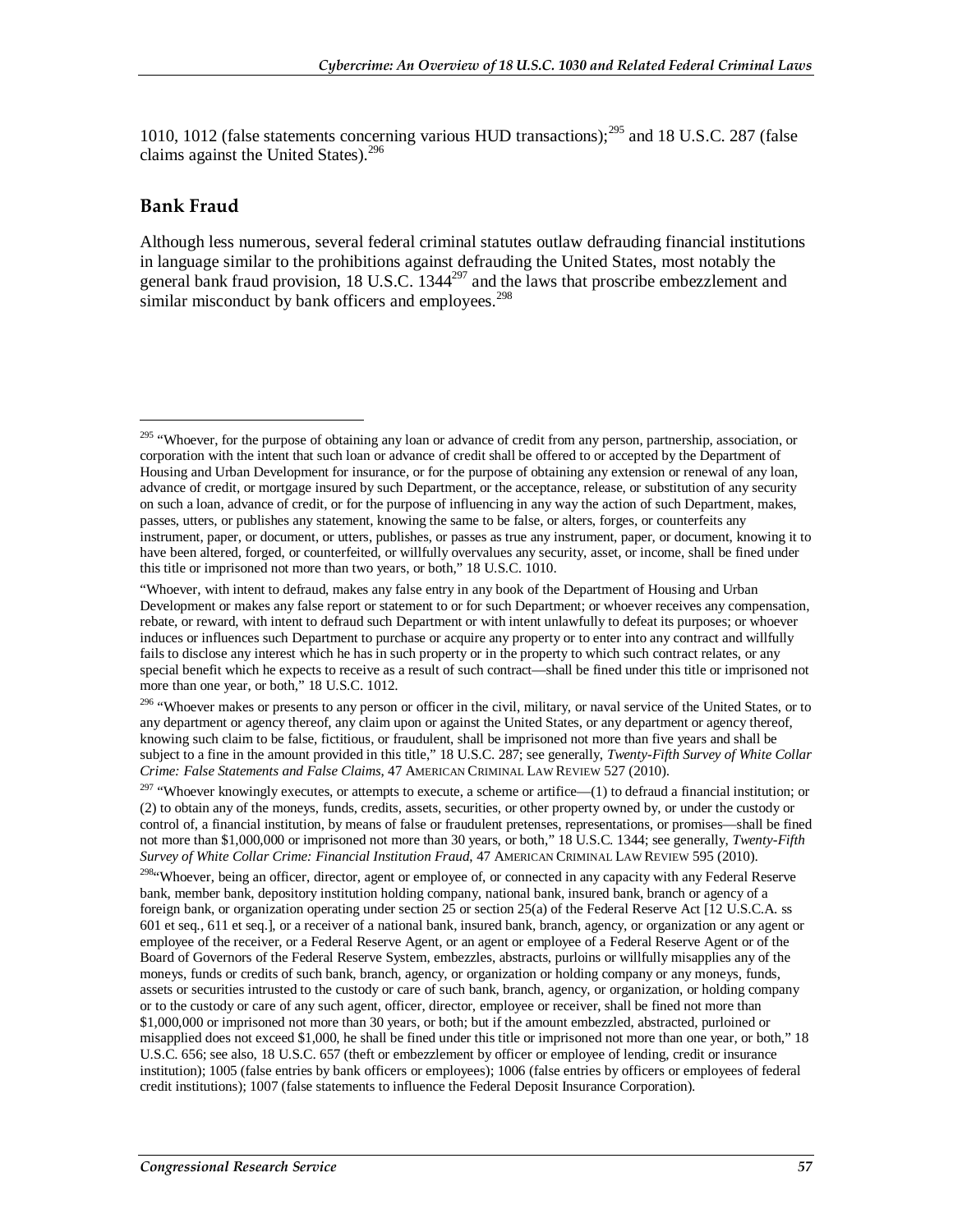1010, 1012 (false statements concerning various HUD transactions);[295] and 18 U.S.C. 287 (false claims against the United States).[296]

## Bank Fraud

Although less numerous, several federal criminal statutes outlaw defrauding financial institutions in language similar to the prohibitions against defrauding the United States, most notably the general bank fraud provision, 18 U.S.C. 1344[297] and the laws that proscribe embezzlement and similar misconduct by bank officers and employees.[298]

---

[295] "Whoever, for the purpose of obtaining any loan or advance of credit from any person, partnership, association, or corporation with the intent that such loan or advance of credit shall be offered to or accepted by the Department of Housing and Urban Development for insurance, or for the purpose of obtaining any extension or renewal of any loan, advance of credit, or mortgage insured by such Department, or the acceptance, release, or substitution of any security on such a loan, advance of credit, or for the purpose of influencing in any way the action of such Department, makes, passes, utters, or publishes any statement, knowing the same to be false, or alters, forges, or counterfeits any instrument, paper, or document, or utters, publishes, or passes as true any instrument, paper, or document, knowing it to have been altered, forged, or counterfeited, or willfully overvalues any security, asset, or income, shall be fined under this title or imprisoned not more than two years, or both," 18 U.S.C. 1010.

"Whoever, with intent to defraud, makes any false entry in any book of the Department of Housing and Urban Development or makes any false report or statement to or for such Department; or whoever receives any compensation, rebate, or reward, with intent to defraud such Department or with intent unlawfully to defeat its purposes; or whoever induces or influences such Department to purchase or acquire any property or to enter into any contract and willfully fails to disclose any interest which he has in such property or in the property to which such contract relates, or any special benefit which he expects to receive as a result of such contract—shall be fined under this title or imprisoned not more than one year, or both," 18 U.S.C. 1012.

[296] "Whoever makes or presents to any person or officer in the civil, military, or naval service of the United States, or to any department or agency thereof, any claim upon or against the United States, or any department or agency thereof, knowing such claim to be false, fictitious, or fraudulent, shall be imprisoned not more than five years and shall be subject to a fine in the amount provided in this title," 18 U.S.C. 287; see generally, *Twenty-Fifth Survey of White Collar Crime: False Statements and False Claims*, 47 AMERICAN CRIMINAL LAW REVIEW 527 (2010).

[297] "Whoever knowingly executes, or attempts to execute, a scheme or artifice—(1) to defraud a financial institution; or (2) to obtain any of the moneys, funds, credits, assets, securities, or other property owned by, or under the custody or control of, a financial institution, by means of false or fraudulent pretenses, representations, or promises—shall be fined not more than $1,000,000 or imprisoned not more than 30 years, or both," 18 U.S.C. 1344; see generally, *Twenty-Fifth Survey of White Collar Crime: Financial Institution Fraud*, 47 AMERICAN CRIMINAL LAW REVIEW 595 (2010).

[298] "Whoever, being an officer, director, agent or employee of, or connected in any capacity with any Federal Reserve bank, member bank, depository institution holding company, national bank, insured bank, branch or agency of a foreign bank, or organization operating under section 25 or section 25(a) of the Federal Reserve Act [12 U.S.C.A. ss 601 et seq., 611 et seq.], or a receiver of a national bank, insured bank, branch, agency, or organization or any agent or employee of the receiver, or a Federal Reserve Agent, or an agent or employee of a Federal Reserve Agent or of the Board of Governors of the Federal Reserve System, embezzles, abstracts, purloins or willfully misapplies any of the moneys, funds or credits of such bank, branch, agency, or organization or holding company or any moneys, funds, assets or securities intrusted to the custody or care of such bank, branch, agency, or organization, or holding company or to the custody or care of any such agent, officer, director, employee or receiver, shall be fined not more than $1,000,000 or imprisoned not more than 30 years, or both; but if the amount embezzled, abstracted, purloined or misapplied does not exceed $1,000, he shall be fined under this title or imprisoned not more than one year, or both," 18 U.S.C. 656; see also, 18 U.S.C. 657 (theft or embezzlement by officer or employee of lending, credit or insurance institution); 1005 (false entries by bank officers or employees); 1006 (false entries by officers or employees of federal credit institutions); 1007 (false statements to influence the Federal Deposit Insurance Corporation).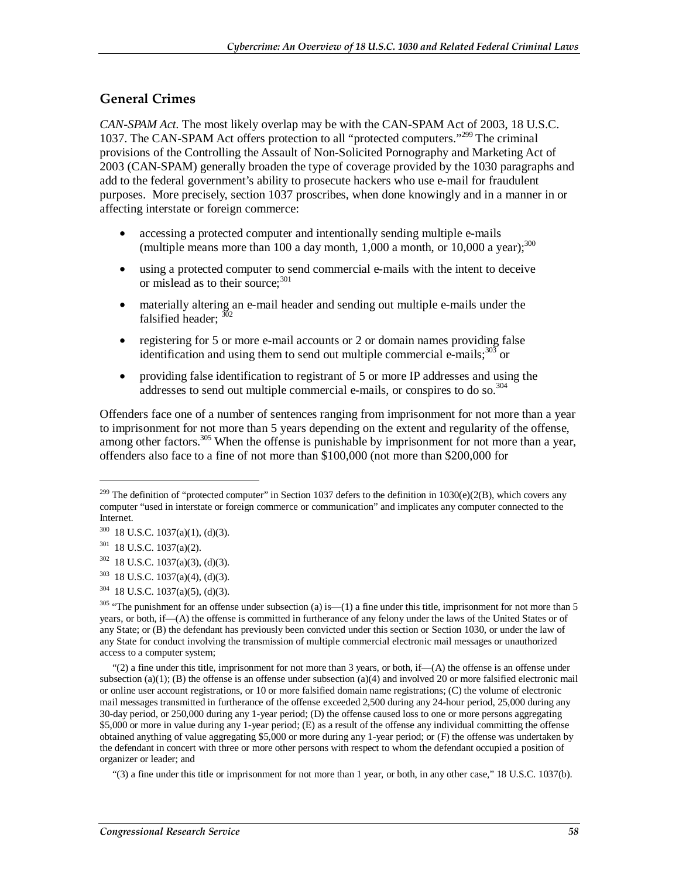## General Crimes

*CAN-SPAM Act*. The most likely overlap may be with the CAN-SPAM Act of 2003, 18 U.S.C. 1037. The CAN-SPAM Act offers protection to all "protected computers."[299] The criminal provisions of the Controlling the Assault of Non-Solicited Pornography and Marketing Act of 2003 (CAN-SPAM) generally broaden the type of coverage provided by the 1030 paragraphs and add to the federal government's ability to prosecute hackers who use e-mail for fraudulent purposes. More precisely, section 1037 proscribes, when done knowingly and in a manner in or affecting interstate or foreign commerce:

- accessing a protected computer and intentionally sending multiple e-mails (multiple means more than 100 a day month, 1,000 a month, or 10,000 a year);[300]
- using a protected computer to send commercial e-mails with the intent to deceive or mislead as to their source;[301]
- materially altering an e-mail header and sending out multiple e-mails under the falsified header; [302]
- registering for 5 or more e-mail accounts or 2 or domain names providing false identification and using them to send out multiple commercial e-mails;[303] or
- providing false identification to registrant of 5 or more IP addresses and using the addresses to send out multiple commercial e-mails, or conspires to do so.[304]

Offenders face one of a number of sentences ranging from imprisonment for not more than a year to imprisonment for not more than 5 years depending on the extent and regularity of the offense, among other factors.[305] When the offense is punishable by imprisonment for not more than a year, offenders also face to a fine of not more than $100,000 (not more than $200,000 for

---

[299] The definition of "protected computer" in Section 1037 defers to the definition in 1030(e)(2(B), which covers any computer "used in interstate or foreign commerce or communication" and implicates any computer connected to the Internet.

[300] 18 U.S.C. 1037(a)(1), (d)(3).

[301] 18 U.S.C. 1037(a)(2).

[302] 18 U.S.C. 1037(a)(3), (d)(3).

[303] 18 U.S.C. 1037(a)(4), (d)(3).

[304] 18 U.S.C. 1037(a)(5), (d)(3).

[305] "The punishment for an offense under subsection (a) is—(1) a fine under this title, imprisonment for not more than 5 years, or both, if—(A) the offense is committed in furtherance of any felony under the laws of the United States or of any State; or (B) the defendant has previously been convicted under this section or Section 1030, or under the law of any State for conduct involving the transmission of multiple commercial electronic mail messages or unauthorized access to a computer system;

"(2) a fine under this title, imprisonment for not more than 3 years, or both, if—(A) the offense is an offense under subsection (a)(1); (B) the offense is an offense under subsection (a)(4) and involved 20 or more falsified electronic mail or online user account registrations, or 10 or more falsified domain name registrations; (C) the volume of electronic mail messages transmitted in furtherance of the offense exceeded 2,500 during any 24-hour period, 25,000 during any 30-day period, or 250,000 during any 1-year period; (D) the offense caused loss to one or more persons aggregating $5,000 or more in value during any 1-year period; (E) as a result of the offense any individual committing the offense obtained anything of value aggregating $5,000 or more during any 1-year period; or (F) the offense was undertaken by the defendant in concert with three or more other persons with respect to whom the defendant occupied a position of organizer or leader; and

"(3) a fine under this title or imprisonment for not more than 1 year, or both, in any other case," 18 U.S.C. 1037(b).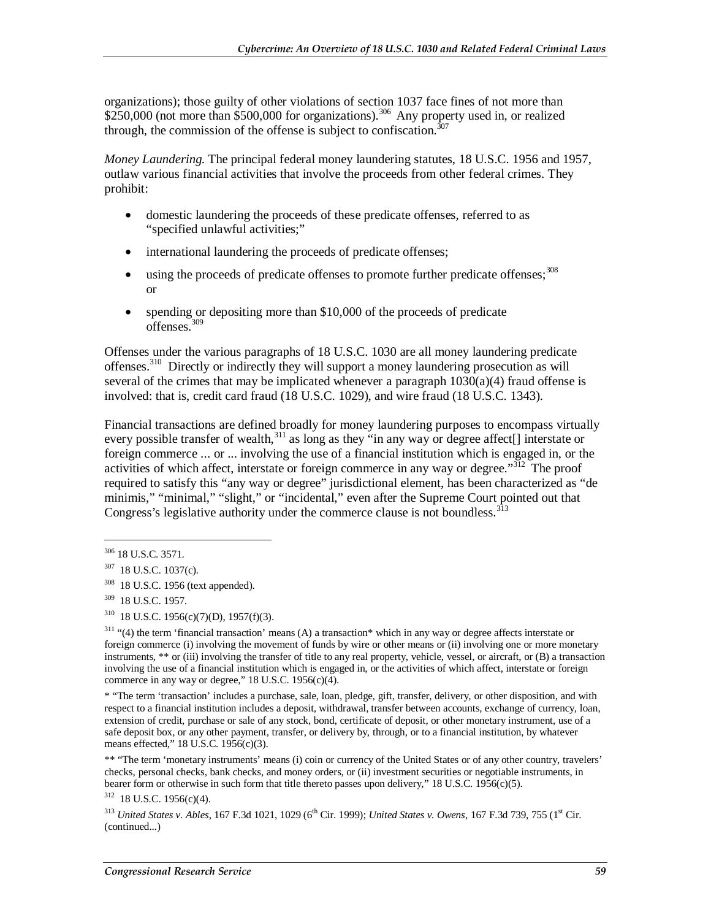organizations); those guilty of other violations of section 1037 face fines of not more than $250,000 (not more than $500,000 for organizations).[306] Any property used in, or realized through, the commission of the offense is subject to confiscation.[307]

*Money Laundering.* The principal federal money laundering statutes, 18 U.S.C. 1956 and 1957, outlaw various financial activities that involve the proceeds from other federal crimes. They prohibit:

- domestic laundering the proceeds of these predicate offenses, referred to as "specified unlawful activities;"
- international laundering the proceeds of predicate offenses;
- using the proceeds of predicate offenses to promote further predicate offenses;[308] or
- spending or depositing more than $10,000 of the proceeds of predicate offenses.[309]

Offenses under the various paragraphs of 18 U.S.C. 1030 are all money laundering predicate offenses.[310] Directly or indirectly they will support a money laundering prosecution as will several of the crimes that may be implicated whenever a paragraph 1030(a)(4) fraud offense is involved: that is, credit card fraud (18 U.S.C. 1029), and wire fraud (18 U.S.C. 1343).

Financial transactions are defined broadly for money laundering purposes to encompass virtually every possible transfer of wealth,[311] as long as they "in any way or degree affect[] interstate or foreign commerce ... or ... involving the use of a financial institution which is engaged in, or the activities of which affect, interstate or foreign commerce in any way or degree."[312] The proof required to satisfy this "any way or degree" jurisdictional element, has been characterized as "de minimis," "minimal," "slight," or "incidental," even after the Supreme Court pointed out that Congress's legislative authority under the commerce clause is not boundless.[313]

---

[306] 18 U.S.C. 3571.

[307] 18 U.S.C. 1037(c).

[308] 18 U.S.C. 1956 (text appended).

[309] 18 U.S.C. 1957.

[310] 18 U.S.C. 1956(c)(7)(D), 1957(f)(3).

[311] "(4) the term 'financial transaction' means (A) a transaction* which in any way or degree affects interstate or foreign commerce (i) involving the movement of funds by wire or other means or (ii) involving one or more monetary instruments, ** or (iii) involving the transfer of title to any real property, vehicle, vessel, or aircraft, or (B) a transaction involving the use of a financial institution which is engaged in, or the activities of which affect, interstate or foreign commerce in any way or degree," 18 U.S.C. 1956(c)(4).

* "The term 'transaction' includes a purchase, sale, loan, pledge, gift, transfer, delivery, or other disposition, and with respect to a financial institution includes a deposit, withdrawal, transfer between accounts, exchange of currency, loan, extension of credit, purchase or sale of any stock, bond, certificate of deposit, or other monetary instrument, use of a safe deposit box, or any other payment, transfer, or delivery by, through, or to a financial institution, by whatever means effected," 18 U.S.C. 1956(c)(3).

** "The term 'monetary instruments' means (i) coin or currency of the United States or of any other country, travelers' checks, personal checks, bank checks, and money orders, or (ii) investment securities or negotiable instruments, in bearer form or otherwise in such form that title thereto passes upon delivery," 18 U.S.C. 1956(c)(5).

[312] 18 U.S.C. 1956(c)(4).

[313] *United States v. Ables*, 167 F.3d 1021, 1029 (6th Cir. 1999); *United States v. Owens*, 167 F.3d 739, 755 (1st Cir. (continued...)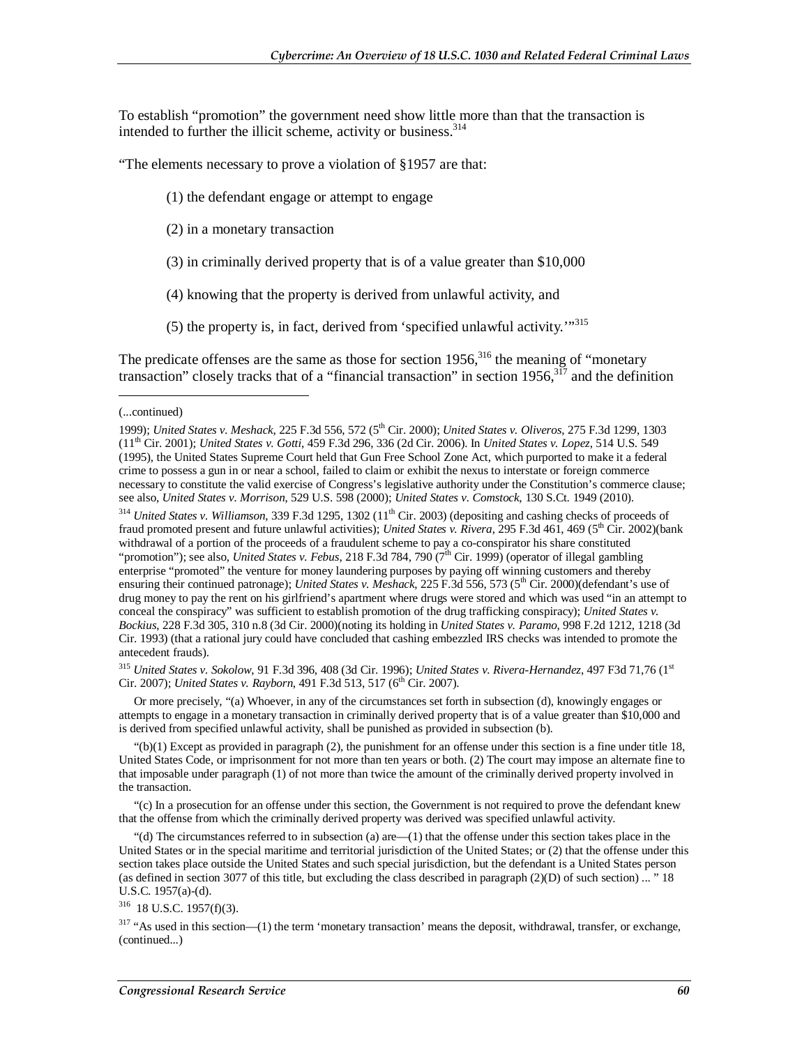To establish "promotion" the government need show little more than that the transaction is intended to further the illicit scheme, activity or business.[314]

"The elements necessary to prove a violation of §1957 are that:

(1) the defendant engage or attempt to engage

(2) in a monetary transaction

(3) in criminally derived property that is of a value greater than $10,000

(4) knowing that the property is derived from unlawful activity, and

(5) the property is, in fact, derived from 'specified unlawful activity.'"[315]

The predicate offenses are the same as those for section 1956,[316] the meaning of "monetary transaction" closely tracks that of a "financial transaction" in section 1956,[317] and the definition

---

(...continued)

1999); *United States v. Meshack*, 225 F.3d 556, 572 (5th Cir. 2000); *United States v. Oliveros*, 275 F.3d 1299, 1303 (11th Cir. 2001); *United States v. Gotti*, 459 F.3d 296, 336 (2d Cir. 2006). In *United States v. Lopez*, 514 U.S. 549 (1995), the United States Supreme Court held that Gun Free School Zone Act, which purported to make it a federal crime to possess a gun in or near a school, failed to claim or exhibit the nexus to interstate or foreign commerce necessary to constitute the valid exercise of Congress's legislative authority under the Constitution's commerce clause; see also, *United States v. Morrison*, 529 U.S. 598 (2000); *United States v. Comstock*, 130 S.Ct. 1949 (2010).

[314] *United States v. Williamson*, 339 F.3d 1295, 1302 (11th Cir. 2003) (depositing and cashing checks of proceeds of fraud promoted present and future unlawful activities); *United States v. Rivera*, 295 F.3d 461, 469 (5th Cir. 2002)(bank withdrawal of a portion of the proceeds of a fraudulent scheme to pay a co-conspirator his share constituted "promotion"); see also, *United States v. Febus*, 218 F.3d 784, 790 (7th Cir. 1999) (operator of illegal gambling enterprise "promoted" the venture for money laundering purposes by paying off winning customers and thereby ensuring their continued patronage); *United States v. Meshack*, 225 F.3d 556, 573 (5th Cir. 2000)(defendant's use of drug money to pay the rent on his girlfriend's apartment where drugs were stored and which was used "in an attempt to conceal the conspiracy" was sufficient to establish promotion of the drug trafficking conspiracy); *United States v. Bockius*, 228 F.3d 305, 310 n.8 (3d Cir. 2000)(noting its holding in *United States v. Paramo*, 998 F.2d 1212, 1218 (3d Cir. 1993) (that a rational jury could have concluded that cashing embezzled IRS checks was intended to promote the antecedent frauds).

[315] *United States v. Sokolow*, 91 F.3d 396, 408 (3d Cir. 1996); *United States v. Rivera-Hernandez*, 497 F3d 71,76 (1st Cir. 2007); *United States v. Rayborn*, 491 F.3d 513, 517 (6th Cir. 2007).

Or more precisely, "(a) Whoever, in any of the circumstances set forth in subsection (d), knowingly engages or attempts to engage in a monetary transaction in criminally derived property that is of a value greater than $10,000 and is derived from specified unlawful activity, shall be punished as provided in subsection (b).

"(b)(1) Except as provided in paragraph (2), the punishment for an offense under this section is a fine under title 18, United States Code, or imprisonment for not more than ten years or both. (2) The court may impose an alternate fine to that imposable under paragraph (1) of not more than twice the amount of the criminally derived property involved in the transaction.

"(c) In a prosecution for an offense under this section, the Government is not required to prove the defendant knew that the offense from which the criminally derived property was derived was specified unlawful activity.

"(d) The circumstances referred to in subsection (a) are—(1) that the offense under this section takes place in the United States or in the special maritime and territorial jurisdiction of the United States; or (2) that the offense under this section takes place outside the United States and such special jurisdiction, but the defendant is a United States person (as defined in section 3077 of this title, but excluding the class described in paragraph (2)(D) of such section) ... " 18 U.S.C. 1957(a)-(d).

[316] 18 U.S.C. 1957(f)(3).

[317] "As used in this section—(1) the term 'monetary transaction' means the deposit, withdrawal, transfer, or exchange, (continued...)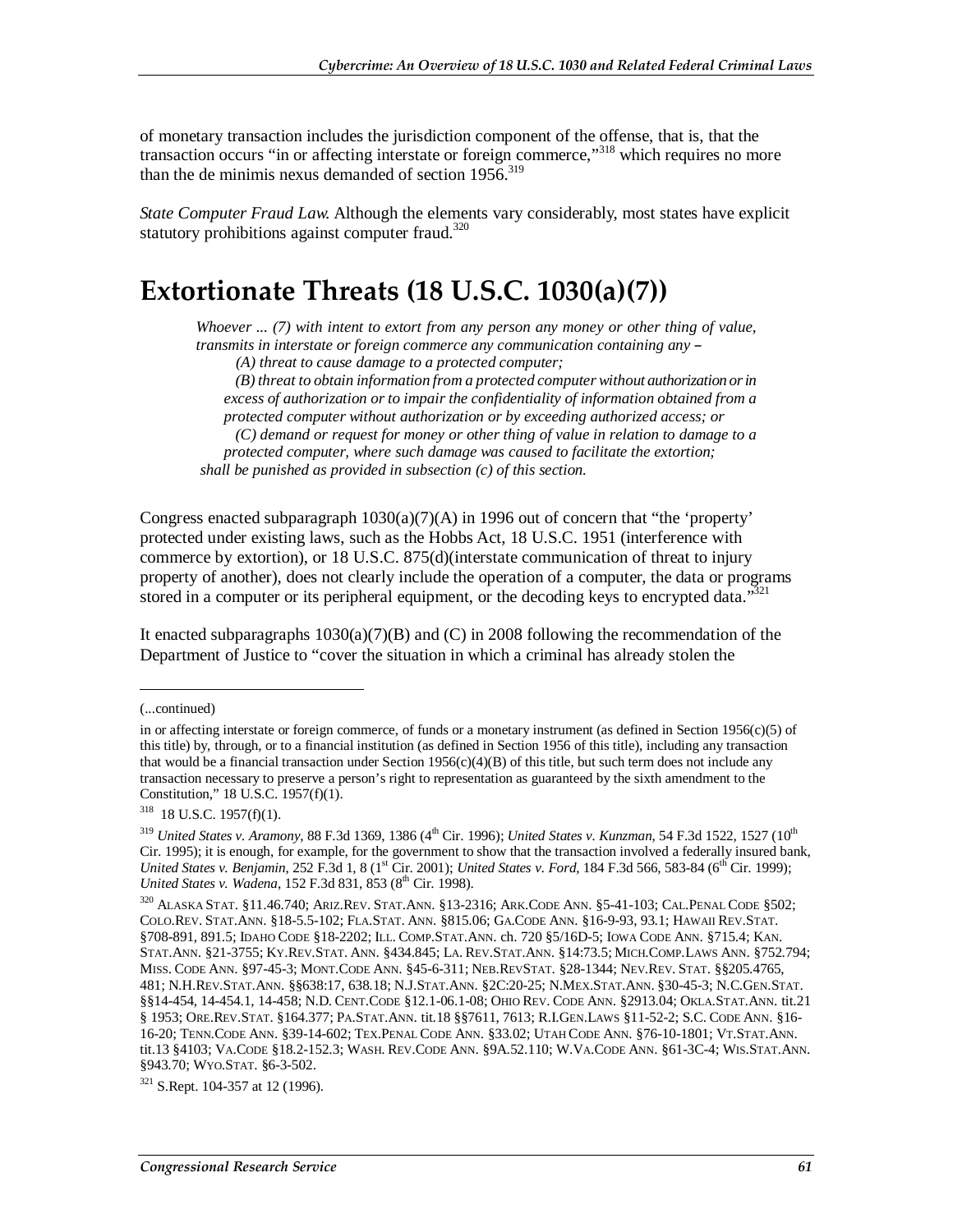of monetary transaction includes the jurisdiction component of the offense, that is, that the transaction occurs "in or affecting interstate or foreign commerce,"[318] which requires no more than the de minimis nexus demanded of section 1956.[319]

*State Computer Fraud Law.* Although the elements vary considerably, most states have explicit statutory prohibitions against computer fraud.[320]

# Extortionate Threats (18 U.S.C. 1030(a)(7))

> *Whoever ... (7) with intent to extort from any person any money or other thing of value, transmits in interstate or foreign commerce any communication containing any –*
>
> *(A) threat to cause damage to a protected computer;*
>
> *(B) threat to obtain information from a protected computer without authorization or in excess of authorization or to impair the confidentiality of information obtained from a protected computer without authorization or by exceeding authorized access; or*
>
> *(C) demand or request for money or other thing of value in relation to damage to a protected computer, where such damage was caused to facilitate the extortion;*
>
> *shall be punished as provided in subsection (c) of this section.*

Congress enacted subparagraph 1030(a)(7)(A) in 1996 out of concern that "the 'property' protected under existing laws, such as the Hobbs Act, 18 U.S.C. 1951 (interference with commerce by extortion), or 18 U.S.C. 875(d)(interstate communication of threat to injure property of another), does not clearly include the operation of a computer, the data or programs stored in a computer or its peripheral equipment, or the decoding keys to encrypted data."[321]

It enacted subparagraphs 1030(a)(7)(B) and (C) in 2008 following the recommendation of the Department of Justice to "cover the situation in which a criminal has already stolen the

---

(...continued)

in or affecting interstate or foreign commerce, of funds or a monetary instrument (as defined in Section 1956(c)(5) of this title) by, through, or to a financial institution (as defined in Section 1956 of this title), including any transaction that would be a financial transaction under Section 1956(c)(4)(B) of this title, but such term does not include any transaction necessary to preserve a person's right to representation as guaranteed by the sixth amendment to the Constitution," 18 U.S.C. 1957(f)(1).

[318] 18 U.S.C. 1957(f)(1).

[319] *United States v. Aramony*, 88 F.3d 1369, 1386 (4th Cir. 1996); *United States v. Kunzman*, 54 F.3d 1522, 1527 (10th Cir. 1995); it is enough, for example, for the government to show that the transaction involved a federally insured bank, *United States v. Benjamin*, 252 F.3d 1, 8 (1st Cir. 2001); *United States v. Ford*, 184 F.3d 566, 583-84 (6th Cir. 1999); *United States v. Wadena*, 152 F.3d 831, 853 (8th Cir. 1998).

[320] ALASKA STAT. §11.46.740; ARIZ.REV. STAT.ANN. §13-2316; ARK.CODE ANN. §5-41-103; CAL.PENAL CODE §502; COLO.REV. STAT.ANN. §18-5.5-102; FLA.STAT. ANN. §815.06; GA.CODE ANN. §16-9-93, 93.1; HAWAII REV.STAT. §708-891, 891.5; IDAHO CODE §18-2202; ILL. COMP.STAT.ANN. ch. 720 §5/16D-5; IOWA CODE ANN. §715.4; KAN. STAT.ANN. §21-3755; KY.REV.STAT. ANN. §434.845; LA. REV.STAT.ANN. §14:73.5; MICH.COMP.LAWS ANN. §752.794; MISS. CODE ANN. §97-45-3; MONT.CODE ANN. §45-6-311; NEB.REVSTAT. §28-1344; NEV.REV. STAT. §§205.4765, 481; N.H.REV.STAT.ANN. §§638:17, 638.18; N.J.STAT.ANN. §2C:20-25; N.MEX.STAT.ANN. §30-45-3; N.C.GEN.STAT. §§14-454, 14-454.1, 14-458; N.D. CENT.CODE §12.1-06.1-08; OHIO REV. CODE ANN. §2913.04; OKLA.STAT.ANN. tit.21 § 1953; ORE.REV.STAT. §164.377; PA.STAT.ANN. tit.18 §§7611, 7613; R.I.GEN.LAWS §11-52-2; S.C. CODE ANN. §16-16-20; TENN.CODE ANN. §39-14-602; TEX.PENAL CODE ANN. §33.02; UTAH CODE ANN. §76-10-1801; VT.STAT.ANN. tit.13 §4103; VA.CODE §18.2-152.3; WASH. REV.CODE ANN. §9A.52.110; W.VA.CODE ANN. §61-3C-4; WIS.STAT.ANN. §943.70; WYO.STAT. §6-3-502.

[321] S.Rept. 104-357 at 12 (1996).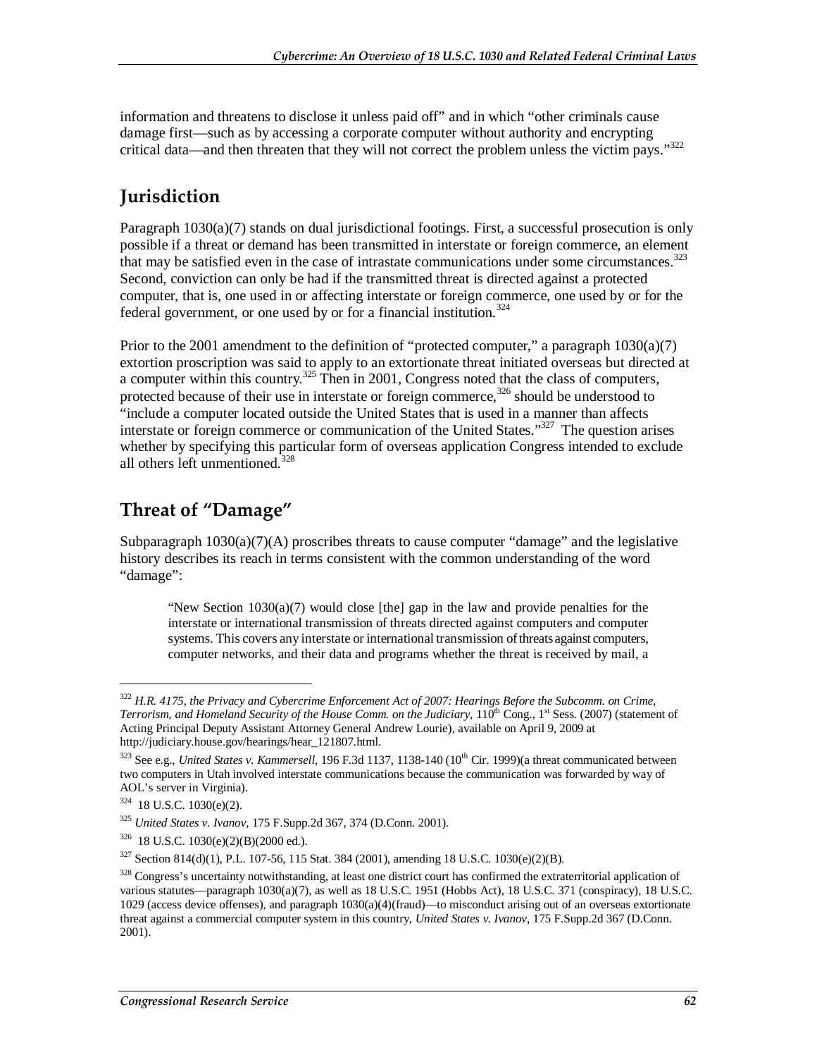information and threatens to disclose it unless paid off" and in which "other criminals cause damage first—such as by accessing a corporate computer without authority and encrypting critical data—and then threaten that they will not correct the problem unless the victim pays."[322]

## Jurisdiction

Paragraph 1030(a)(7) stands on dual jurisdictional footings. First, a successful prosecution is only possible if a threat or demand has been transmitted in interstate or foreign commerce, an element that may be satisfied even in the case of intrastate communications under some circumstances.[323] Second, conviction can only be had if the transmitted threat is directed against a protected computer, that is, one used in or affecting interstate or foreign commerce, one used by or for the federal government, or one used by or for a financial institution.[324]

Prior to the 2001 amendment to the definition of "protected computer," a paragraph 1030(a)(7) extortion proscription was said to apply to an extortionate threat initiated overseas but directed at a computer within this country.[325] Then in 2001, Congress noted that the class of computers, protected because of their use in interstate or foreign commerce,[326] should be understood to "include a computer located outside the United States that is used in a manner than affects interstate or foreign commerce or communication of the United States."[327] The question arises whether by specifying this particular form of overseas application Congress intended to exclude all others left unmentioned.[328]

## Threat of "Damage"

Subparagraph 1030(a)(7)(A) proscribes threats to cause computer "damage" and the legislative history describes its reach in terms consistent with the common understanding of the word "damage":

> "New Section 1030(a)(7) would close [the] gap in the law and provide penalties for the interstate or international transmission of threats directed against computers and computer systems. This covers any interstate or international transmission of threats against computers, computer networks, and their data and programs whether the threat is received by mail, a

---

[322] *H.R. 4175, the Privacy and Cybercrime Enforcement Act of 2007: Hearings Before the Subcomm. on Crime, Terrorism, and Homeland Security of the House Comm. on the Judiciary*, 110th Cong., 1st Sess. (2007) (statement of Acting Principal Deputy Assistant Attorney General Andrew Lourie), available on April 9, 2009 at http://judiciary.house.gov/hearings/hear_121807.html.

[323] See e.g., *United States v. Kammersell*, 196 F.3d 1137, 1138-140 (10th Cir. 1999)(a threat communicated between two computers in Utah involved interstate communications because the communication was forwarded by way of AOL's server in Virginia).

[324] 18 U.S.C. 1030(e)(2).

[325] *United States v. Ivanov*, 175 F.Supp.2d 367, 374 (D.Conn. 2001).

[326] 18 U.S.C. 1030(e)(2)(B)(2000 ed.).

[327] Section 814(d)(1), P.L. 107-56, 115 Stat. 384 (2001), amending 18 U.S.C. 1030(e)(2)(B).

[328] Congress's uncertainty notwithstanding, at least one district court has confirmed the extraterritorial application of various statutes—paragraph 1030(a)(7), as well as 18 U.S.C. 1951 (Hobbs Act), 18 U.S.C. 371 (conspiracy), 18 U.S.C. 1029 (access device offenses), and paragraph 1030(a)(4)(fraud)—to misconduct arising out of an overseas extortionate threat against a commercial computer system in this country, *United States v. Ivanov*, 175 F.Supp.2d 367 (D.Conn. 2001).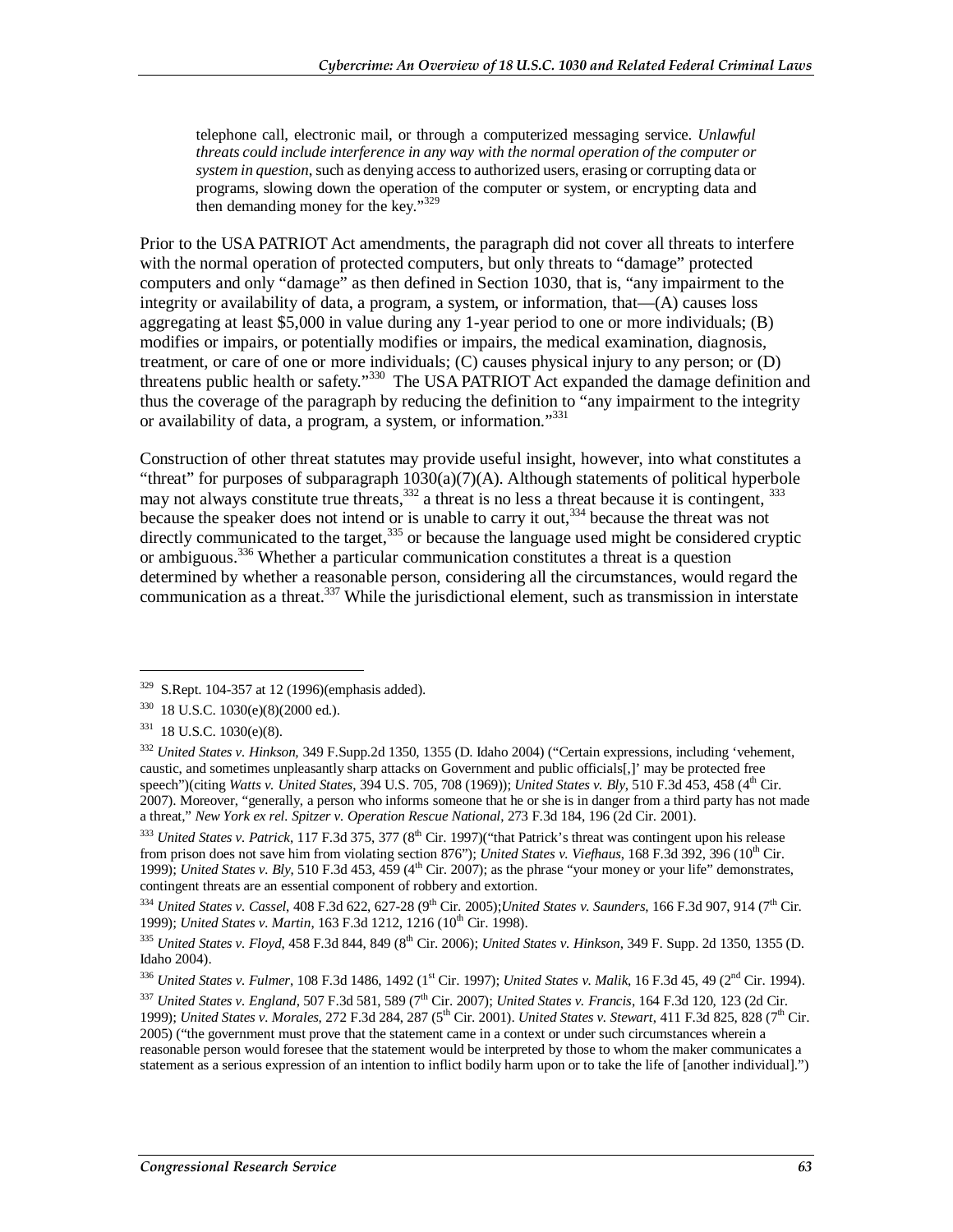> telephone call, electronic mail, or through a computerized messaging service. *Unlawful threats could include interference in any way with the normal operation of the computer or system in question*, such as denying access to authorized users, erasing or corrupting data or programs, slowing down the operation of the computer or system, or encrypting data and then demanding money for the key."[329]

Prior to the USA PATRIOT Act amendments, the paragraph did not cover all threats to interfere with the normal operation of protected computers, but only threats to "damage" protected computers and only "damage" as then defined in Section 1030, that is, "any impairment to the integrity or availability of data, a program, a system, or information, that—(A) causes loss aggregating at least $5,000 in value during any 1-year period to one or more individuals; (B) modifies or impairs, or potentially modifies or impairs, the medical examination, diagnosis, treatment, or care of one or more individuals; (C) causes physical injury to any person; or (D) threatens public health or safety."[330] The USA PATRIOT Act expanded the damage definition and thus the coverage of the paragraph by reducing the definition to "any impairment to the integrity or availability of data, a program, a system, or information."[331]

Construction of other threat statutes may provide useful insight, however, into what constitutes a "threat" for purposes of subparagraph 1030(a)(7)(A). Although statements of political hyperbole may not always constitute true threats,[332] a threat is no less a threat because it is contingent, [333] because the speaker does not intend or is unable to carry it out,[334] because the threat was not directly communicated to the target,[335] or because the language used might be considered cryptic or ambiguous.[336] Whether a particular communication constitutes a threat is a question determined by whether a reasonable person, considering all the circumstances, would regard the communication as a threat.[337] While the jurisdictional element, such as transmission in interstate

---

[329] S.Rept. 104-357 at 12 (1996)(emphasis added).

[330] 18 U.S.C. 1030(e)(8)(2000 ed.).

[331] 18 U.S.C. 1030(e)(8).

[332] *United States v. Hinkson*, 349 F.Supp.2d 1350, 1355 (D. Idaho 2004) ("Certain expressions, including 'vehement, caustic, and sometimes unpleasantly sharp attacks on Government and public officials[,]' may be protected free speech")(citing *Watts v. United States*, 394 U.S. 705, 708 (1969)); *United States v. Bly*, 510 F.3d 453, 458 (4th Cir. 2007). Moreover, "generally, a person who informs someone that he or she is in danger from a third party has not made a threat," *New York ex rel. Spitzer v. Operation Rescue National*, 273 F.3d 184, 196 (2d Cir. 2001).

[333] *United States v. Patrick*, 117 F.3d 375, 377 (8th Cir. 1997)("that Patrick's threat was contingent upon his release from prison does not save him from violating section 876"); *United States v. Viefhaus*, 168 F.3d 392, 396 (10th Cir. 1999); *United States v. Bly*, 510 F.3d 453, 459 (4th Cir. 2007); as the phrase "your money or your life" demonstrates, contingent threats are an essential component of robbery and extortion.

[334] *United States v. Cassel*, 408 F.3d 622, 627-28 (9th Cir. 2005);*United States v. Saunders*, 166 F.3d 907, 914 (7th Cir. 1999); *United States v. Martin*, 163 F.3d 1212, 1216 (10th Cir. 1998).

[335] *United States v. Floyd*, 458 F.3d 844, 849 (8th Cir. 2006); *United States v. Hinkson*, 349 F. Supp. 2d 1350, 1355 (D. Idaho 2004).

[336] *United States v. Fulmer*, 108 F.3d 1486, 1492 (1st Cir. 1997); *United States v. Malik*, 16 F.3d 45, 49 (2nd Cir. 1994).

[337] *United States v. England*, 507 F.3d 581, 589 (7th Cir. 2007); *United States v. Francis*, 164 F.3d 120, 123 (2d Cir. 1999); *United States v. Morales*, 272 F.3d 284, 287 (5th Cir. 2001). *United States v. Stewart*, 411 F.3d 825, 828 (7th Cir. 2005) ("the government must prove that the statement came in a context or under such circumstances wherein a reasonable person would foresee that the statement would be interpreted by those to whom the maker communicates a statement as a serious expression of an intention to inflict bodily harm upon or to take the life of [another individual].")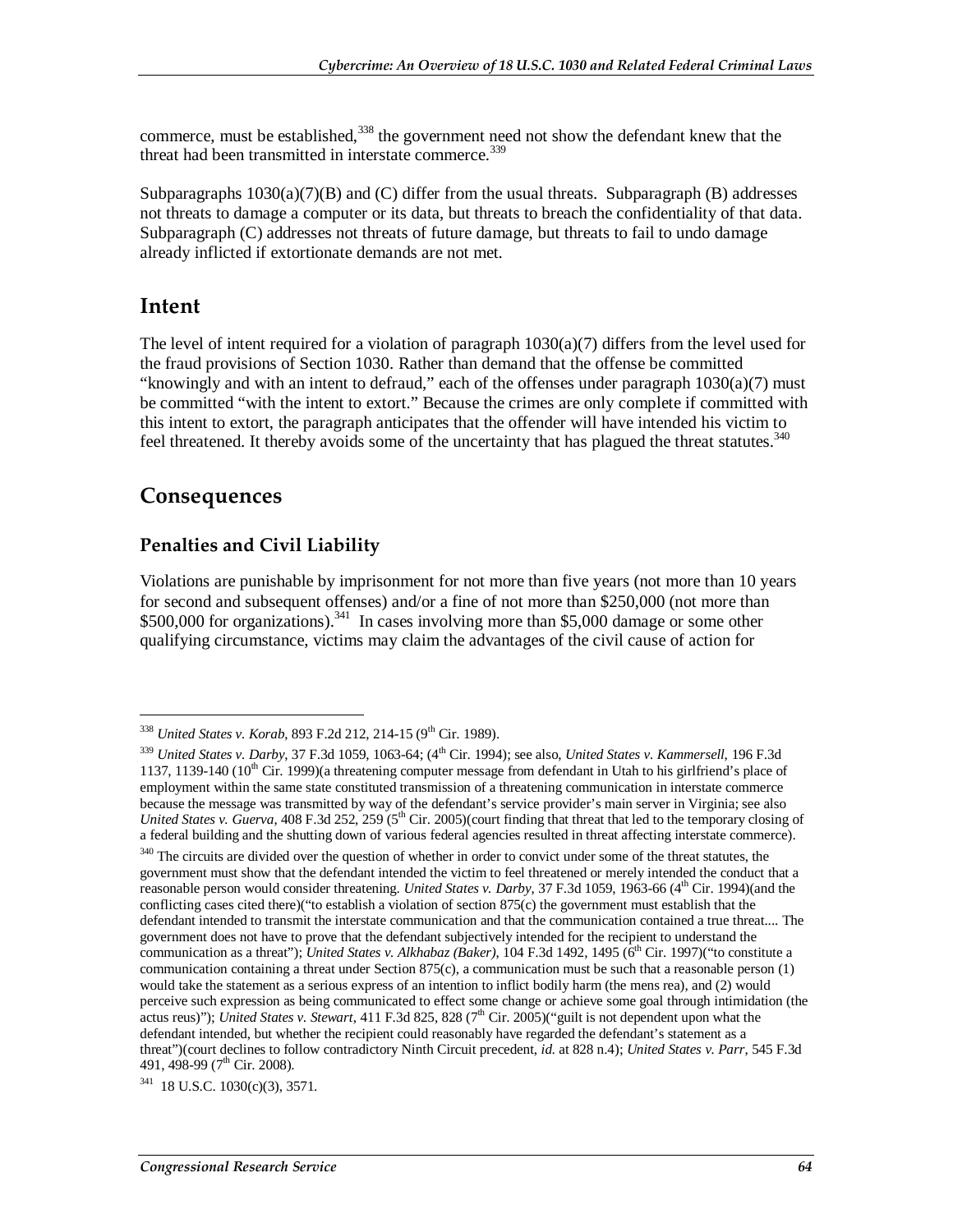commerce, must be established,[338] the government need not show the defendant knew that the threat had been transmitted in interstate commerce.[339]

Subparagraphs 1030(a)(7)(B) and (C) differ from the usual threats. Subparagraph (B) addresses not threats to damage a computer or its data, but threats to breach the confidentiality of that data. Subparagraph (C) addresses not threats of future damage, but threats to fail to undo damage already inflicted if extortionate demands are not met.

## Intent

The level of intent required for a violation of paragraph 1030(a)(7) differs from the level used for the fraud provisions of Section 1030. Rather than demand that the offense be committed "knowingly and with an intent to defraud," each of the offenses under paragraph 1030(a)(7) must be committed "with the intent to extort." Because the crimes are only complete if committed with this intent to extort, the paragraph anticipates that the offender will have intended his victim to feel threatened. It thereby avoids some of the uncertainty that has plagued the threat statutes.[340]

## Consequences

### Penalties and Civil Liability

Violations are punishable by imprisonment for not more than five years (not more than 10 years for second and subsequent offenses) and/or a fine of not more than $250,000 (not more than $500,000 for organizations).[341] In cases involving more than $5,000 damage or some other qualifying circumstance, victims may claim the advantages of the civil cause of action for

---

[338] *United States v. Korab*, 893 F.2d 212, 214-15 (9th Cir. 1989).

[339] *United States v. Darby*, 37 F.3d 1059, 1063-64; (4th Cir. 1994); see also, *United States v. Kammersell*, 196 F.3d 1137, 1139-140 (10th Cir. 1999)(a threatening computer message from defendant in Utah to his girlfriend's place of employment within the same state constituted transmission of a threatening communication in interstate commerce because the message was transmitted by way of the defendant's service provider's main server in Virginia; see also *United States v. Guerva*, 408 F.3d 252, 259 (5th Cir. 2005)(court finding that threat that led to the temporary closing of a federal building and the shutting down of various federal agencies resulted in threat affecting interstate commerce).

[340] The circuits are divided over the question of whether in order to convict under some of the threat statutes, the government must show that the defendant intended the victim to feel threatened or merely intended the conduct that a reasonable person would consider threatening. *United States v. Darby*, 37 F.3d 1059, 1963-66 (4th Cir. 1994)(and the conflicting cases cited there)("to establish a violation of section 875(c) the government must establish that the defendant intended to transmit the interstate communication and that the communication contained a true threat.... The government does not have to prove that the defendant subjectively intended for the recipient to understand the communication as a threat"); *United States v. Alkhabaz (Baker)*, 104 F.3d 1492, 1495 (6th Cir. 1997)("to constitute a communication containing a threat under Section 875(c), a communication must be such that a reasonable person (1) would take the statement as a serious express of an intention to inflict bodily harm (the mens rea), and (2) would perceive such expression as being communicated to effect some change or achieve some goal through intimidation (the actus reus)"); *United States v. Stewart*, 411 F.3d 825, 828 (7th Cir. 2005)("guilt is not dependent upon what the defendant intended, but whether the recipient could reasonably have regarded the defendant's statement as a threat")(court declines to follow contradictory Ninth Circuit precedent, *id.* at 828 n.4); *United States v. Parr*, 545 F.3d 491, 498-99 (7th Cir. 2008).

[341] 18 U.S.C. 1030(c)(3), 3571.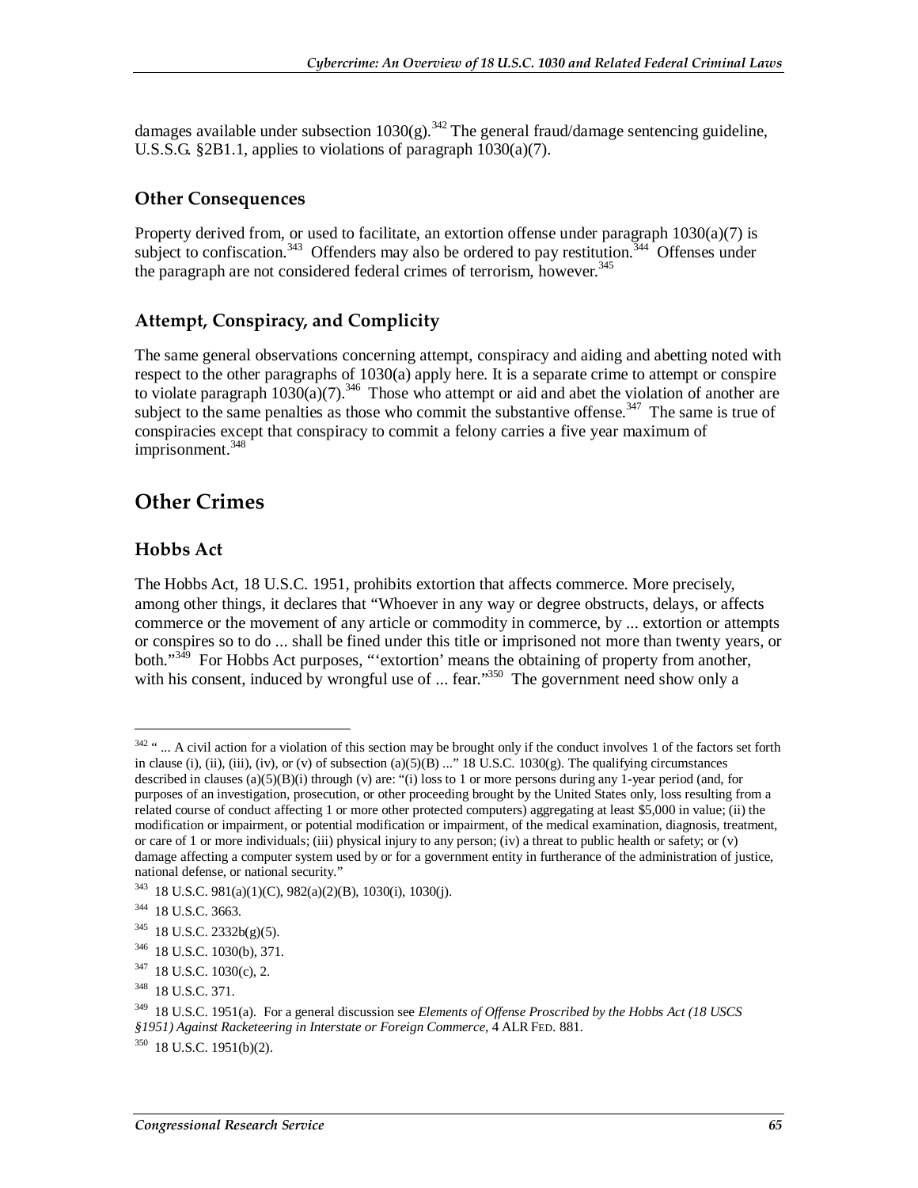damages available under subsection 1030(g).[342] The general fraud/damage sentencing guideline, U.S.S.G. §2B1.1, applies to violations of paragraph 1030(a)(7).

### Other Consequences

Property derived from, or used to facilitate, an extortion offense under paragraph 1030(a)(7) is subject to confiscation.[343] Offenders may also be ordered to pay restitution.[344] Offenses under the paragraph are not considered federal crimes of terrorism, however.[345]

### Attempt, Conspiracy, and Complicity

The same general observations concerning attempt, conspiracy and aiding and abetting noted with respect to the other paragraphs of 1030(a) apply here. It is a separate crime to attempt or conspire to violate paragraph 1030(a)(7).[346] Those who attempt or aid and abet the violation of another are subject to the same penalties as those who commit the substantive offense.[347] The same is true of conspiracies except that conspiracy to commit a felony carries a five year maximum of imprisonment.[348]

## Other Crimes

### Hobbs Act

The Hobbs Act, 18 U.S.C. 1951, prohibits extortion that affects commerce. More precisely, among other things, it declares that "Whoever in any way or degree obstructs, delays, or affects commerce or the movement of any article or commodity in commerce, by ... extortion or attempts or conspires so to do ... shall be fined under this title or imprisoned not more than twenty years, or both."[349] For Hobbs Act purposes, "'extortion' means the obtaining of property from another, with his consent, induced by wrongful use of ... fear."[350] The government need show only a

---

[342] " ... A civil action for a violation of this section may be brought only if the conduct involves 1 of the factors set forth in clause (i), (ii), (iii), (iv), or (v) of subsection (a)(5)(B) ..." 18 U.S.C. 1030(g). The qualifying circumstances described in clauses (a)(5)(B)(i) through (v) are: "(i) loss to 1 or more persons during any 1-year period (and, for purposes of an investigation, prosecution, or other proceeding brought by the United States only, loss resulting from a related course of conduct affecting 1 or more other protected computers) aggregating at least $5,000 in value; (ii) the modification or impairment, or potential modification or impairment, of the medical examination, diagnosis, treatment, or care of 1 or more individuals; (iii) physical injury to any person; (iv) a threat to public health or safety; or (v) damage affecting a computer system used by or for a government entity in furtherance of the administration of justice, national defense, or national security."

[343] 18 U.S.C. 981(a)(1)(C), 982(a)(2)(B), 1030(i), 1030(j).

[344] 18 U.S.C. 3663.

[345] 18 U.S.C. 2332b(g)(5).

[346] 18 U.S.C. 1030(b), 371.

[347] 18 U.S.C. 1030(c), 2.

[348] 18 U.S.C. 371.

[349] 18 U.S.C. 1951(a). For a general discussion see *Elements of Offense Proscribed by the Hobbs Act (18 USCS §1951) Against Racketeering in Interstate or Foreign Commerce*, 4 ALR FED. 881.

[350] 18 U.S.C. 1951(b)(2).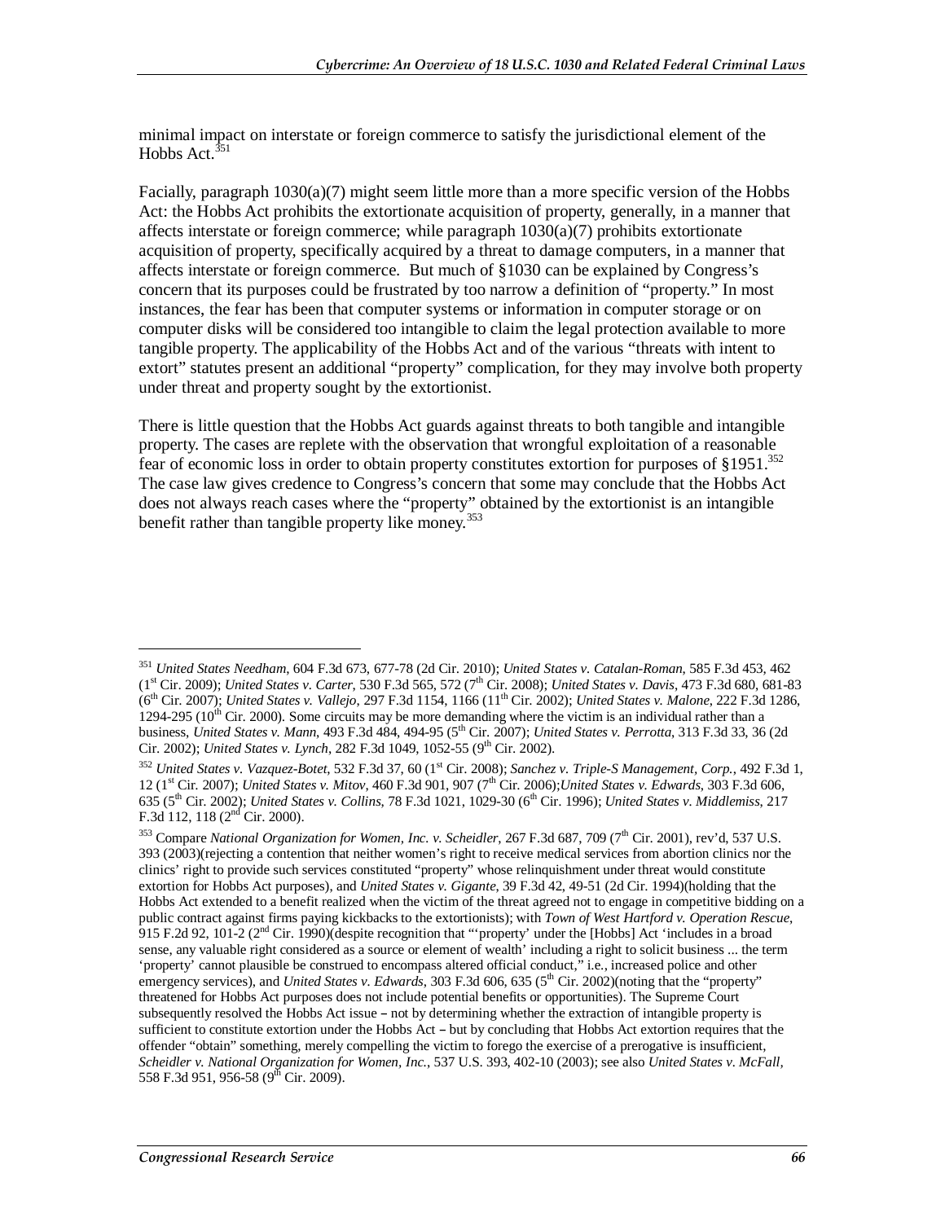minimal impact on interstate or foreign commerce to satisfy the jurisdictional element of the Hobbs Act.[351]

Facially, paragraph 1030(a)(7) might seem little more than a more specific version of the Hobbs Act: the Hobbs Act prohibits the extortionate acquisition of property, generally, in a manner that affects interstate or foreign commerce; while paragraph 1030(a)(7) prohibits extortionate acquisition of property, specifically acquired by a threat to damage computers, in a manner that affects interstate or foreign commerce. But much of §1030 can be explained by Congress's concern that its purposes could be frustrated by too narrow a definition of "property." In most instances, the fear has been that computer systems or information in computer storage or on computer disks will be considered too intangible to claim the legal protection available to more tangible property. The applicability of the Hobbs Act and of the various "threats with intent to extort" statutes present an additional "property" complication, for they may involve both property under threat and property sought by the extortionist.

There is little question that the Hobbs Act guards against threats to both tangible and intangible property. The cases are replete with the observation that wrongful exploitation of a reasonable fear of economic loss in order to obtain property constitutes extortion for purposes of §1951.[352] The case law gives credence to Congress's concern that some may conclude that the Hobbs Act does not always reach cases where the "property" obtained by the extortionist is an intangible benefit rather than tangible property like money.[353]

---

[351] *United States Needham*, 604 F.3d 673, 677-78 (2d Cir. 2010); *United States v. Catalan-Roman*, 585 F.3d 453, 462 (1st Cir. 2009); *United States v. Carter*, 530 F.3d 565, 572 (7th Cir. 2008); *United States v. Davis*, 473 F.3d 680, 681-83 (6th Cir. 2007); *United States v. Vallejo*, 297 F.3d 1154, 1166 (11th Cir. 2002); *United States v. Malone*, 222 F.3d 1286, 1294-295 (10th Cir. 2000). Some circuits may be more demanding where the victim is an individual rather than a business, *United States v. Mann*, 493 F.3d 484, 494-95 (5th Cir. 2007); *United States v. Perrotta*, 313 F.3d 33, 36 (2d Cir. 2002); *United States v. Lynch*, 282 F.3d 1049, 1052-55 (9th Cir. 2002).

[352] *United States v. Vazquez-Botet*, 532 F.3d 37, 60 (1st Cir. 2008); *Sanchez v. Triple-S Management, Corp.*, 492 F.3d 1, 12 (1st Cir. 2007); *United States v. Mitov*, 460 F.3d 901, 907 (7th Cir. 2006);*United States v. Edwards*, 303 F.3d 606, 635 (5th Cir. 2002); *United States v. Collins*, 78 F.3d 1021, 1029-30 (6th Cir. 1996); *United States v. Middlemiss*, 217 F.3d 112, 118 (2nd Cir. 2000).

[353] Compare *National Organization for Women, Inc. v. Scheidler*, 267 F.3d 687, 709 (7th Cir. 2001), rev'd, 537 U.S. 393 (2003)(rejecting a contention that neither women's right to receive medical services from abortion clinics nor the clinics' right to provide such services constituted "property" whose relinquishment under threat would constitute extortion for Hobbs Act purposes), and *United States v. Gigante*, 39 F.3d 42, 49-51 (2d Cir. 1994)(holding that the Hobbs Act extended to a benefit realized when the victim of the threat agreed not to engage in competitive bidding on a public contract against firms paying kickbacks to the extortionists); with *Town of West Hartford v. Operation Rescue*, 915 F.2d 92, 101-2 (2nd Cir. 1990)(despite recognition that "'property' under the [Hobbs] Act 'includes in a broad sense, any valuable right considered as a source or element of wealth' including a right to solicit business ... the term 'property' cannot plausible be construed to encompass altered official conduct," i.e., increased police and other emergency services), and *United States v. Edwards*, 303 F.3d 606, 635 (5th Cir. 2002)(noting that the "property" threatened for Hobbs Act purposes does not include potential benefits or opportunities). The Supreme Court subsequently resolved the Hobbs Act issue – not by determining whether the extraction of intangible property is sufficient to constitute extortion under the Hobbs Act – but by concluding that Hobbs Act extortion requires that the offender "obtain" something, merely compelling the victim to forego the exercise of a prerogative is insufficient, *Scheidler v. National Organization for Women, Inc.*, 537 U.S. 393, 402-10 (2003); see also *United States v. McFall*, 558 F.3d 951, 956-58 (9th Cir. 2009).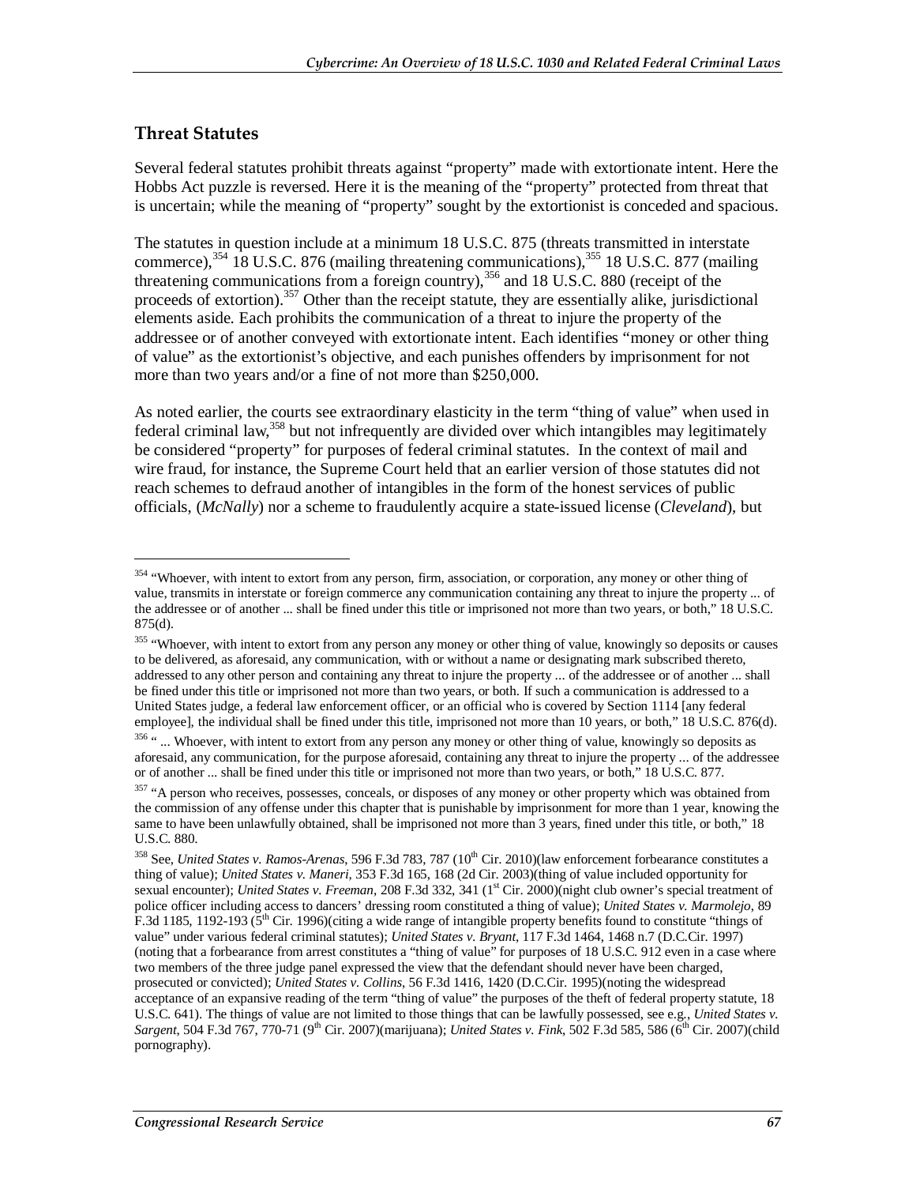## Threat Statutes

Several federal statutes prohibit threats against "property" made with extortionate intent. Here the Hobbs Act puzzle is reversed. Here it is the meaning of the "property" protected from threat that is uncertain; while the meaning of "property" sought by the extortionist is conceded and spacious.

The statutes in question include at a minimum 18 U.S.C. 875 (threats transmitted in interstate commerce),[354] 18 U.S.C. 876 (mailing threatening communications),[355] 18 U.S.C. 877 (mailing threatening communications from a foreign country),[356] and 18 U.S.C. 880 (receipt of the proceeds of extortion).[357] Other than the receipt statute, they are essentially alike, jurisdictional elements aside. Each prohibits the communication of a threat to injure the property of the addressee or of another conveyed with extortionate intent. Each identifies "money or other thing of value" as the extortionist's objective, and each punishes offenders by imprisonment for not more than two years and/or a fine of not more than $250,000.

As noted earlier, the courts see extraordinary elasticity in the term "thing of value" when used in federal criminal law,[358] but not infrequently are divided over which intangibles may legitimately be considered "property" for purposes of federal criminal statutes. In the context of mail and wire fraud, for instance, the Supreme Court held that an earlier version of those statutes did not reach schemes to defraud another of intangibles in the form of the honest services of public officials, (*McNally*) nor a scheme to fraudulently acquire a state-issued license (*Cleveland*), but

---

[354] "Whoever, with intent to extort from any person, firm, association, or corporation, any money or other thing of value, transmits in interstate or foreign commerce any communication containing any threat to injure the property ... of the addressee or of another ... shall be fined under this title or imprisoned not more than two years, or both," 18 U.S.C. 875(d).

[355] "Whoever, with intent to extort from any person any money or other thing of value, knowingly so deposits or causes to be delivered, as aforesaid, any communication, with or without a name or designating mark subscribed thereto, addressed to any other person and containing any threat to injure the property ... of the addressee or of another ... shall be fined under this title or imprisoned not more than two years, or both. If such a communication is addressed to a United States judge, a federal law enforcement officer, or an official who is covered by Section 1114 [any federal employee], the individual shall be fined under this title, imprisoned not more than 10 years, or both," 18 U.S.C. 876(d).

[356] " ... Whoever, with intent to extort from any person any money or other thing of value, knowingly so deposits as aforesaid, any communication, for the purpose aforesaid, containing any threat to injure the property ... of the addressee or of another ... shall be fined under this title or imprisoned not more than two years, or both," 18 U.S.C. 877.

[357] "A person who receives, possesses, conceals, or disposes of any money or other property which was obtained from the commission of any offense under this chapter that is punishable by imprisonment for more than 1 year, knowing the same to have been unlawfully obtained, shall be imprisoned not more than 3 years, fined under this title, or both," 18 U.S.C. 880.

[358] See, *United States v. Ramos-Arenas*, 596 F.3d 783, 787 (10th Cir. 2010)(law enforcement forbearance constitutes a thing of value); *United States v. Maneri*, 353 F.3d 165, 168 (2d Cir. 2003)(thing of value included opportunity for sexual encounter); *United States v. Freeman*, 208 F.3d 332, 341 (1st Cir. 2000)(night club owner's special treatment of police officer including access to dancers' dressing room constituted a thing of value); *United States v. Marmolejo*, 89 F.3d 1185, 1192-193 (5th Cir. 1996)(citing a wide range of intangible property benefits found to constitute "things of value" under various federal criminal statutes); *United States v. Bryant*, 117 F.3d 1464, 1468 n.7 (D.C.Cir. 1997) (noting that a forbearance from arrest constitutes a "thing of value" for purposes of 18 U.S.C. 912 even in a case where two members of the three judge panel expressed the view that the defendant should never have been charged, prosecuted or convicted); *United States v. Collins*, 56 F.3d 1416, 1420 (D.C.Cir. 1995)(noting the widespread acceptance of an expansive reading of the term "thing of value" the purposes of the theft of federal property statute, 18 U.S.C. 641). The things of value are not limited to those things that can be lawfully possessed, see e.g., *United States v. Sargent*, 504 F.3d 767, 770-71 (9th Cir. 2007)(marijuana); *United States v. Fink*, 502 F.3d 585, 586 (6th Cir. 2007)(child pornography).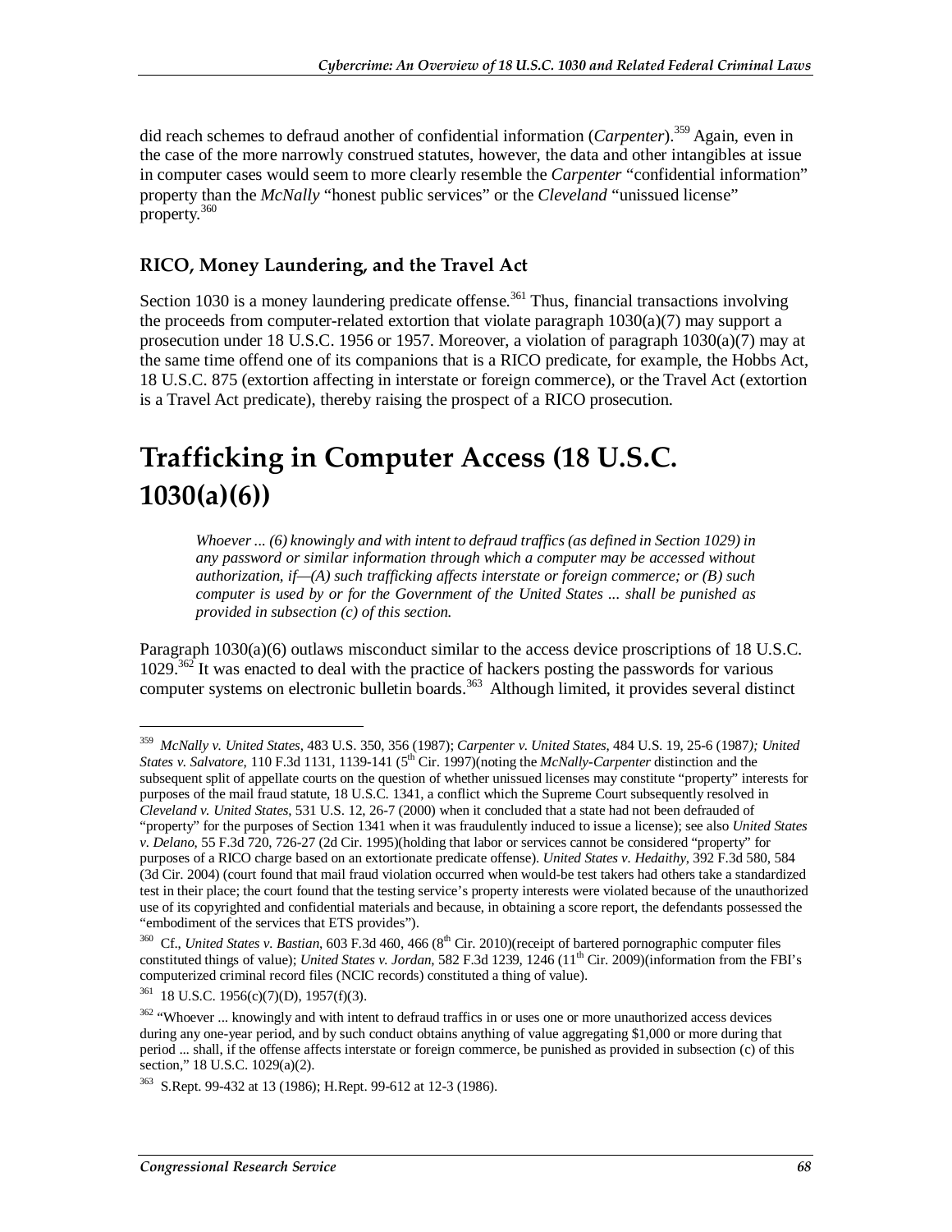did reach schemes to defraud another of confidential information (*Carpenter*).[359] Again, even in the case of the more narrowly construed statutes, however, the data and other intangibles at issue in computer cases would seem to more clearly resemble the *Carpenter* "confidential information" property than the *McNally* "honest public services" or the *Cleveland* "unissued license" property.[360]

### RICO, Money Laundering, and the Travel Act

Section 1030 is a money laundering predicate offense.[361] Thus, financial transactions involving the proceeds from computer-related extortion that violate paragraph 1030(a)(7) may support a prosecution under 18 U.S.C. 1956 or 1957. Moreover, a violation of paragraph 1030(a)(7) may at the same time offend one of its companions that is a RICO predicate, for example, the Hobbs Act, 18 U.S.C. 875 (extortion affecting in interstate or foreign commerce), or the Travel Act (extortion is a Travel Act predicate), thereby raising the prospect of a RICO prosecution.

# Trafficking in Computer Access (18 U.S.C. 1030(a)(6))

> *Whoever ... (6) knowingly and with intent to defraud traffics (as defined in Section 1029) in any password or similar information through which a computer may be accessed without authorization, if—(A) such trafficking affects interstate or foreign commerce; or (B) such computer is used by or for the Government of the United States ... shall be punished as provided in subsection (c) of this section.*

Paragraph 1030(a)(6) outlaws misconduct similar to the access device proscriptions of 18 U.S.C. 1029.[362] It was enacted to deal with the practice of hackers posting the passwords for various computer systems on electronic bulletin boards.[363] Although limited, it provides several distinct

---

[359] *McNally v. United States*, 483 U.S. 350, 356 (1987); *Carpenter v. United States*, 484 U.S. 19, 25-6 (1987*); United States v. Salvatore*, 110 F.3d 1131, 1139-141 (5th Cir. 1997)(noting the *McNally-Carpenter* distinction and the subsequent split of appellate courts on the question of whether unissued licenses may constitute "property" interests for purposes of the mail fraud statute, 18 U.S.C. 1341, a conflict which the Supreme Court subsequently resolved in *Cleveland v. United States*, 531 U.S. 12, 26-7 (2000) when it concluded that a state had not been defrauded of "property" for the purposes of Section 1341 when it was fraudulently induced to issue a license); see also *United States v. Delano*, 55 F.3d 720, 726-27 (2d Cir. 1995)(holding that labor or services cannot be considered "property" for purposes of a RICO charge based on an extortionate predicate offense). *United States v. Hedaithy*, 392 F.3d 580, 584 (3d Cir. 2004) (court found that mail fraud violation occurred when would-be test takers had others take a standardized test in their place; the court found that the testing service's property interests were violated because of the unauthorized use of its copyrighted and confidential materials and because, in obtaining a score report, the defendants possessed the "embodiment of the services that ETS provides").

[360] Cf., *United States v. Bastian*, 603 F.3d 460, 466 (8th Cir. 2010)(receipt of bartered pornographic computer files constituted things of value); *United States v. Jordan*, 582 F.3d 1239, 1246 (11th Cir. 2009)(information from the FBI's computerized criminal record files (NCIC records) constituted a thing of value).

[361] 18 U.S.C. 1956(c)(7)(D), 1957(f)(3).

[362] "Whoever ... knowingly and with intent to defraud traffics in or uses one or more unauthorized access devices during any one-year period, and by such conduct obtains anything of value aggregating $1,000 or more during that period ... shall, if the offense affects interstate or foreign commerce, be punished as provided in subsection (c) of this section," 18 U.S.C. 1029(a)(2).

[363] S.Rept. 99-432 at 13 (1986); H.Rept. 99-612 at 12-3 (1986).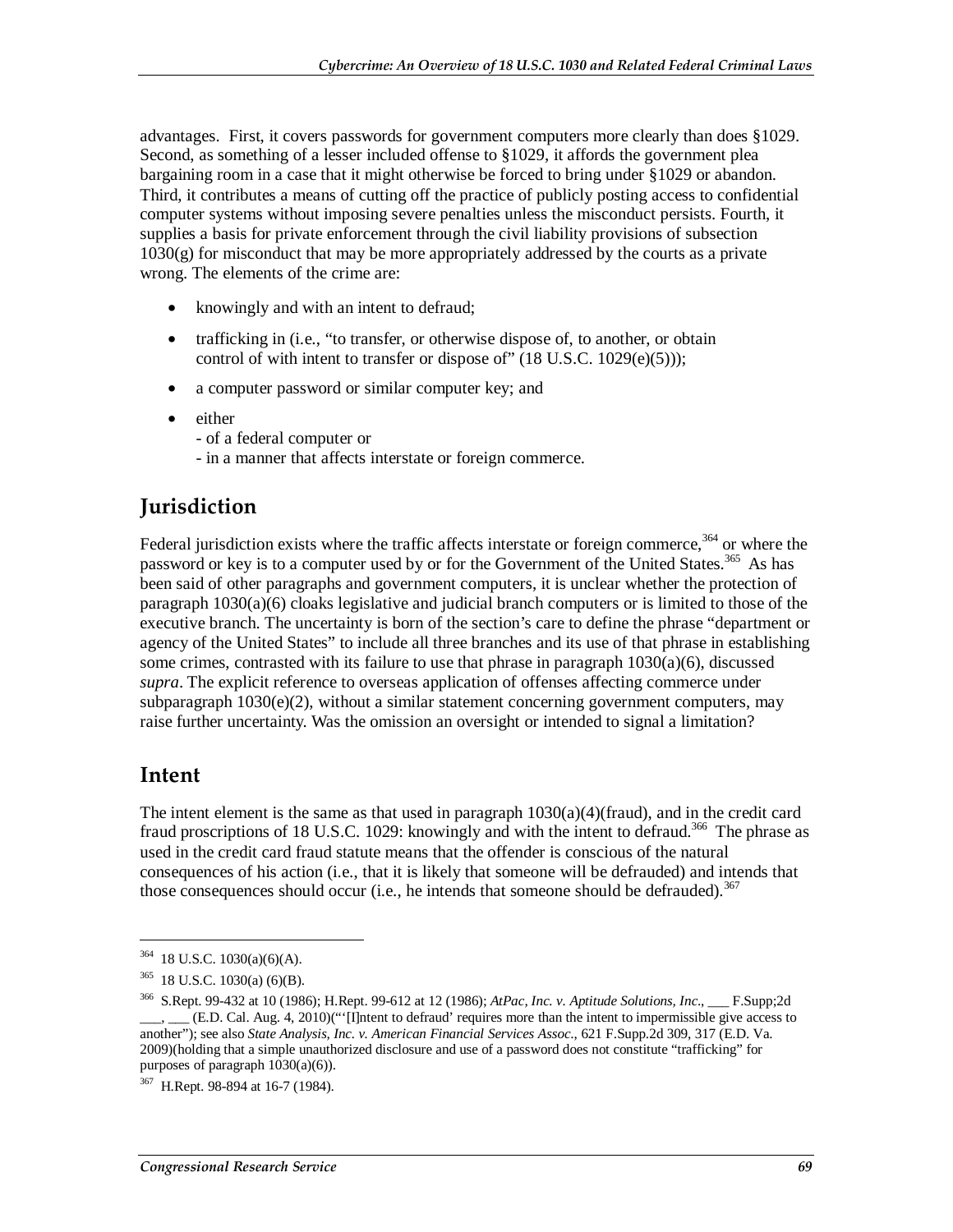advantages. First, it covers passwords for government computers more clearly than does §1029. Second, as something of a lesser included offense to §1029, it affords the government plea bargaining room in a case that it might otherwise be forced to bring under §1029 or abandon. Third, it contributes a means of cutting off the practice of publicly posting access to confidential computer systems without imposing severe penalties unless the misconduct persists. Fourth, it supplies a basis for private enforcement through the civil liability provisions of subsection 1030(g) for misconduct that may be more appropriately addressed by the courts as a private wrong. The elements of the crime are:

- knowingly and with an intent to defraud;
- trafficking in (i.e., "to transfer, or otherwise dispose of, to another, or obtain control of with intent to transfer or dispose of" (18 U.S.C. 1029(e)(5)));
- a computer password or similar computer key; and
- either
  - of a federal computer or
  - in a manner that affects interstate or foreign commerce.

## Jurisdiction

Federal jurisdiction exists where the traffic affects interstate or foreign commerce,[364] or where the password or key is to a computer used by or for the Government of the United States.[365] As has been said of other paragraphs and government computers, it is unclear whether the protection of paragraph 1030(a)(6) cloaks legislative and judicial branch computers or is limited to those of the executive branch. The uncertainty is born of the section's care to define the phrase "department or agency of the United States" to include all three branches and its use of that phrase in establishing some crimes, contrasted with its failure to use that phrase in paragraph 1030(a)(6), discussed *supra*. The explicit reference to overseas application of offenses affecting commerce under subparagraph 1030(e)(2), without a similar statement concerning government computers, may raise further uncertainty. Was the omission an oversight or intended to signal a limitation?

## Intent

The intent element is the same as that used in paragraph 1030(a)(4)(fraud), and in the credit card fraud proscriptions of 18 U.S.C. 1029: knowingly and with the intent to defraud.[366] The phrase as used in the credit card fraud statute means that the offender is conscious of the natural consequences of his action (i.e., that it is likely that someone will be defrauded) and intends that those consequences should occur (i.e., he intends that someone should be defrauded).[367]

---

[364] 18 U.S.C. 1030(a)(6)(A).

[365] 18 U.S.C. 1030(a) (6)(B).

[366] S.Rept. 99-432 at 10 (1986); H.Rept. 99-612 at 12 (1986); *AtPac, Inc. v. Aptitude Solutions, Inc.*, ___ F.Supp;2d ___, ___ (E.D. Cal. Aug. 4, 2010)("'[I]ntent to defraud' requires more than the intent to impermissible give access to another"); see also *State Analysis, Inc. v. American Financial Services Assoc.*, 621 F.Supp.2d 309, 317 (E.D. Va. 2009)(holding that a simple unauthorized disclosure and use of a password does not constitute "trafficking" for purposes of paragraph 1030(a)(6)).

[367] H.Rept. 98-894 at 16-7 (1984).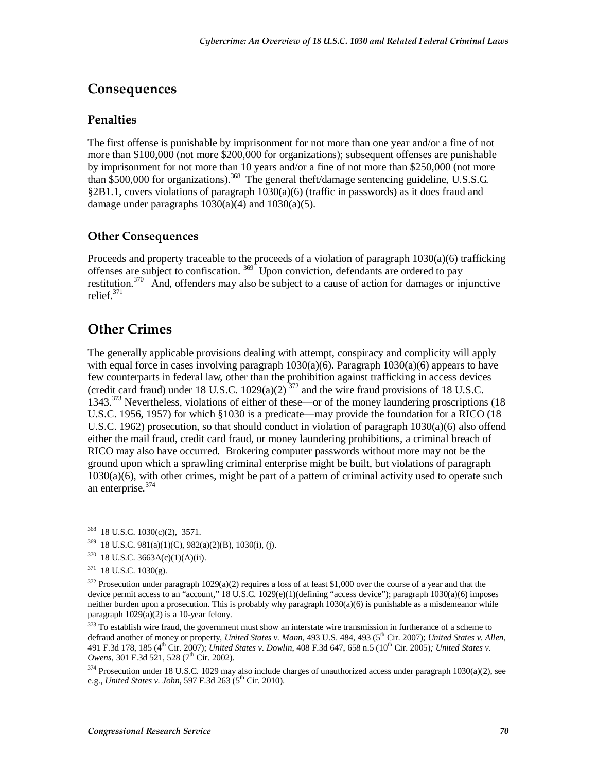## Consequences

### Penalties

The first offense is punishable by imprisonment for not more than one year and/or a fine of not more than $100,000 (not more $200,000 for organizations); subsequent offenses are punishable by imprisonment for not more than 10 years and/or a fine of not more than $250,000 (not more than $500,000 for organizations).[368] The general theft/damage sentencing guideline, U.S.S.G. §2B1.1, covers violations of paragraph 1030(a)(6) (traffic in passwords) as it does fraud and damage under paragraphs 1030(a)(4) and 1030(a)(5).

### Other Consequences

Proceeds and property traceable to the proceeds of a violation of paragraph 1030(a)(6) trafficking offenses are subject to confiscation.[369] Upon conviction, defendants are ordered to pay restitution.[370] And, offenders may also be subject to a cause of action for damages or injunctive relief.[371]

## Other Crimes

The generally applicable provisions dealing with attempt, conspiracy and complicity will apply with equal force in cases involving paragraph 1030(a)(6). Paragraph 1030(a)(6) appears to have few counterparts in federal law, other than the prohibition against trafficking in access devices (credit card fraud) under 18 U.S.C. 1029(a)(2)[372] and the wire fraud provisions of 18 U.S.C. 1343.[373] Nevertheless, violations of either of these—or of the money laundering proscriptions (18 U.S.C. 1956, 1957) for which §1030 is a predicate—may provide the foundation for a RICO (18 U.S.C. 1962) prosecution, so that should conduct in violation of paragraph 1030(a)(6) also offend either the mail fraud, credit card fraud, or money laundering prohibitions, a criminal breach of RICO may also have occurred. Brokering computer passwords without more may not be the ground upon which a sprawling criminal enterprise might be built, but violations of paragraph 1030(a)(6), with other crimes, might be part of a pattern of criminal activity used to operate such an enterprise.[374]

---

[368] 18 U.S.C. 1030(c)(2), 3571.

[369] 18 U.S.C. 981(a)(1)(C), 982(a)(2)(B), 1030(i), (j).

[370] 18 U.S.C. 3663A(c)(1)(A)(ii).

[371] 18 U.S.C. 1030(g).

[372] Prosecution under paragraph 1029(a)(2) requires a loss of at least $1,000 over the course of a year and that the device permit access to an "account," 18 U.S.C. 1029(e)(1)(defining "access device"); paragraph 1030(a)(6) imposes neither burden upon a prosecution. This is probably why paragraph 1030(a)(6) is punishable as a misdemeanor while paragraph 1029(a)(2) is a 10-year felony.

[373] To establish wire fraud, the government must show an interstate wire transmission in furtherance of a scheme to defraud another of money or property, *United States v. Mann*, 493 U.S. 484, 493 (5th Cir. 2007); *United States v. Allen*, 491 F.3d 178, 185 (4th Cir. 2007); *United States v. Dowlin*, 408 F.3d 647, 658 n.5 (10th Cir. 2005); *United States v. Owens*, 301 F.3d 521, 528 (7th Cir. 2002).

[374] Prosecution under 18 U.S.C. 1029 may also include charges of unauthorized access under paragraph 1030(a)(2), see e.g., *United States v. John*, 597 F.3d 263 (5th Cir. 2010).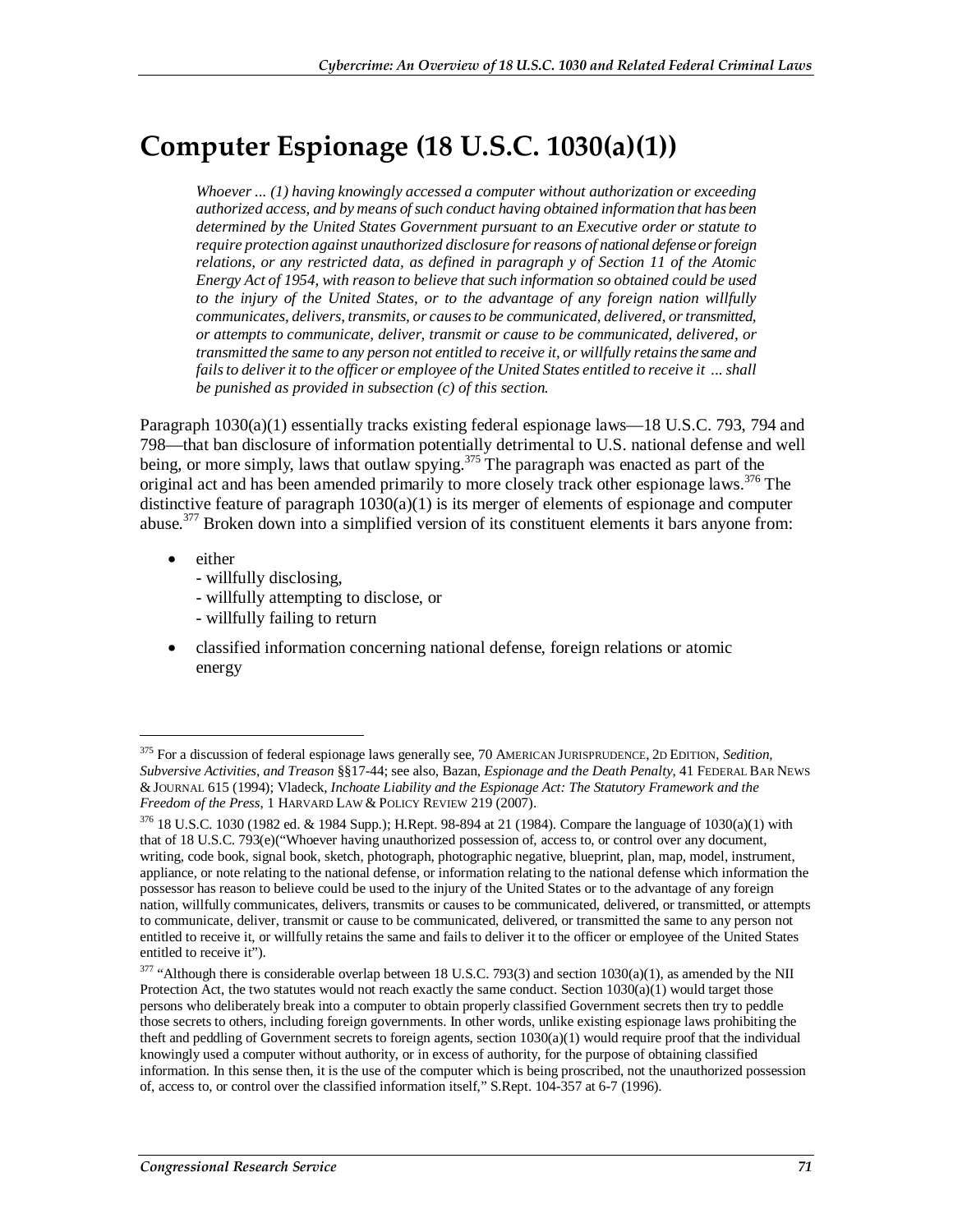# Computer Espionage (18 U.S.C. 1030(a)(1))

> *Whoever ... (1) having knowingly accessed a computer without authorization or exceeding authorized access, and by means of such conduct having obtained information that has been determined by the United States Government pursuant to an Executive order or statute to require protection against unauthorized disclosure for reasons of national defense or foreign relations, or any restricted data, as defined in paragraph y of Section 11 of the Atomic Energy Act of 1954, with reason to believe that such information so obtained could be used to the injury of the United States, or to the advantage of any foreign nation willfully communicates, delivers, transmits, or causes to be communicated, delivered, or transmitted, or attempts to communicate, deliver, transmit or cause to be communicated, delivered, or transmitted the same to any person not entitled to receive it, or willfully retains the same and fails to deliver it to the officer or employee of the United States entitled to receive it ... shall be punished as provided in subsection (c) of this section.*

Paragraph 1030(a)(1) essentially tracks existing federal espionage laws—18 U.S.C. 793, 794 and 798—that ban disclosure of information potentially detrimental to U.S. national defense and well being, or more simply, laws that outlaw spying.[375] The paragraph was enacted as part of the original act and has been amended primarily to more closely track other espionage laws.[376] The distinctive feature of paragraph 1030(a)(1) is its merger of elements of espionage and computer abuse.[377] Broken down into a simplified version of its constituent elements it bars anyone from:

- either
  - willfully disclosing,
  - willfully attempting to disclose, or
  - willfully failing to return
- classified information concerning national defense, foreign relations or atomic energy

---

[375] For a discussion of federal espionage laws generally see, 70 AMERICAN JURISPRUDENCE, 2D EDITION, *Sedition, Subversive Activities, and Treason* §§17-44; see also, Bazan, *Espionage and the Death Penalty*, 41 FEDERAL BAR NEWS & JOURNAL 615 (1994); Vladeck, *Inchoate Liability and the Espionage Act: The Statutory Framework and the Freedom of the Press*, 1 HARVARD LAW & POLICY REVIEW 219 (2007).

[376] 18 U.S.C. 1030 (1982 ed. & 1984 Supp.); H.Rept. 98-894 at 21 (1984). Compare the language of 1030(a)(1) with that of 18 U.S.C. 793(e)("Whoever having unauthorized possession of, access to, or control over any document, writing, code book, signal book, sketch, photograph, photographic negative, blueprint, plan, map, model, instrument, appliance, or note relating to the national defense, or information relating to the national defense which information the possessor has reason to believe could be used to the injury of the United States or to the advantage of any foreign nation, willfully communicates, delivers, transmits or causes to be communicated, delivered, or transmitted, or attempts to communicate, deliver, transmit or cause to be communicated, delivered, or transmitted the same to any person not entitled to receive it, or willfully retains the same and fails to deliver it to the officer or employee of the United States entitled to receive it").

[377] "Although there is considerable overlap between 18 U.S.C. 793(3) and section 1030(a)(1), as amended by the NII Protection Act, the two statutes would not reach exactly the same conduct. Section 1030(a)(1) would target those persons who deliberately break into a computer to obtain properly classified Government secrets then try to peddle those secrets to others, including foreign governments. In other words, unlike existing espionage laws prohibiting the theft and peddling of Government secrets to foreign agents, section 1030(a)(1) would require proof that the individual knowingly used a computer without authority, or in excess of authority, for the purpose of obtaining classified information. In this sense then, it is the use of the computer which is being proscribed, not the unauthorized possession of, access to, or control over the classified information itself," S.Rept. 104-357 at 6-7 (1996).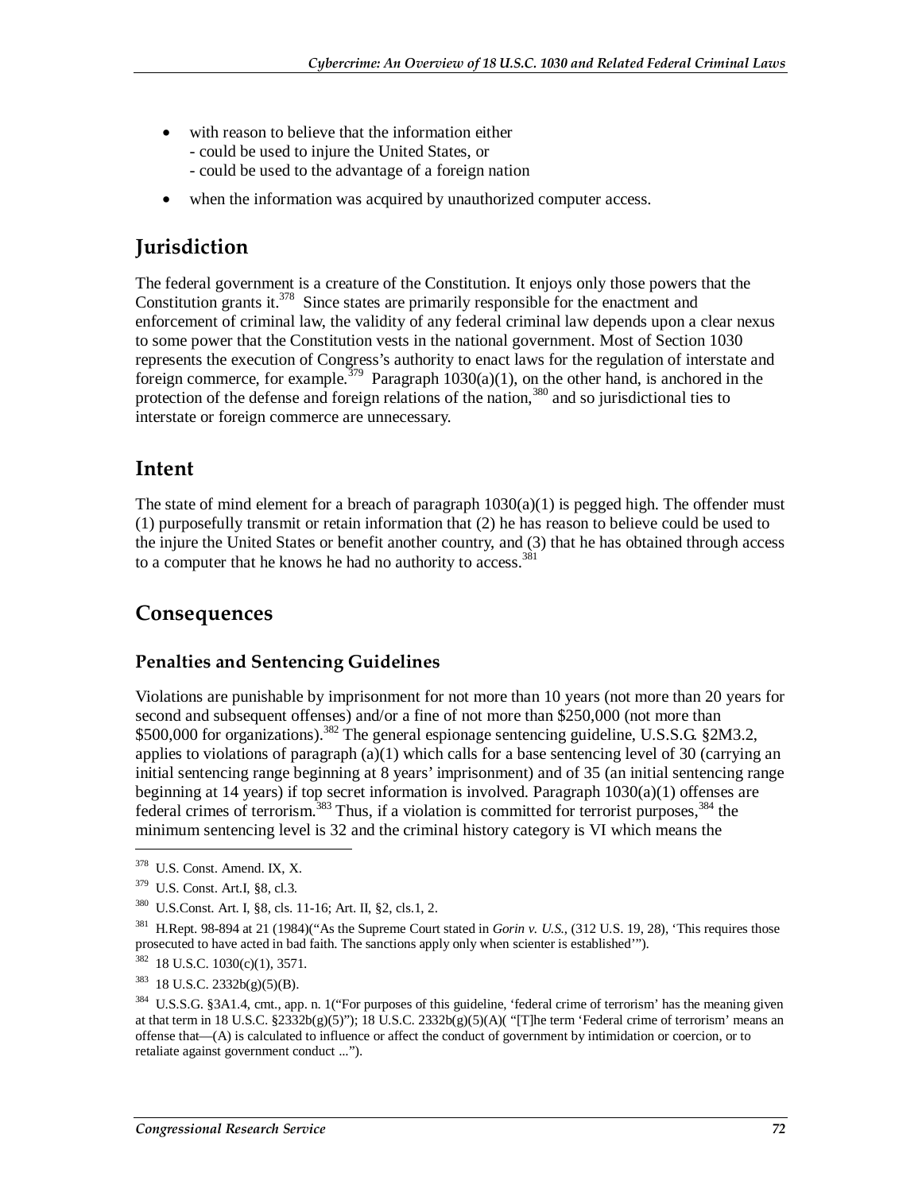- with reason to believe that the information either
  - could be used to injure the United States, or
  - could be used to the advantage of a foreign nation
- when the information was acquired by unauthorized computer access.

## Jurisdiction

The federal government is a creature of the Constitution. It enjoys only those powers that the Constitution grants it.[378] Since states are primarily responsible for the enactment and enforcement of criminal law, the validity of any federal criminal law depends upon a clear nexus to some power that the Constitution vests in the national government. Most of Section 1030 represents the execution of Congress's authority to enact laws for the regulation of interstate and foreign commerce, for example.[379] Paragraph 1030(a)(1), on the other hand, is anchored in the protection of the defense and foreign relations of the nation,[380] and so jurisdictional ties to interstate or foreign commerce are unnecessary.

## Intent

The state of mind element for a breach of paragraph 1030(a)(1) is pegged high. The offender must (1) purposefully transmit or retain information that (2) he has reason to believe could be used to the injure the United States or benefit another country, and (3) that he has obtained through access to a computer that he knows he had no authority to access.[381]

## Consequences

### Penalties and Sentencing Guidelines

Violations are punishable by imprisonment for not more than 10 years (not more than 20 years for second and subsequent offenses) and/or a fine of not more than $250,000 (not more than $500,000 for organizations).[382] The general espionage sentencing guideline, U.S.S.G. §2M3.2, applies to violations of paragraph (a)(1) which calls for a base sentencing level of 30 (carrying an initial sentencing range beginning at 8 years' imprisonment) and of 35 (an initial sentencing range beginning at 14 years) if top secret information is involved. Paragraph 1030(a)(1) offenses are federal crimes of terrorism.[383] Thus, if a violation is committed for terrorist purposes,[384] the minimum sentencing level is 32 and the criminal history category is VI which means the

---

[378] U.S. Const. Amend. IX, X.

[379] U.S. Const. Art.I, §8, cl.3.

[380] U.S.Const. Art. I, §8, cls. 11-16; Art. II, §2, cls.1, 2.

[381] H.Rept. 98-894 at 21 (1984)("As the Supreme Court stated in *Gorin v. U.S.*, (312 U.S. 19, 28), 'This requires those prosecuted to have acted in bad faith. The sanctions apply only when scienter is established'").

[382] 18 U.S.C. 1030(c)(1), 3571.

[383] 18 U.S.C. 2332b(g)(5)(B).

[384] U.S.S.G. §3A1.4, cmt., app. n. 1("For purposes of this guideline, 'federal crime of terrorism' has the meaning given at that term in 18 U.S.C. §2332b(g)(5)"); 18 U.S.C. 2332b(g)(5)(A)( "[T]he term 'Federal crime of terrorism' means an offense that—(A) is calculated to influence or affect the conduct of government by intimidation or coercion, or to retaliate against government conduct ...").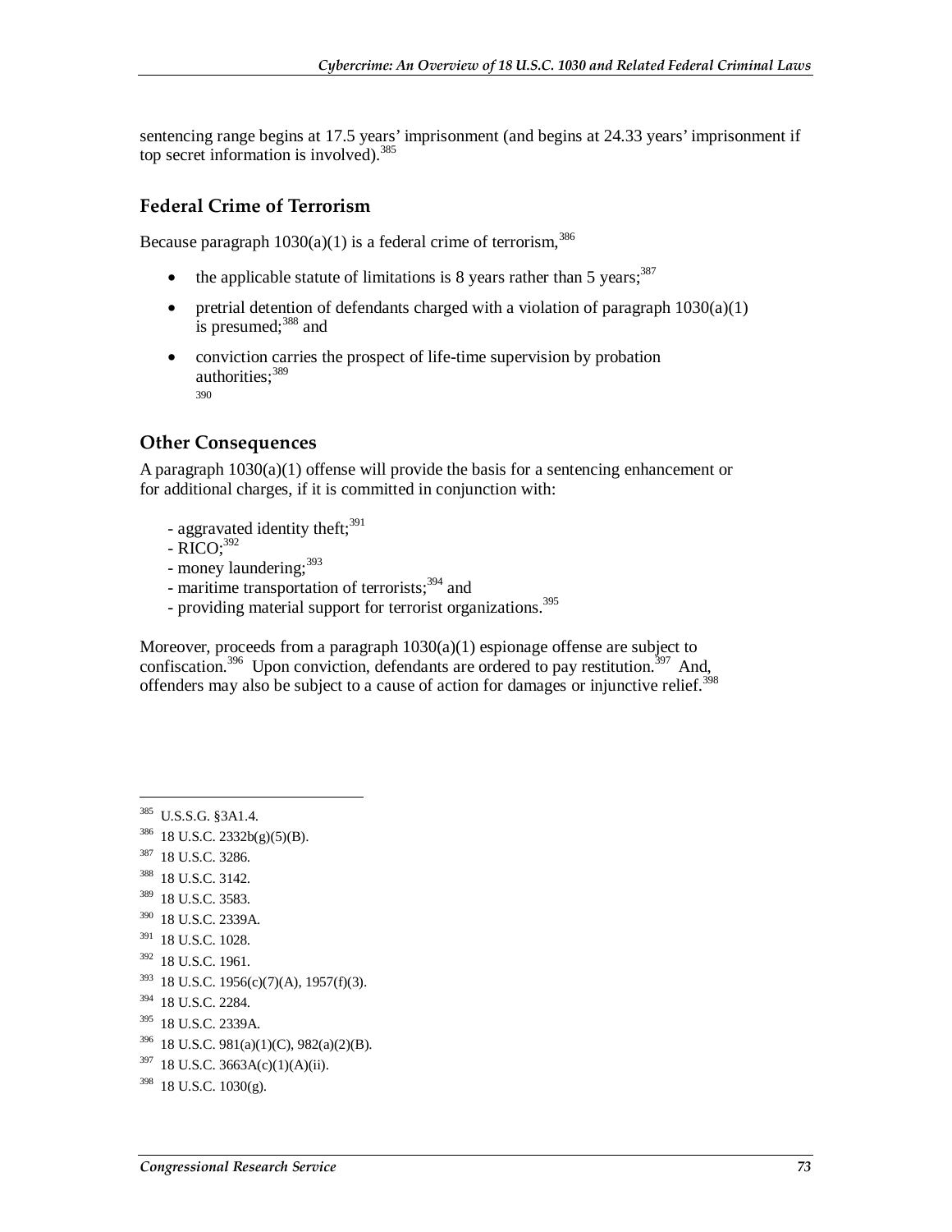sentencing range begins at 17.5 years' imprisonment (and begins at 24.33 years' imprisonment if top secret information is involved).[385]

## Federal Crime of Terrorism

Because paragraph 1030(a)(1) is a federal crime of terrorism,[386]

- the applicable statute of limitations is 8 years rather than 5 years;[387]
- pretrial detention of defendants charged with a violation of paragraph 1030(a)(1) is presumed;[388] and
- conviction carries the prospect of life-time supervision by probation authorities;[389] [390]

## Other Consequences

A paragraph 1030(a)(1) offense will provide the basis for a sentencing enhancement or for additional charges, if it is committed in conjunction with:

- aggravated identity theft;[391]
- RICO;[392]
- money laundering;[393]
- maritime transportation of terrorists;[394] and
- providing material support for terrorist organizations.[395]

Moreover, proceeds from a paragraph 1030(a)(1) espionage offense are subject to confiscation.[396] Upon conviction, defendants are ordered to pay restitution.[397] And, offenders may also be subject to a cause of action for damages or injunctive relief.[398]

---

[385] U.S.S.G. §3A1.4.

[386] 18 U.S.C. 2332b(g)(5)(B).

[387] 18 U.S.C. 3286.

[388] 18 U.S.C. 3142.

[389] 18 U.S.C. 3583.

[390] 18 U.S.C. 2339A.

[391] 18 U.S.C. 1028.

[392] 18 U.S.C. 1961.

[393] 18 U.S.C. 1956(c)(7)(A), 1957(f)(3).

[394] 18 U.S.C. 2284.

[395] 18 U.S.C. 2339A.

[396] 18 U.S.C. 981(a)(1)(C), 982(a)(2)(B).

[397] 18 U.S.C. 3663A(c)(1)(A)(ii).

[398] 18 U.S.C. 1030(g).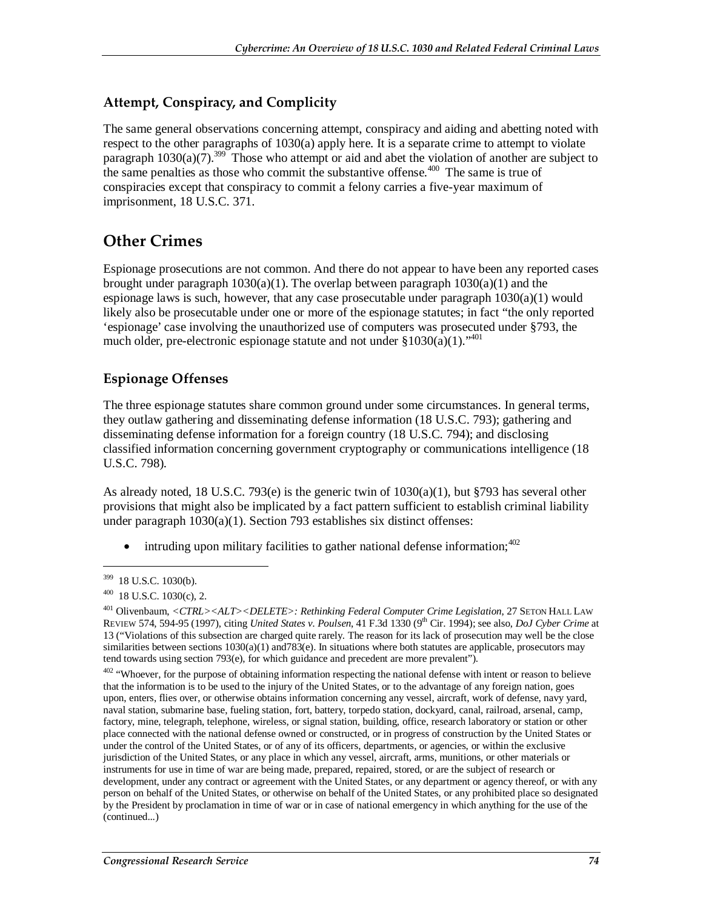### Attempt, Conspiracy, and Complicity

The same general observations concerning attempt, conspiracy and aiding and abetting noted with respect to the other paragraphs of 1030(a) apply here. It is a separate crime to attempt to violate paragraph 1030(a)(7).[399] Those who attempt or aid and abet the violation of another are subject to the same penalties as those who commit the substantive offense.[400] The same is true of conspiracies except that conspiracy to commit a felony carries a five-year maximum of imprisonment, 18 U.S.C. 371.

## Other Crimes

Espionage prosecutions are not common. And there do not appear to have been any reported cases brought under paragraph 1030(a)(1). The overlap between paragraph 1030(a)(1) and the espionage laws is such, however, that any case prosecutable under paragraph 1030(a)(1) would likely also be prosecutable under one or more of the espionage statutes; in fact "the only reported 'espionage' case involving the unauthorized use of computers was prosecuted under §793, the much older, pre-electronic espionage statute and not under §1030(a)(1)."[401]

### Espionage Offenses

The three espionage statutes share common ground under some circumstances. In general terms, they outlaw gathering and disseminating defense information (18 U.S.C. 793); gathering and disseminating defense information for a foreign country (18 U.S.C. 794); and disclosing classified information concerning government cryptography or communications intelligence (18 U.S.C. 798).

As already noted, 18 U.S.C. 793(e) is the generic twin of 1030(a)(1), but §793 has several other provisions that might also be implicated by a fact pattern sufficient to establish criminal liability under paragraph 1030(a)(1). Section 793 establishes six distinct offenses:

- intruding upon military facilities to gather national defense information;[402]

---

[399] 18 U.S.C. 1030(b).

[400] 18 U.S.C. 1030(c), 2.

[401] Olivenbaum, *<CTRL><ALT><DELETE>: Rethinking Federal Computer Crime Legislation*, 27 SETON HALL LAW REVIEW 574, 594-95 (1997), citing *United States v. Poulsen*, 41 F.3d 1330 (9th Cir. 1994); see also, *DoJ Cyber Crime* at 13 ("Violations of this subsection are charged quite rarely. The reason for its lack of prosecution may well be the close similarities between sections 1030(a)(1) and783(e). In situations where both statutes are applicable, prosecutors may tend towards using section 793(e), for which guidance and precedent are more prevalent").

[402] "Whoever, for the purpose of obtaining information respecting the national defense with intent or reason to believe that the information is to be used to the injury of the United States, or to the advantage of any foreign nation, goes upon, enters, flies over, or otherwise obtains information concerning any vessel, aircraft, work of defense, navy yard, naval station, submarine base, fueling station, fort, battery, torpedo station, dockyard, canal, railroad, arsenal, camp, factory, mine, telegraph, telephone, wireless, or signal station, building, office, research laboratory or station or other place connected with the national defense owned or constructed, or in progress of construction by the United States or under the control of the United States, or of any of its officers, departments, or agencies, or within the exclusive jurisdiction of the United States, or any place in which any vessel, aircraft, arms, munitions, or other materials or instruments for use in time of war are being made, prepared, repaired, stored, or are the subject of research or development, under any contract or agreement with the United States, or any department or agency thereof, or with any person on behalf of the United States, or otherwise on behalf of the United States, or any prohibited place so designated by the President by proclamation in time of war or in case of national emergency in which anything for the use of the (continued...)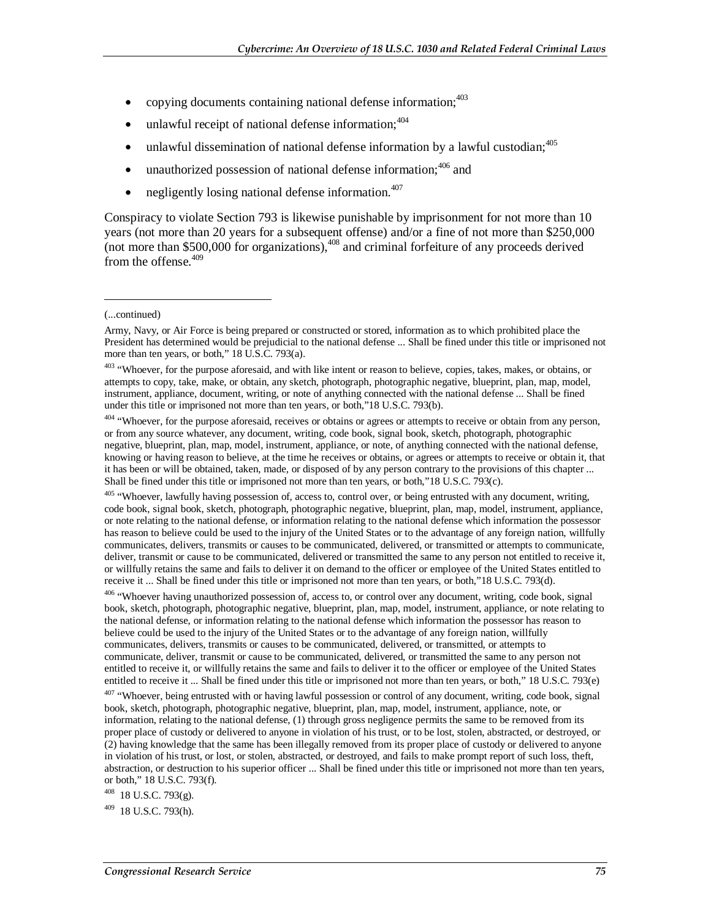- copying documents containing national defense information;[403]
- unlawful receipt of national defense information;[404]
- unlawful dissemination of national defense information by a lawful custodian;[405]
- unauthorized possession of national defense information;[406] and
- negligently losing national defense information.[407]

Conspiracy to violate Section 793 is likewise punishable by imprisonment for not more than 10 years (not more than 20 years for a subsequent offense) and/or a fine of not more than $250,000 (not more than $500,000 for organizations),[408] and criminal forfeiture of any proceeds derived from the offense.[409]

---

(...continued)

Army, Navy, or Air Force is being prepared or constructed or stored, information as to which prohibited place the President has determined would be prejudicial to the national defense ... Shall be fined under this title or imprisoned not more than ten years, or both," 18 U.S.C. 793(a).

[403] "Whoever, for the purpose aforesaid, and with like intent or reason to believe, copies, takes, makes, or obtains, or attempts to copy, take, make, or obtain, any sketch, photograph, photographic negative, blueprint, plan, map, model, instrument, appliance, document, writing, or note of anything connected with the national defense ... Shall be fined under this title or imprisoned not more than ten years, or both,"18 U.S.C. 793(b).

[404] "Whoever, for the purpose aforesaid, receives or obtains or agrees or attempts to receive or obtain from any person, or from any source whatever, any document, writing, code book, signal book, sketch, photograph, photographic negative, blueprint, plan, map, model, instrument, appliance, or note, of anything connected with the national defense, knowing or having reason to believe, at the time he receives or obtains, or agrees or attempts to receive or obtain it, that it has been or will be obtained, taken, made, or disposed of by any person contrary to the provisions of this chapter ... Shall be fined under this title or imprisoned not more than ten years, or both,"18 U.S.C. 793(c).

[405] "Whoever, lawfully having possession of, access to, control over, or being entrusted with any document, writing, code book, signal book, sketch, photograph, photographic negative, blueprint, plan, map, model, instrument, appliance, or note relating to the national defense, or information relating to the national defense which information the possessor has reason to believe could be used to the injury of the United States or to the advantage of any foreign nation, willfully communicates, delivers, transmits or causes to be communicated, delivered, or transmitted or attempts to communicate, deliver, transmit or cause to be communicated, delivered or transmitted the same to any person not entitled to receive it, or willfully retains the same and fails to deliver it on demand to the officer or employee of the United States entitled to receive it ... Shall be fined under this title or imprisoned not more than ten years, or both,"18 U.S.C. 793(d).

[406] "Whoever having unauthorized possession of, access to, or control over any document, writing, code book, signal book, sketch, photograph, photographic negative, blueprint, plan, map, model, instrument, appliance, or note relating to the national defense, or information relating to the national defense which information the possessor has reason to believe could be used to the injury of the United States or to the advantage of any foreign nation, willfully communicates, delivers, transmits or causes to be communicated, delivered, or transmitted, or attempts to communicate, deliver, transmit or cause to be communicated, delivered, or transmitted the same to any person not entitled to receive it, or willfully retains the same and fails to deliver it to the officer or employee of the United States entitled to receive it ... Shall be fined under this title or imprisoned not more than ten years, or both," 18 U.S.C. 793(e)

[407] "Whoever, being entrusted with or having lawful possession or control of any document, writing, code book, signal book, sketch, photograph, photographic negative, blueprint, plan, map, model, instrument, appliance, note, or information, relating to the national defense, (1) through gross negligence permits the same to be removed from its proper place of custody or delivered to anyone in violation of his trust, or to be lost, stolen, abstracted, or destroyed, or (2) having knowledge that the same has been illegally removed from its proper place of custody or delivered to anyone in violation of his trust, or lost, or stolen, abstracted, or destroyed, and fails to make prompt report of such loss, theft, abstraction, or destruction to his superior officer ... Shall be fined under this title or imprisoned not more than ten years, or both," 18 U.S.C. 793(f).

[408] 18 U.S.C. 793(g).

[409] 18 U.S.C. 793(h).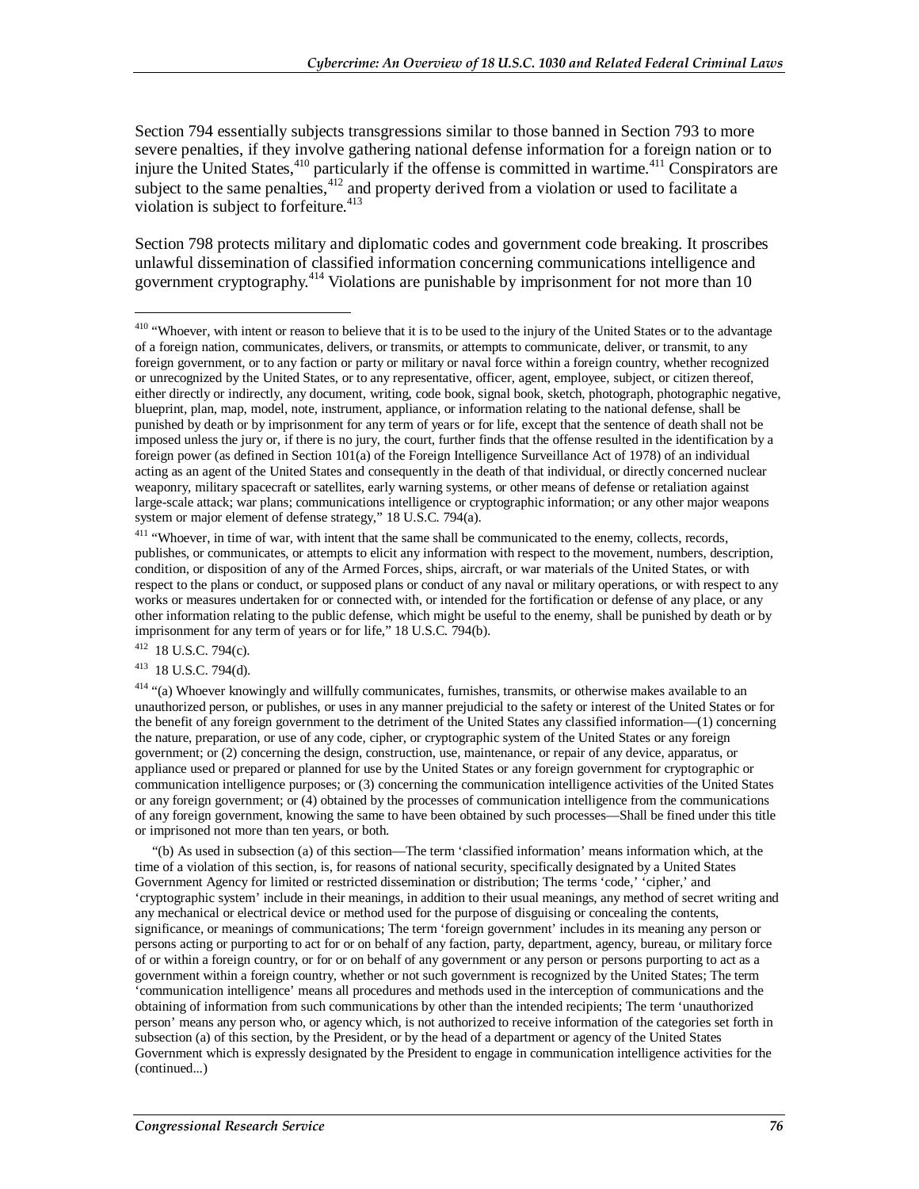Section 794 essentially subjects transgressions similar to those banned in Section 793 to more severe penalties, if they involve gathering national defense information for a foreign nation or to injure the United States,[410] particularly if the offense is committed in wartime.[411] Conspirators are subject to the same penalties,[412] and property derived from a violation or used to facilitate a violation is subject to forfeiture.[413]

Section 798 protects military and diplomatic codes and government code breaking. It proscribes unlawful dissemination of classified information concerning communications intelligence and government cryptography.[414] Violations are punishable by imprisonment for not more than 10

---

[410] "Whoever, with intent or reason to believe that it is to be used to the injury of the United States or to the advantage of a foreign nation, communicates, delivers, or transmits, or attempts to communicate, deliver, or transmit, to any foreign government, or to any faction or party or military or naval force within a foreign country, whether recognized or unrecognized by the United States, or to any representative, officer, agent, employee, subject, or citizen thereof, either directly or indirectly, any document, writing, code book, signal book, sketch, photograph, photographic negative, blueprint, plan, map, model, note, instrument, appliance, or information relating to the national defense, shall be punished by death or by imprisonment for any term of years or for life, except that the sentence of death shall not be imposed unless the jury or, if there is no jury, the court, further finds that the offense resulted in the identification by a foreign power (as defined in Section 101(a) of the Foreign Intelligence Surveillance Act of 1978) of an individual acting as an agent of the United States and consequently in the death of that individual, or directly concerned nuclear weaponry, military spacecraft or satellites, early warning systems, or other means of defense or retaliation against large-scale attack; war plans; communications intelligence or cryptographic information; or any other major weapons system or major element of defense strategy," 18 U.S.C. 794(a).

[411] "Whoever, in time of war, with intent that the same shall be communicated to the enemy, collects, records, publishes, or communicates, or attempts to elicit any information with respect to the movement, numbers, description, condition, or disposition of any of the Armed Forces, ships, aircraft, or war materials of the United States, or with respect to the plans or conduct, or supposed plans or conduct of any naval or military operations, or with respect to any works or measures undertaken for or connected with, or intended for the fortification or defense of any place, or any other information relating to the public defense, which might be useful to the enemy, shall be punished by death or by imprisonment for any term of years or for life," 18 U.S.C. 794(b).

[412] 18 U.S.C. 794(c).

[413] 18 U.S.C. 794(d).

[414] "(a) Whoever knowingly and willfully communicates, furnishes, transmits, or otherwise makes available to an unauthorized person, or publishes, or uses in any manner prejudicial to the safety or interest of the United States or for the benefit of any foreign government to the detriment of the United States any classified information—(1) concerning the nature, preparation, or use of any code, cipher, or cryptographic system of the United States or any foreign government; or (2) concerning the design, construction, use, maintenance, or repair of any device, apparatus, or appliance used or prepared or planned for use by the United States or any foreign government for cryptographic or communication intelligence purposes; or (3) concerning the communication intelligence activities of the United States or any foreign government; or (4) obtained by the processes of communication intelligence from the communications of any foreign government, knowing the same to have been obtained by such processes—Shall be fined under this title or imprisoned not more than ten years, or both.

"(b) As used in subsection (a) of this section—The term 'classified information' means information which, at the time of a violation of this section, is, for reasons of national security, specifically designated by a United States Government Agency for limited or restricted dissemination or distribution; The terms 'code,' 'cipher,' and 'cryptographic system' include in their meanings, in addition to their usual meanings, any method of secret writing and any mechanical or electrical device or method used for the purpose of disguising or concealing the contents, significance, or meanings of communications; The term 'foreign government' includes in its meaning any person or persons acting or purporting to act for or on behalf of any faction, party, department, agency, bureau, or military force of or within a foreign country, or for or on behalf of any government or any person or persons purporting to act as a government within a foreign country, whether or not such government is recognized by the United States; The term 'communication intelligence' means all procedures and methods used in the interception of communications and the obtaining of information from such communications by other than the intended recipients; The term 'unauthorized person' means any person who, or agency which, is not authorized to receive information of the categories set forth in subsection (a) of this section, by the President, or by the head of a department or agency of the United States Government which is expressly designated by the President to engage in communication intelligence activities for the (continued...)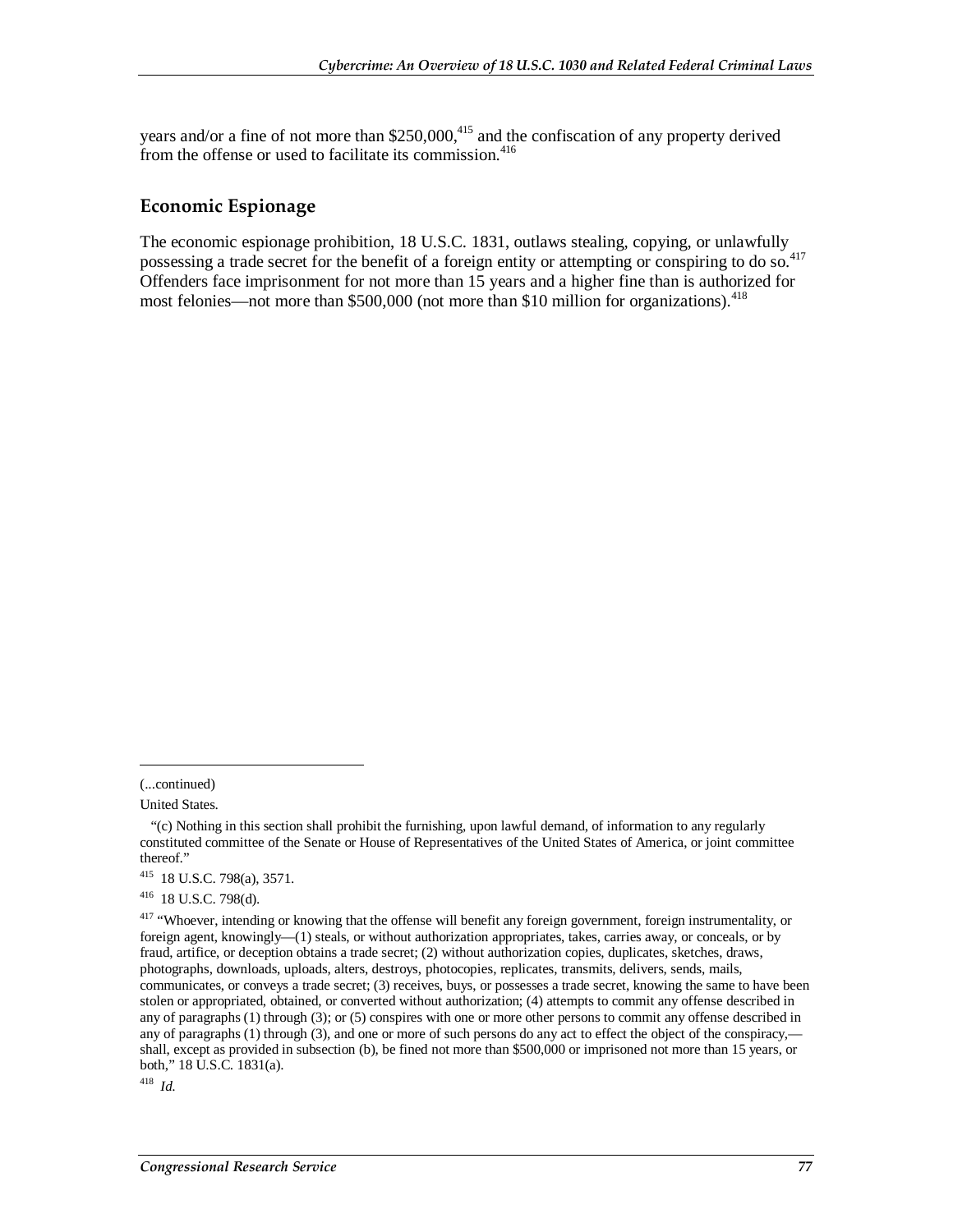years and/or a fine of not more than $250,000,[415] and the confiscation of any property derived from the offense or used to facilitate its commission.[416]

## Economic Espionage

The economic espionage prohibition, 18 U.S.C. 1831, outlaws stealing, copying, or unlawfully possessing a trade secret for the benefit of a foreign entity or attempting or conspiring to do so.[417] Offenders face imprisonment for not more than 15 years and a higher fine than is authorized for most felonies—not more than $500,000 (not more than $10 million for organizations).[418]

---

(...continued)

United States.

"(c) Nothing in this section shall prohibit the furnishing, upon lawful demand, of information to any regularly constituted committee of the Senate or House of Representatives of the United States of America, or joint committee thereof."

[415] 18 U.S.C. 798(a), 3571.

[416] 18 U.S.C. 798(d).

[417] "Whoever, intending or knowing that the offense will benefit any foreign government, foreign instrumentality, or foreign agent, knowingly—(1) steals, or without authorization appropriates, takes, carries away, or conceals, or by fraud, artifice, or deception obtains a trade secret; (2) without authorization copies, duplicates, sketches, draws, photographs, downloads, uploads, alters, destroys, photocopies, replicates, transmits, delivers, sends, mails, communicates, or conveys a trade secret; (3) receives, buys, or possesses a trade secret, knowing the same to have been stolen or appropriated, obtained, or converted without authorization; (4) attempts to commit any offense described in any of paragraphs (1) through (3); or (5) conspires with one or more other persons to commit any offense described in any of paragraphs (1) through (3), and one or more of such persons do any act to effect the object of the conspiracy,—shall, except as provided in subsection (b), be fined not more than $500,000 or imprisoned not more than 15 years, or both," 18 U.S.C. 1831(a).

[418] *Id.*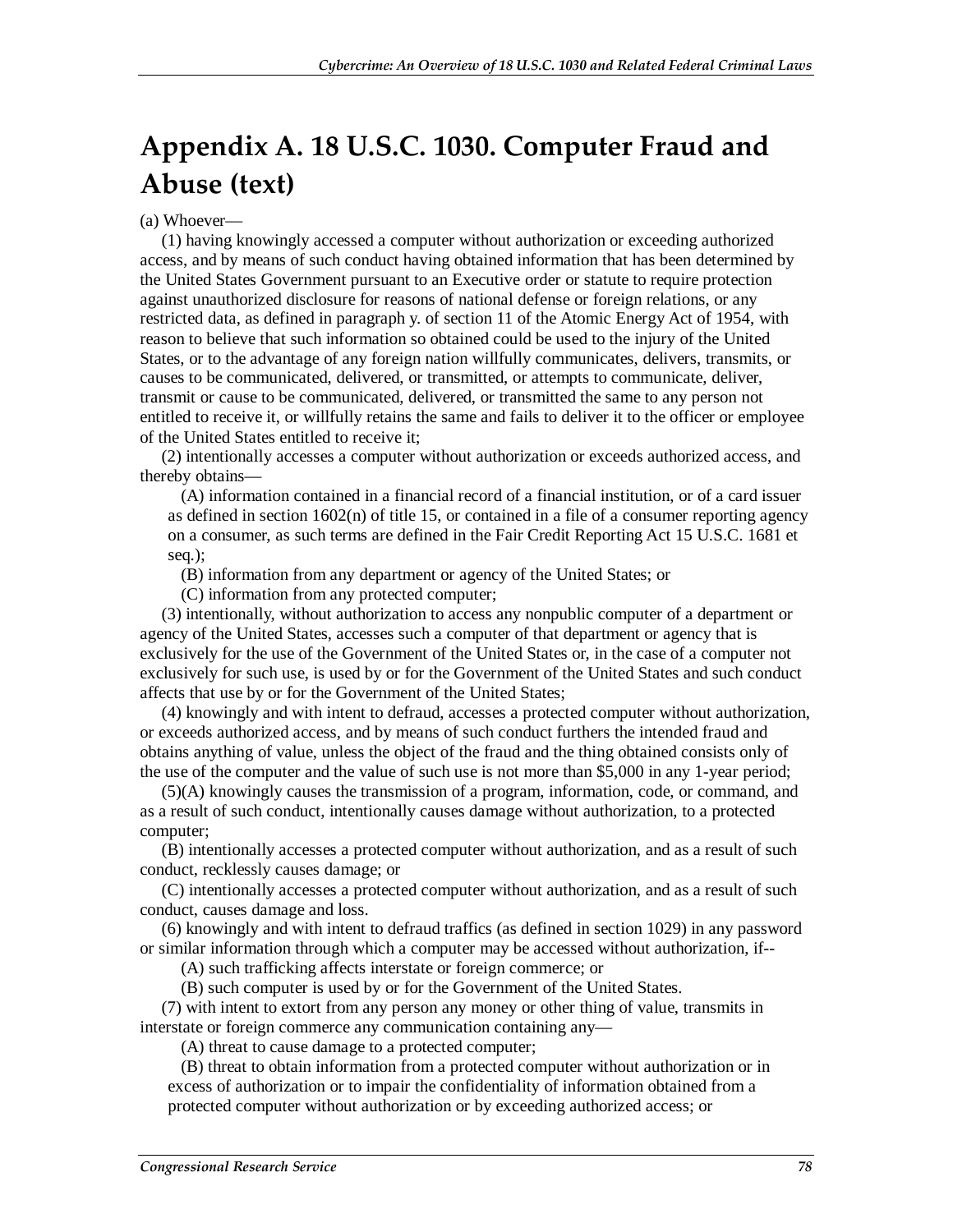# Appendix A. 18 U.S.C. 1030. Computer Fraud and Abuse (text)

(a) Whoever—

(1) having knowingly accessed a computer without authorization or exceeding authorized access, and by means of such conduct having obtained information that has been determined by the United States Government pursuant to an Executive order or statute to require protection against unauthorized disclosure for reasons of national defense or foreign relations, or any restricted data, as defined in paragraph y. of section 11 of the Atomic Energy Act of 1954, with reason to believe that such information so obtained could be used to the injury of the United States, or to the advantage of any foreign nation willfully communicates, delivers, transmits, or causes to be communicated, delivered, or transmitted, or attempts to communicate, deliver, transmit or cause to be communicated, delivered, or transmitted the same to any person not entitled to receive it, or willfully retains the same and fails to deliver it to the officer or employee of the United States entitled to receive it;

(2) intentionally accesses a computer without authorization or exceeds authorized access, and thereby obtains—

(A) information contained in a financial record of a financial institution, or of a card issuer as defined in section 1602(n) of title 15, or contained in a file of a consumer reporting agency on a consumer, as such terms are defined in the Fair Credit Reporting Act 15 U.S.C. 1681 et seq.);

(B) information from any department or agency of the United States; or

(C) information from any protected computer;

(3) intentionally, without authorization to access any nonpublic computer of a department or agency of the United States, accesses such a computer of that department or agency that is exclusively for the use of the Government of the United States or, in the case of a computer not exclusively for such use, is used by or for the Government of the United States and such conduct affects that use by or for the Government of the United States;

(4) knowingly and with intent to defraud, accesses a protected computer without authorization, or exceeds authorized access, and by means of such conduct furthers the intended fraud and obtains anything of value, unless the object of the fraud and the thing obtained consists only of the use of the computer and the value of such use is not more than $5,000 in any 1-year period;

(5)(A) knowingly causes the transmission of a program, information, code, or command, and as a result of such conduct, intentionally causes damage without authorization, to a protected computer;

(B) intentionally accesses a protected computer without authorization, and as a result of such conduct, recklessly causes damage; or

(C) intentionally accesses a protected computer without authorization, and as a result of such conduct, causes damage and loss.

(6) knowingly and with intent to defraud traffics (as defined in section 1029) in any password or similar information through which a computer may be accessed without authorization, if--

(A) such trafficking affects interstate or foreign commerce; or

(B) such computer is used by or for the Government of the United States.

(7) with intent to extort from any person any money or other thing of value, transmits in interstate or foreign commerce any communication containing any—

(A) threat to cause damage to a protected computer;

(B) threat to obtain information from a protected computer without authorization or in excess of authorization or to impair the confidentiality of information obtained from a protected computer without authorization or by exceeding authorized access; or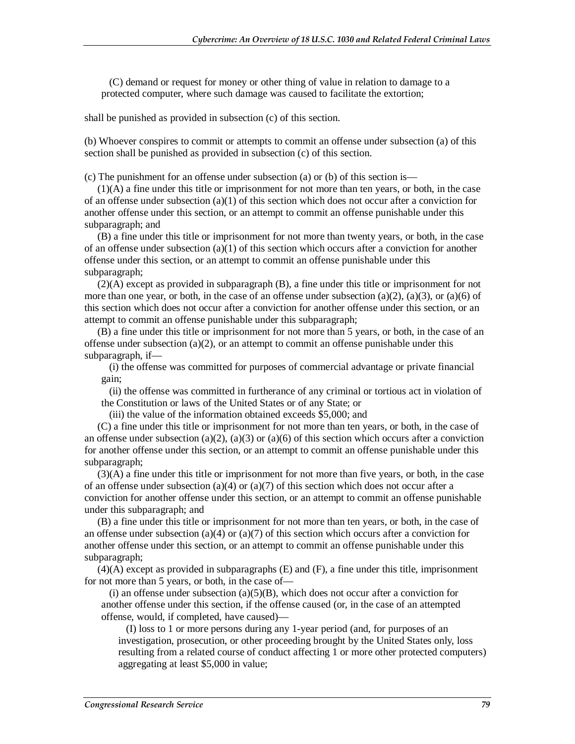(C) demand or request for money or other thing of value in relation to damage to a protected computer, where such damage was caused to facilitate the extortion;

shall be punished as provided in subsection (c) of this section.

(b) Whoever conspires to commit or attempts to commit an offense under subsection (a) of this section shall be punished as provided in subsection (c) of this section.

(c) The punishment for an offense under subsection (a) or (b) of this section is—

(1)(A) a fine under this title or imprisonment for not more than ten years, or both, in the case of an offense under subsection (a)(1) of this section which does not occur after a conviction for another offense under this section, or an attempt to commit an offense punishable under this subparagraph; and

(B) a fine under this title or imprisonment for not more than twenty years, or both, in the case of an offense under subsection (a)(1) of this section which occurs after a conviction for another offense under this section, or an attempt to commit an offense punishable under this subparagraph;

(2)(A) except as provided in subparagraph (B), a fine under this title or imprisonment for not more than one year, or both, in the case of an offense under subsection (a)(2), (a)(3), or (a)(6) of this section which does not occur after a conviction for another offense under this section, or an attempt to commit an offense punishable under this subparagraph;

(B) a fine under this title or imprisonment for not more than 5 years, or both, in the case of an offense under subsection (a)(2), or an attempt to commit an offense punishable under this subparagraph, if—

(i) the offense was committed for purposes of commercial advantage or private financial gain;

(ii) the offense was committed in furtherance of any criminal or tortious act in violation of the Constitution or laws of the United States or of any State; or

(iii) the value of the information obtained exceeds $5,000; and

(C) a fine under this title or imprisonment for not more than ten years, or both, in the case of an offense under subsection (a)(2), (a)(3) or (a)(6) of this section which occurs after a conviction for another offense under this section, or an attempt to commit an offense punishable under this subparagraph;

(3)(A) a fine under this title or imprisonment for not more than five years, or both, in the case of an offense under subsection (a)(4) or (a)(7) of this section which does not occur after a conviction for another offense under this section, or an attempt to commit an offense punishable under this subparagraph; and

(B) a fine under this title or imprisonment for not more than ten years, or both, in the case of an offense under subsection (a)(4) or (a)(7) of this section which occurs after a conviction for another offense under this section, or an attempt to commit an offense punishable under this subparagraph;

(4)(A) except as provided in subparagraphs (E) and (F), a fine under this title, imprisonment for not more than 5 years, or both, in the case of—

(i) an offense under subsection (a)(5)(B), which does not occur after a conviction for another offense under this section, if the offense caused (or, in the case of an attempted offense, would, if completed, have caused)—

(I) loss to 1 or more persons during any 1-year period (and, for purposes of an investigation, prosecution, or other proceeding brought by the United States only, loss resulting from a related course of conduct affecting 1 or more other protected computers) aggregating at least $5,000 in value;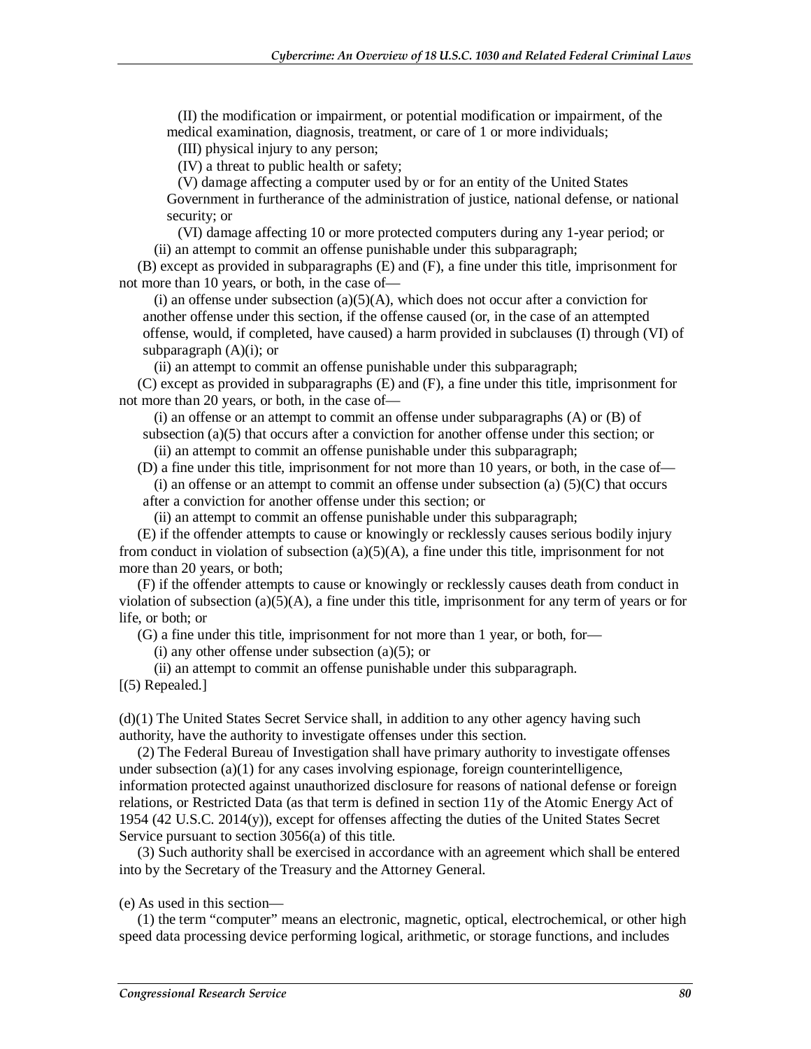(II) the modification or impairment, or potential modification or impairment, of the medical examination, diagnosis, treatment, or care of 1 or more individuals;

(III) physical injury to any person;

(IV) a threat to public health or safety;

(V) damage affecting a computer used by or for an entity of the United States Government in furtherance of the administration of justice, national defense, or national security; or

(VI) damage affecting 10 or more protected computers during any 1-year period; or

(ii) an attempt to commit an offense punishable under this subparagraph;

(B) except as provided in subparagraphs (E) and (F), a fine under this title, imprisonment for not more than 10 years, or both, in the case of—

(i) an offense under subsection (a)(5)(A), which does not occur after a conviction for another offense under this section, if the offense caused (or, in the case of an attempted offense, would, if completed, have caused) a harm provided in subclauses (I) through (VI) of subparagraph (A)(i); or

(ii) an attempt to commit an offense punishable under this subparagraph;

(C) except as provided in subparagraphs (E) and (F), a fine under this title, imprisonment for not more than 20 years, or both, in the case of—

(i) an offense or an attempt to commit an offense under subparagraphs (A) or (B) of subsection (a)(5) that occurs after a conviction for another offense under this section; or

(ii) an attempt to commit an offense punishable under this subparagraph;

(D) a fine under this title, imprisonment for not more than 10 years, or both, in the case of—

(i) an offense or an attempt to commit an offense under subsection (a) (5)(C) that occurs after a conviction for another offense under this section; or

(ii) an attempt to commit an offense punishable under this subparagraph;

(E) if the offender attempts to cause or knowingly or recklessly causes serious bodily injury from conduct in violation of subsection (a)(5)(A), a fine under this title, imprisonment for not more than 20 years, or both;

(F) if the offender attempts to cause or knowingly or recklessly causes death from conduct in violation of subsection (a)(5)(A), a fine under this title, imprisonment for any term of years or for life, or both; or

(G) a fine under this title, imprisonment for not more than 1 year, or both, for—

(i) any other offense under subsection (a)(5); or

(ii) an attempt to commit an offense punishable under this subparagraph.

[(5) Repealed.]

(d)(1) The United States Secret Service shall, in addition to any other agency having such authority, have the authority to investigate offenses under this section.

(2) The Federal Bureau of Investigation shall have primary authority to investigate offenses under subsection (a)(1) for any cases involving espionage, foreign counterintelligence, information protected against unauthorized disclosure for reasons of national defense or foreign relations, or Restricted Data (as that term is defined in section 11y of the Atomic Energy Act of 1954 (42 U.S.C. 2014(y)), except for offenses affecting the duties of the United States Secret Service pursuant to section 3056(a) of this title.

(3) Such authority shall be exercised in accordance with an agreement which shall be entered into by the Secretary of the Treasury and the Attorney General.

(e) As used in this section—

(1) the term "computer" means an electronic, magnetic, optical, electrochemical, or other high speed data processing device performing logical, arithmetic, or storage functions, and includes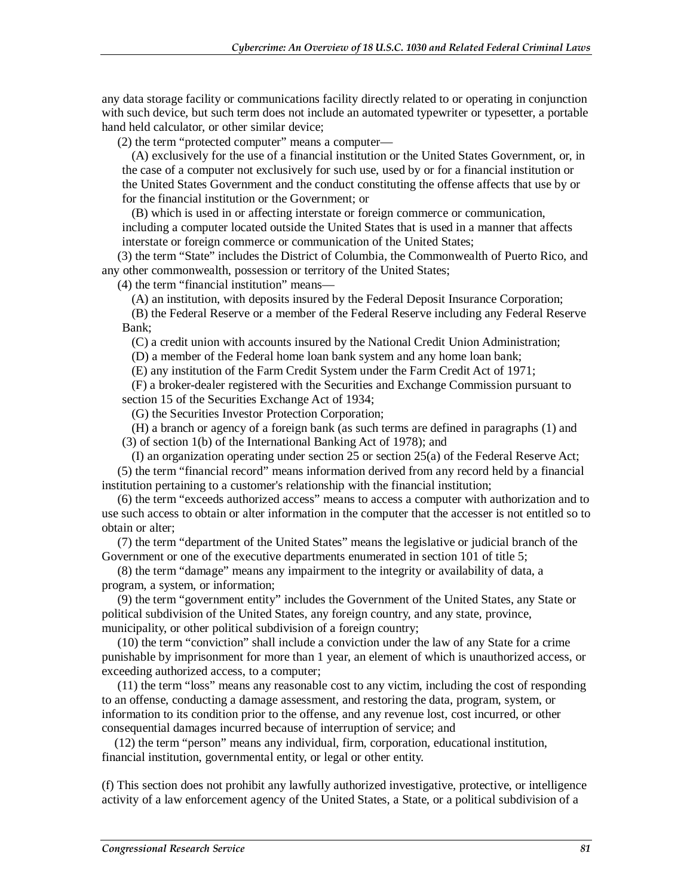any data storage facility or communications facility directly related to or operating in conjunction with such device, but such term does not include an automated typewriter or typesetter, a portable hand held calculator, or other similar device;

(2) the term “protected computer” means a computer—

(A) exclusively for the use of a financial institution or the United States Government, or, in the case of a computer not exclusively for such use, used by or for a financial institution or the United States Government and the conduct constituting the offense affects that use by or for the financial institution or the Government; or

(B) which is used in or affecting interstate or foreign commerce or communication, including a computer located outside the United States that is used in a manner that affects interstate or foreign commerce or communication of the United States;

(3) the term “State” includes the District of Columbia, the Commonwealth of Puerto Rico, and any other commonwealth, possession or territory of the United States;

(4) the term “financial institution” means—

(A) an institution, with deposits insured by the Federal Deposit Insurance Corporation;

(B) the Federal Reserve or a member of the Federal Reserve including any Federal Reserve Bank;

(C) a credit union with accounts insured by the National Credit Union Administration;

(D) a member of the Federal home loan bank system and any home loan bank;

(E) any institution of the Farm Credit System under the Farm Credit Act of 1971;

(F) a broker-dealer registered with the Securities and Exchange Commission pursuant to section 15 of the Securities Exchange Act of 1934;

(G) the Securities Investor Protection Corporation;

(H) a branch or agency of a foreign bank (as such terms are defined in paragraphs (1) and (3) of section 1(b) of the International Banking Act of 1978); and

(I) an organization operating under section 25 or section 25(a) of the Federal Reserve Act;

(5) the term “financial record” means information derived from any record held by a financial institution pertaining to a customer's relationship with the financial institution;

(6) the term “exceeds authorized access” means to access a computer with authorization and to use such access to obtain or alter information in the computer that the accesser is not entitled so to obtain or alter;

(7) the term “department of the United States” means the legislative or judicial branch of the Government or one of the executive departments enumerated in section 101 of title 5;

(8) the term “damage” means any impairment to the integrity or availability of data, a program, a system, or information;

(9) the term “government entity” includes the Government of the United States, any State or political subdivision of the United States, any foreign country, and any state, province, municipality, or other political subdivision of a foreign country;

(10) the term “conviction” shall include a conviction under the law of any State for a crime punishable by imprisonment for more than 1 year, an element of which is unauthorized access, or exceeding authorized access, to a computer;

(11) the term “loss” means any reasonable cost to any victim, including the cost of responding to an offense, conducting a damage assessment, and restoring the data, program, system, or information to its condition prior to the offense, and any revenue lost, cost incurred, or other consequential damages incurred because of interruption of service; and

(12) the term “person” means any individual, firm, corporation, educational institution, financial institution, governmental entity, or legal or other entity.

(f) This section does not prohibit any lawfully authorized investigative, protective, or intelligence activity of a law enforcement agency of the United States, a State, or a political subdivision of a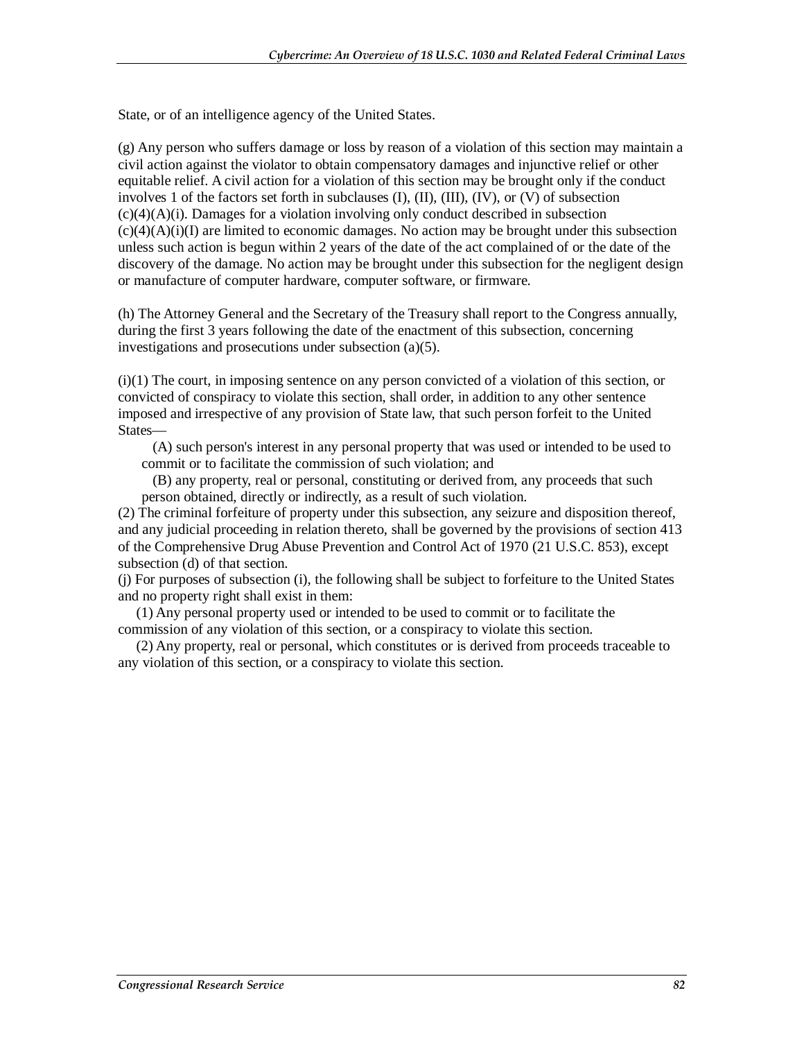State, or of an intelligence agency of the United States.

(g) Any person who suffers damage or loss by reason of a violation of this section may maintain a civil action against the violator to obtain compensatory damages and injunctive relief or other equitable relief. A civil action for a violation of this section may be brought only if the conduct involves 1 of the factors set forth in subclauses (I), (II), (III), (IV), or (V) of subsection (c)(4)(A)(i). Damages for a violation involving only conduct described in subsection (c)(4)(A)(i)(I) are limited to economic damages. No action may be brought under this subsection unless such action is begun within 2 years of the date of the act complained of or the date of the discovery of the damage. No action may be brought under this subsection for the negligent design or manufacture of computer hardware, computer software, or firmware.

(h) The Attorney General and the Secretary of the Treasury shall report to the Congress annually, during the first 3 years following the date of the enactment of this subsection, concerning investigations and prosecutions under subsection (a)(5).

(i)(1) The court, in imposing sentence on any person convicted of a violation of this section, or convicted of conspiracy to violate this section, shall order, in addition to any other sentence imposed and irrespective of any provision of State law, that such person forfeit to the United States—

(A) such person's interest in any personal property that was used or intended to be used to commit or to facilitate the commission of such violation; and

(B) any property, real or personal, constituting or derived from, any proceeds that such person obtained, directly or indirectly, as a result of such violation.

(2) The criminal forfeiture of property under this subsection, any seizure and disposition thereof, and any judicial proceeding in relation thereto, shall be governed by the provisions of section 413 of the Comprehensive Drug Abuse Prevention and Control Act of 1970 (21 U.S.C. 853), except subsection (d) of that section.

(j) For purposes of subsection (i), the following shall be subject to forfeiture to the United States and no property right shall exist in them:

(1) Any personal property used or intended to be used to commit or to facilitate the commission of any violation of this section, or a conspiracy to violate this section.

(2) Any property, real or personal, which constitutes or is derived from proceeds traceable to any violation of this section, or a conspiracy to violate this section.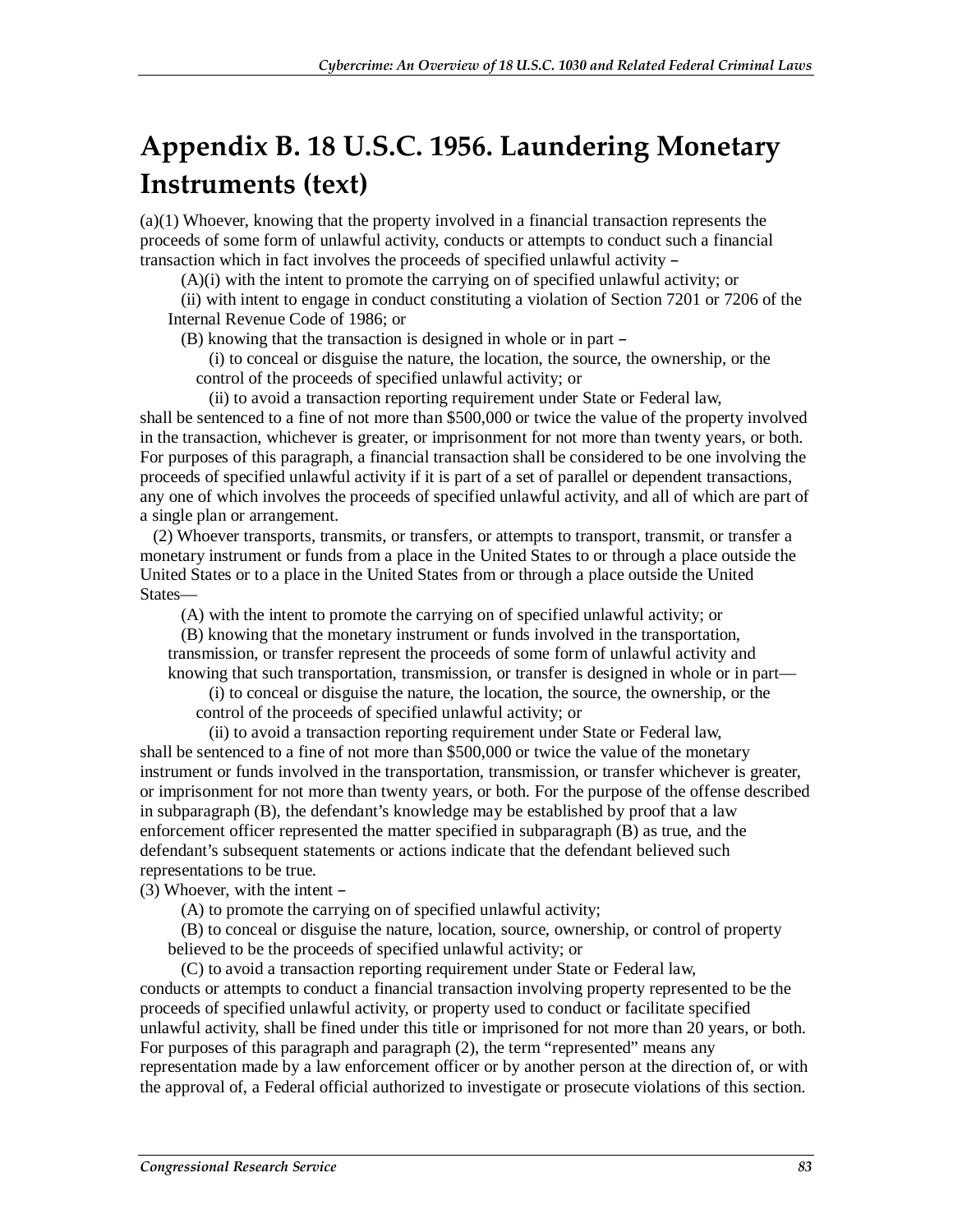# Appendix B. 18 U.S.C. 1956. Laundering Monetary Instruments (text)

(a)(1) Whoever, knowing that the property involved in a financial transaction represents the proceeds of some form of unlawful activity, conducts or attempts to conduct such a financial transaction which in fact involves the proceeds of specified unlawful activity –

(A)(i) with the intent to promote the carrying on of specified unlawful activity; or

(ii) with intent to engage in conduct constituting a violation of Section 7201 or 7206 of the Internal Revenue Code of 1986; or

(B) knowing that the transaction is designed in whole or in part –

(i) to conceal or disguise the nature, the location, the source, the ownership, or the control of the proceeds of specified unlawful activity; or

(ii) to avoid a transaction reporting requirement under State or Federal law,

shall be sentenced to a fine of not more than $500,000 or twice the value of the property involved in the transaction, whichever is greater, or imprisonment for not more than twenty years, or both. For purposes of this paragraph, a financial transaction shall be considered to be one involving the proceeds of specified unlawful activity if it is part of a set of parallel or dependent transactions, any one of which involves the proceeds of specified unlawful activity, and all of which are part of a single plan or arrangement.

(2) Whoever transports, transmits, or transfers, or attempts to transport, transmit, or transfer a monetary instrument or funds from a place in the United States to or through a place outside the United States or to a place in the United States from or through a place outside the United States—

(A) with the intent to promote the carrying on of specified unlawful activity; or

(B) knowing that the monetary instrument or funds involved in the transportation, transmission, or transfer represent the proceeds of some form of unlawful activity and knowing that such transportation, transmission, or transfer is designed in whole or in part—

(i) to conceal or disguise the nature, the location, the source, the ownership, or the control of the proceeds of specified unlawful activity; or

(ii) to avoid a transaction reporting requirement under State or Federal law,

shall be sentenced to a fine of not more than $500,000 or twice the value of the monetary instrument or funds involved in the transportation, transmission, or transfer whichever is greater, or imprisonment for not more than twenty years, or both. For the purpose of the offense described in subparagraph (B), the defendant's knowledge may be established by proof that a law enforcement officer represented the matter specified in subparagraph (B) as true, and the defendant's subsequent statements or actions indicate that the defendant believed such representations to be true.

(3) Whoever, with the intent –

(A) to promote the carrying on of specified unlawful activity;

(B) to conceal or disguise the nature, location, source, ownership, or control of property believed to be the proceeds of specified unlawful activity; or

(C) to avoid a transaction reporting requirement under State or Federal law,

conducts or attempts to conduct a financial transaction involving property represented to be the proceeds of specified unlawful activity, or property used to conduct or facilitate specified unlawful activity, shall be fined under this title or imprisoned for not more than 20 years, or both. For purposes of this paragraph and paragraph (2), the term "represented" means any representation made by a law enforcement officer or by another person at the direction of, or with the approval of, a Federal official authorized to investigate or prosecute violations of this section.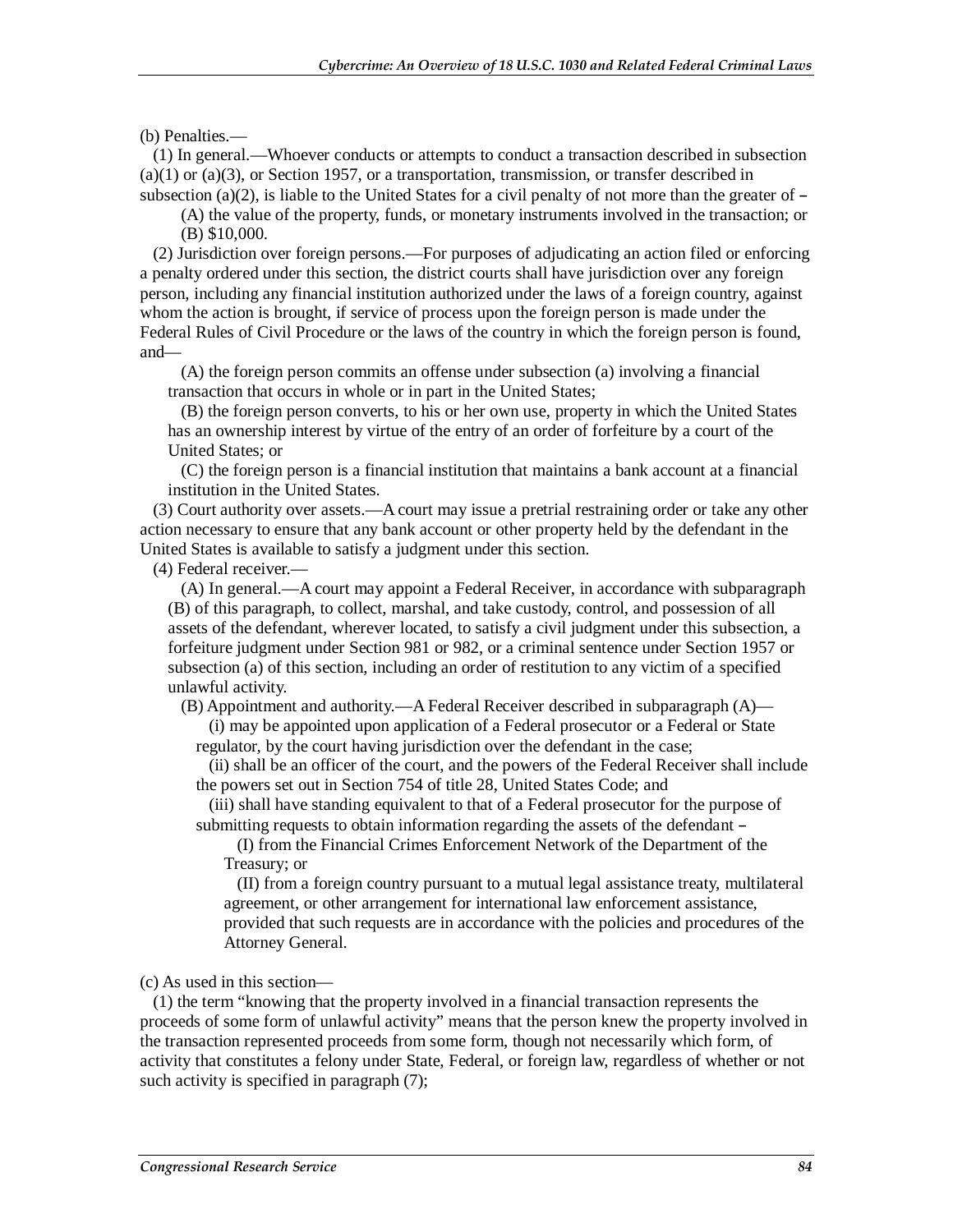(b) Penalties.—

(1) In general.—Whoever conducts or attempts to conduct a transaction described in subsection (a)(1) or (a)(3), or Section 1957, or a transportation, transmission, or transfer described in subsection (a)(2), is liable to the United States for a civil penalty of not more than the greater of –

(A) the value of the property, funds, or monetary instruments involved in the transaction; or

(B) $10,000.

(2) Jurisdiction over foreign persons.—For purposes of adjudicating an action filed or enforcing a penalty ordered under this section, the district courts shall have jurisdiction over any foreign person, including any financial institution authorized under the laws of a foreign country, against whom the action is brought, if service of process upon the foreign person is made under the Federal Rules of Civil Procedure or the laws of the country in which the foreign person is found, and—

(A) the foreign person commits an offense under subsection (a) involving a financial transaction that occurs in whole or in part in the United States;

(B) the foreign person converts, to his or her own use, property in which the United States has an ownership interest by virtue of the entry of an order of forfeiture by a court of the United States; or

(C) the foreign person is a financial institution that maintains a bank account at a financial institution in the United States.

(3) Court authority over assets.—A court may issue a pretrial restraining order or take any other action necessary to ensure that any bank account or other property held by the defendant in the United States is available to satisfy a judgment under this section.

(4) Federal receiver.—

(A) In general.—A court may appoint a Federal Receiver, in accordance with subparagraph (B) of this paragraph, to collect, marshal, and take custody, control, and possession of all assets of the defendant, wherever located, to satisfy a civil judgment under this subsection, a forfeiture judgment under Section 981 or 982, or a criminal sentence under Section 1957 or subsection (a) of this section, including an order of restitution to any victim of a specified unlawful activity.

(B) Appointment and authority.—A Federal Receiver described in subparagraph (A)—

(i) may be appointed upon application of a Federal prosecutor or a Federal or State regulator, by the court having jurisdiction over the defendant in the case;

(ii) shall be an officer of the court, and the powers of the Federal Receiver shall include the powers set out in Section 754 of title 28, United States Code; and

(iii) shall have standing equivalent to that of a Federal prosecutor for the purpose of submitting requests to obtain information regarding the assets of the defendant –

(I) from the Financial Crimes Enforcement Network of the Department of the Treasury; or

(II) from a foreign country pursuant to a mutual legal assistance treaty, multilateral agreement, or other arrangement for international law enforcement assistance, provided that such requests are in accordance with the policies and procedures of the Attorney General.

(c) As used in this section—

(1) the term "knowing that the property involved in a financial transaction represents the proceeds of some form of unlawful activity" means that the person knew the property involved in the transaction represented proceeds from some form, though not necessarily which form, of activity that constitutes a felony under State, Federal, or foreign law, regardless of whether or not such activity is specified in paragraph (7);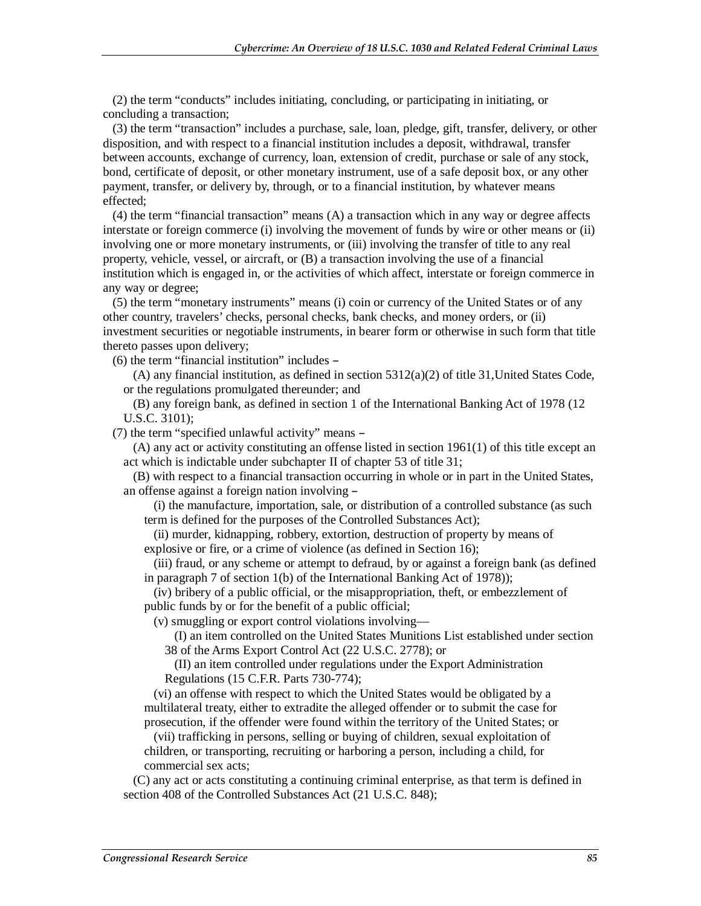(2) the term "conducts" includes initiating, concluding, or participating in initiating, or concluding a transaction;

(3) the term "transaction" includes a purchase, sale, loan, pledge, gift, transfer, delivery, or other disposition, and with respect to a financial institution includes a deposit, withdrawal, transfer between accounts, exchange of currency, loan, extension of credit, purchase or sale of any stock, bond, certificate of deposit, or other monetary instrument, use of a safe deposit box, or any other payment, transfer, or delivery by, through, or to a financial institution, by whatever means effected;

(4) the term "financial transaction" means (A) a transaction which in any way or degree affects interstate or foreign commerce (i) involving the movement of funds by wire or other means or (ii) involving one or more monetary instruments, or (iii) involving the transfer of title to any real property, vehicle, vessel, or aircraft, or (B) a transaction involving the use of a financial institution which is engaged in, or the activities of which affect, interstate or foreign commerce in any way or degree;

(5) the term "monetary instruments" means (i) coin or currency of the United States or of any other country, travelers' checks, personal checks, bank checks, and money orders, or (ii) investment securities or negotiable instruments, in bearer form or otherwise in such form that title thereto passes upon delivery;

(6) the term "financial institution" includes –

(A) any financial institution, as defined in section 5312(a)(2) of title 31,United States Code, or the regulations promulgated thereunder; and

(B) any foreign bank, as defined in section 1 of the International Banking Act of 1978 (12 U.S.C. 3101);

(7) the term "specified unlawful activity" means –

(A) any act or activity constituting an offense listed in section 1961(1) of this title except an act which is indictable under subchapter II of chapter 53 of title 31;

(B) with respect to a financial transaction occurring in whole or in part in the United States, an offense against a foreign nation involving –

(i) the manufacture, importation, sale, or distribution of a controlled substance (as such term is defined for the purposes of the Controlled Substances Act);

(ii) murder, kidnapping, robbery, extortion, destruction of property by means of explosive or fire, or a crime of violence (as defined in Section 16);

(iii) fraud, or any scheme or attempt to defraud, by or against a foreign bank (as defined in paragraph 7 of section 1(b) of the International Banking Act of 1978));

(iv) bribery of a public official, or the misappropriation, theft, or embezzlement of public funds by or for the benefit of a public official;

(v) smuggling or export control violations involving—

(I) an item controlled on the United States Munitions List established under section 38 of the Arms Export Control Act (22 U.S.C. 2778); or

(II) an item controlled under regulations under the Export Administration Regulations (15 C.F.R. Parts 730-774);

(vi) an offense with respect to which the United States would be obligated by a multilateral treaty, either to extradite the alleged offender or to submit the case for prosecution, if the offender were found within the territory of the United States; or

(vii) trafficking in persons, selling or buying of children, sexual exploitation of children, or transporting, recruiting or harboring a person, including a child, for commercial sex acts;

(C) any act or acts constituting a continuing criminal enterprise, as that term is defined in section 408 of the Controlled Substances Act (21 U.S.C. 848);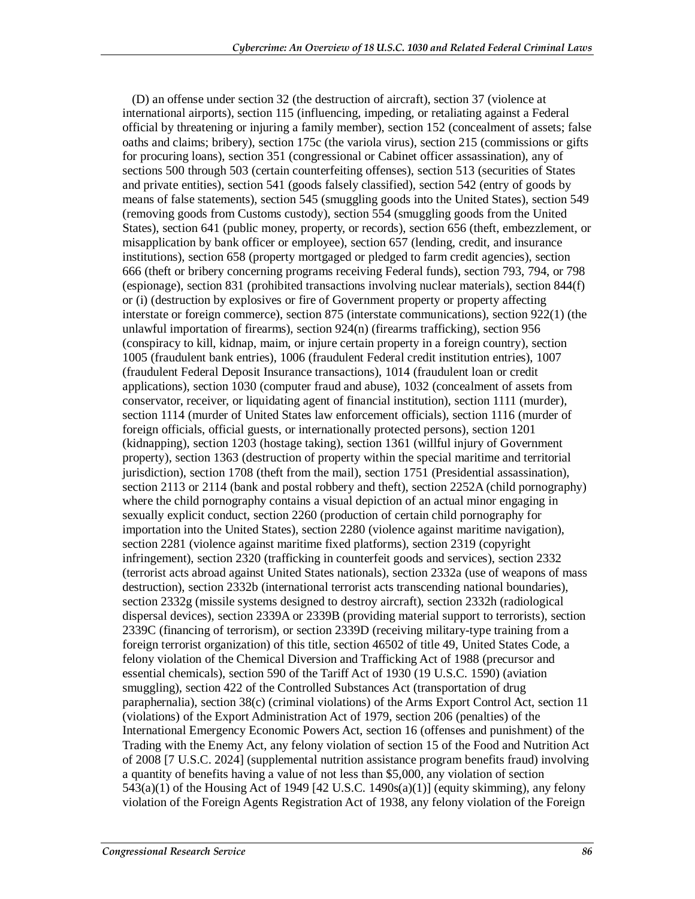(D) an offense under section 32 (the destruction of aircraft), section 37 (violence at international airports), section 115 (influencing, impeding, or retaliating against a Federal official by threatening or injuring a family member), section 152 (concealment of assets; false oaths and claims; bribery), section 175c (the variola virus), section 215 (commissions or gifts for procuring loans), section 351 (congressional or Cabinet officer assassination), any of sections 500 through 503 (certain counterfeiting offenses), section 513 (securities of States and private entities), section 541 (goods falsely classified), section 542 (entry of goods by means of false statements), section 545 (smuggling goods into the United States), section 549 (removing goods from Customs custody), section 554 (smuggling goods from the United States), section 641 (public money, property, or records), section 656 (theft, embezzlement, or misapplication by bank officer or employee), section 657 (lending, credit, and insurance institutions), section 658 (property mortgaged or pledged to farm credit agencies), section 666 (theft or bribery concerning programs receiving Federal funds), section 793, 794, or 798 (espionage), section 831 (prohibited transactions involving nuclear materials), section 844(f) or (i) (destruction by explosives or fire of Government property or property affecting interstate or foreign commerce), section 875 (interstate communications), section 922(1) (the unlawful importation of firearms), section 924(n) (firearms trafficking), section 956 (conspiracy to kill, kidnap, maim, or injure certain property in a foreign country), section 1005 (fraudulent bank entries), 1006 (fraudulent Federal credit institution entries), 1007 (fraudulent Federal Deposit Insurance transactions), 1014 (fraudulent loan or credit applications), section 1030 (computer fraud and abuse), 1032 (concealment of assets from conservator, receiver, or liquidating agent of financial institution), section 1111 (murder), section 1114 (murder of United States law enforcement officials), section 1116 (murder of foreign officials, official guests, or internationally protected persons), section 1201 (kidnapping), section 1203 (hostage taking), section 1361 (willful injury of Government property), section 1363 (destruction of property within the special maritime and territorial jurisdiction), section 1708 (theft from the mail), section 1751 (Presidential assassination), section 2113 or 2114 (bank and postal robbery and theft), section 2252A (child pornography) where the child pornography contains a visual depiction of an actual minor engaging in sexually explicit conduct, section 2260 (production of certain child pornography for importation into the United States), section 2280 (violence against maritime navigation), section 2281 (violence against maritime fixed platforms), section 2319 (copyright infringement), section 2320 (trafficking in counterfeit goods and services), section 2332 (terrorist acts abroad against United States nationals), section 2332a (use of weapons of mass destruction), section 2332b (international terrorist acts transcending national boundaries), section 2332g (missile systems designed to destroy aircraft), section 2332h (radiological dispersal devices), section 2339A or 2339B (providing material support to terrorists), section 2339C (financing of terrorism), or section 2339D (receiving military-type training from a foreign terrorist organization) of this title, section 46502 of title 49, United States Code, a felony violation of the Chemical Diversion and Trafficking Act of 1988 (precursor and essential chemicals), section 590 of the Tariff Act of 1930 (19 U.S.C. 1590) (aviation smuggling), section 422 of the Controlled Substances Act (transportation of drug paraphernalia), section 38(c) (criminal violations) of the Arms Export Control Act, section 11 (violations) of the Export Administration Act of 1979, section 206 (penalties) of the International Emergency Economic Powers Act, section 16 (offenses and punishment) of the Trading with the Enemy Act, any felony violation of section 15 of the Food and Nutrition Act of 2008 [7 U.S.C. 2024] (supplemental nutrition assistance program benefits fraud) involving a quantity of benefits having a value of not less than $5,000, any violation of section 543(a)(1) of the Housing Act of 1949 [42 U.S.C. 1490s(a)(1)] (equity skimming), any felony violation of the Foreign Agents Registration Act of 1938, any felony violation of the Foreign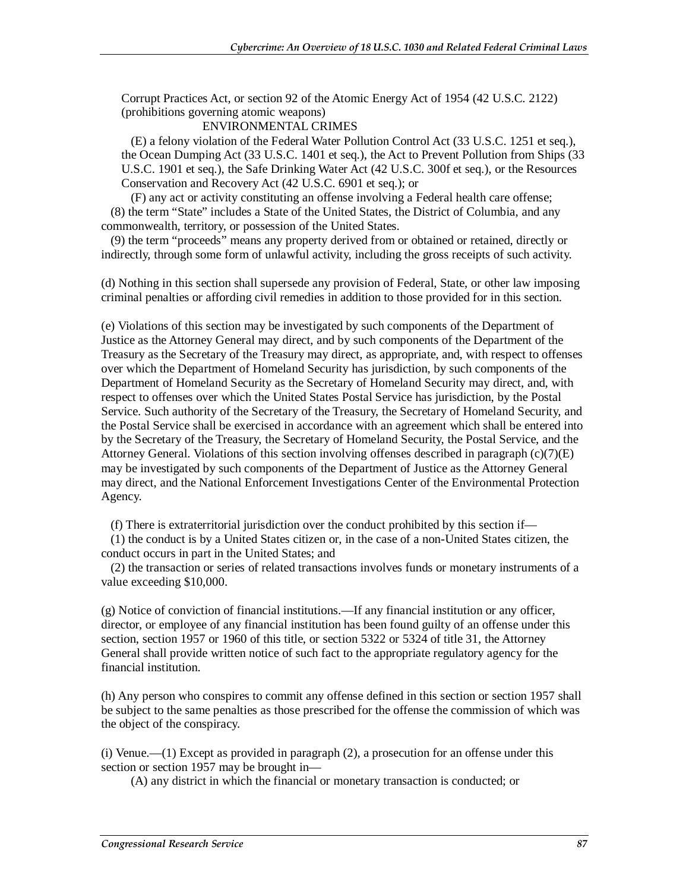Corrupt Practices Act, or section 92 of the Atomic Energy Act of 1954 (42 U.S.C. 2122) (prohibitions governing atomic weapons)

ENVIRONMENTAL CRIMES

(E) a felony violation of the Federal Water Pollution Control Act (33 U.S.C. 1251 et seq.), the Ocean Dumping Act (33 U.S.C. 1401 et seq.), the Act to Prevent Pollution from Ships (33 U.S.C. 1901 et seq.), the Safe Drinking Water Act (42 U.S.C. 300f et seq.), or the Resources Conservation and Recovery Act (42 U.S.C. 6901 et seq.); or

(F) any act or activity constituting an offense involving a Federal health care offense;

(8) the term "State" includes a State of the United States, the District of Columbia, and any commonwealth, territory, or possession of the United States.

(9) the term "proceeds" means any property derived from or obtained or retained, directly or indirectly, through some form of unlawful activity, including the gross receipts of such activity.

(d) Nothing in this section shall supersede any provision of Federal, State, or other law imposing criminal penalties or affording civil remedies in addition to those provided for in this section.

(e) Violations of this section may be investigated by such components of the Department of Justice as the Attorney General may direct, and by such components of the Department of the Treasury as the Secretary of the Treasury may direct, as appropriate, and, with respect to offenses over which the Department of Homeland Security has jurisdiction, by such components of the Department of Homeland Security as the Secretary of Homeland Security may direct, and, with respect to offenses over which the United States Postal Service has jurisdiction, by the Postal Service. Such authority of the Secretary of the Treasury, the Secretary of Homeland Security, and the Postal Service shall be exercised in accordance with an agreement which shall be entered into by the Secretary of the Treasury, the Secretary of Homeland Security, the Postal Service, and the Attorney General. Violations of this section involving offenses described in paragraph (c)(7)(E) may be investigated by such components of the Department of Justice as the Attorney General may direct, and the National Enforcement Investigations Center of the Environmental Protection Agency.

(f) There is extraterritorial jurisdiction over the conduct prohibited by this section if—

(1) the conduct is by a United States citizen or, in the case of a non-United States citizen, the conduct occurs in part in the United States; and

(2) the transaction or series of related transactions involves funds or monetary instruments of a value exceeding $10,000.

(g) Notice of conviction of financial institutions.—If any financial institution or any officer, director, or employee of any financial institution has been found guilty of an offense under this section, section 1957 or 1960 of this title, or section 5322 or 5324 of title 31, the Attorney General shall provide written notice of such fact to the appropriate regulatory agency for the financial institution.

(h) Any person who conspires to commit any offense defined in this section or section 1957 shall be subject to the same penalties as those prescribed for the offense the commission of which was the object of the conspiracy.

(i) Venue.—(1) Except as provided in paragraph (2), a prosecution for an offense under this section or section 1957 may be brought in—

(A) any district in which the financial or monetary transaction is conducted; or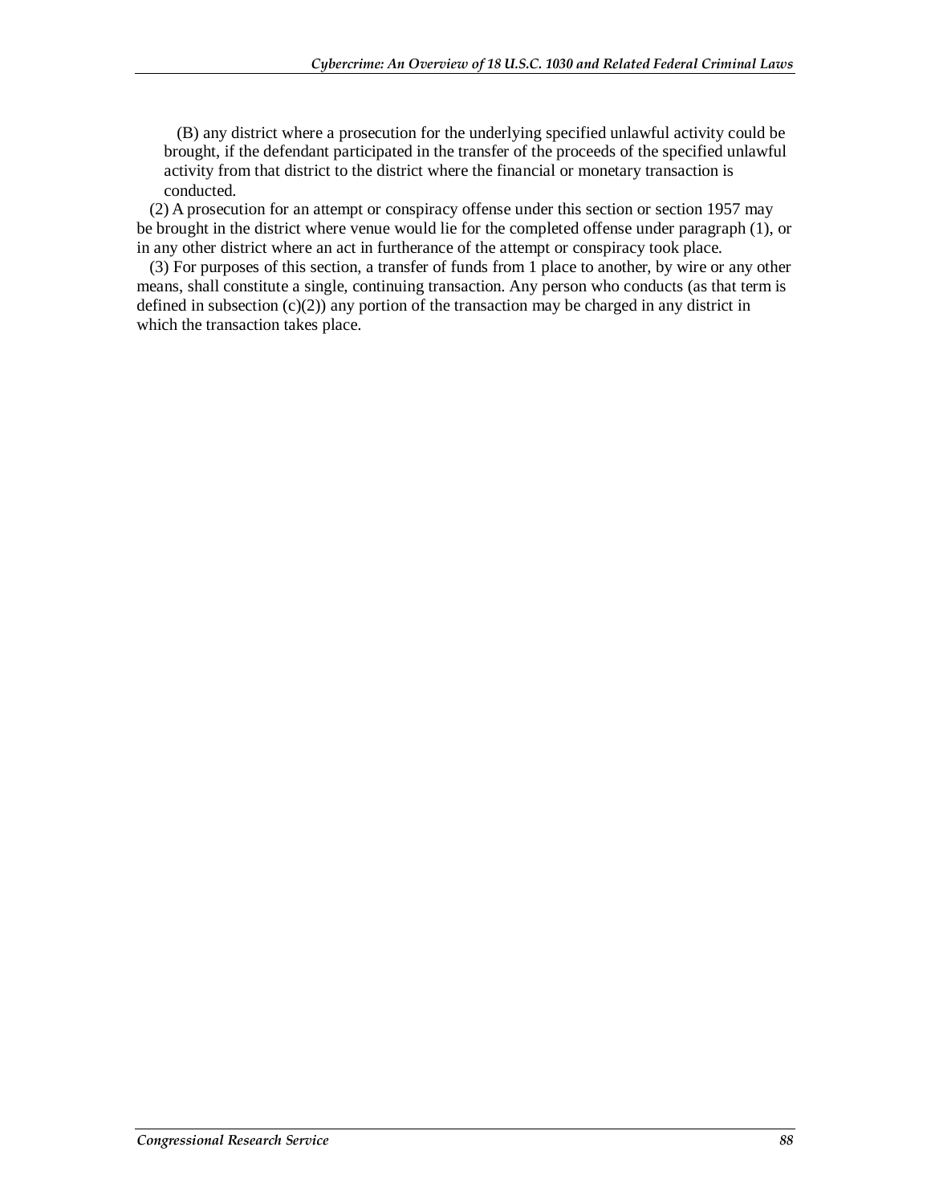(B) any district where a prosecution for the underlying specified unlawful activity could be brought, if the defendant participated in the transfer of the proceeds of the specified unlawful activity from that district to the district where the financial or monetary transaction is conducted.

(2) A prosecution for an attempt or conspiracy offense under this section or section 1957 may be brought in the district where venue would lie for the completed offense under paragraph (1), or in any other district where an act in furtherance of the attempt or conspiracy took place.

(3) For purposes of this section, a transfer of funds from 1 place to another, by wire or any other means, shall constitute a single, continuing transaction. Any person who conducts (as that term is defined in subsection (c)(2)) any portion of the transaction may be charged in any district in which the transaction takes place.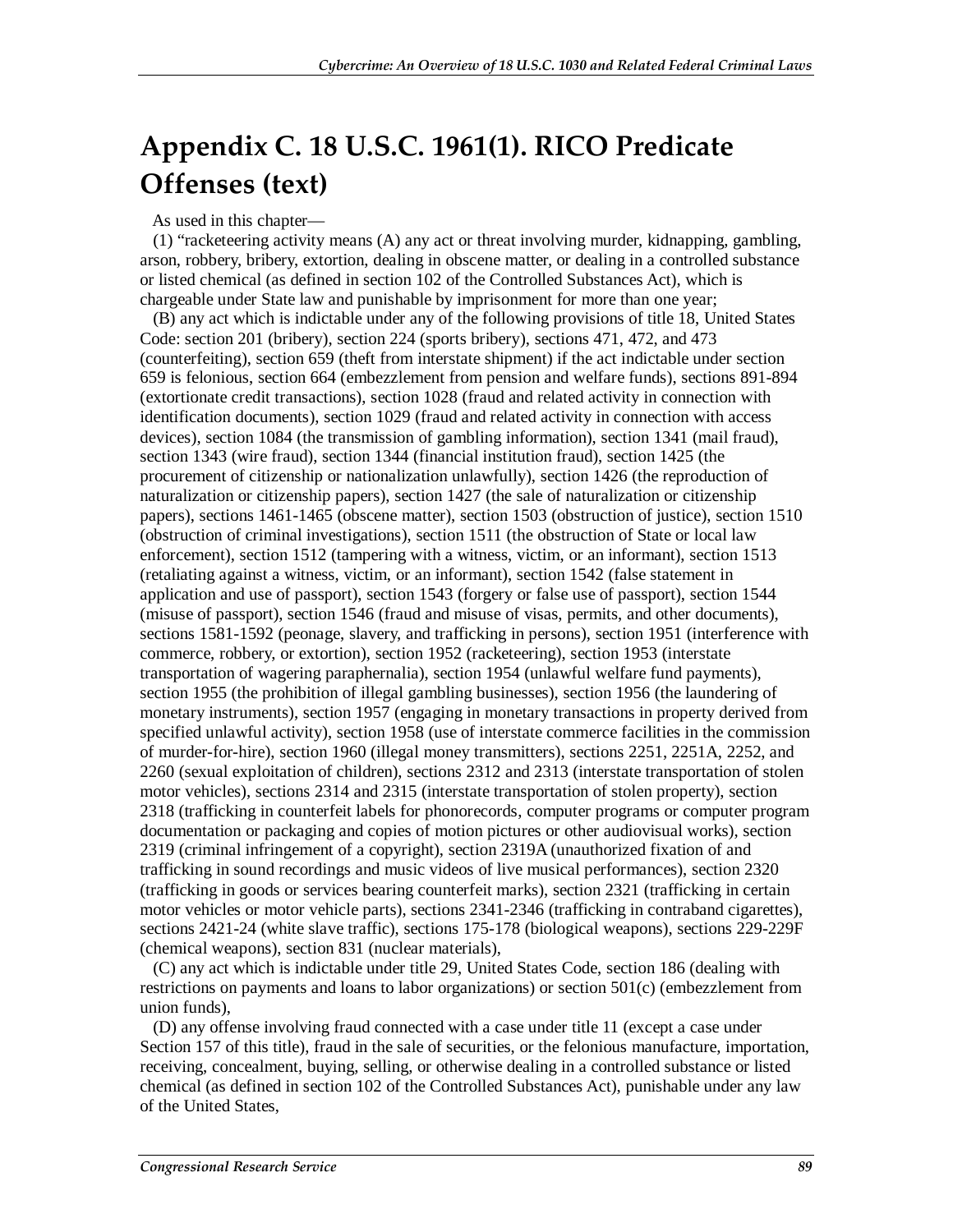# Appendix C. 18 U.S.C. 1961(1). RICO Predicate Offenses (text)

As used in this chapter—

(1) "racketeering activity means (A) any act or threat involving murder, kidnapping, gambling, arson, robbery, bribery, extortion, dealing in obscene matter, or dealing in a controlled substance or listed chemical (as defined in section 102 of the Controlled Substances Act), which is chargeable under State law and punishable by imprisonment for more than one year;

(B) any act which is indictable under any of the following provisions of title 18, United States Code: section 201 (bribery), section 224 (sports bribery), sections 471, 472, and 473 (counterfeiting), section 659 (theft from interstate shipment) if the act indictable under section 659 is felonious, section 664 (embezzlement from pension and welfare funds), sections 891-894 (extortionate credit transactions), section 1028 (fraud and related activity in connection with identification documents), section 1029 (fraud and related activity in connection with access devices), section 1084 (the transmission of gambling information), section 1341 (mail fraud), section 1343 (wire fraud), section 1344 (financial institution fraud), section 1425 (the procurement of citizenship or nationalization unlawfully), section 1426 (the reproduction of naturalization or citizenship papers), section 1427 (the sale of naturalization or citizenship papers), sections 1461-1465 (obscene matter), section 1503 (obstruction of justice), section 1510 (obstruction of criminal investigations), section 1511 (the obstruction of State or local law enforcement), section 1512 (tampering with a witness, victim, or an informant), section 1513 (retaliating against a witness, victim, or an informant), section 1542 (false statement in application and use of passport), section 1543 (forgery or false use of passport), section 1544 (misuse of passport), section 1546 (fraud and misuse of visas, permits, and other documents), sections 1581-1592 (peonage, slavery, and trafficking in persons), section 1951 (interference with commerce, robbery, or extortion), section 1952 (racketeering), section 1953 (interstate transportation of wagering paraphernalia), section 1954 (unlawful welfare fund payments), section 1955 (the prohibition of illegal gambling businesses), section 1956 (the laundering of monetary instruments), section 1957 (engaging in monetary transactions in property derived from specified unlawful activity), section 1958 (use of interstate commerce facilities in the commission of murder-for-hire), section 1960 (illegal money transmitters), sections 2251, 2251A, 2252, and 2260 (sexual exploitation of children), sections 2312 and 2313 (interstate transportation of stolen motor vehicles), sections 2314 and 2315 (interstate transportation of stolen property), section 2318 (trafficking in counterfeit labels for phonorecords, computer programs or computer program documentation or packaging and copies of motion pictures or other audiovisual works), section 2319 (criminal infringement of a copyright), section 2319A (unauthorized fixation of and trafficking in sound recordings and music videos of live musical performances), section 2320 (trafficking in goods or services bearing counterfeit marks), section 2321 (trafficking in certain motor vehicles or motor vehicle parts), sections 2341-2346 (trafficking in contraband cigarettes), sections 2421-24 (white slave traffic), sections 175-178 (biological weapons), sections 229-229F (chemical weapons), section 831 (nuclear materials),

(C) any act which is indictable under title 29, United States Code, section 186 (dealing with restrictions on payments and loans to labor organizations) or section 501(c) (embezzlement from union funds),

(D) any offense involving fraud connected with a case under title 11 (except a case under Section 157 of this title), fraud in the sale of securities, or the felonious manufacture, importation, receiving, concealment, buying, selling, or otherwise dealing in a controlled substance or listed chemical (as defined in section 102 of the Controlled Substances Act), punishable under any law of the United States,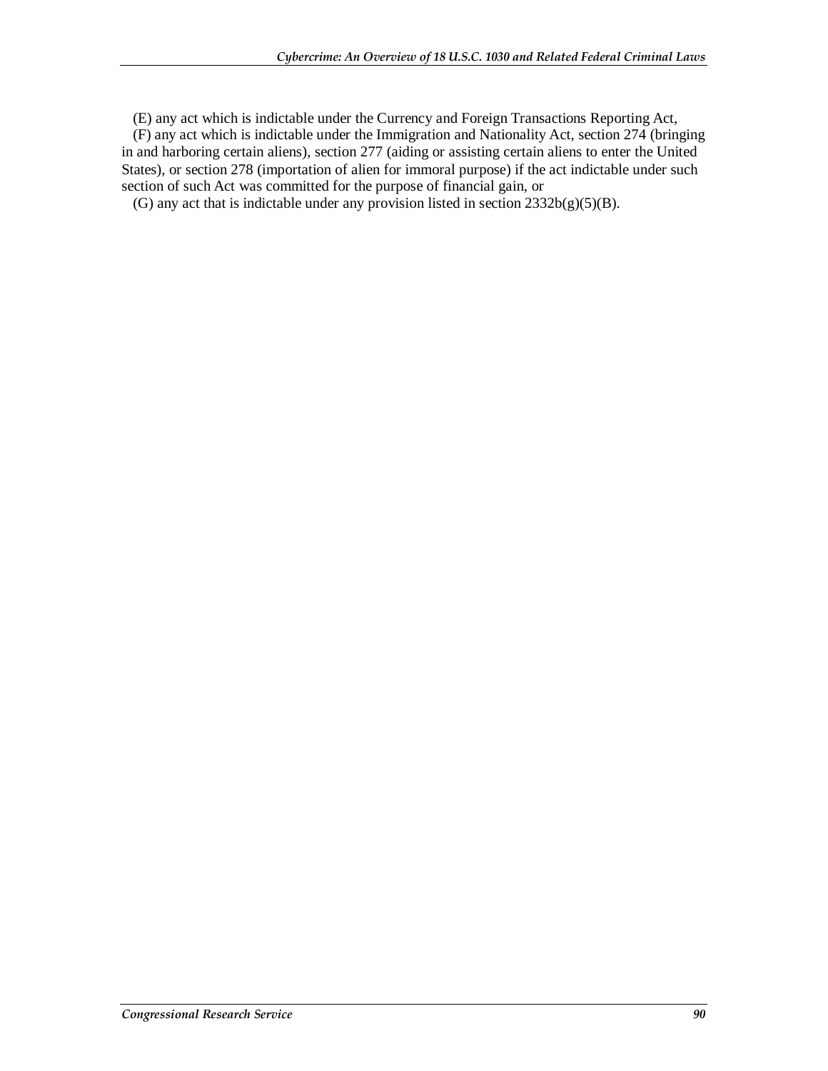(E) any act which is indictable under the Currency and Foreign Transactions Reporting Act,

(F) any act which is indictable under the Immigration and Nationality Act, section 274 (bringing in and harboring certain aliens), section 277 (aiding or assisting certain aliens to enter the United States), or section 278 (importation of alien for immoral purpose) if the act indictable under such section of such Act was committed for the purpose of financial gain, or

(G) any act that is indictable under any provision listed in section 2332b(g)(5)(B).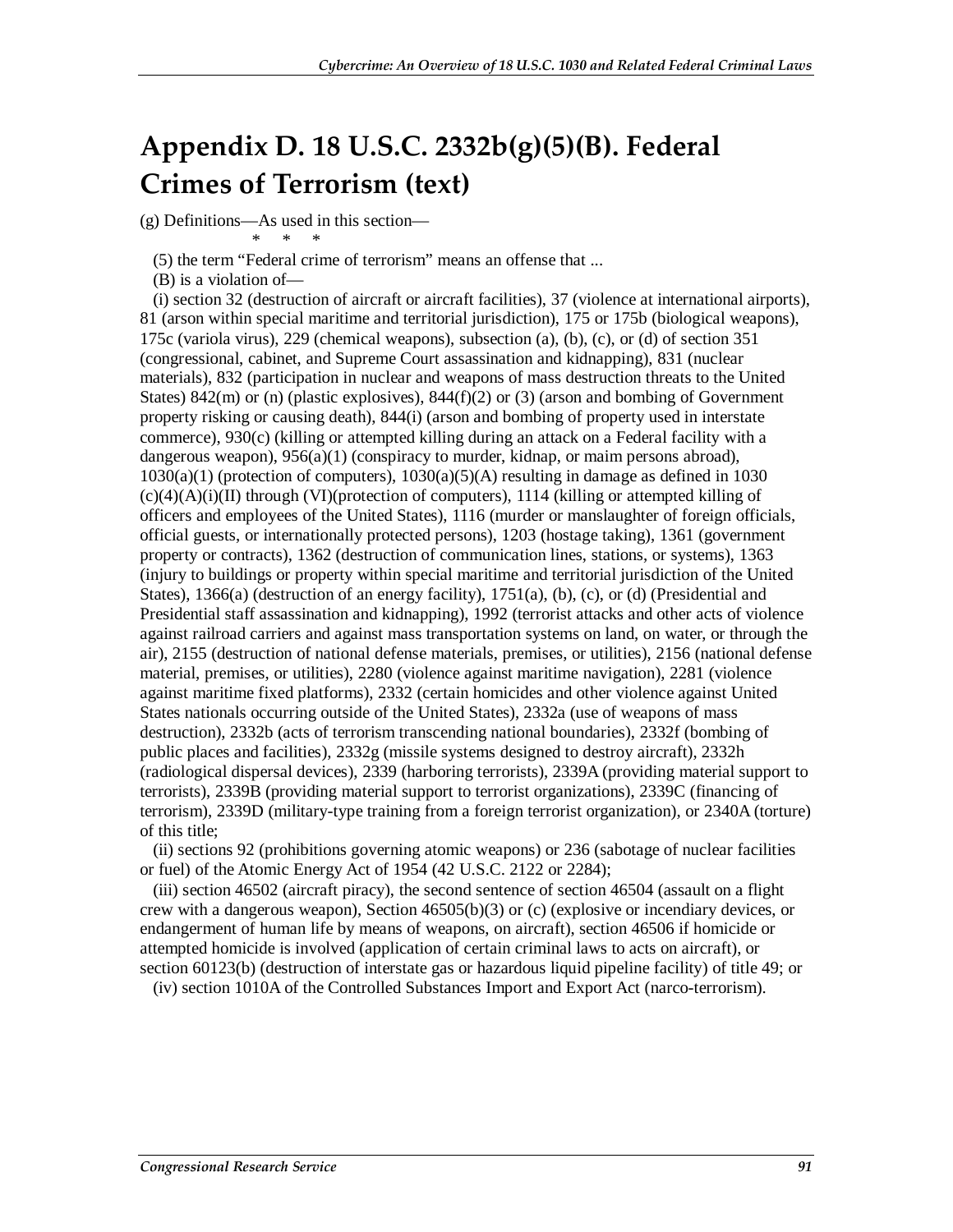# Appendix D. 18 U.S.C. 2332b(g)(5)(B). Federal Crimes of Terrorism (text)

(g) Definitions—As used in this section—

\* \* \*

(5) the term “Federal crime of terrorism” means an offense that ...

(B) is a violation of—

(i) section 32 (destruction of aircraft or aircraft facilities), 37 (violence at international airports), 81 (arson within special maritime and territorial jurisdiction), 175 or 175b (biological weapons), 175c (variola virus), 229 (chemical weapons), subsection (a), (b), (c), or (d) of section 351 (congressional, cabinet, and Supreme Court assassination and kidnapping), 831 (nuclear materials), 832 (participation in nuclear and weapons of mass destruction threats to the United States) 842(m) or (n) (plastic explosives), 844(f)(2) or (3) (arson and bombing of Government property risking or causing death), 844(i) (arson and bombing of property used in interstate commerce), 930(c) (killing or attempted killing during an attack on a Federal facility with a dangerous weapon), 956(a)(1) (conspiracy to murder, kidnap, or maim persons abroad), 1030(a)(1) (protection of computers), 1030(a)(5)(A) resulting in damage as defined in 1030 (c)(4)(A)(i)(II) through (VI)(protection of computers), 1114 (killing or attempted killing of officers and employees of the United States), 1116 (murder or manslaughter of foreign officials, official guests, or internationally protected persons), 1203 (hostage taking), 1361 (government property or contracts), 1362 (destruction of communication lines, stations, or systems), 1363 (injury to buildings or property within special maritime and territorial jurisdiction of the United States), 1366(a) (destruction of an energy facility), 1751(a), (b), (c), or (d) (Presidential and Presidential staff assassination and kidnapping), 1992 (terrorist attacks and other acts of violence against railroad carriers and against mass transportation systems on land, on water, or through the air), 2155 (destruction of national defense materials, premises, or utilities), 2156 (national defense material, premises, or utilities), 2280 (violence against maritime navigation), 2281 (violence against maritime fixed platforms), 2332 (certain homicides and other violence against United States nationals occurring outside of the United States), 2332a (use of weapons of mass destruction), 2332b (acts of terrorism transcending national boundaries), 2332f (bombing of public places and facilities), 2332g (missile systems designed to destroy aircraft), 2332h (radiological dispersal devices), 2339 (harboring terrorists), 2339A (providing material support to terrorists), 2339B (providing material support to terrorist organizations), 2339C (financing of terrorism), 2339D (military-type training from a foreign terrorist organization), or 2340A (torture) of this title;

(ii) sections 92 (prohibitions governing atomic weapons) or 236 (sabotage of nuclear facilities or fuel) of the Atomic Energy Act of 1954 (42 U.S.C. 2122 or 2284);

(iii) section 46502 (aircraft piracy), the second sentence of section 46504 (assault on a flight crew with a dangerous weapon), Section 46505(b)(3) or (c) (explosive or incendiary devices, or endangerment of human life by means of weapons, on aircraft), section 46506 if homicide or attempted homicide is involved (application of certain criminal laws to acts on aircraft), or section 60123(b) (destruction of interstate gas or hazardous liquid pipeline facility) of title 49; or

(iv) section 1010A of the Controlled Substances Import and Export Act (narco-terrorism).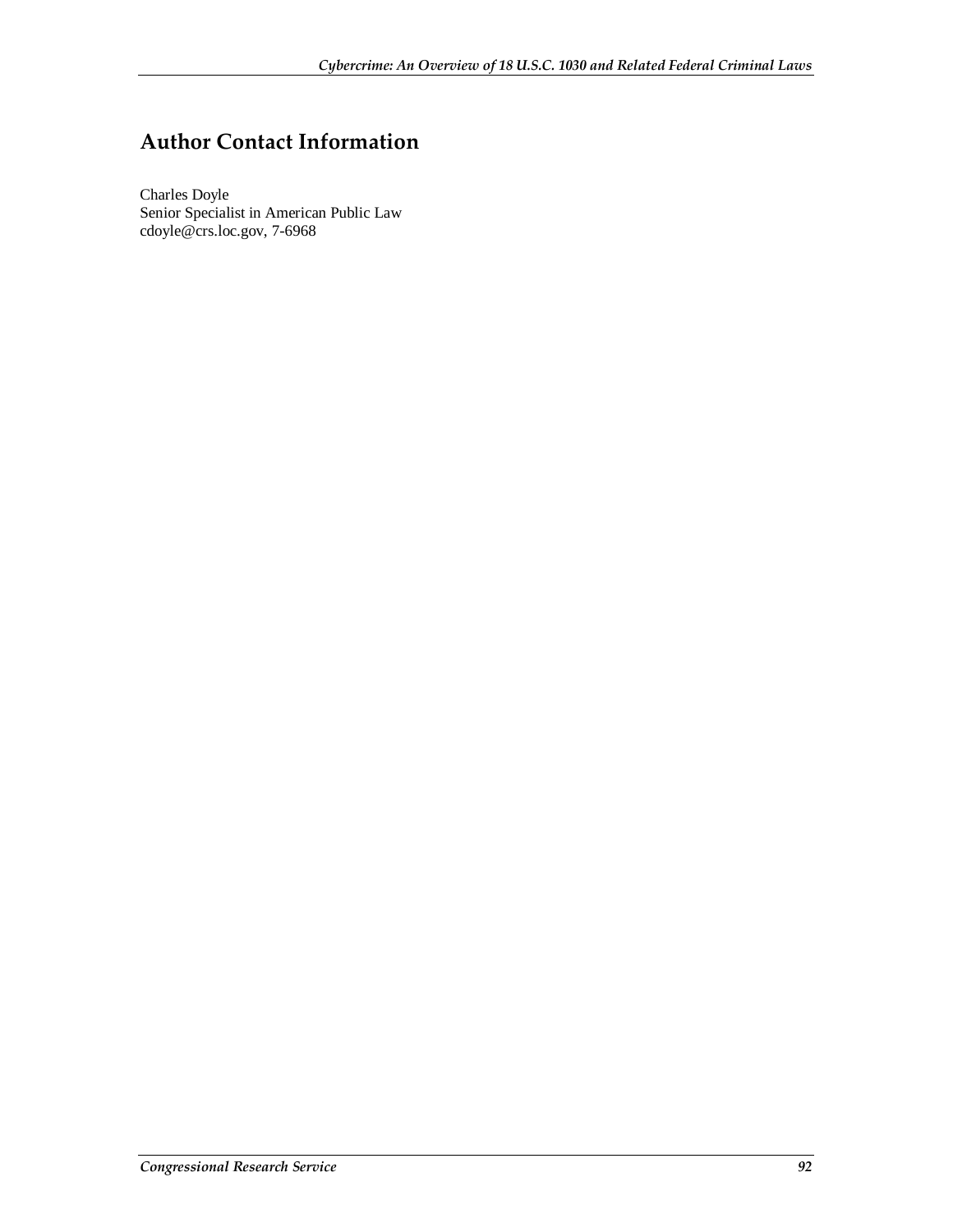## Author Contact Information

Charles Doyle
Senior Specialist in American Public Law
cdoyle@crs.loc.gov, 7-6968